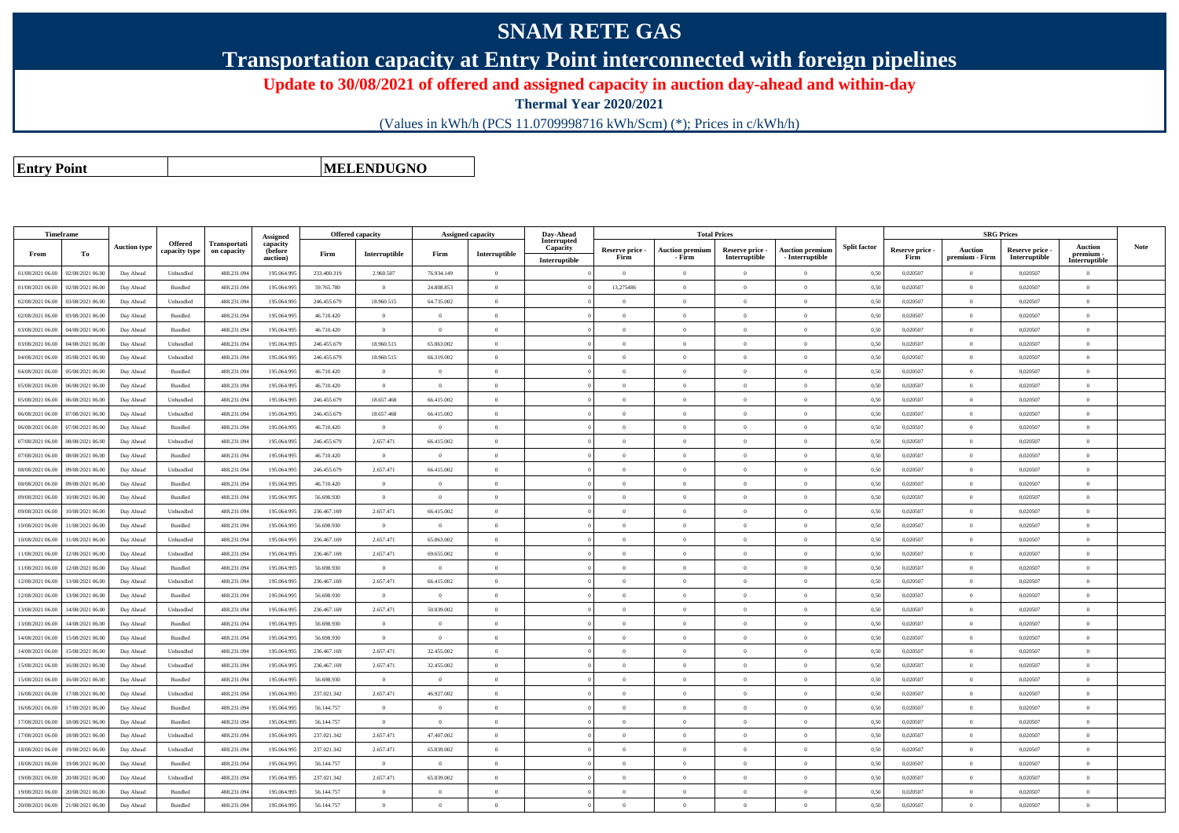# SNAM RETE GAS

## Transportation capacity at Entry Point interconnected with foreign pipelines

**Update to 30/08/2021 of offered and assigned capacity in auction day-ahead and within-day**

**Thermal Year 2020/2021**

(Values in kWh/h (PCS 11.0709998716 kWh/Scm) (*); Prices in c/kWh/h)

| **Entry Point** | **MELENDUGNO** |
|---|---|

| Timeframe | | Auction type | Offered capacity type | Transportation capacity | Assigned capacity (before auction) | Offered capacity | | Assigned capacity | | Day-Ahead Interrupted Capacity | Total Prices | | | | Split factor | SRG Prices | | | | Note |
|---|---|---|---|---|---|---|---|---|---|---|---|---|---|---|---|---|---|---|---|---|
| From | To | | | | | Firm | Interruptible | Firm | Interruptible | Interruptible | Reserve price - Firm | Auction premium - Firm | Reserve price - Interruptible | Auction premium - Interruptible | | Reserve price - Firm | Auction premium - Firm | Reserve price - Interruptible | Auction premium - Interruptible | |
| 01/08/2021 06.00 | 02/08/2021 06.00 | Day Ahead | Unbundled | 488.231.094 | 195.064.995 | 233.400.319 | 2.960.507 | 76.934.149 | 0 | | 0 | 0 | 0 | 0 | 0,50 | 0,020507 | 0 | 0,020507 | 0 | |
| 01/08/2021 06.00 | 02/08/2021 06.00 | Day Ahead | Bundled | 488.231.094 | 195.064.995 | 59.765.780 | 0 | 24.808.853 | 0 | | 13,275486 | 0 | 0 | 0 | 0,50 | 0,020507 | 0 | 0,020507 | 0 | |
| 02/08/2021 06.00 | 03/08/2021 06.00 | Day Ahead | Unbundled | 488.231.094 | 195.064.995 | 246.455.679 | 18.960.515 | 64.735.002 | 0 | | 0 | 0 | 0 | 0 | 0,50 | 0,020507 | 0 | 0,020507 | 0 | |
| 02/08/2021 06.00 | 03/08/2021 06.00 | Day Ahead | Bundled | 488.231.094 | 195.064.995 | 46.710.420 | 0 | 0 | 0 | | 0 | 0 | 0 | 0 | 0,50 | 0,020507 | 0 | 0,020507 | 0 | |
| 03/08/2021 06.00 | 04/08/2021 06.00 | Day Ahead | Bundled | 488.231.094 | 195.064.995 | 46.710.420 | 0 | 0 | 0 | | 0 | 0 | 0 | 0 | 0,50 | 0,020507 | 0 | 0,020507 | 0 | |
| 03/08/2021 06.00 | 04/08/2021 06.00 | Day Ahead | Unbundled | 488.231.094 | 195.064.995 | 246.455.679 | 18.960.515 | 65.863.002 | 0 | | 0 | 0 | 0 | 0 | 0,50 | 0,020507 | 0 | 0,020507 | 0 | |
| 04/08/2021 06.00 | 05/08/2021 06.00 | Day Ahead | Unbundled | 488.231.094 | 195.064.995 | 246.455.679 | 18.960.515 | 66.319.002 | 0 | | 0 | 0 | 0 | 0 | 0,50 | 0,020507 | 0 | 0,020507 | 0 | |
| 04/08/2021 06.00 | 05/08/2021 06.00 | Day Ahead | Bundled | 488.231.094 | 195.064.995 | 46.710.420 | 0 | 0 | 0 | | 0 | 0 | 0 | 0 | 0,50 | 0,020507 | 0 | 0,020507 | 0 | |
| 05/08/2021 06.00 | 06/08/2021 06.00 | Day Ahead | Bundled | 488.231.094 | 195.064.995 | 46.710.420 | 0 | 0 | 0 | | 0 | 0 | 0 | 0 | 0,50 | 0,020507 | 0 | 0,020507 | 0 | |
| 05/08/2021 06.00 | 06/08/2021 06.00 | Day Ahead | Unbundled | 488.231.094 | 195.064.995 | 246.455.679 | 18.657.468 | 66.415.002 | 0 | | 0 | 0 | 0 | 0 | 0,50 | 0,020507 | 0 | 0,020507 | 0 | |
| 06/08/2021 06.00 | 07/08/2021 06.00 | Day Ahead | Unbundled | 488.231.094 | 195.064.995 | 246.455.679 | 18.657.468 | 66.415.002 | 0 | | 0 | 0 | 0 | 0 | 0,50 | 0,020507 | 0 | 0,020507 | 0 | |
| 06/08/2021 06.00 | 07/08/2021 06.00 | Day Ahead | Bundled | 488.231.094 | 195.064.995 | 46.710.420 | 0 | 0 | 0 | | 0 | 0 | 0 | 0 | 0,50 | 0,020507 | 0 | 0,020507 | 0 | |
| 07/08/2021 06.00 | 08/08/2021 06.00 | Day Ahead | Unbundled | 488.231.094 | 195.064.995 | 246.455.679 | 2.657.471 | 66.415.002 | 0 | | 0 | 0 | 0 | 0 | 0,50 | 0,020507 | 0 | 0,020507 | 0 | |
| 07/08/2021 06.00 | 08/08/2021 06.00 | Day Ahead | Bundled | 488.231.094 | 195.064.995 | 46.710.420 | 0 | 0 | 0 | | 0 | 0 | 0 | 0 | 0,50 | 0,020507 | 0 | 0,020507 | 0 | |
| 08/08/2021 06.00 | 09/08/2021 06.00 | Day Ahead | Unbundled | 488.231.094 | 195.064.995 | 246.455.679 | 2.657.471 | 66.415.002 | 0 | | 0 | 0 | 0 | 0 | 0,50 | 0,020507 | 0 | 0,020507 | 0 | |
| 08/08/2021 06.00 | 09/08/2021 06.00 | Day Ahead | Bundled | 488.231.094 | 195.064.995 | 46.710.420 | 0 | 0 | 0 | | 0 | 0 | 0 | 0 | 0,50 | 0,020507 | 0 | 0,020507 | 0 | |
| 09/08/2021 06.00 | 10/08/2021 06.00 | Day Ahead | Bundled | 488.231.094 | 195.064.995 | 56.698.930 | 0 | 0 | 0 | | 0 | 0 | 0 | 0 | 0,50 | 0,020507 | 0 | 0,020507 | 0 | |
| 09/08/2021 06.00 | 10/08/2021 06.00 | Day Ahead | Unbundled | 488.231.094 | 195.064.995 | 236.467.169 | 2.657.471 | 66.415.002 | 0 | | 0 | 0 | 0 | 0 | 0,50 | 0,020507 | 0 | 0,020507 | 0 | |
| 10/08/2021 06.00 | 11/08/2021 06.00 | Day Ahead | Bundled | 488.231.094 | 195.064.995 | 56.698.930 | 0 | 0 | 0 | | 0 | 0 | 0 | 0 | 0,50 | 0,020507 | 0 | 0,020507 | 0 | |
| 10/08/2021 06.00 | 11/08/2021 06.00 | Day Ahead | Unbundled | 488.231.094 | 195.064.995 | 236.467.169 | 2.657.471 | 65.863.002 | 0 | | 0 | 0 | 0 | 0 | 0,50 | 0,020507 | 0 | 0,020507 | 0 | |
| 11/08/2021 06.00 | 12/08/2021 06.00 | Day Ahead | Unbundled | 488.231.094 | 195.064.995 | 236.467.169 | 2.657.471 | 69.655.002 | 0 | | 0 | 0 | 0 | 0 | 0,50 | 0,020507 | 0 | 0,020507 | 0 | |
| 11/08/2021 06.00 | 12/08/2021 06.00 | Day Ahead | Bundled | 488.231.094 | 195.064.995 | 56.698.930 | 0 | 0 | 0 | | 0 | 0 | 0 | 0 | 0,50 | 0,020507 | 0 | 0,020507 | 0 | |
| 12/08/2021 06.00 | 13/08/2021 06.00 | Day Ahead | Unbundled | 488.231.094 | 195.064.995 | 236.467.169 | 2.657.471 | 66.415.002 | 0 | | 0 | 0 | 0 | 0 | 0,50 | 0,020507 | 0 | 0,020507 | 0 | |
| 12/08/2021 06.00 | 13/08/2021 06.00 | Day Ahead | Bundled | 488.231.094 | 195.064.995 | 56.698.930 | 0 | 0 | 0 | | 0 | 0 | 0 | 0 | 0,50 | 0,020507 | 0 | 0,020507 | 0 | |
| 13/08/2021 06.00 | 14/08/2021 06.00 | Day Ahead | Unbundled | 488.231.094 | 195.064.995 | 236.467.169 | 2.657.471 | 50.839.002 | 0 | | 0 | 0 | 0 | 0 | 0,50 | 0,020507 | 0 | 0,020507 | 0 | |
| 13/08/2021 06.00 | 14/08/2021 06.00 | Day Ahead | Bundled | 488.231.094 | 195.064.995 | 56.698.930 | 0 | 0 | 0 | | 0 | 0 | 0 | 0 | 0,50 | 0,020507 | 0 | 0,020507 | 0 | |
| 14/08/2021 06.00 | 15/08/2021 06.00 | Day Ahead | Bundled | 488.231.094 | 195.064.995 | 56.698.930 | 0 | 0 | 0 | | 0 | 0 | 0 | 0 | 0,50 | 0,020507 | 0 | 0,020507 | 0 | |
| 14/08/2021 06.00 | 15/08/2021 06.00 | Day Ahead | Unbundled | 488.231.094 | 195.064.995 | 236.467.169 | 2.657.471 | 32.455.002 | 0 | | 0 | 0 | 0 | 0 | 0,50 | 0,020507 | 0 | 0,020507 | 0 | |
| 15/08/2021 06.00 | 16/08/2021 06.00 | Day Ahead | Unbundled | 488.231.094 | 195.064.995 | 236.467.169 | 2.657.471 | 32.455.002 | 0 | | 0 | 0 | 0 | 0 | 0,50 | 0,020507 | 0 | 0,020507 | 0 | |
| 15/08/2021 06.00 | 16/08/2021 06.00 | Day Ahead | Bundled | 488.231.094 | 195.064.995 | 56.698.930 | 0 | 0 | 0 | | 0 | 0 | 0 | 0 | 0,50 | 0,020507 | 0 | 0,020507 | 0 | |
| 16/08/2021 06.00 | 17/08/2021 06.00 | Day Ahead | Unbundled | 488.231.094 | 195.064.995 | 237.021.342 | 2.657.471 | 46.927.002 | 0 | | 0 | 0 | 0 | 0 | 0,50 | 0,020507 | 0 | 0,020507 | 0 | |
| 16/08/2021 06.00 | 17/08/2021 06.00 | Day Ahead | Bundled | 488.231.094 | 195.064.995 | 56.144.757 | 0 | 0 | 0 | | 0 | 0 | 0 | 0 | 0,50 | 0,020507 | 0 | 0,020507 | 0 | |
| 17/08/2021 06.00 | 18/08/2021 06.00 | Day Ahead | Bundled | 488.231.094 | 195.064.995 | 56.144.757 | 0 | 0 | 0 | | 0 | 0 | 0 | 0 | 0,50 | 0,020507 | 0 | 0,020507 | 0 | |
| 17/08/2021 06.00 | 18/08/2021 06.00 | Day Ahead | Unbundled | 488.231.094 | 195.064.995 | 237.021.342 | 2.657.471 | 47.407.002 | 0 | | 0 | 0 | 0 | 0 | 0,50 | 0,020507 | 0 | 0,020507 | 0 | |
| 18/08/2021 06.00 | 19/08/2021 06.00 | Day Ahead | Unbundled | 488.231.094 | 195.064.995 | 237.021.342 | 2.657.471 | 65.839.002 | 0 | | 0 | 0 | 0 | 0 | 0,50 | 0,020507 | 0 | 0,020507 | 0 | |
| 18/08/2021 06.00 | 19/08/2021 06.00 | Day Ahead | Bundled | 488.231.094 | 195.064.995 | 56.144.757 | 0 | 0 | 0 | | 0 | 0 | 0 | 0 | 0,50 | 0,020507 | 0 | 0,020507 | 0 | |
| 19/08/2021 06.00 | 20/08/2021 06.00 | Day Ahead | Unbundled | 488.231.094 | 195.064.995 | 237.021.342 | 2.657.471 | 65.839.002 | 0 | | 0 | 0 | 0 | 0 | 0,50 | 0,020507 | 0 | 0,020507 | 0 | |
| 19/08/2021 06.00 | 20/08/2021 06.00 | Day Ahead | Bundled | 488.231.094 | 195.064.995 | 56.144.757 | 0 | 0 | 0 | | 0 | 0 | 0 | 0 | 0,50 | 0,020507 | 0 | 0,020507 | 0 | |
| 20/08/2021 06.00 | 21/08/2021 06.00 | Day Ahead | Bundled | 488.231.094 | 195.064.995 | 56.144.757 | 0 | 0 | 0 | | 0 | 0 | 0 | 0 | 0,50 | 0,020507 | 0 | 0,020507 | 0 | |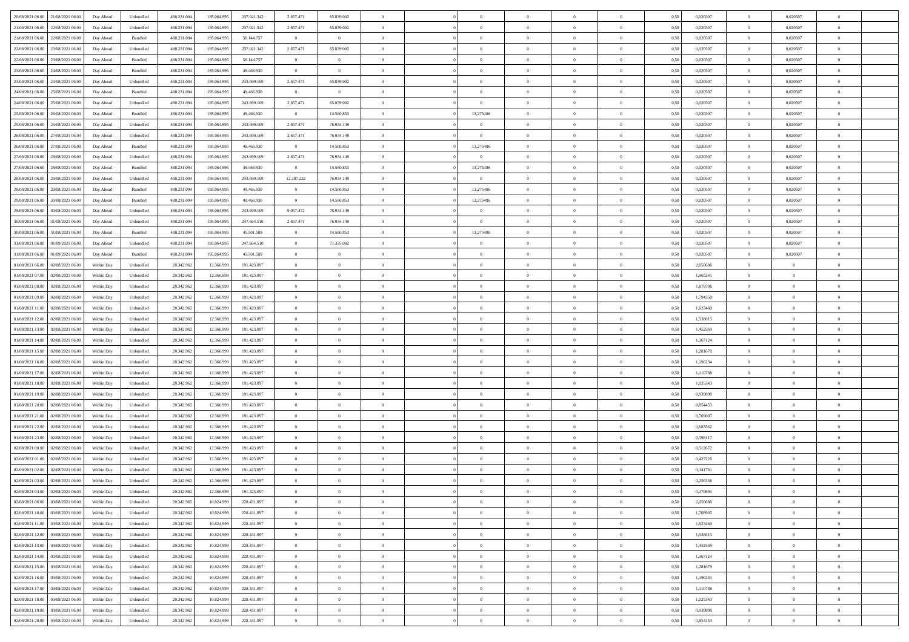| | | | | | | | | | | | | | | | | | | | | |
|---|---|---|---|---|---|---|---|---|---|---|---|---|---|---|---|---|---|---|---|---|
| 20/08/2021 06:00 | 21/08/2021 06:00 | Day Ahead | Unbundled | 488.231.094 | 195.064.995 | 237.021.342 | 2.657.471 | 65.839.002 | 0 | | | 0 | 0 | 0 | 0 | 0,50 | 0,020507 | 0 | 0,020507 | 0 |
| 21/08/2021 06:00 | 22/08/2021 06:00 | Day Ahead | Unbundled | 488.231.094 | 195.064.995 | 237.021.342 | 2.657.471 | 65.839.002 | 0 | | | 0 | 0 | 0 | 0 | 0,50 | 0,020507 | 0 | 0,020507 | 0 |
| 21/08/2021 06:00 | 22/08/2021 06:00 | Day Ahead | Bundled | 488.231.094 | 195.064.995 | 56.144.757 | 0 | 0 | 0 | | | 0 | 0 | 0 | 0 | 0,50 | 0,020507 | 0 | 0,020507 | 0 |
| 22/08/2021 06:00 | 23/08/2021 06:00 | Day Ahead | Unbundled | 488.231.094 | 195.064.995 | 237.021.342 | 2.657.471 | 65.839.002 | 0 | | | 0 | 0 | 0 | 0 | 0,50 | 0,020507 | 0 | 0,020507 | 0 |
| 22/08/2021 06:00 | 23/08/2021 06:00 | Day Ahead | Bundled | 488.231.094 | 195.064.995 | 56.144.757 | 0 | 0 | 0 | | | 0 | 0 | 0 | 0 | 0,50 | 0,020507 | 0 | 0,020507 | 0 |
| 23/08/2021 06:00 | 24/08/2021 06:00 | Day Ahead | Bundled | 488.231.094 | 195.064.995 | 49.466.930 | 0 | 0 | 0 | | | 0 | 0 | 0 | 0 | 0,50 | 0,020507 | 0 | 0,020507 | 0 |
| 23/08/2021 06:00 | 24/08/2021 06:00 | Day Ahead | Unbundled | 488.231.094 | 195.064.995 | 243.699.169 | 2.657.471 | 65.839.002 | 0 | | | 0 | 0 | 0 | 0 | 0,50 | 0,020507 | 0 | 0,020507 | 0 |
| 24/08/2021 06:00 | 25/08/2021 06:00 | Day Ahead | Bundled | 488.231.094 | 195.064.995 | 49.466.930 | 0 | 0 | 0 | | | 0 | 0 | 0 | 0 | 0,50 | 0,020507 | 0 | 0,020507 | 0 |
| 24/08/2021 06:00 | 25/08/2021 06:00 | Day Ahead | Unbundled | 488.231.094 | 195.064.995 | 243.699.169 | 2.657.471 | 65.839.002 | 0 | | | 0 | 0 | 0 | 0 | 0,50 | 0,020507 | 0 | 0,020507 | 0 |
| 25/08/2021 06:00 | 26/08/2021 06:00 | Day Ahead | Bundled | 488.231.094 | 195.064.995 | 49.466.930 | 0 | 14.560.853 | 0 | | | 13,275486 | 0 | 0 | 0 | 0,50 | 0,020507 | 0 | 0,020507 | 0 |
| 25/08/2021 06:00 | 26/08/2021 06:00 | Day Ahead | Unbundled | 488.231.094 | 195.064.995 | 243.699.169 | 2.657.471 | 76.934.149 | 0 | | | 0 | 0 | 0 | 0 | 0,50 | 0,020507 | 0 | 0,020507 | 0 |
| 26/08/2021 06:00 | 27/08/2021 06:00 | Day Ahead | Unbundled | 488.231.094 | 195.064.995 | 243.699.169 | 2.657.471 | 76.934.149 | 0 | | | 0 | 0 | 0 | 0 | 0,50 | 0,020507 | 0 | 0,020507 | 0 |
| 26/08/2021 06:00 | 27/08/2021 06:00 | Day Ahead | Bundled | 488.231.094 | 195.064.995 | 49.466.930 | 0 | 14.560.853 | 0 | | | 13,275486 | 0 | 0 | 0 | 0,50 | 0,020507 | 0 | 0,020507 | 0 |
| 27/08/2021 06:00 | 28/08/2021 06:00 | Day Ahead | Unbundled | 488.231.094 | 195.064.995 | 243.699.169 | 2.657.471 | 76.934.149 | 0 | | | 0 | 0 | 0 | 0 | 0,50 | 0,020507 | 0 | 0,020507 | 0 |
| 27/08/2021 06:00 | 28/08/2021 06:00 | Day Ahead | Bundled | 488.231.094 | 195.064.995 | 49.466.930 | 0 | 14.560.853 | 0 | | | 13,275486 | 0 | 0 | 0 | 0,50 | 0,020507 | 0 | 0,020507 | 0 |
| 28/08/2021 06:00 | 29/08/2021 06:00 | Day Ahead | Unbundled | 488.231.094 | 195.064.995 | 243.699.169 | 12.187.222 | 76.934.149 | 0 | | | 0 | 0 | 0 | 0 | 0,50 | 0,020507 | 0 | 0,020507 | 0 |
| 28/08/2021 06:00 | 29/08/2021 06:00 | Day Ahead | Bundled | 488.231.094 | 195.064.995 | 49.466.930 | 0 | 14.560.853 | 0 | | | 13,275486 | 0 | 0 | 0 | 0,50 | 0,020507 | 0 | 0,020507 | 0 |
| 29/08/2021 06:00 | 30/08/2021 06:00 | Day Ahead | Bundled | 488.231.094 | 195.064.995 | 49.466.930 | 0 | 14.560.853 | 0 | | | 13,275486 | 0 | 0 | 0 | 0,50 | 0,020507 | 0 | 0,020507 | 0 |
| 29/08/2021 06:00 | 30/08/2021 06:00 | Day Ahead | Unbundled | 488.231.094 | 195.064.995 | 243.699.169 | 9.057.472 | 76.934.149 | 0 | | | 0 | 0 | 0 | 0 | 0,50 | 0,020507 | 0 | 0,020507 | 0 |
| 30/08/2021 06:00 | 31/08/2021 06:00 | Day Ahead | Unbundled | 488.231.094 | 195.064.995 | 247.664.510 | 2.657.471 | 76.934.149 | 0 | | | 0 | 0 | 0 | 0 | 0,50 | 0,020507 | 0 | 0,020507 | 0 |
| 30/08/2021 06:00 | 31/08/2021 06:00 | Day Ahead | Bundled | 488.231.094 | 195.064.995 | 45.501.589 | 0 | 14.560.853 | 0 | | | 13,275486 | 0 | 0 | 0 | 0,50 | 0,020507 | 0 | 0,020507 | 0 |
| 31/08/2021 06:00 | 01/09/2021 06:00 | Day Ahead | Unbundled | 488.231.094 | 195.064.995 | 247.664.510 | 0 | 71.335.002 | 0 | | | 0 | 0 | 0 | 0 | 0,50 | 0,020507 | 0 | 0,020507 | 0 |
| 31/08/2021 06:00 | 01/09/2021 06:00 | Day Ahead | Bundled | 488.231.094 | 195.064.995 | 45.501.589 | 0 | 0 | 0 | | | 0 | 0 | 0 | 0 | 0,50 | 0,020507 | 0 | 0,020507 | 0 |
| 01/08/2021 06:00 | 02/08/2021 06:00 | Within Day | Unbundled | 20.342.962 | 12.366.999 | 191.423.097 | 0 | 0 | 0 | | | 0 | 0 | 0 | 0 | 0,50 | 2,050686 | 0 | 0 | 0 |
| 01/08/2021 07:00 | 02/08/2021 06:00 | Within Day | Unbundled | 20.342.962 | 12.366.999 | 191.423.097 | 0 | 0 | 0 | | | 0 | 0 | 0 | 0 | 0,50 | 1,965241 | 0 | 0 | 0 |
| 01/08/2021 08:00 | 02/08/2021 06:00 | Within Day | Unbundled | 20.342.962 | 12.366.999 | 191.423.097 | 0 | 0 | 0 | | | 0 | 0 | 0 | 0 | 0,50 | 1,879796 | 0 | 0 | 0 |
| 01/08/2021 09:00 | 02/08/2021 06:00 | Within Day | Unbundled | 20.342.962 | 12.366.999 | 191.423.097 | 0 | 0 | 0 | | | 0 | 0 | 0 | 0 | 0,50 | 1,794350 | 0 | 0 | 0 |
| 01/08/2021 11:00 | 02/08/2021 06:00 | Within Day | Unbundled | 20.342.962 | 12.366.999 | 191.423.097 | 0 | 0 | 0 | | | 0 | 0 | 0 | 0 | 0,50 | 1,623460 | 0 | 0 | 0 |
| 01/08/2021 12:00 | 02/08/2021 06:00 | Within Day | Unbundled | 20.342.962 | 12.366.999 | 191.423.097 | 0 | 0 | 0 | | | 0 | 0 | 0 | 0 | 0,50 | 1,538015 | 0 | 0 | 0 |
| 01/08/2021 13:00 | 02/08/2021 06:00 | Within Day | Unbundled | 20.342.962 | 12.366.999 | 191.423.097 | 0 | 0 | 0 | | | 0 | 0 | 0 | 0 | 0,50 | 1,452569 | 0 | 0 | 0 |
| 01/08/2021 14:00 | 02/08/2021 06:00 | Within Day | Unbundled | 20.342.962 | 12.366.999 | 191.423.097 | 0 | 0 | 0 | | | 0 | 0 | 0 | 0 | 0,50 | 1,367124 | 0 | 0 | 0 |
| 01/08/2021 15:00 | 02/08/2021 06:00 | Within Day | Unbundled | 20.342.962 | 12.366.999 | 191.423.097 | 0 | 0 | 0 | | | 0 | 0 | 0 | 0 | 0,50 | 1,281679 | 0 | 0 | 0 |
| 01/08/2021 16:00 | 02/08/2021 06:00 | Within Day | Unbundled | 20.342.962 | 12.366.999 | 191.423.097 | 0 | 0 | 0 | | | 0 | 0 | 0 | 0 | 0,50 | 1,196234 | 0 | 0 | 0 |
| 01/08/2021 17:00 | 02/08/2021 06:00 | Within Day | Unbundled | 20.342.962 | 12.366.999 | 191.423.097 | 0 | 0 | 0 | | | 0 | 0 | 0 | 0 | 0,50 | 1,110788 | 0 | 0 | 0 |
| 01/08/2021 18:00 | 02/08/2021 06:00 | Within Day | Unbundled | 20.342.962 | 12.366.999 | 191.423.097 | 0 | 0 | 0 | | | 0 | 0 | 0 | 0 | 0,50 | 1,025343 | 0 | 0 | 0 |
| 01/08/2021 19:00 | 02/08/2021 06:00 | Within Day | Unbundled | 20.342.962 | 12.366.999 | 191.423.097 | 0 | 0 | 0 | | | 0 | 0 | 0 | 0 | 0,50 | 0,939898 | 0 | 0 | 0 |
| 01/08/2021 20:00 | 02/08/2021 06:00 | Within Day | Unbundled | 20.342.962 | 12.366.999 | 191.423.097 | 0 | 0 | 0 | | | 0 | 0 | 0 | 0 | 0,50 | 0,854453 | 0 | 0 | 0 |
| 01/08/2021 21:00 | 02/08/2021 06:00 | Within Day | Unbundled | 20.342.962 | 12.366.999 | 191.423.097 | 0 | 0 | 0 | | | 0 | 0 | 0 | 0 | 0,50 | 0,769007 | 0 | 0 | 0 |
| 01/08/2021 22:00 | 02/08/2021 06:00 | Within Day | Unbundled | 20.342.962 | 12.366.999 | 191.423.097 | 0 | 0 | 0 | | | 0 | 0 | 0 | 0 | 0,50 | 0,683562 | 0 | 0 | 0 |
| 01/08/2021 23:00 | 02/08/2021 06:00 | Within Day | Unbundled | 20.342.962 | 12.366.999 | 191.423.097 | 0 | 0 | 0 | | | 0 | 0 | 0 | 0 | 0,50 | 0,598117 | 0 | 0 | 0 |
| 02/08/2021 00:00 | 02/08/2021 06:00 | Within Day | Unbundled | 20.342.962 | 12.366.999 | 191.423.097 | 0 | 0 | 0 | | | 0 | 0 | 0 | 0 | 0,50 | 0,512672 | 0 | 0 | 0 |
| 02/08/2021 01:00 | 02/08/2021 06:00 | Within Day | Unbundled | 20.342.962 | 12.366.999 | 191.423.097 | 0 | 0 | 0 | | | 0 | 0 | 0 | 0 | 0,50 | 0,427226 | 0 | 0 | 0 |
| 02/08/2021 02:00 | 02/08/2021 06:00 | Within Day | Unbundled | 20.342.962 | 12.366.999 | 191.423.097 | 0 | 0 | 0 | | | 0 | 0 | 0 | 0 | 0,50 | 0,341781 | 0 | 0 | 0 |
| 02/08/2021 03:00 | 02/08/2021 06:00 | Within Day | Unbundled | 20.342.962 | 12.366.999 | 191.423.097 | 0 | 0 | 0 | | | 0 | 0 | 0 | 0 | 0,50 | 0,256336 | 0 | 0 | 0 |
| 02/08/2021 04:00 | 02/08/2021 06:00 | Within Day | Unbundled | 20.342.962 | 12.366.999 | 191.423.097 | 0 | 0 | 0 | | | 0 | 0 | 0 | 0 | 0,50 | 0,170891 | 0 | 0 | 0 |
| 02/08/2021 06:00 | 03/08/2021 06:00 | Within Day | Unbundled | 20.342.962 | 10.824.999 | 228.431.097 | 0 | 0 | 0 | | | 0 | 0 | 0 | 0 | 0,50 | 2,050686 | 0 | 0 | 0 |
| 02/08/2021 10:00 | 03/08/2021 06:00 | Within Day | Unbundled | 20.342.962 | 10.824.999 | 228.431.097 | 0 | 0 | 0 | | | 0 | 0 | 0 | 0 | 0,50 | 1,708905 | 0 | 0 | 0 |
| 02/08/2021 11:00 | 03/08/2021 06:00 | Within Day | Unbundled | 20.342.962 | 10.824.999 | 228.431.097 | 0 | 0 | 0 | | | 0 | 0 | 0 | 0 | 0,50 | 1,623460 | 0 | 0 | 0 |
| 02/08/2021 12:00 | 03/08/2021 06:00 | Within Day | Unbundled | 20.342.962 | 10.824.999 | 228.431.097 | 0 | 0 | 0 | | | 0 | 0 | 0 | 0 | 0,50 | 1,538015 | 0 | 0 | 0 |
| 02/08/2021 13:00 | 03/08/2021 06:00 | Within Day | Unbundled | 20.342.962 | 10.824.999 | 228.431.097 | 0 | 0 | 0 | | | 0 | 0 | 0 | 0 | 0,50 | 1,452569 | 0 | 0 | 0 |
| 02/08/2021 14:00 | 03/08/2021 06:00 | Within Day | Unbundled | 20.342.962 | 10.824.999 | 228.431.097 | 0 | 0 | 0 | | | 0 | 0 | 0 | 0 | 0,50 | 1,367124 | 0 | 0 | 0 |
| 02/08/2021 15:00 | 03/08/2021 06:00 | Within Day | Unbundled | 20.342.962 | 10.824.999 | 228.431.097 | 0 | 0 | 0 | | | 0 | 0 | 0 | 0 | 0,50 | 1,281679 | 0 | 0 | 0 |
| 02/08/2021 16:00 | 03/08/2021 06:00 | Within Day | Unbundled | 20.342.962 | 10.824.999 | 228.431.097 | 0 | 0 | 0 | | | 0 | 0 | 0 | 0 | 0,50 | 1,196234 | 0 | 0 | 0 |
| 02/08/2021 17:00 | 03/08/2021 06:00 | Within Day | Unbundled | 20.342.962 | 10.824.999 | 228.431.097 | 0 | 0 | 0 | | | 0 | 0 | 0 | 0 | 0,50 | 1,110788 | 0 | 0 | 0 |
| 02/08/2021 18:00 | 03/08/2021 06:00 | Within Day | Unbundled | 20.342.962 | 10.824.999 | 228.431.097 | 0 | 0 | 0 | | | 0 | 0 | 0 | 0 | 0,50 | 1,025343 | 0 | 0 | 0 |
| 02/08/2021 19:00 | 03/08/2021 06:00 | Within Day | Unbundled | 20.342.962 | 10.824.999 | 228.431.097 | 0 | 0 | 0 | | | 0 | 0 | 0 | 0 | 0,50 | 0,939898 | 0 | 0 | 0 |
| 02/08/2021 20:00 | 03/08/2021 06:00 | Within Day | Unbundled | 20.342.962 | 10.824.999 | 228.431.097 | 0 | 0 | 0 | | | 0 | 0 | 0 | 0 | 0,50 | 0,854453 | 0 | 0 | 0 |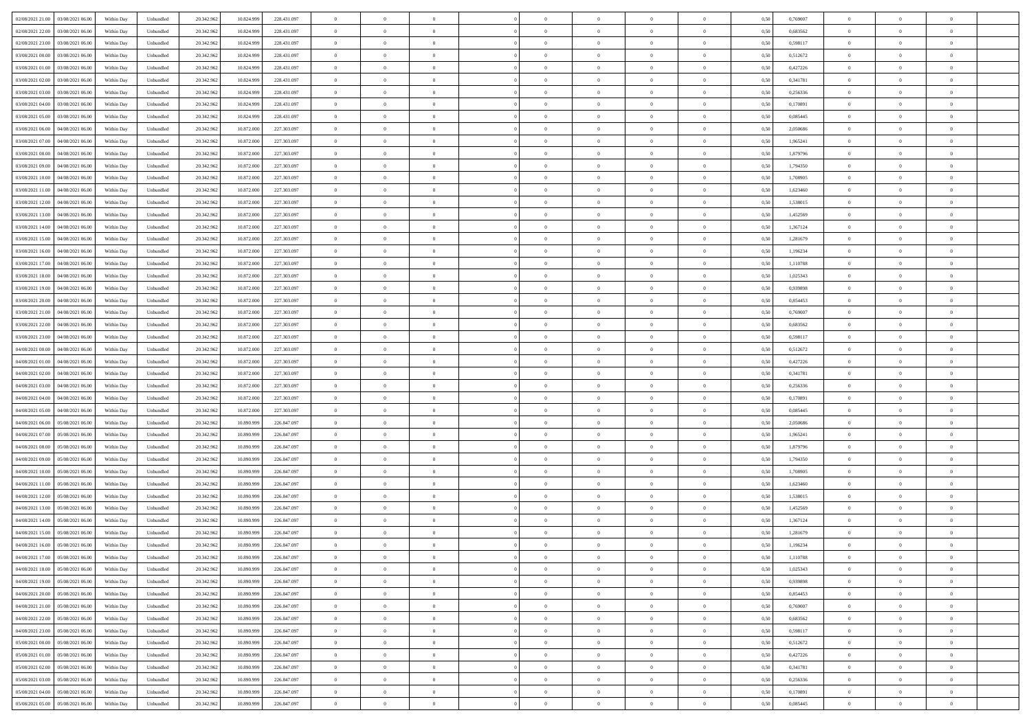| 02/08/2021 21:00 | 03/08/2021 06:00 | Within Day | Unbundled | 20.342.962 | 10.824.999 | 228.431.097 | 0 | 0 | 0 | | 0 | 0 | 0 | 0 | 0,50 | 0,769007 | 0 | 0 | 0 | |
|---|---|---|---|---|---|---|---|---|---|---|---|---|---|---|---|---|---|---|---|---|
| 02/08/2021 22:00 | 03/08/2021 06:00 | Within Day | Unbundled | 20.342.962 | 10.824.999 | 228.431.097 | 0 | 0 | 0 | | 0 | 0 | 0 | 0 | 0,50 | 0,683562 | 0 | 0 | 0 | |
| 02/08/2021 23:00 | 03/08/2021 06:00 | Within Day | Unbundled | 20.342.962 | 10.824.999 | 228.431.097 | 0 | 0 | 0 | | 0 | 0 | 0 | 0 | 0,50 | 0,598117 | 0 | 0 | 0 | |
| 03/08/2021 00:00 | 03/08/2021 06:00 | Within Day | Unbundled | 20.342.962 | 10.824.999 | 228.431.097 | 0 | 0 | 0 | | 0 | 0 | 0 | 0 | 0,50 | 0,512672 | 0 | 0 | 0 | |
| 03/08/2021 01:00 | 03/08/2021 06:00 | Within Day | Unbundled | 20.342.962 | 10.824.999 | 228.431.097 | 0 | 0 | 0 | | 0 | 0 | 0 | 0 | 0,50 | 0,427226 | 0 | 0 | 0 | |
| 03/08/2021 02:00 | 03/08/2021 06:00 | Within Day | Unbundled | 20.342.962 | 10.824.999 | 228.431.097 | 0 | 0 | 0 | | 0 | 0 | 0 | 0 | 0,50 | 0,341781 | 0 | 0 | 0 | |
| 03/08/2021 03:00 | 03/08/2021 06:00 | Within Day | Unbundled | 20.342.962 | 10.824.999 | 228.431.097 | 0 | 0 | 0 | | 0 | 0 | 0 | 0 | 0,50 | 0,256336 | 0 | 0 | 0 | |
| 03/08/2021 04:00 | 03/08/2021 06:00 | Within Day | Unbundled | 20.342.962 | 10.824.999 | 228.431.097 | 0 | 0 | 0 | | 0 | 0 | 0 | 0 | 0,50 | 0,170891 | 0 | 0 | 0 | |
| 03/08/2021 05:00 | 03/08/2021 06:00 | Within Day | Unbundled | 20.342.962 | 10.824.999 | 228.431.097 | 0 | 0 | 0 | | 0 | 0 | 0 | 0 | 0,50 | 0,085445 | 0 | 0 | 0 | |
| 03/08/2021 06:00 | 04/08/2021 06:00 | Within Day | Unbundled | 20.342.962 | 10.872.000 | 227.303.097 | 0 | 0 | 0 | | 0 | 0 | 0 | 0 | 0,50 | 2,050686 | 0 | 0 | 0 | |
| 03/08/2021 07:00 | 04/08/2021 06:00 | Within Day | Unbundled | 20.342.962 | 10.872.000 | 227.303.097 | 0 | 0 | 0 | | 0 | 0 | 0 | 0 | 0,50 | 1,965241 | 0 | 0 | 0 | |
| 03/08/2021 08:00 | 04/08/2021 06:00 | Within Day | Unbundled | 20.342.962 | 10.872.000 | 227.303.097 | 0 | 0 | 0 | | 0 | 0 | 0 | 0 | 0,50 | 1,879796 | 0 | 0 | 0 | |
| 03/08/2021 09:00 | 04/08/2021 06:00 | Within Day | Unbundled | 20.342.962 | 10.872.000 | 227.303.097 | 0 | 0 | 0 | | 0 | 0 | 0 | 0 | 0,50 | 1,794350 | 0 | 0 | 0 | |
| 03/08/2021 10:00 | 04/08/2021 06:00 | Within Day | Unbundled | 20.342.962 | 10.872.000 | 227.303.097 | 0 | 0 | 0 | | 0 | 0 | 0 | 0 | 0,50 | 1,708905 | 0 | 0 | 0 | |
| 03/08/2021 11:00 | 04/08/2021 06:00 | Within Day | Unbundled | 20.342.962 | 10.872.000 | 227.303.097 | 0 | 0 | 0 | | 0 | 0 | 0 | 0 | 0,50 | 1,623460 | 0 | 0 | 0 | |
| 03/08/2021 12:00 | 04/08/2021 06:00 | Within Day | Unbundled | 20.342.962 | 10.872.000 | 227.303.097 | 0 | 0 | 0 | | 0 | 0 | 0 | 0 | 0,50 | 1,538015 | 0 | 0 | 0 | |
| 03/08/2021 13:00 | 04/08/2021 06:00 | Within Day | Unbundled | 20.342.962 | 10.872.000 | 227.303.097 | 0 | 0 | 0 | | 0 | 0 | 0 | 0 | 0,50 | 1,452569 | 0 | 0 | 0 | |
| 03/08/2021 14:00 | 04/08/2021 06:00 | Within Day | Unbundled | 20.342.962 | 10.872.000 | 227.303.097 | 0 | 0 | 0 | | 0 | 0 | 0 | 0 | 0,50 | 1,367124 | 0 | 0 | 0 | |
| 03/08/2021 15:00 | 04/08/2021 06:00 | Within Day | Unbundled | 20.342.962 | 10.872.000 | 227.303.097 | 0 | 0 | 0 | | 0 | 0 | 0 | 0 | 0,50 | 1,281679 | 0 | 0 | 0 | |
| 03/08/2021 16:00 | 04/08/2021 06:00 | Within Day | Unbundled | 20.342.962 | 10.872.000 | 227.303.097 | 0 | 0 | 0 | | 0 | 0 | 0 | 0 | 0,50 | 1,196234 | 0 | 0 | 0 | |
| 03/08/2021 17:00 | 04/08/2021 06:00 | Within Day | Unbundled | 20.342.962 | 10.872.000 | 227.303.097 | 0 | 0 | 0 | | 0 | 0 | 0 | 0 | 0,50 | 1,110788 | 0 | 0 | 0 | |
| 03/08/2021 18:00 | 04/08/2021 06:00 | Within Day | Unbundled | 20.342.962 | 10.872.000 | 227.303.097 | 0 | 0 | 0 | | 0 | 0 | 0 | 0 | 0,50 | 1,025343 | 0 | 0 | 0 | |
| 03/08/2021 19:00 | 04/08/2021 06:00 | Within Day | Unbundled | 20.342.962 | 10.872.000 | 227.303.097 | 0 | 0 | 0 | | 0 | 0 | 0 | 0 | 0,50 | 0,939898 | 0 | 0 | 0 | |
| 03/08/2021 20:00 | 04/08/2021 06:00 | Within Day | Unbundled | 20.342.962 | 10.872.000 | 227.303.097 | 0 | 0 | 0 | | 0 | 0 | 0 | 0 | 0,50 | 0,854453 | 0 | 0 | 0 | |
| 03/08/2021 21:00 | 04/08/2021 06:00 | Within Day | Unbundled | 20.342.962 | 10.872.000 | 227.303.097 | 0 | 0 | 0 | | 0 | 0 | 0 | 0 | 0,50 | 0,769007 | 0 | 0 | 0 | |
| 03/08/2021 22:00 | 04/08/2021 06:00 | Within Day | Unbundled | 20.342.962 | 10.872.000 | 227.303.097 | 0 | 0 | 0 | | 0 | 0 | 0 | 0 | 0,50 | 0,683562 | 0 | 0 | 0 | |
| 03/08/2021 23:00 | 04/08/2021 06:00 | Within Day | Unbundled | 20.342.962 | 10.872.000 | 227.303.097 | 0 | 0 | 0 | | 0 | 0 | 0 | 0 | 0,50 | 0,598117 | 0 | 0 | 0 | |
| 04/08/2021 00:00 | 04/08/2021 06:00 | Within Day | Unbundled | 20.342.962 | 10.872.000 | 227.303.097 | 0 | 0 | 0 | | 0 | 0 | 0 | 0 | 0,50 | 0,512672 | 0 | 0 | 0 | |
| 04/08/2021 01:00 | 04/08/2021 06:00 | Within Day | Unbundled | 20.342.962 | 10.872.000 | 227.303.097 | 0 | 0 | 0 | | 0 | 0 | 0 | 0 | 0,50 | 0,427226 | 0 | 0 | 0 | |
| 04/08/2021 02:00 | 04/08/2021 06:00 | Within Day | Unbundled | 20.342.962 | 10.872.000 | 227.303.097 | 0 | 0 | 0 | | 0 | 0 | 0 | 0 | 0,50 | 0,341781 | 0 | 0 | 0 | |
| 04/08/2021 03:00 | 04/08/2021 06:00 | Within Day | Unbundled | 20.342.962 | 10.872.000 | 227.303.097 | 0 | 0 | 0 | | 0 | 0 | 0 | 0 | 0,50 | 0,256336 | 0 | 0 | 0 | |
| 04/08/2021 04:00 | 04/08/2021 06:00 | Within Day | Unbundled | 20.342.962 | 10.872.000 | 227.303.097 | 0 | 0 | 0 | | 0 | 0 | 0 | 0 | 0,50 | 0,170891 | 0 | 0 | 0 | |
| 04/08/2021 05:00 | 04/08/2021 06:00 | Within Day | Unbundled | 20.342.962 | 10.872.000 | 227.303.097 | 0 | 0 | 0 | | 0 | 0 | 0 | 0 | 0,50 | 0,085445 | 0 | 0 | 0 | |
| 04/08/2021 06:00 | 05/08/2021 06:00 | Within Day | Unbundled | 20.342.962 | 10.890.999 | 226.847.097 | 0 | 0 | 0 | | 0 | 0 | 0 | 0 | 0,50 | 2,050686 | 0 | 0 | 0 | |
| 04/08/2021 07:00 | 05/08/2021 06:00 | Within Day | Unbundled | 20.342.962 | 10.890.999 | 226.847.097 | 0 | 0 | 0 | | 0 | 0 | 0 | 0 | 0,50 | 1,965241 | 0 | 0 | 0 | |
| 04/08/2021 08:00 | 05/08/2021 06:00 | Within Day | Unbundled | 20.342.962 | 10.890.999 | 226.847.097 | 0 | 0 | 0 | | 0 | 0 | 0 | 0 | 0,50 | 1,879796 | 0 | 0 | 0 | |
| 04/08/2021 09:00 | 05/08/2021 06:00 | Within Day | Unbundled | 20.342.962 | 10.890.999 | 226.847.097 | 0 | 0 | 0 | | 0 | 0 | 0 | 0 | 0,50 | 1,794350 | 0 | 0 | 0 | |
| 04/08/2021 10:00 | 05/08/2021 06:00 | Within Day | Unbundled | 20.342.962 | 10.890.999 | 226.847.097 | 0 | 0 | 0 | | 0 | 0 | 0 | 0 | 0,50 | 1,708905 | 0 | 0 | 0 | |
| 04/08/2021 11:00 | 05/08/2021 06:00 | Within Day | Unbundled | 20.342.962 | 10.890.999 | 226.847.097 | 0 | 0 | 0 | | 0 | 0 | 0 | 0 | 0,50 | 1,623460 | 0 | 0 | 0 | |
| 04/08/2021 12:00 | 05/08/2021 06:00 | Within Day | Unbundled | 20.342.962 | 10.890.999 | 226.847.097 | 0 | 0 | 0 | | 0 | 0 | 0 | 0 | 0,50 | 1,538015 | 0 | 0 | 0 | |
| 04/08/2021 13:00 | 05/08/2021 06:00 | Within Day | Unbundled | 20.342.962 | 10.890.999 | 226.847.097 | 0 | 0 | 0 | | 0 | 0 | 0 | 0 | 0,50 | 1,452569 | 0 | 0 | 0 | |
| 04/08/2021 14:00 | 05/08/2021 06:00 | Within Day | Unbundled | 20.342.962 | 10.890.999 | 226.847.097 | 0 | 0 | 0 | | 0 | 0 | 0 | 0 | 0,50 | 1,367124 | 0 | 0 | 0 | |
| 04/08/2021 15:00 | 05/08/2021 06:00 | Within Day | Unbundled | 20.342.962 | 10.890.999 | 226.847.097 | 0 | 0 | 0 | | 0 | 0 | 0 | 0 | 0,50 | 1,281679 | 0 | 0 | 0 | |
| 04/08/2021 16:00 | 05/08/2021 06:00 | Within Day | Unbundled | 20.342.962 | 10.890.999 | 226.847.097 | 0 | 0 | 0 | | 0 | 0 | 0 | 0 | 0,50 | 1,196234 | 0 | 0 | 0 | |
| 04/08/2021 17:00 | 05/08/2021 06:00 | Within Day | Unbundled | 20.342.962 | 10.890.999 | 226.847.097 | 0 | 0 | 0 | | 0 | 0 | 0 | 0 | 0,50 | 1,110788 | 0 | 0 | 0 | |
| 04/08/2021 18:00 | 05/08/2021 06:00 | Within Day | Unbundled | 20.342.962 | 10.890.999 | 226.847.097 | 0 | 0 | 0 | | 0 | 0 | 0 | 0 | 0,50 | 1,025343 | 0 | 0 | 0 | |
| 04/08/2021 19:00 | 05/08/2021 06:00 | Within Day | Unbundled | 20.342.962 | 10.890.999 | 226.847.097 | 0 | 0 | 0 | | 0 | 0 | 0 | 0 | 0,50 | 0,939898 | 0 | 0 | 0 | |
| 04/08/2021 20:00 | 05/08/2021 06:00 | Within Day | Unbundled | 20.342.962 | 10.890.999 | 226.847.097 | 0 | 0 | 0 | | 0 | 0 | 0 | 0 | 0,50 | 0,854453 | 0 | 0 | 0 | |
| 04/08/2021 21:00 | 05/08/2021 06:00 | Within Day | Unbundled | 20.342.962 | 10.890.999 | 226.847.097 | 0 | 0 | 0 | | 0 | 0 | 0 | 0 | 0,50 | 0,769007 | 0 | 0 | 0 | |
| 04/08/2021 22:00 | 05/08/2021 06:00 | Within Day | Unbundled | 20.342.962 | 10.890.999 | 226.847.097 | 0 | 0 | 0 | | 0 | 0 | 0 | 0 | 0,50 | 0,683562 | 0 | 0 | 0 | |
| 04/08/2021 23:00 | 05/08/2021 06:00 | Within Day | Unbundled | 20.342.962 | 10.890.999 | 226.847.097 | 0 | 0 | 0 | | 0 | 0 | 0 | 0 | 0,50 | 0,598117 | 0 | 0 | 0 | |
| 05/08/2021 00:00 | 05/08/2021 06:00 | Within Day | Unbundled | 20.342.962 | 10.890.999 | 226.847.097 | 0 | 0 | 0 | | 0 | 0 | 0 | 0 | 0,50 | 0,512672 | 0 | 0 | 0 | |
| 05/08/2021 01:00 | 05/08/2021 06:00 | Within Day | Unbundled | 20.342.962 | 10.890.999 | 226.847.097 | 0 | 0 | 0 | | 0 | 0 | 0 | 0 | 0,50 | 0,427226 | 0 | 0 | 0 | |
| 05/08/2021 02:00 | 05/08/2021 06:00 | Within Day | Unbundled | 20.342.962 | 10.890.999 | 226.847.097 | 0 | 0 | 0 | | 0 | 0 | 0 | 0 | 0,50 | 0,341781 | 0 | 0 | 0 | |
| 05/08/2021 03:00 | 05/08/2021 06:00 | Within Day | Unbundled | 20.342.962 | 10.890.999 | 226.847.097 | 0 | 0 | 0 | | 0 | 0 | 0 | 0 | 0,50 | 0,256336 | 0 | 0 | 0 | |
| 05/08/2021 04:00 | 05/08/2021 06:00 | Within Day | Unbundled | 20.342.962 | 10.890.999 | 226.847.097 | 0 | 0 | 0 | | 0 | 0 | 0 | 0 | 0,50 | 0,170891 | 0 | 0 | 0 | |
| 05/08/2021 05:00 | 05/08/2021 06:00 | Within Day | Unbundled | 20.342.962 | 10.890.999 | 226.847.097 | 0 | 0 | 0 | | 0 | 0 | 0 | 0 | 0,50 | 0,085445 | 0 | 0 | 0 | |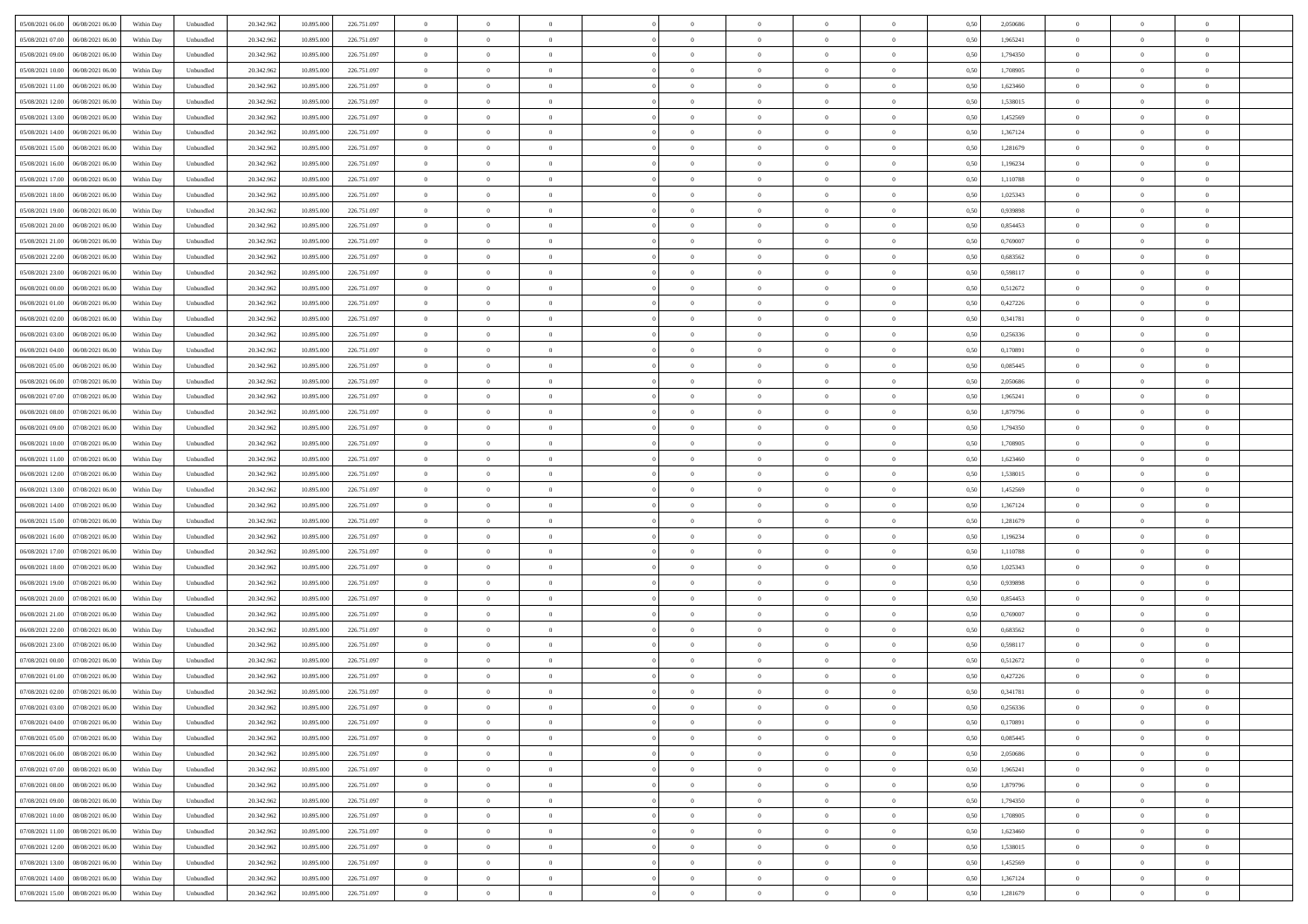| | | | | | | | | | | | | | | | | | | | | |
|---|---|---|---|---|---|---|---|---|---|---|---|---|---|---|---|---|---|---|---|---|
| 05/08/2021 06:00 | 06/08/2021 06:00 | Within Day | Unbundled | 20.342.962 | 10.895.000 | 226.751.097 | 0 | 0 | 0 | | 0 | 0 | 0 | 0 | 0,50 | 2,050686 | 0 | 0 | 0 | |
| 05/08/2021 07:00 | 06/08/2021 06:00 | Within Day | Unbundled | 20.342.962 | 10.895.000 | 226.751.097 | 0 | 0 | 0 | | 0 | 0 | 0 | 0 | 0,50 | 1,965241 | 0 | 0 | 0 | |
| 05/08/2021 09:00 | 06/08/2021 06:00 | Within Day | Unbundled | 20.342.962 | 10.895.000 | 226.751.097 | 0 | 0 | 0 | | 0 | 0 | 0 | 0 | 0,50 | 1,794350 | 0 | 0 | 0 | |
| 05/08/2021 10:00 | 06/08/2021 06:00 | Within Day | Unbundled | 20.342.962 | 10.895.000 | 226.751.097 | 0 | 0 | 0 | | 0 | 0 | 0 | 0 | 0,50 | 1,708905 | 0 | 0 | 0 | |
| 05/08/2021 11:00 | 06/08/2021 06:00 | Within Day | Unbundled | 20.342.962 | 10.895.000 | 226.751.097 | 0 | 0 | 0 | | 0 | 0 | 0 | 0 | 0,50 | 1,623460 | 0 | 0 | 0 | |
| 05/08/2021 12:00 | 06/08/2021 06:00 | Within Day | Unbundled | 20.342.962 | 10.895.000 | 226.751.097 | 0 | 0 | 0 | | 0 | 0 | 0 | 0 | 0,50 | 1,538015 | 0 | 0 | 0 | |
| 05/08/2021 13:00 | 06/08/2021 06:00 | Within Day | Unbundled | 20.342.962 | 10.895.000 | 226.751.097 | 0 | 0 | 0 | | 0 | 0 | 0 | 0 | 0,50 | 1,452569 | 0 | 0 | 0 | |
| 05/08/2021 14:00 | 06/08/2021 06:00 | Within Day | Unbundled | 20.342.962 | 10.895.000 | 226.751.097 | 0 | 0 | 0 | | 0 | 0 | 0 | 0 | 0,50 | 1,367124 | 0 | 0 | 0 | |
| 05/08/2021 15:00 | 06/08/2021 06:00 | Within Day | Unbundled | 20.342.962 | 10.895.000 | 226.751.097 | 0 | 0 | 0 | | 0 | 0 | 0 | 0 | 0,50 | 1,281679 | 0 | 0 | 0 | |
| 05/08/2021 16:00 | 06/08/2021 06:00 | Within Day | Unbundled | 20.342.962 | 10.895.000 | 226.751.097 | 0 | 0 | 0 | | 0 | 0 | 0 | 0 | 0,50 | 1,196234 | 0 | 0 | 0 | |
| 05/08/2021 17:00 | 06/08/2021 06:00 | Within Day | Unbundled | 20.342.962 | 10.895.000 | 226.751.097 | 0 | 0 | 0 | | 0 | 0 | 0 | 0 | 0,50 | 1,110788 | 0 | 0 | 0 | |
| 05/08/2021 18:00 | 06/08/2021 06:00 | Within Day | Unbundled | 20.342.962 | 10.895.000 | 226.751.097 | 0 | 0 | 0 | | 0 | 0 | 0 | 0 | 0,50 | 1,025343 | 0 | 0 | 0 | |
| 05/08/2021 19:00 | 06/08/2021 06:00 | Within Day | Unbundled | 20.342.962 | 10.895.000 | 226.751.097 | 0 | 0 | 0 | | 0 | 0 | 0 | 0 | 0,50 | 0,939898 | 0 | 0 | 0 | |
| 05/08/2021 20:00 | 06/08/2021 06:00 | Within Day | Unbundled | 20.342.962 | 10.895.000 | 226.751.097 | 0 | 0 | 0 | | 0 | 0 | 0 | 0 | 0,50 | 0,854453 | 0 | 0 | 0 | |
| 05/08/2021 21:00 | 06/08/2021 06:00 | Within Day | Unbundled | 20.342.962 | 10.895.000 | 226.751.097 | 0 | 0 | 0 | | 0 | 0 | 0 | 0 | 0,50 | 0,769007 | 0 | 0 | 0 | |
| 05/08/2021 22:00 | 06/08/2021 06:00 | Within Day | Unbundled | 20.342.962 | 10.895.000 | 226.751.097 | 0 | 0 | 0 | | 0 | 0 | 0 | 0 | 0,50 | 0,683562 | 0 | 0 | 0 | |
| 05/08/2021 23:00 | 06/08/2021 06:00 | Within Day | Unbundled | 20.342.962 | 10.895.000 | 226.751.097 | 0 | 0 | 0 | | 0 | 0 | 0 | 0 | 0,50 | 0,598117 | 0 | 0 | 0 | |
| 06/08/2021 00:00 | 06/08/2021 06:00 | Within Day | Unbundled | 20.342.962 | 10.895.000 | 226.751.097 | 0 | 0 | 0 | | 0 | 0 | 0 | 0 | 0,50 | 0,512672 | 0 | 0 | 0 | |
| 06/08/2021 01:00 | 06/08/2021 06:00 | Within Day | Unbundled | 20.342.962 | 10.895.000 | 226.751.097 | 0 | 0 | 0 | | 0 | 0 | 0 | 0 | 0,50 | 0,427226 | 0 | 0 | 0 | |
| 06/08/2021 02:00 | 06/08/2021 06:00 | Within Day | Unbundled | 20.342.962 | 10.895.000 | 226.751.097 | 0 | 0 | 0 | | 0 | 0 | 0 | 0 | 0,50 | 0,341781 | 0 | 0 | 0 | |
| 06/08/2021 03:00 | 06/08/2021 06:00 | Within Day | Unbundled | 20.342.962 | 10.895.000 | 226.751.097 | 0 | 0 | 0 | | 0 | 0 | 0 | 0 | 0,50 | 0,256336 | 0 | 0 | 0 | |
| 06/08/2021 04:00 | 06/08/2021 06:00 | Within Day | Unbundled | 20.342.962 | 10.895.000 | 226.751.097 | 0 | 0 | 0 | | 0 | 0 | 0 | 0 | 0,50 | 0,170891 | 0 | 0 | 0 | |
| 06/08/2021 05:00 | 06/08/2021 06:00 | Within Day | Unbundled | 20.342.962 | 10.895.000 | 226.751.097 | 0 | 0 | 0 | | 0 | 0 | 0 | 0 | 0,50 | 0,085445 | 0 | 0 | 0 | |
| 06/08/2021 06:00 | 07/08/2021 06:00 | Within Day | Unbundled | 20.342.962 | 10.895.000 | 226.751.097 | 0 | 0 | 0 | | 0 | 0 | 0 | 0 | 0,50 | 2,050686 | 0 | 0 | 0 | |
| 06/08/2021 07:00 | 07/08/2021 06:00 | Within Day | Unbundled | 20.342.962 | 10.895.000 | 226.751.097 | 0 | 0 | 0 | | 0 | 0 | 0 | 0 | 0,50 | 1,965241 | 0 | 0 | 0 | |
| 06/08/2021 08:00 | 07/08/2021 06:00 | Within Day | Unbundled | 20.342.962 | 10.895.000 | 226.751.097 | 0 | 0 | 0 | | 0 | 0 | 0 | 0 | 0,50 | 1,879796 | 0 | 0 | 0 | |
| 06/08/2021 09:00 | 07/08/2021 06:00 | Within Day | Unbundled | 20.342.962 | 10.895.000 | 226.751.097 | 0 | 0 | 0 | | 0 | 0 | 0 | 0 | 0,50 | 1,794350 | 0 | 0 | 0 | |
| 06/08/2021 10:00 | 07/08/2021 06:00 | Within Day | Unbundled | 20.342.962 | 10.895.000 | 226.751.097 | 0 | 0 | 0 | | 0 | 0 | 0 | 0 | 0,50 | 1,708905 | 0 | 0 | 0 | |
| 06/08/2021 11:00 | 07/08/2021 06:00 | Within Day | Unbundled | 20.342.962 | 10.895.000 | 226.751.097 | 0 | 0 | 0 | | 0 | 0 | 0 | 0 | 0,50 | 1,623460 | 0 | 0 | 0 | |
| 06/08/2021 12:00 | 07/08/2021 06:00 | Within Day | Unbundled | 20.342.962 | 10.895.000 | 226.751.097 | 0 | 0 | 0 | | 0 | 0 | 0 | 0 | 0,50 | 1,538015 | 0 | 0 | 0 | |
| 06/08/2021 13:00 | 07/08/2021 06:00 | Within Day | Unbundled | 20.342.962 | 10.895.000 | 226.751.097 | 0 | 0 | 0 | | 0 | 0 | 0 | 0 | 0,50 | 1,452569 | 0 | 0 | 0 | |
| 06/08/2021 14:00 | 07/08/2021 06:00 | Within Day | Unbundled | 20.342.962 | 10.895.000 | 226.751.097 | 0 | 0 | 0 | | 0 | 0 | 0 | 0 | 0,50 | 1,367124 | 0 | 0 | 0 | |
| 06/08/2021 15:00 | 07/08/2021 06:00 | Within Day | Unbundled | 20.342.962 | 10.895.000 | 226.751.097 | 0 | 0 | 0 | | 0 | 0 | 0 | 0 | 0,50 | 1,281679 | 0 | 0 | 0 | |
| 06/08/2021 16:00 | 07/08/2021 06:00 | Within Day | Unbundled | 20.342.962 | 10.895.000 | 226.751.097 | 0 | 0 | 0 | | 0 | 0 | 0 | 0 | 0,50 | 1,196234 | 0 | 0 | 0 | |
| 06/08/2021 17:00 | 07/08/2021 06:00 | Within Day | Unbundled | 20.342.962 | 10.895.000 | 226.751.097 | 0 | 0 | 0 | | 0 | 0 | 0 | 0 | 0,50 | 1,110788 | 0 | 0 | 0 | |
| 06/08/2021 18:00 | 07/08/2021 06:00 | Within Day | Unbundled | 20.342.962 | 10.895.000 | 226.751.097 | 0 | 0 | 0 | | 0 | 0 | 0 | 0 | 0,50 | 1,025343 | 0 | 0 | 0 | |
| 06/08/2021 19:00 | 07/08/2021 06:00 | Within Day | Unbundled | 20.342.962 | 10.895.000 | 226.751.097 | 0 | 0 | 0 | | 0 | 0 | 0 | 0 | 0,50 | 0,939898 | 0 | 0 | 0 | |
| 06/08/2021 20:00 | 07/08/2021 06:00 | Within Day | Unbundled | 20.342.962 | 10.895.000 | 226.751.097 | 0 | 0 | 0 | | 0 | 0 | 0 | 0 | 0,50 | 0,854453 | 0 | 0 | 0 | |
| 06/08/2021 21:00 | 07/08/2021 06:00 | Within Day | Unbundled | 20.342.962 | 10.895.000 | 226.751.097 | 0 | 0 | 0 | | 0 | 0 | 0 | 0 | 0,50 | 0,769007 | 0 | 0 | 0 | |
| 06/08/2021 22:00 | 07/08/2021 06:00 | Within Day | Unbundled | 20.342.962 | 10.895.000 | 226.751.097 | 0 | 0 | 0 | | 0 | 0 | 0 | 0 | 0,50 | 0,683562 | 0 | 0 | 0 | |
| 06/08/2021 23:00 | 07/08/2021 06:00 | Within Day | Unbundled | 20.342.962 | 10.895.000 | 226.751.097 | 0 | 0 | 0 | | 0 | 0 | 0 | 0 | 0,50 | 0,598117 | 0 | 0 | 0 | |
| 07/08/2021 00:00 | 07/08/2021 06:00 | Within Day | Unbundled | 20.342.962 | 10.895.000 | 226.751.097 | 0 | 0 | 0 | | 0 | 0 | 0 | 0 | 0,50 | 0,512672 | 0 | 0 | 0 | |
| 07/08/2021 01:00 | 07/08/2021 06:00 | Within Day | Unbundled | 20.342.962 | 10.895.000 | 226.751.097 | 0 | 0 | 0 | | 0 | 0 | 0 | 0 | 0,50 | 0,427226 | 0 | 0 | 0 | |
| 07/08/2021 02:00 | 07/08/2021 06:00 | Within Day | Unbundled | 20.342.962 | 10.895.000 | 226.751.097 | 0 | 0 | 0 | | 0 | 0 | 0 | 0 | 0,50 | 0,341781 | 0 | 0 | 0 | |
| 07/08/2021 03:00 | 07/08/2021 06:00 | Within Day | Unbundled | 20.342.962 | 10.895.000 | 226.751.097 | 0 | 0 | 0 | | 0 | 0 | 0 | 0 | 0,50 | 0,256336 | 0 | 0 | 0 | |
| 07/08/2021 04:00 | 07/08/2021 06:00 | Within Day | Unbundled | 20.342.962 | 10.895.000 | 226.751.097 | 0 | 0 | 0 | | 0 | 0 | 0 | 0 | 0,50 | 0,170891 | 0 | 0 | 0 | |
| 07/08/2021 05:00 | 07/08/2021 06:00 | Within Day | Unbundled | 20.342.962 | 10.895.000 | 226.751.097 | 0 | 0 | 0 | | 0 | 0 | 0 | 0 | 0,50 | 0,085445 | 0 | 0 | 0 | |
| 07/08/2021 06:00 | 08/08/2021 06:00 | Within Day | Unbundled | 20.342.962 | 10.895.000 | 226.751.097 | 0 | 0 | 0 | | 0 | 0 | 0 | 0 | 0,50 | 2,050686 | 0 | 0 | 0 | |
| 07/08/2021 07:00 | 08/08/2021 06:00 | Within Day | Unbundled | 20.342.962 | 10.895.000 | 226.751.097 | 0 | 0 | 0 | | 0 | 0 | 0 | 0 | 0,50 | 1,965241 | 0 | 0 | 0 | |
| 07/08/2021 08:00 | 08/08/2021 06:00 | Within Day | Unbundled | 20.342.962 | 10.895.000 | 226.751.097 | 0 | 0 | 0 | | 0 | 0 | 0 | 0 | 0,50 | 1,879796 | 0 | 0 | 0 | |
| 07/08/2021 09:00 | 08/08/2021 06:00 | Within Day | Unbundled | 20.342.962 | 10.895.000 | 226.751.097 | 0 | 0 | 0 | | 0 | 0 | 0 | 0 | 0,50 | 1,794350 | 0 | 0 | 0 | |
| 07/08/2021 10:00 | 08/08/2021 06:00 | Within Day | Unbundled | 20.342.962 | 10.895.000 | 226.751.097 | 0 | 0 | 0 | | 0 | 0 | 0 | 0 | 0,50 | 1,708905 | 0 | 0 | 0 | |
| 07/08/2021 11:00 | 08/08/2021 06:00 | Within Day | Unbundled | 20.342.962 | 10.895.000 | 226.751.097 | 0 | 0 | 0 | | 0 | 0 | 0 | 0 | 0,50 | 1,623460 | 0 | 0 | 0 | |
| 07/08/2021 12:00 | 08/08/2021 06:00 | Within Day | Unbundled | 20.342.962 | 10.895.000 | 226.751.097 | 0 | 0 | 0 | | 0 | 0 | 0 | 0 | 0,50 | 1,538015 | 0 | 0 | 0 | |
| 07/08/2021 13:00 | 08/08/2021 06:00 | Within Day | Unbundled | 20.342.962 | 10.895.000 | 226.751.097 | 0 | 0 | 0 | | 0 | 0 | 0 | 0 | 0,50 | 1,452569 | 0 | 0 | 0 | |
| 07/08/2021 14:00 | 08/08/2021 06:00 | Within Day | Unbundled | 20.342.962 | 10.895.000 | 226.751.097 | 0 | 0 | 0 | | 0 | 0 | 0 | 0 | 0,50 | 1,367124 | 0 | 0 | 0 | |
| 07/08/2021 15:00 | 08/08/2021 06:00 | Within Day | Unbundled | 20.342.962 | 10.895.000 | 226.751.097 | 0 | 0 | 0 | | 0 | 0 | 0 | 0 | 0,50 | 1,281679 | 0 | 0 | 0 | |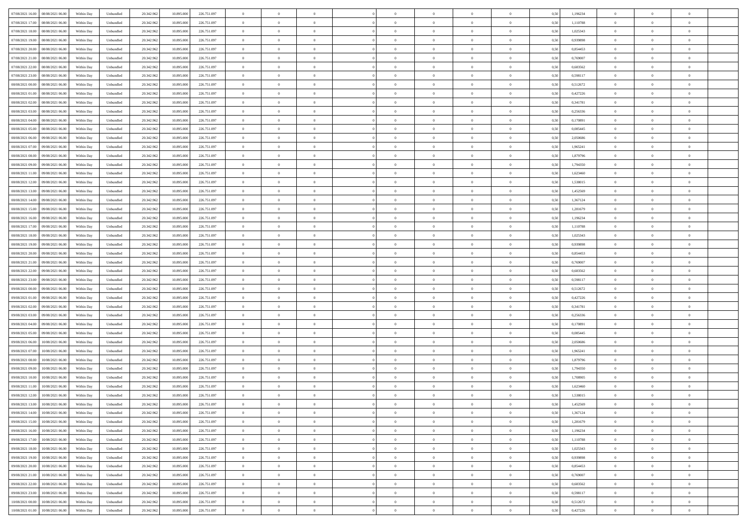| | | | | | | | | | | | | | | | | | | | | |
|---|---|---|---|---|---|---|---|---|---|---|---|---|---|---|---|---|---|---|---|---|
| 07/08/2021 16:00 | 08/08/2021 06:00 | Within Day | Unbundled | 20.342.962 | 10.895.000 | 226.751.097 | 0 | 0 | 0 | | 0 | 0 | 0 | 0 | 0,50 | 1,196234 | 0 | 0 | 0 | |
| 07/08/2021 17:00 | 08/08/2021 06:00 | Within Day | Unbundled | 20.342.962 | 10.895.000 | 226.751.097 | 0 | 0 | 0 | | 0 | 0 | 0 | 0 | 0,50 | 1,110788 | 0 | 0 | 0 | |
| 07/08/2021 18:00 | 08/08/2021 06:00 | Within Day | Unbundled | 20.342.962 | 10.895.000 | 226.751.097 | 0 | 0 | 0 | | 0 | 0 | 0 | 0 | 0,50 | 1,025343 | 0 | 0 | 0 | |
| 07/08/2021 19:00 | 08/08/2021 06:00 | Within Day | Unbundled | 20.342.962 | 10.895.000 | 226.751.097 | 0 | 0 | 0 | | 0 | 0 | 0 | 0 | 0,50 | 0,939898 | 0 | 0 | 0 | |
| 07/08/2021 20:00 | 08/08/2021 06:00 | Within Day | Unbundled | 20.342.962 | 10.895.000 | 226.751.097 | 0 | 0 | 0 | | 0 | 0 | 0 | 0 | 0,50 | 0,854453 | 0 | 0 | 0 | |
| 07/08/2021 21:00 | 08/08/2021 06:00 | Within Day | Unbundled | 20.342.962 | 10.895.000 | 226.751.097 | 0 | 0 | 0 | | 0 | 0 | 0 | 0 | 0,50 | 0,769007 | 0 | 0 | 0 | |
| 07/08/2021 22:00 | 08/08/2021 06:00 | Within Day | Unbundled | 20.342.962 | 10.895.000 | 226.751.097 | 0 | 0 | 0 | | 0 | 0 | 0 | 0 | 0,50 | 0,683562 | 0 | 0 | 0 | |
| 07/08/2021 23:00 | 08/08/2021 06:00 | Within Day | Unbundled | 20.342.962 | 10.895.000 | 226.751.097 | 0 | 0 | 0 | | 0 | 0 | 0 | 0 | 0,50 | 0,598117 | 0 | 0 | 0 | |
| 08/08/2021 00:00 | 08/08/2021 06:00 | Within Day | Unbundled | 20.342.962 | 10.895.000 | 226.751.097 | 0 | 0 | 0 | | 0 | 0 | 0 | 0 | 0,50 | 0,512672 | 0 | 0 | 0 | |
| 08/08/2021 01:00 | 08/08/2021 06:00 | Within Day | Unbundled | 20.342.962 | 10.895.000 | 226.751.097 | 0 | 0 | 0 | | 0 | 0 | 0 | 0 | 0,50 | 0,427226 | 0 | 0 | 0 | |
| 08/08/2021 02:00 | 08/08/2021 06:00 | Within Day | Unbundled | 20.342.962 | 10.895.000 | 226.751.097 | 0 | 0 | 0 | | 0 | 0 | 0 | 0 | 0,50 | 0,341781 | 0 | 0 | 0 | |
| 08/08/2021 03:00 | 08/08/2021 06:00 | Within Day | Unbundled | 20.342.962 | 10.895.000 | 226.751.097 | 0 | 0 | 0 | | 0 | 0 | 0 | 0 | 0,50 | 0,256336 | 0 | 0 | 0 | |
| 08/08/2021 04:00 | 08/08/2021 06:00 | Within Day | Unbundled | 20.342.962 | 10.895.000 | 226.751.097 | 0 | 0 | 0 | | 0 | 0 | 0 | 0 | 0,50 | 0,170891 | 0 | 0 | 0 | |
| 08/08/2021 05:00 | 08/08/2021 06:00 | Within Day | Unbundled | 20.342.962 | 10.895.000 | 226.751.097 | 0 | 0 | 0 | | 0 | 0 | 0 | 0 | 0,50 | 0,085445 | 0 | 0 | 0 | |
| 08/08/2021 06:00 | 09/08/2021 06:00 | Within Day | Unbundled | 20.342.962 | 10.895.000 | 226.751.097 | 0 | 0 | 0 | | 0 | 0 | 0 | 0 | 0,50 | 2,050686 | 0 | 0 | 0 | |
| 08/08/2021 07:00 | 09/08/2021 06:00 | Within Day | Unbundled | 20.342.962 | 10.895.000 | 226.751.097 | 0 | 0 | 0 | | 0 | 0 | 0 | 0 | 0,50 | 1,965241 | 0 | 0 | 0 | |
| 08/08/2021 08:00 | 09/08/2021 06:00 | Within Day | Unbundled | 20.342.962 | 10.895.000 | 226.751.097 | 0 | 0 | 0 | | 0 | 0 | 0 | 0 | 0,50 | 1,879796 | 0 | 0 | 0 | |
| 08/08/2021 09:00 | 09/08/2021 06:00 | Within Day | Unbundled | 20.342.962 | 10.895.000 | 226.751.097 | 0 | 0 | 0 | | 0 | 0 | 0 | 0 | 0,50 | 1,794350 | 0 | 0 | 0 | |
| 08/08/2021 11:00 | 09/08/2021 06:00 | Within Day | Unbundled | 20.342.962 | 10.895.000 | 226.751.097 | 0 | 0 | 0 | | 0 | 0 | 0 | 0 | 0,50 | 1,623460 | 0 | 0 | 0 | |
| 08/08/2021 12:00 | 09/08/2021 06:00 | Within Day | Unbundled | 20.342.962 | 10.895.000 | 226.751.097 | 0 | 0 | 0 | | 0 | 0 | 0 | 0 | 0,50 | 1,538015 | 0 | 0 | 0 | |
| 08/08/2021 13:00 | 09/08/2021 06:00 | Within Day | Unbundled | 20.342.962 | 10.895.000 | 226.751.097 | 0 | 0 | 0 | | 0 | 0 | 0 | 0 | 0,50 | 1,452569 | 0 | 0 | 0 | |
| 08/08/2021 14:00 | 09/08/2021 06:00 | Within Day | Unbundled | 20.342.962 | 10.895.000 | 226.751.097 | 0 | 0 | 0 | | 0 | 0 | 0 | 0 | 0,50 | 1,367124 | 0 | 0 | 0 | |
| 08/08/2021 15:00 | 09/08/2021 06:00 | Within Day | Unbundled | 20.342.962 | 10.895.000 | 226.751.097 | 0 | 0 | 0 | | 0 | 0 | 0 | 0 | 0,50 | 1,281679 | 0 | 0 | 0 | |
| 08/08/2021 16:00 | 09/08/2021 06:00 | Within Day | Unbundled | 20.342.962 | 10.895.000 | 226.751.097 | 0 | 0 | 0 | | 0 | 0 | 0 | 0 | 0,50 | 1,196234 | 0 | 0 | 0 | |
| 08/08/2021 17:00 | 09/08/2021 06:00 | Within Day | Unbundled | 20.342.962 | 10.895.000 | 226.751.097 | 0 | 0 | 0 | | 0 | 0 | 0 | 0 | 0,50 | 1,110788 | 0 | 0 | 0 | |
| 08/08/2021 18:00 | 09/08/2021 06:00 | Within Day | Unbundled | 20.342.962 | 10.895.000 | 226.751.097 | 0 | 0 | 0 | | 0 | 0 | 0 | 0 | 0,50 | 1,025343 | 0 | 0 | 0 | |
| 08/08/2021 19:00 | 09/08/2021 06:00 | Within Day | Unbundled | 20.342.962 | 10.895.000 | 226.751.097 | 0 | 0 | 0 | | 0 | 0 | 0 | 0 | 0,50 | 0,939898 | 0 | 0 | 0 | |
| 08/08/2021 20:00 | 09/08/2021 06:00 | Within Day | Unbundled | 20.342.962 | 10.895.000 | 226.751.097 | 0 | 0 | 0 | | 0 | 0 | 0 | 0 | 0,50 | 0,854453 | 0 | 0 | 0 | |
| 08/08/2021 21:00 | 09/08/2021 06:00 | Within Day | Unbundled | 20.342.962 | 10.895.000 | 226.751.097 | 0 | 0 | 0 | | 0 | 0 | 0 | 0 | 0,50 | 0,769007 | 0 | 0 | 0 | |
| 08/08/2021 22:00 | 09/08/2021 06:00 | Within Day | Unbundled | 20.342.962 | 10.895.000 | 226.751.097 | 0 | 0 | 0 | | 0 | 0 | 0 | 0 | 0,50 | 0,683562 | 0 | 0 | 0 | |
| 08/08/2021 23:00 | 09/08/2021 06:00 | Within Day | Unbundled | 20.342.962 | 10.895.000 | 226.751.097 | 0 | 0 | 0 | | 0 | 0 | 0 | 0 | 0,50 | 0,598117 | 0 | 0 | 0 | |
| 09/08/2021 00:00 | 09/08/2021 06:00 | Within Day | Unbundled | 20.342.962 | 10.895.000 | 226.751.097 | 0 | 0 | 0 | | 0 | 0 | 0 | 0 | 0,50 | 0,512672 | 0 | 0 | 0 | |
| 09/08/2021 01:00 | 09/08/2021 06:00 | Within Day | Unbundled | 20.342.962 | 10.895.000 | 226.751.097 | 0 | 0 | 0 | | 0 | 0 | 0 | 0 | 0,50 | 0,427226 | 0 | 0 | 0 | |
| 09/08/2021 02:00 | 09/08/2021 06:00 | Within Day | Unbundled | 20.342.962 | 10.895.000 | 226.751.097 | 0 | 0 | 0 | | 0 | 0 | 0 | 0 | 0,50 | 0,341781 | 0 | 0 | 0 | |
| 09/08/2021 03:00 | 09/08/2021 06:00 | Within Day | Unbundled | 20.342.962 | 10.895.000 | 226.751.097 | 0 | 0 | 0 | | 0 | 0 | 0 | 0 | 0,50 | 0,256336 | 0 | 0 | 0 | |
| 09/08/2021 04:00 | 09/08/2021 06:00 | Within Day | Unbundled | 20.342.962 | 10.895.000 | 226.751.097 | 0 | 0 | 0 | | 0 | 0 | 0 | 0 | 0,50 | 0,170891 | 0 | 0 | 0 | |
| 09/08/2021 05:00 | 09/08/2021 06:00 | Within Day | Unbundled | 20.342.962 | 10.895.000 | 226.751.097 | 0 | 0 | 0 | | 0 | 0 | 0 | 0 | 0,50 | 0,085445 | 0 | 0 | 0 | |
| 09/08/2021 06:00 | 10/08/2021 06:00 | Within Day | Unbundled | 20.342.962 | 10.895.000 | 226.751.097 | 0 | 0 | 0 | | 0 | 0 | 0 | 0 | 0,50 | 2,050686 | 0 | 0 | 0 | |
| 09/08/2021 07:00 | 10/08/2021 06:00 | Within Day | Unbundled | 20.342.962 | 10.895.000 | 226.751.097 | 0 | 0 | 0 | | 0 | 0 | 0 | 0 | 0,50 | 1,965241 | 0 | 0 | 0 | |
| 09/08/2021 08:00 | 10/08/2021 06:00 | Within Day | Unbundled | 20.342.962 | 10.895.000 | 226.751.097 | 0 | 0 | 0 | | 0 | 0 | 0 | 0 | 0,50 | 1,879796 | 0 | 0 | 0 | |
| 09/08/2021 09:00 | 10/08/2021 06:00 | Within Day | Unbundled | 20.342.962 | 10.895.000 | 226.751.097 | 0 | 0 | 0 | | 0 | 0 | 0 | 0 | 0,50 | 1,794350 | 0 | 0 | 0 | |
| 09/08/2021 10:00 | 10/08/2021 06:00 | Within Day | Unbundled | 20.342.962 | 10.895.000 | 226.751.097 | 0 | 0 | 0 | | 0 | 0 | 0 | 0 | 0,50 | 1,708905 | 0 | 0 | 0 | |
| 09/08/2021 11:00 | 10/08/2021 06:00 | Within Day | Unbundled | 20.342.962 | 10.895.000 | 226.751.097 | 0 | 0 | 0 | | 0 | 0 | 0 | 0 | 0,50 | 1,623460 | 0 | 0 | 0 | |
| 09/08/2021 12:00 | 10/08/2021 06:00 | Within Day | Unbundled | 20.342.962 | 10.895.000 | 226.751.097 | 0 | 0 | 0 | | 0 | 0 | 0 | 0 | 0,50 | 1,538015 | 0 | 0 | 0 | |
| 09/08/2021 13:00 | 10/08/2021 06:00 | Within Day | Unbundled | 20.342.962 | 10.895.000 | 226.751.097 | 0 | 0 | 0 | | 0 | 0 | 0 | 0 | 0,50 | 1,452569 | 0 | 0 | 0 | |
| 09/08/2021 14:00 | 10/08/2021 06:00 | Within Day | Unbundled | 20.342.962 | 10.895.000 | 226.751.097 | 0 | 0 | 0 | | 0 | 0 | 0 | 0 | 0,50 | 1,367124 | 0 | 0 | 0 | |
| 09/08/2021 15:00 | 10/08/2021 06:00 | Within Day | Unbundled | 20.342.962 | 10.895.000 | 226.751.097 | 0 | 0 | 0 | | 0 | 0 | 0 | 0 | 0,50 | 1,281679 | 0 | 0 | 0 | |
| 09/08/2021 16:00 | 10/08/2021 06:00 | Within Day | Unbundled | 20.342.962 | 10.895.000 | 226.751.097 | 0 | 0 | 0 | | 0 | 0 | 0 | 0 | 0,50 | 1,196234 | 0 | 0 | 0 | |
| 09/08/2021 17:00 | 10/08/2021 06:00 | Within Day | Unbundled | 20.342.962 | 10.895.000 | 226.751.097 | 0 | 0 | 0 | | 0 | 0 | 0 | 0 | 0,50 | 1,110788 | 0 | 0 | 0 | |
| 09/08/2021 18:00 | 10/08/2021 06:00 | Within Day | Unbundled | 20.342.962 | 10.895.000 | 226.751.097 | 0 | 0 | 0 | | 0 | 0 | 0 | 0 | 0,50 | 1,025343 | 0 | 0 | 0 | |
| 09/08/2021 19:00 | 10/08/2021 06:00 | Within Day | Unbundled | 20.342.962 | 10.895.000 | 226.751.097 | 0 | 0 | 0 | | 0 | 0 | 0 | 0 | 0,50 | 0,939898 | 0 | 0 | 0 | |
| 09/08/2021 20:00 | 10/08/2021 06:00 | Within Day | Unbundled | 20.342.962 | 10.895.000 | 226.751.097 | 0 | 0 | 0 | | 0 | 0 | 0 | 0 | 0,50 | 0,854453 | 0 | 0 | 0 | |
| 09/08/2021 21:00 | 10/08/2021 06:00 | Within Day | Unbundled | 20.342.962 | 10.895.000 | 226.751.097 | 0 | 0 | 0 | | 0 | 0 | 0 | 0 | 0,50 | 0,769007 | 0 | 0 | 0 | |
| 09/08/2021 22:00 | 10/08/2021 06:00 | Within Day | Unbundled | 20.342.962 | 10.895.000 | 226.751.097 | 0 | 0 | 0 | | 0 | 0 | 0 | 0 | 0,50 | 0,683562 | 0 | 0 | 0 | |
| 09/08/2021 23:00 | 10/08/2021 06:00 | Within Day | Unbundled | 20.342.962 | 10.895.000 | 226.751.097 | 0 | 0 | 0 | | 0 | 0 | 0 | 0 | 0,50 | 0,598117 | 0 | 0 | 0 | |
| 10/08/2021 00:00 | 10/08/2021 06:00 | Within Day | Unbundled | 20.342.962 | 10.895.000 | 226.751.097 | 0 | 0 | 0 | | 0 | 0 | 0 | 0 | 0,50 | 0,512672 | 0 | 0 | 0 | |
| 10/08/2021 01:00 | 10/08/2021 06:00 | Within Day | Unbundled | 20.342.962 | 10.895.000 | 226.751.097 | 0 | 0 | 0 | | 0 | 0 | 0 | 0 | 0,50 | 0,427226 | 0 | 0 | 0 | |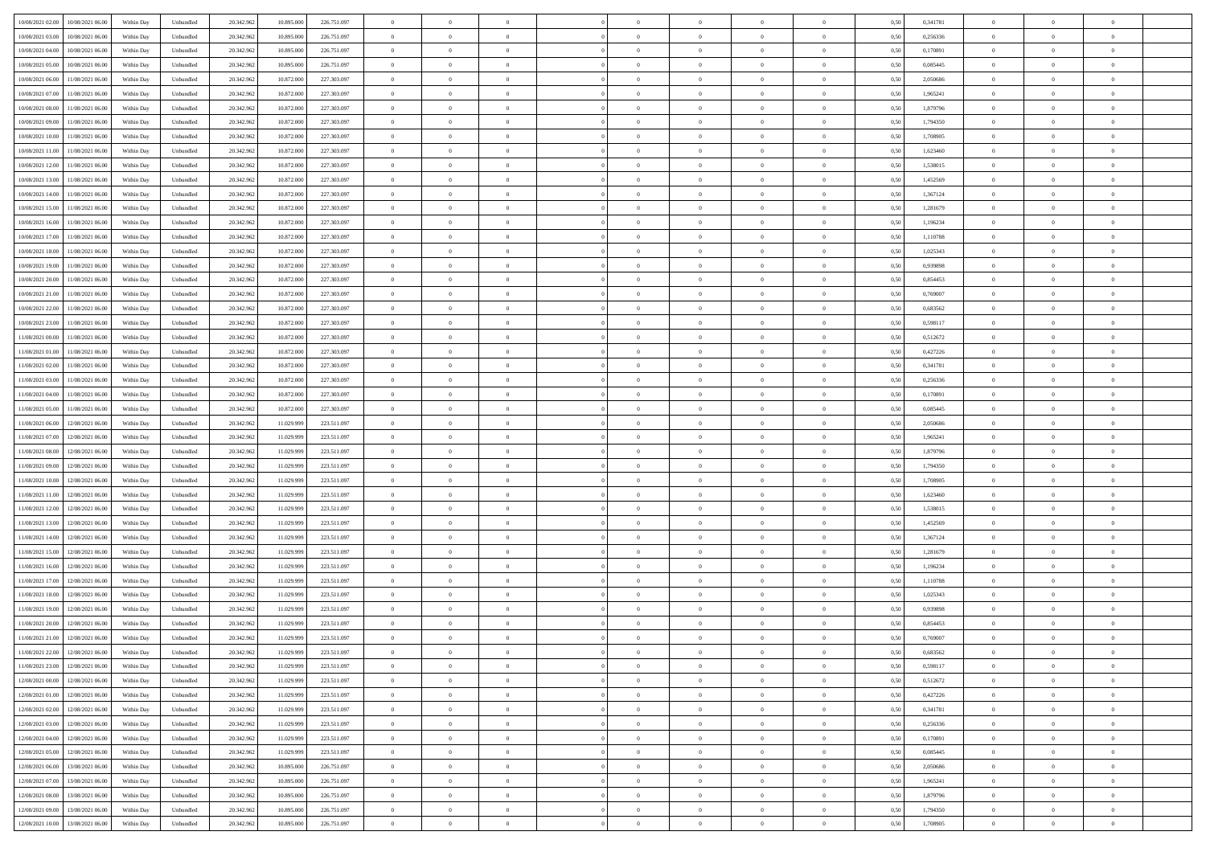| | | | | | | | | | | | | | | | | | | | | | |
|---|---|---|---|---|---|---|---|---|---|---|---|---|---|---|---|---|---|---|---|---|---|
| 10/08/2021 02:00 | 10/08/2021 06:00 | Within Day | Unbundled | 20.342.962 | 10.895.000 | 226.751.097 | 0 | 0 | 0 | | 0 | 0 | 0 | 0 | 0,50 | 0,341781 | 0 | 0 | 0 | |
| 10/08/2021 03:00 | 10/08/2021 06:00 | Within Day | Unbundled | 20.342.962 | 10.895.000 | 226.751.097 | 0 | 0 | 0 | | 0 | 0 | 0 | 0 | 0,50 | 0,256336 | 0 | 0 | 0 | |
| 10/08/2021 04:00 | 10/08/2021 06:00 | Within Day | Unbundled | 20.342.962 | 10.895.000 | 226.751.097 | 0 | 0 | 0 | | 0 | 0 | 0 | 0 | 0,50 | 0,170891 | 0 | 0 | 0 | |
| 10/08/2021 05:00 | 10/08/2021 06:00 | Within Day | Unbundled | 20.342.962 | 10.895.000 | 226.751.097 | 0 | 0 | 0 | | 0 | 0 | 0 | 0 | 0,50 | 0,085445 | 0 | 0 | 0 | |
| 10/08/2021 06:00 | 11/08/2021 06:00 | Within Day | Unbundled | 20.342.962 | 10.872.000 | 227.303.097 | 0 | 0 | 0 | | 0 | 0 | 0 | 0 | 0,50 | 2,050686 | 0 | 0 | 0 | |
| 10/08/2021 07:00 | 11/08/2021 06:00 | Within Day | Unbundled | 20.342.962 | 10.872.000 | 227.303.097 | 0 | 0 | 0 | | 0 | 0 | 0 | 0 | 0,50 | 1,965241 | 0 | 0 | 0 | |
| 10/08/2021 08:00 | 11/08/2021 06:00 | Within Day | Unbundled | 20.342.962 | 10.872.000 | 227.303.097 | 0 | 0 | 0 | | 0 | 0 | 0 | 0 | 0,50 | 1,879796 | 0 | 0 | 0 | |
| 10/08/2021 09:00 | 11/08/2021 06:00 | Within Day | Unbundled | 20.342.962 | 10.872.000 | 227.303.097 | 0 | 0 | 0 | | 0 | 0 | 0 | 0 | 0,50 | 1,794350 | 0 | 0 | 0 | |
| 10/08/2021 10:00 | 11/08/2021 06:00 | Within Day | Unbundled | 20.342.962 | 10.872.000 | 227.303.097 | 0 | 0 | 0 | | 0 | 0 | 0 | 0 | 0,50 | 1,708905 | 0 | 0 | 0 | |
| 10/08/2021 11:00 | 11/08/2021 06:00 | Within Day | Unbundled | 20.342.962 | 10.872.000 | 227.303.097 | 0 | 0 | 0 | | 0 | 0 | 0 | 0 | 0,50 | 1,623460 | 0 | 0 | 0 | |
| 10/08/2021 12:00 | 11/08/2021 06:00 | Within Day | Unbundled | 20.342.962 | 10.872.000 | 227.303.097 | 0 | 0 | 0 | | 0 | 0 | 0 | 0 | 0,50 | 1,538015 | 0 | 0 | 0 | |
| 10/08/2021 13:00 | 11/08/2021 06:00 | Within Day | Unbundled | 20.342.962 | 10.872.000 | 227.303.097 | 0 | 0 | 0 | | 0 | 0 | 0 | 0 | 0,50 | 1,452569 | 0 | 0 | 0 | |
| 10/08/2021 14:00 | 11/08/2021 06:00 | Within Day | Unbundled | 20.342.962 | 10.872.000 | 227.303.097 | 0 | 0 | 0 | | 0 | 0 | 0 | 0 | 0,50 | 1,367124 | 0 | 0 | 0 | |
| 10/08/2021 15:00 | 11/08/2021 06:00 | Within Day | Unbundled | 20.342.962 | 10.872.000 | 227.303.097 | 0 | 0 | 0 | | 0 | 0 | 0 | 0 | 0,50 | 1,281679 | 0 | 0 | 0 | |
| 10/08/2021 16:00 | 11/08/2021 06:00 | Within Day | Unbundled | 20.342.962 | 10.872.000 | 227.303.097 | 0 | 0 | 0 | | 0 | 0 | 0 | 0 | 0,50 | 1,196234 | 0 | 0 | 0 | |
| 10/08/2021 17:00 | 11/08/2021 06:00 | Within Day | Unbundled | 20.342.962 | 10.872.000 | 227.303.097 | 0 | 0 | 0 | | 0 | 0 | 0 | 0 | 0,50 | 1,110788 | 0 | 0 | 0 | |
| 10/08/2021 18:00 | 11/08/2021 06:00 | Within Day | Unbundled | 20.342.962 | 10.872.000 | 227.303.097 | 0 | 0 | 0 | | 0 | 0 | 0 | 0 | 0,50 | 1,025343 | 0 | 0 | 0 | |
| 10/08/2021 19:00 | 11/08/2021 06:00 | Within Day | Unbundled | 20.342.962 | 10.872.000 | 227.303.097 | 0 | 0 | 0 | | 0 | 0 | 0 | 0 | 0,50 | 0,939898 | 0 | 0 | 0 | |
| 10/08/2021 20:00 | 11/08/2021 06:00 | Within Day | Unbundled | 20.342.962 | 10.872.000 | 227.303.097 | 0 | 0 | 0 | | 0 | 0 | 0 | 0 | 0,50 | 0,854453 | 0 | 0 | 0 | |
| 10/08/2021 21:00 | 11/08/2021 06:00 | Within Day | Unbundled | 20.342.962 | 10.872.000 | 227.303.097 | 0 | 0 | 0 | | 0 | 0 | 0 | 0 | 0,50 | 0,769007 | 0 | 0 | 0 | |
| 10/08/2021 22:00 | 11/08/2021 06:00 | Within Day | Unbundled | 20.342.962 | 10.872.000 | 227.303.097 | 0 | 0 | 0 | | 0 | 0 | 0 | 0 | 0,50 | 0,683562 | 0 | 0 | 0 | |
| 10/08/2021 23:00 | 11/08/2021 06:00 | Within Day | Unbundled | 20.342.962 | 10.872.000 | 227.303.097 | 0 | 0 | 0 | | 0 | 0 | 0 | 0 | 0,50 | 0,598117 | 0 | 0 | 0 | |
| 11/08/2021 00:00 | 11/08/2021 06:00 | Within Day | Unbundled | 20.342.962 | 10.872.000 | 227.303.097 | 0 | 0 | 0 | | 0 | 0 | 0 | 0 | 0,50 | 0,512672 | 0 | 0 | 0 | |
| 11/08/2021 01:00 | 11/08/2021 06:00 | Within Day | Unbundled | 20.342.962 | 10.872.000 | 227.303.097 | 0 | 0 | 0 | | 0 | 0 | 0 | 0 | 0,50 | 0,427226 | 0 | 0 | 0 | |
| 11/08/2021 02:00 | 11/08/2021 06:00 | Within Day | Unbundled | 20.342.962 | 10.872.000 | 227.303.097 | 0 | 0 | 0 | | 0 | 0 | 0 | 0 | 0,50 | 0,341781 | 0 | 0 | 0 | |
| 11/08/2021 03:00 | 11/08/2021 06:00 | Within Day | Unbundled | 20.342.962 | 10.872.000 | 227.303.097 | 0 | 0 | 0 | | 0 | 0 | 0 | 0 | 0,50 | 0,256336 | 0 | 0 | 0 | |
| 11/08/2021 04:00 | 11/08/2021 06:00 | Within Day | Unbundled | 20.342.962 | 10.872.000 | 227.303.097 | 0 | 0 | 0 | | 0 | 0 | 0 | 0 | 0,50 | 0,170891 | 0 | 0 | 0 | |
| 11/08/2021 05:00 | 11/08/2021 06:00 | Within Day | Unbundled | 20.342.962 | 10.872.000 | 227.303.097 | 0 | 0 | 0 | | 0 | 0 | 0 | 0 | 0,50 | 0,085445 | 0 | 0 | 0 | |
| 11/08/2021 06:00 | 12/08/2021 06:00 | Within Day | Unbundled | 20.342.962 | 11.029.999 | 223.511.097 | 0 | 0 | 0 | | 0 | 0 | 0 | 0 | 0,50 | 2,050686 | 0 | 0 | 0 | |
| 11/08/2021 07:00 | 12/08/2021 06:00 | Within Day | Unbundled | 20.342.962 | 11.029.999 | 223.511.097 | 0 | 0 | 0 | | 0 | 0 | 0 | 0 | 0,50 | 1,965241 | 0 | 0 | 0 | |
| 11/08/2021 08:00 | 12/08/2021 06:00 | Within Day | Unbundled | 20.342.962 | 11.029.999 | 223.511.097 | 0 | 0 | 0 | | 0 | 0 | 0 | 0 | 0,50 | 1,879796 | 0 | 0 | 0 | |
| 11/08/2021 09:00 | 12/08/2021 06:00 | Within Day | Unbundled | 20.342.962 | 11.029.999 | 223.511.097 | 0 | 0 | 0 | | 0 | 0 | 0 | 0 | 0,50 | 1,794350 | 0 | 0 | 0 | |
| 11/08/2021 10:00 | 12/08/2021 06:00 | Within Day | Unbundled | 20.342.962 | 11.029.999 | 223.511.097 | 0 | 0 | 0 | | 0 | 0 | 0 | 0 | 0,50 | 1,708905 | 0 | 0 | 0 | |
| 11/08/2021 11:00 | 12/08/2021 06:00 | Within Day | Unbundled | 20.342.962 | 11.029.999 | 223.511.097 | 0 | 0 | 0 | | 0 | 0 | 0 | 0 | 0,50 | 1,623460 | 0 | 0 | 0 | |
| 11/08/2021 12:00 | 12/08/2021 06:00 | Within Day | Unbundled | 20.342.962 | 11.029.999 | 223.511.097 | 0 | 0 | 0 | | 0 | 0 | 0 | 0 | 0,50 | 1,538015 | 0 | 0 | 0 | |
| 11/08/2021 13:00 | 12/08/2021 06:00 | Within Day | Unbundled | 20.342.962 | 11.029.999 | 223.511.097 | 0 | 0 | 0 | | 0 | 0 | 0 | 0 | 0,50 | 1,452569 | 0 | 0 | 0 | |
| 11/08/2021 14:00 | 12/08/2021 06:00 | Within Day | Unbundled | 20.342.962 | 11.029.999 | 223.511.097 | 0 | 0 | 0 | | 0 | 0 | 0 | 0 | 0,50 | 1,367124 | 0 | 0 | 0 | |
| 11/08/2021 15:00 | 12/08/2021 06:00 | Within Day | Unbundled | 20.342.962 | 11.029.999 | 223.511.097 | 0 | 0 | 0 | | 0 | 0 | 0 | 0 | 0,50 | 1,281679 | 0 | 0 | 0 | |
| 11/08/2021 16:00 | 12/08/2021 06:00 | Within Day | Unbundled | 20.342.962 | 11.029.999 | 223.511.097 | 0 | 0 | 0 | | 0 | 0 | 0 | 0 | 0,50 | 1,196234 | 0 | 0 | 0 | |
| 11/08/2021 17:00 | 12/08/2021 06:00 | Within Day | Unbundled | 20.342.962 | 11.029.999 | 223.511.097 | 0 | 0 | 0 | | 0 | 0 | 0 | 0 | 0,50 | 1,110788 | 0 | 0 | 0 | |
| 11/08/2021 18:00 | 12/08/2021 06:00 | Within Day | Unbundled | 20.342.962 | 11.029.999 | 223.511.097 | 0 | 0 | 0 | | 0 | 0 | 0 | 0 | 0,50 | 1,025343 | 0 | 0 | 0 | |
| 11/08/2021 19:00 | 12/08/2021 06:00 | Within Day | Unbundled | 20.342.962 | 11.029.999 | 223.511.097 | 0 | 0 | 0 | | 0 | 0 | 0 | 0 | 0,50 | 0,939898 | 0 | 0 | 0 | |
| 11/08/2021 20:00 | 12/08/2021 06:00 | Within Day | Unbundled | 20.342.962 | 11.029.999 | 223.511.097 | 0 | 0 | 0 | | 0 | 0 | 0 | 0 | 0,50 | 0,854453 | 0 | 0 | 0 | |
| 11/08/2021 21:00 | 12/08/2021 06:00 | Within Day | Unbundled | 20.342.962 | 11.029.999 | 223.511.097 | 0 | 0 | 0 | | 0 | 0 | 0 | 0 | 0,50 | 0,769007 | 0 | 0 | 0 | |
| 11/08/2021 22:00 | 12/08/2021 06:00 | Within Day | Unbundled | 20.342.962 | 11.029.999 | 223.511.097 | 0 | 0 | 0 | | 0 | 0 | 0 | 0 | 0,50 | 0,683562 | 0 | 0 | 0 | |
| 11/08/2021 23:00 | 12/08/2021 06:00 | Within Day | Unbundled | 20.342.962 | 11.029.999 | 223.511.097 | 0 | 0 | 0 | | 0 | 0 | 0 | 0 | 0,50 | 0,598117 | 0 | 0 | 0 | |
| 12/08/2021 00:00 | 12/08/2021 06:00 | Within Day | Unbundled | 20.342.962 | 11.029.999 | 223.511.097 | 0 | 0 | 0 | | 0 | 0 | 0 | 0 | 0,50 | 0,512672 | 0 | 0 | 0 | |
| 12/08/2021 01:00 | 12/08/2021 06:00 | Within Day | Unbundled | 20.342.962 | 11.029.999 | 223.511.097 | 0 | 0 | 0 | | 0 | 0 | 0 | 0 | 0,50 | 0,427226 | 0 | 0 | 0 | |
| 12/08/2021 02:00 | 12/08/2021 06:00 | Within Day | Unbundled | 20.342.962 | 11.029.999 | 223.511.097 | 0 | 0 | 0 | | 0 | 0 | 0 | 0 | 0,50 | 0,341781 | 0 | 0 | 0 | |
| 12/08/2021 03:00 | 12/08/2021 06:00 | Within Day | Unbundled | 20.342.962 | 11.029.999 | 223.511.097 | 0 | 0 | 0 | | 0 | 0 | 0 | 0 | 0,50 | 0,256336 | 0 | 0 | 0 | |
| 12/08/2021 04:00 | 12/08/2021 06:00 | Within Day | Unbundled | 20.342.962 | 11.029.999 | 223.511.097 | 0 | 0 | 0 | | 0 | 0 | 0 | 0 | 0,50 | 0,170891 | 0 | 0 | 0 | |
| 12/08/2021 05:00 | 12/08/2021 06:00 | Within Day | Unbundled | 20.342.962 | 11.029.999 | 223.511.097 | 0 | 0 | 0 | | 0 | 0 | 0 | 0 | 0,50 | 0,085445 | 0 | 0 | 0 | |
| 12/08/2021 06:00 | 13/08/2021 06:00 | Within Day | Unbundled | 20.342.962 | 10.895.000 | 226.751.097 | 0 | 0 | 0 | | 0 | 0 | 0 | 0 | 0,50 | 2,050686 | 0 | 0 | 0 | |
| 12/08/2021 07:00 | 13/08/2021 06:00 | Within Day | Unbundled | 20.342.962 | 10.895.000 | 226.751.097 | 0 | 0 | 0 | | 0 | 0 | 0 | 0 | 0,50 | 1,965241 | 0 | 0 | 0 | |
| 12/08/2021 08:00 | 13/08/2021 06:00 | Within Day | Unbundled | 20.342.962 | 10.895.000 | 226.751.097 | 0 | 0 | 0 | | 0 | 0 | 0 | 0 | 0,50 | 1,879796 | 0 | 0 | 0 | |
| 12/08/2021 09:00 | 13/08/2021 06:00 | Within Day | Unbundled | 20.342.962 | 10.895.000 | 226.751.097 | 0 | 0 | 0 | | 0 | 0 | 0 | 0 | 0,50 | 1,794350 | 0 | 0 | 0 | |
| 12/08/2021 10:00 | 13/08/2021 06:00 | Within Day | Unbundled | 20.342.962 | 10.895.000 | 226.751.097 | 0 | 0 | 0 | | 0 | 0 | 0 | 0 | 0,50 | 1,708905 | 0 | 0 | 0 | |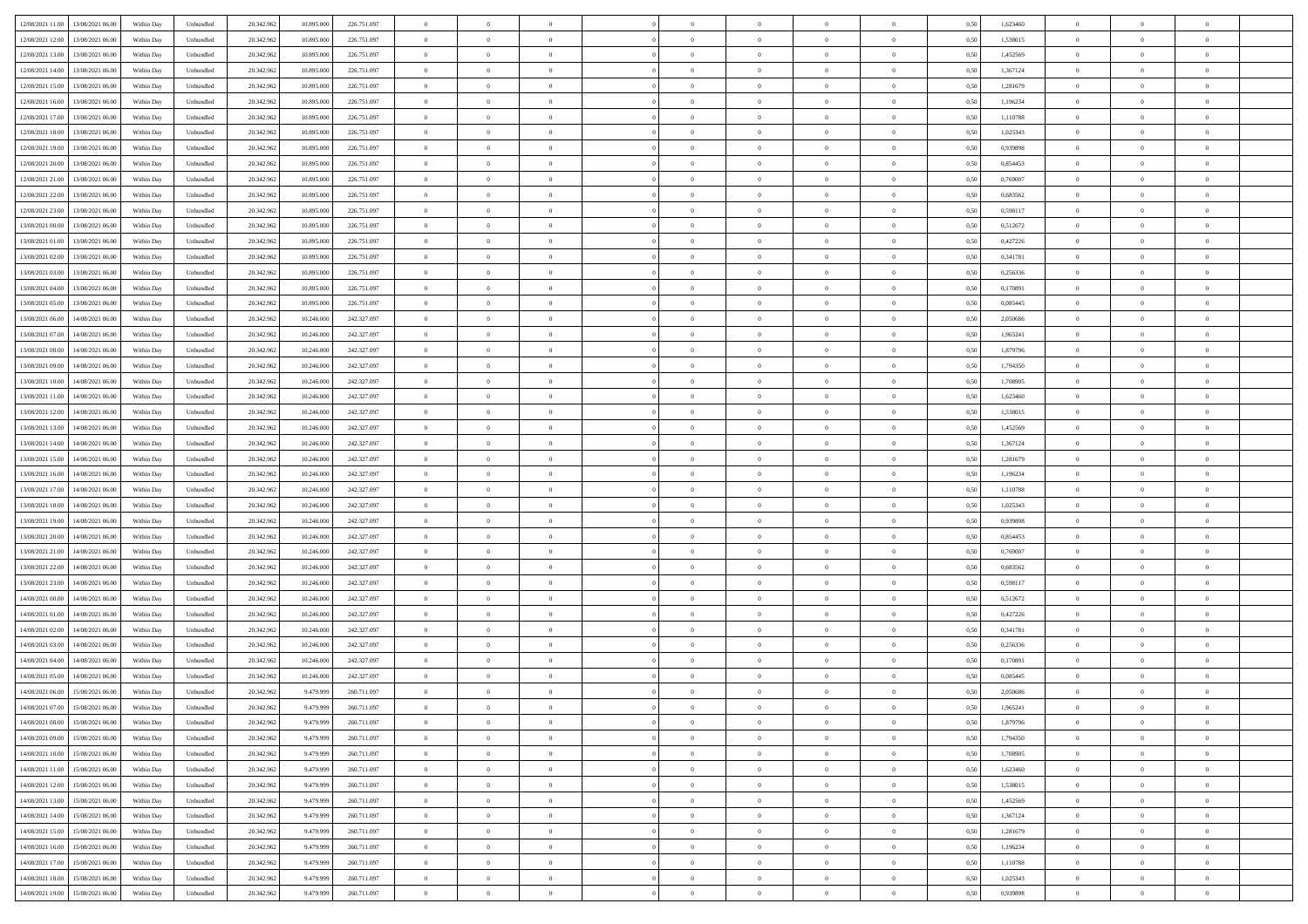| 12/08/2021 11:00 | 13/08/2021 06:00 | Within Day | Unbundled | 20.342.962 | 10.895.000 | 226.751.097 | 0 | 0 | 0 | | 0 | 0 | 0 | 0 | 0,50 | 1,623460 | 0 | 0 | 0 | |
|---|---|---|---|---|---|---|---|---|---|---|---|---|---|---|---|---|---|---|---|---|
| 12/08/2021 12:00 | 13/08/2021 06:00 | Within Day | Unbundled | 20.342.962 | 10.895.000 | 226.751.097 | 0 | 0 | 0 | | 0 | 0 | 0 | 0 | 0,50 | 1,538015 | 0 | 0 | 0 | |
| 12/08/2021 13:00 | 13/08/2021 06:00 | Within Day | Unbundled | 20.342.962 | 10.895.000 | 226.751.097 | 0 | 0 | 0 | | 0 | 0 | 0 | 0 | 0,50 | 1,452569 | 0 | 0 | 0 | |
| 12/08/2021 14:00 | 13/08/2021 06:00 | Within Day | Unbundled | 20.342.962 | 10.895.000 | 226.751.097 | 0 | 0 | 0 | | 0 | 0 | 0 | 0 | 0,50 | 1,367124 | 0 | 0 | 0 | |
| 12/08/2021 15:00 | 13/08/2021 06:00 | Within Day | Unbundled | 20.342.962 | 10.895.000 | 226.751.097 | 0 | 0 | 0 | | 0 | 0 | 0 | 0 | 0,50 | 1,281679 | 0 | 0 | 0 | |
| 12/08/2021 16:00 | 13/08/2021 06:00 | Within Day | Unbundled | 20.342.962 | 10.895.000 | 226.751.097 | 0 | 0 | 0 | | 0 | 0 | 0 | 0 | 0,50 | 1,196234 | 0 | 0 | 0 | |
| 12/08/2021 17:00 | 13/08/2021 06:00 | Within Day | Unbundled | 20.342.962 | 10.895.000 | 226.751.097 | 0 | 0 | 0 | | 0 | 0 | 0 | 0 | 0,50 | 1,110788 | 0 | 0 | 0 | |
| 12/08/2021 18:00 | 13/08/2021 06:00 | Within Day | Unbundled | 20.342.962 | 10.895.000 | 226.751.097 | 0 | 0 | 0 | | 0 | 0 | 0 | 0 | 0,50 | 1,025343 | 0 | 0 | 0 | |
| 12/08/2021 19:00 | 13/08/2021 06:00 | Within Day | Unbundled | 20.342.962 | 10.895.000 | 226.751.097 | 0 | 0 | 0 | | 0 | 0 | 0 | 0 | 0,50 | 0,939898 | 0 | 0 | 0 | |
| 12/08/2021 20:00 | 13/08/2021 06:00 | Within Day | Unbundled | 20.342.962 | 10.895.000 | 226.751.097 | 0 | 0 | 0 | | 0 | 0 | 0 | 0 | 0,50 | 0,854453 | 0 | 0 | 0 | |
| 12/08/2021 21:00 | 13/08/2021 06:00 | Within Day | Unbundled | 20.342.962 | 10.895.000 | 226.751.097 | 0 | 0 | 0 | | 0 | 0 | 0 | 0 | 0,50 | 0,769007 | 0 | 0 | 0 | |
| 12/08/2021 22:00 | 13/08/2021 06:00 | Within Day | Unbundled | 20.342.962 | 10.895.000 | 226.751.097 | 0 | 0 | 0 | | 0 | 0 | 0 | 0 | 0,50 | 0,683562 | 0 | 0 | 0 | |
| 12/08/2021 23:00 | 13/08/2021 06:00 | Within Day | Unbundled | 20.342.962 | 10.895.000 | 226.751.097 | 0 | 0 | 0 | | 0 | 0 | 0 | 0 | 0,50 | 0,598117 | 0 | 0 | 0 | |
| 13/08/2021 00:00 | 13/08/2021 06:00 | Within Day | Unbundled | 20.342.962 | 10.895.000 | 226.751.097 | 0 | 0 | 0 | | 0 | 0 | 0 | 0 | 0,50 | 0,512672 | 0 | 0 | 0 | |
| 13/08/2021 01:00 | 13/08/2021 06:00 | Within Day | Unbundled | 20.342.962 | 10.895.000 | 226.751.097 | 0 | 0 | 0 | | 0 | 0 | 0 | 0 | 0,50 | 0,427226 | 0 | 0 | 0 | |
| 13/08/2021 02:00 | 13/08/2021 06:00 | Within Day | Unbundled | 20.342.962 | 10.895.000 | 226.751.097 | 0 | 0 | 0 | | 0 | 0 | 0 | 0 | 0,50 | 0,341781 | 0 | 0 | 0 | |
| 13/08/2021 03:00 | 13/08/2021 06:00 | Within Day | Unbundled | 20.342.962 | 10.895.000 | 226.751.097 | 0 | 0 | 0 | | 0 | 0 | 0 | 0 | 0,50 | 0,256336 | 0 | 0 | 0 | |
| 13/08/2021 04:00 | 13/08/2021 06:00 | Within Day | Unbundled | 20.342.962 | 10.895.000 | 226.751.097 | 0 | 0 | 0 | | 0 | 0 | 0 | 0 | 0,50 | 0,170891 | 0 | 0 | 0 | |
| 13/08/2021 05:00 | 13/08/2021 06:00 | Within Day | Unbundled | 20.342.962 | 10.895.000 | 226.751.097 | 0 | 0 | 0 | | 0 | 0 | 0 | 0 | 0,50 | 0,085445 | 0 | 0 | 0 | |
| 13/08/2021 06:00 | 14/08/2021 06:00 | Within Day | Unbundled | 20.342.962 | 10.246.000 | 242.327.097 | 0 | 0 | 0 | | 0 | 0 | 0 | 0 | 0,50 | 2,050686 | 0 | 0 | 0 | |
| 13/08/2021 07:00 | 14/08/2021 06:00 | Within Day | Unbundled | 20.342.962 | 10.246.000 | 242.327.097 | 0 | 0 | 0 | | 0 | 0 | 0 | 0 | 0,50 | 1,965241 | 0 | 0 | 0 | |
| 13/08/2021 08:00 | 14/08/2021 06:00 | Within Day | Unbundled | 20.342.962 | 10.246.000 | 242.327.097 | 0 | 0 | 0 | | 0 | 0 | 0 | 0 | 0,50 | 1,879796 | 0 | 0 | 0 | |
| 13/08/2021 09:00 | 14/08/2021 06:00 | Within Day | Unbundled | 20.342.962 | 10.246.000 | 242.327.097 | 0 | 0 | 0 | | 0 | 0 | 0 | 0 | 0,50 | 1,794350 | 0 | 0 | 0 | |
| 13/08/2021 10:00 | 14/08/2021 06:00 | Within Day | Unbundled | 20.342.962 | 10.246.000 | 242.327.097 | 0 | 0 | 0 | | 0 | 0 | 0 | 0 | 0,50 | 1,708905 | 0 | 0 | 0 | |
| 13/08/2021 11:00 | 14/08/2021 06:00 | Within Day | Unbundled | 20.342.962 | 10.246.000 | 242.327.097 | 0 | 0 | 0 | | 0 | 0 | 0 | 0 | 0,50 | 1,623460 | 0 | 0 | 0 | |
| 13/08/2021 12:00 | 14/08/2021 06:00 | Within Day | Unbundled | 20.342.962 | 10.246.000 | 242.327.097 | 0 | 0 | 0 | | 0 | 0 | 0 | 0 | 0,50 | 1,538015 | 0 | 0 | 0 | |
| 13/08/2021 13:00 | 14/08/2021 06:00 | Within Day | Unbundled | 20.342.962 | 10.246.000 | 242.327.097 | 0 | 0 | 0 | | 0 | 0 | 0 | 0 | 0,50 | 1,452569 | 0 | 0 | 0 | |
| 13/08/2021 14:00 | 14/08/2021 06:00 | Within Day | Unbundled | 20.342.962 | 10.246.000 | 242.327.097 | 0 | 0 | 0 | | 0 | 0 | 0 | 0 | 0,50 | 1,367124 | 0 | 0 | 0 | |
| 13/08/2021 15:00 | 14/08/2021 06:00 | Within Day | Unbundled | 20.342.962 | 10.246.000 | 242.327.097 | 0 | 0 | 0 | | 0 | 0 | 0 | 0 | 0,50 | 1,281679 | 0 | 0 | 0 | |
| 13/08/2021 16:00 | 14/08/2021 06:00 | Within Day | Unbundled | 20.342.962 | 10.246.000 | 242.327.097 | 0 | 0 | 0 | | 0 | 0 | 0 | 0 | 0,50 | 1,196234 | 0 | 0 | 0 | |
| 13/08/2021 17:00 | 14/08/2021 06:00 | Within Day | Unbundled | 20.342.962 | 10.246.000 | 242.327.097 | 0 | 0 | 0 | | 0 | 0 | 0 | 0 | 0,50 | 1,110788 | 0 | 0 | 0 | |
| 13/08/2021 18:00 | 14/08/2021 06:00 | Within Day | Unbundled | 20.342.962 | 10.246.000 | 242.327.097 | 0 | 0 | 0 | | 0 | 0 | 0 | 0 | 0,50 | 1,025343 | 0 | 0 | 0 | |
| 13/08/2021 19:00 | 14/08/2021 06:00 | Within Day | Unbundled | 20.342.962 | 10.246.000 | 242.327.097 | 0 | 0 | 0 | | 0 | 0 | 0 | 0 | 0,50 | 0,939898 | 0 | 0 | 0 | |
| 13/08/2021 20:00 | 14/08/2021 06:00 | Within Day | Unbundled | 20.342.962 | 10.246.000 | 242.327.097 | 0 | 0 | 0 | | 0 | 0 | 0 | 0 | 0,50 | 0,854453 | 0 | 0 | 0 | |
| 13/08/2021 21:00 | 14/08/2021 06:00 | Within Day | Unbundled | 20.342.962 | 10.246.000 | 242.327.097 | 0 | 0 | 0 | | 0 | 0 | 0 | 0 | 0,50 | 0,769007 | 0 | 0 | 0 | |
| 13/08/2021 22:00 | 14/08/2021 06:00 | Within Day | Unbundled | 20.342.962 | 10.246.000 | 242.327.097 | 0 | 0 | 0 | | 0 | 0 | 0 | 0 | 0,50 | 0,683562 | 0 | 0 | 0 | |
| 13/08/2021 23:00 | 14/08/2021 06:00 | Within Day | Unbundled | 20.342.962 | 10.246.000 | 242.327.097 | 0 | 0 | 0 | | 0 | 0 | 0 | 0 | 0,50 | 0,598117 | 0 | 0 | 0 | |
| 14/08/2021 00:00 | 14/08/2021 06:00 | Within Day | Unbundled | 20.342.962 | 10.246.000 | 242.327.097 | 0 | 0 | 0 | | 0 | 0 | 0 | 0 | 0,50 | 0,512672 | 0 | 0 | 0 | |
| 14/08/2021 01:00 | 14/08/2021 06:00 | Within Day | Unbundled | 20.342.962 | 10.246.000 | 242.327.097 | 0 | 0 | 0 | | 0 | 0 | 0 | 0 | 0,50 | 0,427226 | 0 | 0 | 0 | |
| 14/08/2021 02:00 | 14/08/2021 06:00 | Within Day | Unbundled | 20.342.962 | 10.246.000 | 242.327.097 | 0 | 0 | 0 | | 0 | 0 | 0 | 0 | 0,50 | 0,341781 | 0 | 0 | 0 | |
| 14/08/2021 03:00 | 14/08/2021 06:00 | Within Day | Unbundled | 20.342.962 | 10.246.000 | 242.327.097 | 0 | 0 | 0 | | 0 | 0 | 0 | 0 | 0,50 | 0,256336 | 0 | 0 | 0 | |
| 14/08/2021 04:00 | 14/08/2021 06:00 | Within Day | Unbundled | 20.342.962 | 10.246.000 | 242.327.097 | 0 | 0 | 0 | | 0 | 0 | 0 | 0 | 0,50 | 0,170891 | 0 | 0 | 0 | |
| 14/08/2021 05:00 | 14/08/2021 06:00 | Within Day | Unbundled | 20.342.962 | 10.246.000 | 242.327.097 | 0 | 0 | 0 | | 0 | 0 | 0 | 0 | 0,50 | 0,085445 | 0 | 0 | 0 | |
| 14/08/2021 06:00 | 15/08/2021 06:00 | Within Day | Unbundled | 20.342.962 | 9.479.999 | 260.711.097 | 0 | 0 | 0 | | 0 | 0 | 0 | 0 | 0,50 | 2,050686 | 0 | 0 | 0 | |
| 14/08/2021 07:00 | 15/08/2021 06:00 | Within Day | Unbundled | 20.342.962 | 9.479.999 | 260.711.097 | 0 | 0 | 0 | | 0 | 0 | 0 | 0 | 0,50 | 1,965241 | 0 | 0 | 0 | |
| 14/08/2021 08:00 | 15/08/2021 06:00 | Within Day | Unbundled | 20.342.962 | 9.479.999 | 260.711.097 | 0 | 0 | 0 | | 0 | 0 | 0 | 0 | 0,50 | 1,879796 | 0 | 0 | 0 | |
| 14/08/2021 09:00 | 15/08/2021 06:00 | Within Day | Unbundled | 20.342.962 | 9.479.999 | 260.711.097 | 0 | 0 | 0 | | 0 | 0 | 0 | 0 | 0,50 | 1,794350 | 0 | 0 | 0 | |
| 14/08/2021 10:00 | 15/08/2021 06:00 | Within Day | Unbundled | 20.342.962 | 9.479.999 | 260.711.097 | 0 | 0 | 0 | | 0 | 0 | 0 | 0 | 0,50 | 1,708905 | 0 | 0 | 0 | |
| 14/08/2021 11:00 | 15/08/2021 06:00 | Within Day | Unbundled | 20.342.962 | 9.479.999 | 260.711.097 | 0 | 0 | 0 | | 0 | 0 | 0 | 0 | 0,50 | 1,623460 | 0 | 0 | 0 | |
| 14/08/2021 12:00 | 15/08/2021 06:00 | Within Day | Unbundled | 20.342.962 | 9.479.999 | 260.711.097 | 0 | 0 | 0 | | 0 | 0 | 0 | 0 | 0,50 | 1,538015 | 0 | 0 | 0 | |
| 14/08/2021 13:00 | 15/08/2021 06:00 | Within Day | Unbundled | 20.342.962 | 9.479.999 | 260.711.097 | 0 | 0 | 0 | | 0 | 0 | 0 | 0 | 0,50 | 1,452569 | 0 | 0 | 0 | |
| 14/08/2021 14:00 | 15/08/2021 06:00 | Within Day | Unbundled | 20.342.962 | 9.479.999 | 260.711.097 | 0 | 0 | 0 | | 0 | 0 | 0 | 0 | 0,50 | 1,367124 | 0 | 0 | 0 | |
| 14/08/2021 15:00 | 15/08/2021 06:00 | Within Day | Unbundled | 20.342.962 | 9.479.999 | 260.711.097 | 0 | 0 | 0 | | 0 | 0 | 0 | 0 | 0,50 | 1,281679 | 0 | 0 | 0 | |
| 14/08/2021 16:00 | 15/08/2021 06:00 | Within Day | Unbundled | 20.342.962 | 9.479.999 | 260.711.097 | 0 | 0 | 0 | | 0 | 0 | 0 | 0 | 0,50 | 1,196234 | 0 | 0 | 0 | |
| 14/08/2021 17:00 | 15/08/2021 06:00 | Within Day | Unbundled | 20.342.962 | 9.479.999 | 260.711.097 | 0 | 0 | 0 | | 0 | 0 | 0 | 0 | 0,50 | 1,110788 | 0 | 0 | 0 | |
| 14/08/2021 18:00 | 15/08/2021 06:00 | Within Day | Unbundled | 20.342.962 | 9.479.999 | 260.711.097 | 0 | 0 | 0 | | 0 | 0 | 0 | 0 | 0,50 | 1,025343 | 0 | 0 | 0 | |
| 14/08/2021 19:00 | 15/08/2021 06:00 | Within Day | Unbundled | 20.342.962 | 9.479.999 | 260.711.097 | 0 | 0 | 0 | | 0 | 0 | 0 | 0 | 0,50 | 0,939898 | 0 | 0 | 0 | |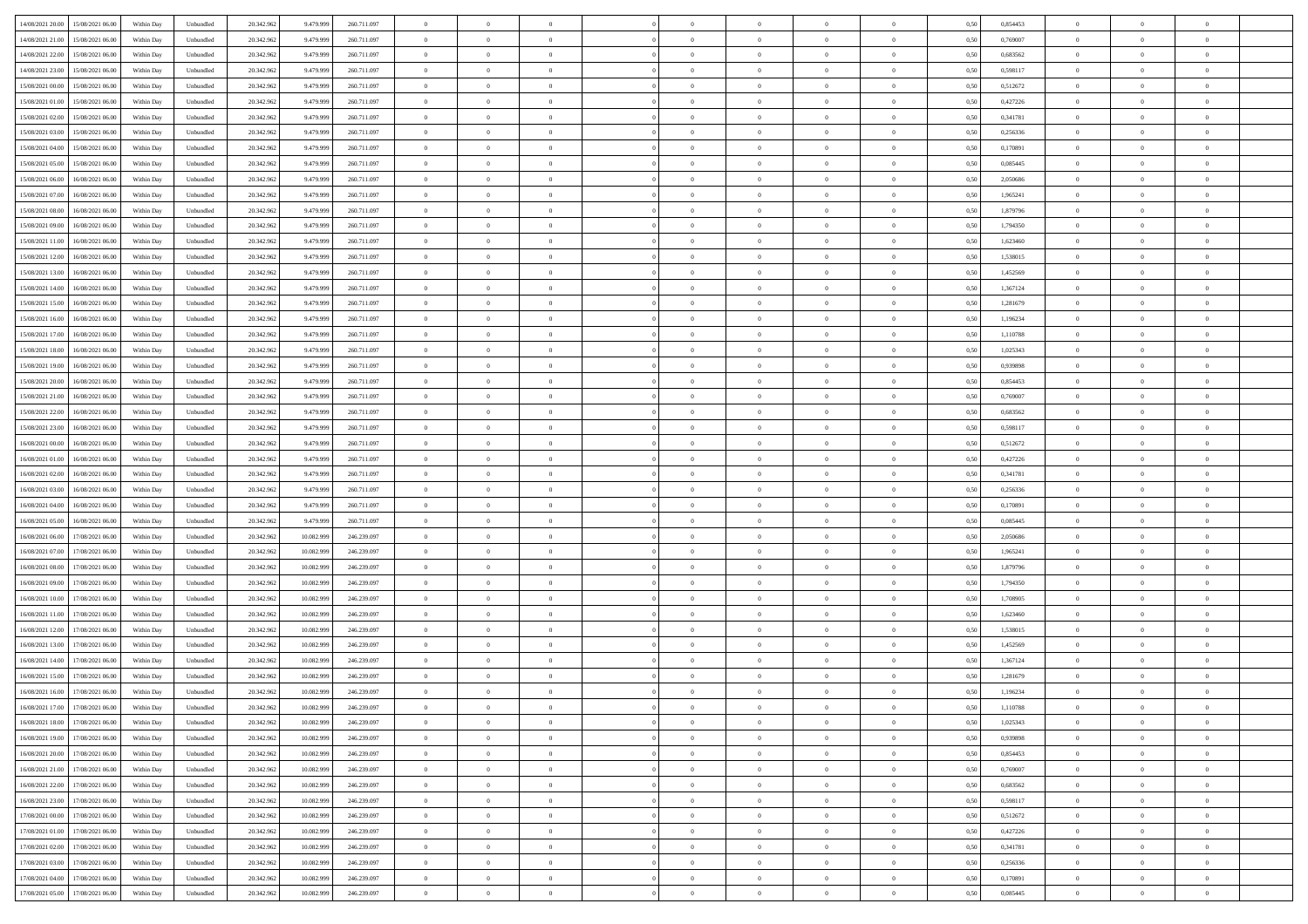| | | | | | | | | | | | | | | | | | | | | |
|---|---|---|---|---|---|---|---|---|---|---|---|---|---|---|---|---|---|---|---|---|
| 14/08/2021 20:00 | 15/08/2021 06:00 | Within Day | Unbundled | 20.342.962 | 9.479.999 | 260.711.097 | 0 | 0 | 0 | | 0 | 0 | 0 | 0 | 0,50 | 0,854453 | 0 | 0 | 0 | |
| 14/08/2021 21:00 | 15/08/2021 06:00 | Within Day | Unbundled | 20.342.962 | 9.479.999 | 260.711.097 | 0 | 0 | 0 | | 0 | 0 | 0 | 0 | 0,50 | 0,769007 | 0 | 0 | 0 | |
| 14/08/2021 22:00 | 15/08/2021 06:00 | Within Day | Unbundled | 20.342.962 | 9.479.999 | 260.711.097 | 0 | 0 | 0 | | 0 | 0 | 0 | 0 | 0,50 | 0,683562 | 0 | 0 | 0 | |
| 14/08/2021 23:00 | 15/08/2021 06:00 | Within Day | Unbundled | 20.342.962 | 9.479.999 | 260.711.097 | 0 | 0 | 0 | | 0 | 0 | 0 | 0 | 0,50 | 0,598117 | 0 | 0 | 0 | |
| 15/08/2021 00:00 | 15/08/2021 06:00 | Within Day | Unbundled | 20.342.962 | 9.479.999 | 260.711.097 | 0 | 0 | 0 | | 0 | 0 | 0 | 0 | 0,50 | 0,512672 | 0 | 0 | 0 | |
| 15/08/2021 01:00 | 15/08/2021 06:00 | Within Day | Unbundled | 20.342.962 | 9.479.999 | 260.711.097 | 0 | 0 | 0 | | 0 | 0 | 0 | 0 | 0,50 | 0,427226 | 0 | 0 | 0 | |
| 15/08/2021 02:00 | 15/08/2021 06:00 | Within Day | Unbundled | 20.342.962 | 9.479.999 | 260.711.097 | 0 | 0 | 0 | | 0 | 0 | 0 | 0 | 0,50 | 0,341781 | 0 | 0 | 0 | |
| 15/08/2021 03:00 | 15/08/2021 06:00 | Within Day | Unbundled | 20.342.962 | 9.479.999 | 260.711.097 | 0 | 0 | 0 | | 0 | 0 | 0 | 0 | 0,50 | 0,256336 | 0 | 0 | 0 | |
| 15/08/2021 04:00 | 15/08/2021 06:00 | Within Day | Unbundled | 20.342.962 | 9.479.999 | 260.711.097 | 0 | 0 | 0 | | 0 | 0 | 0 | 0 | 0,50 | 0,170891 | 0 | 0 | 0 | |
| 15/08/2021 05:00 | 15/08/2021 06:00 | Within Day | Unbundled | 20.342.962 | 9.479.999 | 260.711.097 | 0 | 0 | 0 | | 0 | 0 | 0 | 0 | 0,50 | 0,085445 | 0 | 0 | 0 | |
| 15/08/2021 06:00 | 16/08/2021 06:00 | Within Day | Unbundled | 20.342.962 | 9.479.999 | 260.711.097 | 0 | 0 | 0 | | 0 | 0 | 0 | 0 | 0,50 | 2,050686 | 0 | 0 | 0 | |
| 15/08/2021 07:00 | 16/08/2021 06:00 | Within Day | Unbundled | 20.342.962 | 9.479.999 | 260.711.097 | 0 | 0 | 0 | | 0 | 0 | 0 | 0 | 0,50 | 1,965241 | 0 | 0 | 0 | |
| 15/08/2021 08:00 | 16/08/2021 06:00 | Within Day | Unbundled | 20.342.962 | 9.479.999 | 260.711.097 | 0 | 0 | 0 | | 0 | 0 | 0 | 0 | 0,50 | 1,879796 | 0 | 0 | 0 | |
| 15/08/2021 09:00 | 16/08/2021 06:00 | Within Day | Unbundled | 20.342.962 | 9.479.999 | 260.711.097 | 0 | 0 | 0 | | 0 | 0 | 0 | 0 | 0,50 | 1,794350 | 0 | 0 | 0 | |
| 15/08/2021 11:00 | 16/08/2021 06:00 | Within Day | Unbundled | 20.342.962 | 9.479.999 | 260.711.097 | 0 | 0 | 0 | | 0 | 0 | 0 | 0 | 0,50 | 1,623460 | 0 | 0 | 0 | |
| 15/08/2021 12:00 | 16/08/2021 06:00 | Within Day | Unbundled | 20.342.962 | 9.479.999 | 260.711.097 | 0 | 0 | 0 | | 0 | 0 | 0 | 0 | 0,50 | 1,538015 | 0 | 0 | 0 | |
| 15/08/2021 13:00 | 16/08/2021 06:00 | Within Day | Unbundled | 20.342.962 | 9.479.999 | 260.711.097 | 0 | 0 | 0 | | 0 | 0 | 0 | 0 | 0,50 | 1,452569 | 0 | 0 | 0 | |
| 15/08/2021 14:00 | 16/08/2021 06:00 | Within Day | Unbundled | 20.342.962 | 9.479.999 | 260.711.097 | 0 | 0 | 0 | | 0 | 0 | 0 | 0 | 0,50 | 1,367124 | 0 | 0 | 0 | |
| 15/08/2021 15:00 | 16/08/2021 06:00 | Within Day | Unbundled | 20.342.962 | 9.479.999 | 260.711.097 | 0 | 0 | 0 | | 0 | 0 | 0 | 0 | 0,50 | 1,281679 | 0 | 0 | 0 | |
| 15/08/2021 16:00 | 16/08/2021 06:00 | Within Day | Unbundled | 20.342.962 | 9.479.999 | 260.711.097 | 0 | 0 | 0 | | 0 | 0 | 0 | 0 | 0,50 | 1,196234 | 0 | 0 | 0 | |
| 15/08/2021 17:00 | 16/08/2021 06:00 | Within Day | Unbundled | 20.342.962 | 9.479.999 | 260.711.097 | 0 | 0 | 0 | | 0 | 0 | 0 | 0 | 0,50 | 1,110788 | 0 | 0 | 0 | |
| 15/08/2021 18:00 | 16/08/2021 06:00 | Within Day | Unbundled | 20.342.962 | 9.479.999 | 260.711.097 | 0 | 0 | 0 | | 0 | 0 | 0 | 0 | 0,50 | 1,025343 | 0 | 0 | 0 | |
| 15/08/2021 19:00 | 16/08/2021 06:00 | Within Day | Unbundled | 20.342.962 | 9.479.999 | 260.711.097 | 0 | 0 | 0 | | 0 | 0 | 0 | 0 | 0,50 | 0,939898 | 0 | 0 | 0 | |
| 15/08/2021 20:00 | 16/08/2021 06:00 | Within Day | Unbundled | 20.342.962 | 9.479.999 | 260.711.097 | 0 | 0 | 0 | | 0 | 0 | 0 | 0 | 0,50 | 0,854453 | 0 | 0 | 0 | |
| 15/08/2021 21:00 | 16/08/2021 06:00 | Within Day | Unbundled | 20.342.962 | 9.479.999 | 260.711.097 | 0 | 0 | 0 | | 0 | 0 | 0 | 0 | 0,50 | 0,769007 | 0 | 0 | 0 | |
| 15/08/2021 22:00 | 16/08/2021 06:00 | Within Day | Unbundled | 20.342.962 | 9.479.999 | 260.711.097 | 0 | 0 | 0 | | 0 | 0 | 0 | 0 | 0,50 | 0,683562 | 0 | 0 | 0 | |
| 15/08/2021 23:00 | 16/08/2021 06:00 | Within Day | Unbundled | 20.342.962 | 9.479.999 | 260.711.097 | 0 | 0 | 0 | | 0 | 0 | 0 | 0 | 0,50 | 0,598117 | 0 | 0 | 0 | |
| 16/08/2021 00:00 | 16/08/2021 06:00 | Within Day | Unbundled | 20.342.962 | 9.479.999 | 260.711.097 | 0 | 0 | 0 | | 0 | 0 | 0 | 0 | 0,50 | 0,512672 | 0 | 0 | 0 | |
| 16/08/2021 01:00 | 16/08/2021 06:00 | Within Day | Unbundled | 20.342.962 | 9.479.999 | 260.711.097 | 0 | 0 | 0 | | 0 | 0 | 0 | 0 | 0,50 | 0,427226 | 0 | 0 | 0 | |
| 16/08/2021 02:00 | 16/08/2021 06:00 | Within Day | Unbundled | 20.342.962 | 9.479.999 | 260.711.097 | 0 | 0 | 0 | | 0 | 0 | 0 | 0 | 0,50 | 0,341781 | 0 | 0 | 0 | |
| 16/08/2021 03:00 | 16/08/2021 06:00 | Within Day | Unbundled | 20.342.962 | 9.479.999 | 260.711.097 | 0 | 0 | 0 | | 0 | 0 | 0 | 0 | 0,50 | 0,256336 | 0 | 0 | 0 | |
| 16/08/2021 04:00 | 16/08/2021 06:00 | Within Day | Unbundled | 20.342.962 | 9.479.999 | 260.711.097 | 0 | 0 | 0 | | 0 | 0 | 0 | 0 | 0,50 | 0,170891 | 0 | 0 | 0 | |
| 16/08/2021 05:00 | 16/08/2021 06:00 | Within Day | Unbundled | 20.342.962 | 9.479.999 | 260.711.097 | 0 | 0 | 0 | | 0 | 0 | 0 | 0 | 0,50 | 0,085445 | 0 | 0 | 0 | |
| 16/08/2021 06:00 | 17/08/2021 06:00 | Within Day | Unbundled | 20.342.962 | 10.082.999 | 246.239.097 | 0 | 0 | 0 | | 0 | 0 | 0 | 0 | 0,50 | 2,050686 | 0 | 0 | 0 | |
| 16/08/2021 07:00 | 17/08/2021 06:00 | Within Day | Unbundled | 20.342.962 | 10.082.999 | 246.239.097 | 0 | 0 | 0 | | 0 | 0 | 0 | 0 | 0,50 | 1,965241 | 0 | 0 | 0 | |
| 16/08/2021 08:00 | 17/08/2021 06:00 | Within Day | Unbundled | 20.342.962 | 10.082.999 | 246.239.097 | 0 | 0 | 0 | | 0 | 0 | 0 | 0 | 0,50 | 1,879796 | 0 | 0 | 0 | |
| 16/08/2021 09:00 | 17/08/2021 06:00 | Within Day | Unbundled | 20.342.962 | 10.082.999 | 246.239.097 | 0 | 0 | 0 | | 0 | 0 | 0 | 0 | 0,50 | 1,794350 | 0 | 0 | 0 | |
| 16/08/2021 10:00 | 17/08/2021 06:00 | Within Day | Unbundled | 20.342.962 | 10.082.999 | 246.239.097 | 0 | 0 | 0 | | 0 | 0 | 0 | 0 | 0,50 | 1,708905 | 0 | 0 | 0 | |
| 16/08/2021 11:00 | 17/08/2021 06:00 | Within Day | Unbundled | 20.342.962 | 10.082.999 | 246.239.097 | 0 | 0 | 0 | | 0 | 0 | 0 | 0 | 0,50 | 1,623460 | 0 | 0 | 0 | |
| 16/08/2021 12:00 | 17/08/2021 06:00 | Within Day | Unbundled | 20.342.962 | 10.082.999 | 246.239.097 | 0 | 0 | 0 | | 0 | 0 | 0 | 0 | 0,50 | 1,538015 | 0 | 0 | 0 | |
| 16/08/2021 13:00 | 17/08/2021 06:00 | Within Day | Unbundled | 20.342.962 | 10.082.999 | 246.239.097 | 0 | 0 | 0 | | 0 | 0 | 0 | 0 | 0,50 | 1,452569 | 0 | 0 | 0 | |
| 16/08/2021 14:00 | 17/08/2021 06:00 | Within Day | Unbundled | 20.342.962 | 10.082.999 | 246.239.097 | 0 | 0 | 0 | | 0 | 0 | 0 | 0 | 0,50 | 1,367124 | 0 | 0 | 0 | |
| 16/08/2021 15:00 | 17/08/2021 06:00 | Within Day | Unbundled | 20.342.962 | 10.082.999 | 246.239.097 | 0 | 0 | 0 | | 0 | 0 | 0 | 0 | 0,50 | 1,281679 | 0 | 0 | 0 | |
| 16/08/2021 16:00 | 17/08/2021 06:00 | Within Day | Unbundled | 20.342.962 | 10.082.999 | 246.239.097 | 0 | 0 | 0 | | 0 | 0 | 0 | 0 | 0,50 | 1,196234 | 0 | 0 | 0 | |
| 16/08/2021 17:00 | 17/08/2021 06:00 | Within Day | Unbundled | 20.342.962 | 10.082.999 | 246.239.097 | 0 | 0 | 0 | | 0 | 0 | 0 | 0 | 0,50 | 1,110788 | 0 | 0 | 0 | |
| 16/08/2021 18:00 | 17/08/2021 06:00 | Within Day | Unbundled | 20.342.962 | 10.082.999 | 246.239.097 | 0 | 0 | 0 | | 0 | 0 | 0 | 0 | 0,50 | 1,025343 | 0 | 0 | 0 | |
| 16/08/2021 19:00 | 17/08/2021 06:00 | Within Day | Unbundled | 20.342.962 | 10.082.999 | 246.239.097 | 0 | 0 | 0 | | 0 | 0 | 0 | 0 | 0,50 | 0,939898 | 0 | 0 | 0 | |
| 16/08/2021 20:00 | 17/08/2021 06:00 | Within Day | Unbundled | 20.342.962 | 10.082.999 | 246.239.097 | 0 | 0 | 0 | | 0 | 0 | 0 | 0 | 0,50 | 0,854453 | 0 | 0 | 0 | |
| 16/08/2021 21:00 | 17/08/2021 06:00 | Within Day | Unbundled | 20.342.962 | 10.082.999 | 246.239.097 | 0 | 0 | 0 | | 0 | 0 | 0 | 0 | 0,50 | 0,769007 | 0 | 0 | 0 | |
| 16/08/2021 22:00 | 17/08/2021 06:00 | Within Day | Unbundled | 20.342.962 | 10.082.999 | 246.239.097 | 0 | 0 | 0 | | 0 | 0 | 0 | 0 | 0,50 | 0,683562 | 0 | 0 | 0 | |
| 16/08/2021 23:00 | 17/08/2021 06:00 | Within Day | Unbundled | 20.342.962 | 10.082.999 | 246.239.097 | 0 | 0 | 0 | | 0 | 0 | 0 | 0 | 0,50 | 0,598117 | 0 | 0 | 0 | |
| 17/08/2021 00:00 | 17/08/2021 06:00 | Within Day | Unbundled | 20.342.962 | 10.082.999 | 246.239.097 | 0 | 0 | 0 | | 0 | 0 | 0 | 0 | 0,50 | 0,512672 | 0 | 0 | 0 | |
| 17/08/2021 01:00 | 17/08/2021 06:00 | Within Day | Unbundled | 20.342.962 | 10.082.999 | 246.239.097 | 0 | 0 | 0 | | 0 | 0 | 0 | 0 | 0,50 | 0,427226 | 0 | 0 | 0 | |
| 17/08/2021 02:00 | 17/08/2021 06:00 | Within Day | Unbundled | 20.342.962 | 10.082.999 | 246.239.097 | 0 | 0 | 0 | | 0 | 0 | 0 | 0 | 0,50 | 0,341781 | 0 | 0 | 0 | |
| 17/08/2021 03:00 | 17/08/2021 06:00 | Within Day | Unbundled | 20.342.962 | 10.082.999 | 246.239.097 | 0 | 0 | 0 | | 0 | 0 | 0 | 0 | 0,50 | 0,256336 | 0 | 0 | 0 | |
| 17/08/2021 04:00 | 17/08/2021 06:00 | Within Day | Unbundled | 20.342.962 | 10.082.999 | 246.239.097 | 0 | 0 | 0 | | 0 | 0 | 0 | 0 | 0,50 | 0,170891 | 0 | 0 | 0 | |
| 17/08/2021 05:00 | 17/08/2021 06:00 | Within Day | Unbundled | 20.342.962 | 10.082.999 | 246.239.097 | 0 | 0 | 0 | | 0 | 0 | 0 | 0 | 0,50 | 0,085445 | 0 | 0 | 0 | |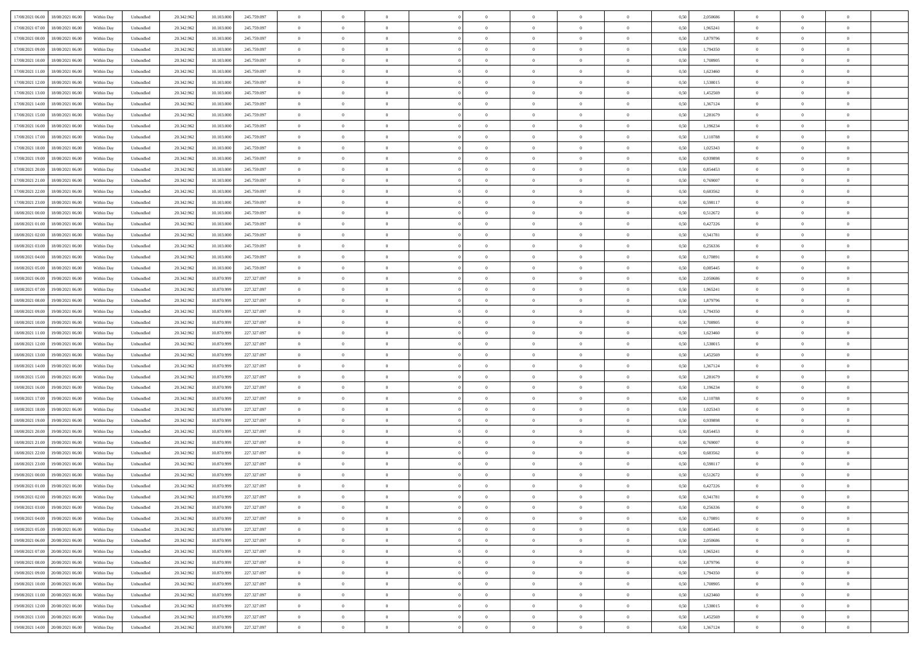| | | | | | | | | | | | | | | | | | | | | |
|---|---|---|---|---|---|---|---|---|---|---|---|---|---|---|---|---|---|---|---|---|
| 17/08/2021 06:00 | 18/08/2021 06:00 | Within Day | Unbundled | 20.342.962 | 10.103.000 | 245.759.097 | 0 | 0 | 0 | | 0 | 0 | 0 | 0 | 0,50 | 2,050686 | 0 | 0 | 0 | |
| 17/08/2021 07:00 | 18/08/2021 06:00 | Within Day | Unbundled | 20.342.962 | 10.103.000 | 245.759.097 | 0 | 0 | 0 | | 0 | 0 | 0 | 0 | 0,50 | 1,965241 | 0 | 0 | 0 | |
| 17/08/2021 08:00 | 18/08/2021 06:00 | Within Day | Unbundled | 20.342.962 | 10.103.000 | 245.759.097 | 0 | 0 | 0 | | 0 | 0 | 0 | 0 | 0,50 | 1,879796 | 0 | 0 | 0 | |
| 17/08/2021 09:00 | 18/08/2021 06:00 | Within Day | Unbundled | 20.342.962 | 10.103.000 | 245.759.097 | 0 | 0 | 0 | | 0 | 0 | 0 | 0 | 0,50 | 1,794350 | 0 | 0 | 0 | |
| 17/08/2021 10:00 | 18/08/2021 06:00 | Within Day | Unbundled | 20.342.962 | 10.103.000 | 245.759.097 | 0 | 0 | 0 | | 0 | 0 | 0 | 0 | 0,50 | 1,708905 | 0 | 0 | 0 | |
| 17/08/2021 11:00 | 18/08/2021 06:00 | Within Day | Unbundled | 20.342.962 | 10.103.000 | 245.759.097 | 0 | 0 | 0 | | 0 | 0 | 0 | 0 | 0,50 | 1,623460 | 0 | 0 | 0 | |
| 17/08/2021 12:00 | 18/08/2021 06:00 | Within Day | Unbundled | 20.342.962 | 10.103.000 | 245.759.097 | 0 | 0 | 0 | | 0 | 0 | 0 | 0 | 0,50 | 1,538015 | 0 | 0 | 0 | |
| 17/08/2021 13:00 | 18/08/2021 06:00 | Within Day | Unbundled | 20.342.962 | 10.103.000 | 245.759.097 | 0 | 0 | 0 | | 0 | 0 | 0 | 0 | 0,50 | 1,452569 | 0 | 0 | 0 | |
| 17/08/2021 14:00 | 18/08/2021 06:00 | Within Day | Unbundled | 20.342.962 | 10.103.000 | 245.759.097 | 0 | 0 | 0 | | 0 | 0 | 0 | 0 | 0,50 | 1,367124 | 0 | 0 | 0 | |
| 17/08/2021 15:00 | 18/08/2021 06:00 | Within Day | Unbundled | 20.342.962 | 10.103.000 | 245.759.097 | 0 | 0 | 0 | | 0 | 0 | 0 | 0 | 0,50 | 1,281679 | 0 | 0 | 0 | |
| 17/08/2021 16:00 | 18/08/2021 06:00 | Within Day | Unbundled | 20.342.962 | 10.103.000 | 245.759.097 | 0 | 0 | 0 | | 0 | 0 | 0 | 0 | 0,50 | 1,196234 | 0 | 0 | 0 | |
| 17/08/2021 17:00 | 18/08/2021 06:00 | Within Day | Unbundled | 20.342.962 | 10.103.000 | 245.759.097 | 0 | 0 | 0 | | 0 | 0 | 0 | 0 | 0,50 | 1,110788 | 0 | 0 | 0 | |
| 17/08/2021 18:00 | 18/08/2021 06:00 | Within Day | Unbundled | 20.342.962 | 10.103.000 | 245.759.097 | 0 | 0 | 0 | | 0 | 0 | 0 | 0 | 0,50 | 1,025343 | 0 | 0 | 0 | |
| 17/08/2021 19:00 | 18/08/2021 06:00 | Within Day | Unbundled | 20.342.962 | 10.103.000 | 245.759.097 | 0 | 0 | 0 | | 0 | 0 | 0 | 0 | 0,50 | 0,939898 | 0 | 0 | 0 | |
| 17/08/2021 20:00 | 18/08/2021 06:00 | Within Day | Unbundled | 20.342.962 | 10.103.000 | 245.759.097 | 0 | 0 | 0 | | 0 | 0 | 0 | 0 | 0,50 | 0,854453 | 0 | 0 | 0 | |
| 17/08/2021 21:00 | 18/08/2021 06:00 | Within Day | Unbundled | 20.342.962 | 10.103.000 | 245.759.097 | 0 | 0 | 0 | | 0 | 0 | 0 | 0 | 0,50 | 0,769007 | 0 | 0 | 0 | |
| 17/08/2021 22:00 | 18/08/2021 06:00 | Within Day | Unbundled | 20.342.962 | 10.103.000 | 245.759.097 | 0 | 0 | 0 | | 0 | 0 | 0 | 0 | 0,50 | 0,683562 | 0 | 0 | 0 | |
| 17/08/2021 23:00 | 18/08/2021 06:00 | Within Day | Unbundled | 20.342.962 | 10.103.000 | 245.759.097 | 0 | 0 | 0 | | 0 | 0 | 0 | 0 | 0,50 | 0,598117 | 0 | 0 | 0 | |
| 18/08/2021 00:00 | 18/08/2021 06:00 | Within Day | Unbundled | 20.342.962 | 10.103.000 | 245.759.097 | 0 | 0 | 0 | | 0 | 0 | 0 | 0 | 0,50 | 0,512672 | 0 | 0 | 0 | |
| 18/08/2021 01:00 | 18/08/2021 06:00 | Within Day | Unbundled | 20.342.962 | 10.103.000 | 245.759.097 | 0 | 0 | 0 | | 0 | 0 | 0 | 0 | 0,50 | 0,427226 | 0 | 0 | 0 | |
| 18/08/2021 02:00 | 18/08/2021 06:00 | Within Day | Unbundled | 20.342.962 | 10.103.000 | 245.759.097 | 0 | 0 | 0 | | 0 | 0 | 0 | 0 | 0,50 | 0,341781 | 0 | 0 | 0 | |
| 18/08/2021 03:00 | 18/08/2021 06:00 | Within Day | Unbundled | 20.342.962 | 10.103.000 | 245.759.097 | 0 | 0 | 0 | | 0 | 0 | 0 | 0 | 0,50 | 0,256336 | 0 | 0 | 0 | |
| 18/08/2021 04:00 | 18/08/2021 06:00 | Within Day | Unbundled | 20.342.962 | 10.103.000 | 245.759.097 | 0 | 0 | 0 | | 0 | 0 | 0 | 0 | 0,50 | 0,170891 | 0 | 0 | 0 | |
| 18/08/2021 05:00 | 18/08/2021 06:00 | Within Day | Unbundled | 20.342.962 | 10.103.000 | 245.759.097 | 0 | 0 | 0 | | 0 | 0 | 0 | 0 | 0,50 | 0,085445 | 0 | 0 | 0 | |
| 18/08/2021 06:00 | 19/08/2021 06:00 | Within Day | Unbundled | 20.342.962 | 10.870.999 | 227.327.097 | 0 | 0 | 0 | | 0 | 0 | 0 | 0 | 0,50 | 2,050686 | 0 | 0 | 0 | |
| 18/08/2021 07:00 | 19/08/2021 06:00 | Within Day | Unbundled | 20.342.962 | 10.870.999 | 227.327.097 | 0 | 0 | 0 | | 0 | 0 | 0 | 0 | 0,50 | 1,965241 | 0 | 0 | 0 | |
| 18/08/2021 08:00 | 19/08/2021 06:00 | Within Day | Unbundled | 20.342.962 | 10.870.999 | 227.327.097 | 0 | 0 | 0 | | 0 | 0 | 0 | 0 | 0,50 | 1,879796 | 0 | 0 | 0 | |
| 18/08/2021 09:00 | 19/08/2021 06:00 | Within Day | Unbundled | 20.342.962 | 10.870.999 | 227.327.097 | 0 | 0 | 0 | | 0 | 0 | 0 | 0 | 0,50 | 1,794350 | 0 | 0 | 0 | |
| 18/08/2021 10:00 | 19/08/2021 06:00 | Within Day | Unbundled | 20.342.962 | 10.870.999 | 227.327.097 | 0 | 0 | 0 | | 0 | 0 | 0 | 0 | 0,50 | 1,708905 | 0 | 0 | 0 | |
| 18/08/2021 11:00 | 19/08/2021 06:00 | Within Day | Unbundled | 20.342.962 | 10.870.999 | 227.327.097 | 0 | 0 | 0 | | 0 | 0 | 0 | 0 | 0,50 | 1,623460 | 0 | 0 | 0 | |
| 18/08/2021 12:00 | 19/08/2021 06:00 | Within Day | Unbundled | 20.342.962 | 10.870.999 | 227.327.097 | 0 | 0 | 0 | | 0 | 0 | 0 | 0 | 0,50 | 1,538015 | 0 | 0 | 0 | |
| 18/08/2021 13:00 | 19/08/2021 06:00 | Within Day | Unbundled | 20.342.962 | 10.870.999 | 227.327.097 | 0 | 0 | 0 | | 0 | 0 | 0 | 0 | 0,50 | 1,452569 | 0 | 0 | 0 | |
| 18/08/2021 14:00 | 19/08/2021 06:00 | Within Day | Unbundled | 20.342.962 | 10.870.999 | 227.327.097 | 0 | 0 | 0 | | 0 | 0 | 0 | 0 | 0,50 | 1,367124 | 0 | 0 | 0 | |
| 18/08/2021 15:00 | 19/08/2021 06:00 | Within Day | Unbundled | 20.342.962 | 10.870.999 | 227.327.097 | 0 | 0 | 0 | | 0 | 0 | 0 | 0 | 0,50 | 1,281679 | 0 | 0 | 0 | |
| 18/08/2021 16:00 | 19/08/2021 06:00 | Within Day | Unbundled | 20.342.962 | 10.870.999 | 227.327.097 | 0 | 0 | 0 | | 0 | 0 | 0 | 0 | 0,50 | 1,196234 | 0 | 0 | 0 | |
| 18/08/2021 17:00 | 19/08/2021 06:00 | Within Day | Unbundled | 20.342.962 | 10.870.999 | 227.327.097 | 0 | 0 | 0 | | 0 | 0 | 0 | 0 | 0,50 | 1,110788 | 0 | 0 | 0 | |
| 18/08/2021 18:00 | 19/08/2021 06:00 | Within Day | Unbundled | 20.342.962 | 10.870.999 | 227.327.097 | 0 | 0 | 0 | | 0 | 0 | 0 | 0 | 0,50 | 1,025343 | 0 | 0 | 0 | |
| 18/08/2021 19:00 | 19/08/2021 06:00 | Within Day | Unbundled | 20.342.962 | 10.870.999 | 227.327.097 | 0 | 0 | 0 | | 0 | 0 | 0 | 0 | 0,50 | 0,939898 | 0 | 0 | 0 | |
| 18/08/2021 20:00 | 19/08/2021 06:00 | Within Day | Unbundled | 20.342.962 | 10.870.999 | 227.327.097 | 0 | 0 | 0 | | 0 | 0 | 0 | 0 | 0,50 | 0,854453 | 0 | 0 | 0 | |
| 18/08/2021 21:00 | 19/08/2021 06:00 | Within Day | Unbundled | 20.342.962 | 10.870.999 | 227.327.097 | 0 | 0 | 0 | | 0 | 0 | 0 | 0 | 0,50 | 0,769007 | 0 | 0 | 0 | |
| 18/08/2021 22:00 | 19/08/2021 06:00 | Within Day | Unbundled | 20.342.962 | 10.870.999 | 227.327.097 | 0 | 0 | 0 | | 0 | 0 | 0 | 0 | 0,50 | 0,683562 | 0 | 0 | 0 | |
| 18/08/2021 23:00 | 19/08/2021 06:00 | Within Day | Unbundled | 20.342.962 | 10.870.999 | 227.327.097 | 0 | 0 | 0 | | 0 | 0 | 0 | 0 | 0,50 | 0,598117 | 0 | 0 | 0 | |
| 19/08/2021 00:00 | 19/08/2021 06:00 | Within Day | Unbundled | 20.342.962 | 10.870.999 | 227.327.097 | 0 | 0 | 0 | | 0 | 0 | 0 | 0 | 0,50 | 0,512672 | 0 | 0 | 0 | |
| 19/08/2021 01:00 | 19/08/2021 06:00 | Within Day | Unbundled | 20.342.962 | 10.870.999 | 227.327.097 | 0 | 0 | 0 | | 0 | 0 | 0 | 0 | 0,50 | 0,427226 | 0 | 0 | 0 | |
| 19/08/2021 02:00 | 19/08/2021 06:00 | Within Day | Unbundled | 20.342.962 | 10.870.999 | 227.327.097 | 0 | 0 | 0 | | 0 | 0 | 0 | 0 | 0,50 | 0,341781 | 0 | 0 | 0 | |
| 19/08/2021 03:00 | 19/08/2021 06:00 | Within Day | Unbundled | 20.342.962 | 10.870.999 | 227.327.097 | 0 | 0 | 0 | | 0 | 0 | 0 | 0 | 0,50 | 0,256336 | 0 | 0 | 0 | |
| 19/08/2021 04:00 | 19/08/2021 06:00 | Within Day | Unbundled | 20.342.962 | 10.870.999 | 227.327.097 | 0 | 0 | 0 | | 0 | 0 | 0 | 0 | 0,50 | 0,170891 | 0 | 0 | 0 | |
| 19/08/2021 05:00 | 19/08/2021 06:00 | Within Day | Unbundled | 20.342.962 | 10.870.999 | 227.327.097 | 0 | 0 | 0 | | 0 | 0 | 0 | 0 | 0,50 | 0,085445 | 0 | 0 | 0 | |
| 19/08/2021 06:00 | 20/08/2021 06:00 | Within Day | Unbundled | 20.342.962 | 10.870.999 | 227.327.097 | 0 | 0 | 0 | | 0 | 0 | 0 | 0 | 0,50 | 2,050686 | 0 | 0 | 0 | |
| 19/08/2021 07:00 | 20/08/2021 06:00 | Within Day | Unbundled | 20.342.962 | 10.870.999 | 227.327.097 | 0 | 0 | 0 | | 0 | 0 | 0 | 0 | 0,50 | 1,965241 | 0 | 0 | 0 | |
| 19/08/2021 08:00 | 20/08/2021 06:00 | Within Day | Unbundled | 20.342.962 | 10.870.999 | 227.327.097 | 0 | 0 | 0 | | 0 | 0 | 0 | 0 | 0,50 | 1,879796 | 0 | 0 | 0 | |
| 19/08/2021 09:00 | 20/08/2021 06:00 | Within Day | Unbundled | 20.342.962 | 10.870.999 | 227.327.097 | 0 | 0 | 0 | | 0 | 0 | 0 | 0 | 0,50 | 1,794350 | 0 | 0 | 0 | |
| 19/08/2021 10:00 | 20/08/2021 06:00 | Within Day | Unbundled | 20.342.962 | 10.870.999 | 227.327.097 | 0 | 0 | 0 | | 0 | 0 | 0 | 0 | 0,50 | 1,708905 | 0 | 0 | 0 | |
| 19/08/2021 11:00 | 20/08/2021 06:00 | Within Day | Unbundled | 20.342.962 | 10.870.999 | 227.327.097 | 0 | 0 | 0 | | 0 | 0 | 0 | 0 | 0,50 | 1,623460 | 0 | 0 | 0 | |
| 19/08/2021 12:00 | 20/08/2021 06:00 | Within Day | Unbundled | 20.342.962 | 10.870.999 | 227.327.097 | 0 | 0 | 0 | | 0 | 0 | 0 | 0 | 0,50 | 1,538015 | 0 | 0 | 0 | |
| 19/08/2021 13:00 | 20/08/2021 06:00 | Within Day | Unbundled | 20.342.962 | 10.870.999 | 227.327.097 | 0 | 0 | 0 | | 0 | 0 | 0 | 0 | 0,50 | 1,452569 | 0 | 0 | 0 | |
| 19/08/2021 14:00 | 20/08/2021 06:00 | Within Day | Unbundled | 20.342.962 | 10.870.999 | 227.327.097 | 0 | 0 | 0 | | 0 | 0 | 0 | 0 | 0,50 | 1,367124 | 0 | 0 | 0 | |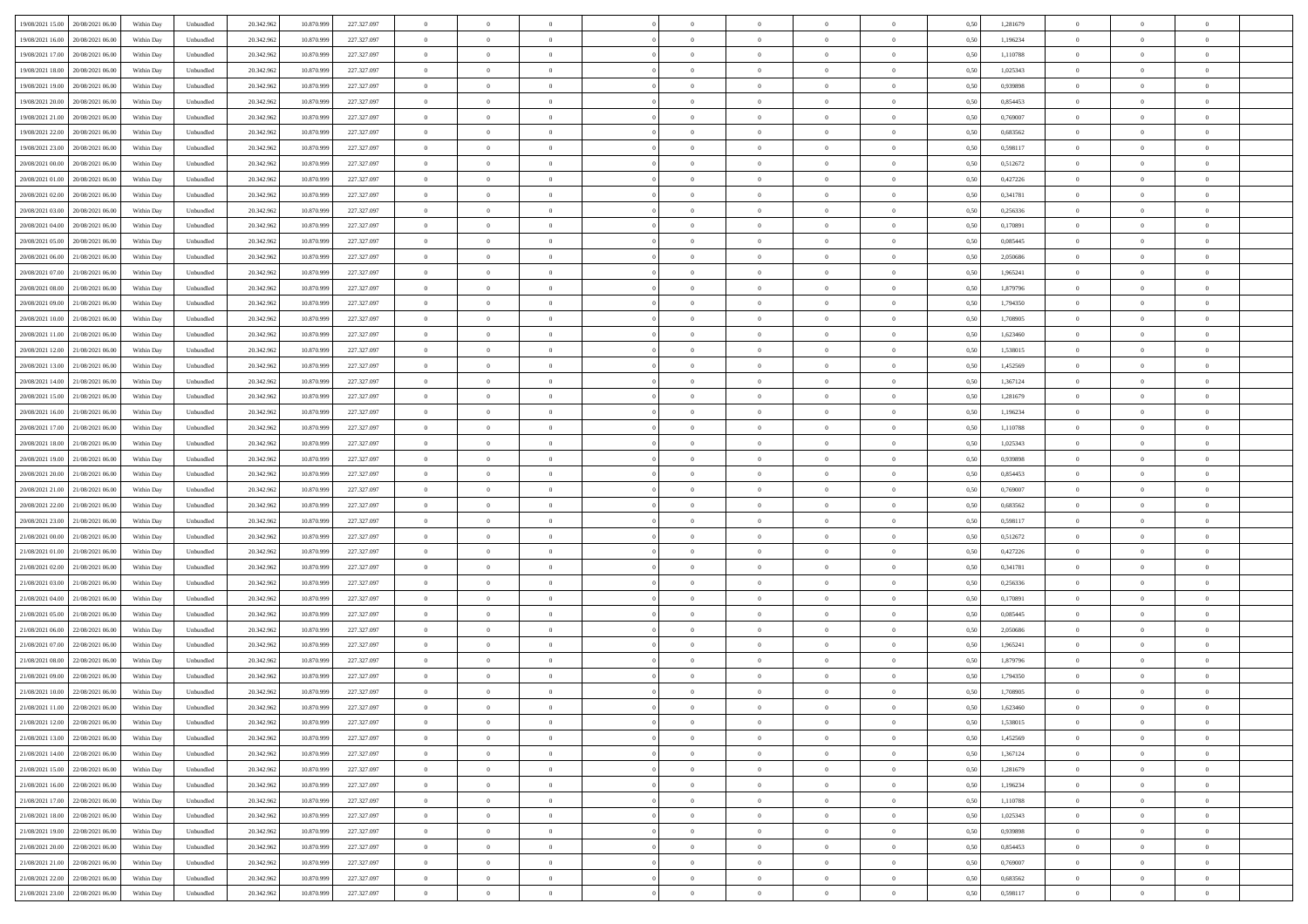| | | | | | | | | | | | | | | | | | | | | | |
|---|---|---|---|---|---|---|---|---|---|---|---|---|---|---|---|---|---|---|---|---|---|
| 19/08/2021 15:00 | 20/08/2021 06:00 | Within Day | Unbundled | 20.342.962 | 10.870.999 | 227.327.097 | 0 | 0 | 0 | | 0 | 0 | 0 | 0 | 0,50 | 1,281679 | 0 | 0 | 0 | |
| 19/08/2021 16:00 | 20/08/2021 06:00 | Within Day | Unbundled | 20.342.962 | 10.870.999 | 227.327.097 | 0 | 0 | 0 | | 0 | 0 | 0 | 0 | 0,50 | 1,196234 | 0 | 0 | 0 | |
| 19/08/2021 17:00 | 20/08/2021 06:00 | Within Day | Unbundled | 20.342.962 | 10.870.999 | 227.327.097 | 0 | 0 | 0 | | 0 | 0 | 0 | 0 | 0,50 | 1,110788 | 0 | 0 | 0 | |
| 19/08/2021 18:00 | 20/08/2021 06:00 | Within Day | Unbundled | 20.342.962 | 10.870.999 | 227.327.097 | 0 | 0 | 0 | | 0 | 0 | 0 | 0 | 0,50 | 1,025343 | 0 | 0 | 0 | |
| 19/08/2021 19:00 | 20/08/2021 06:00 | Within Day | Unbundled | 20.342.962 | 10.870.999 | 227.327.097 | 0 | 0 | 0 | | 0 | 0 | 0 | 0 | 0,50 | 0,939898 | 0 | 0 | 0 | |
| 19/08/2021 20:00 | 20/08/2021 06:00 | Within Day | Unbundled | 20.342.962 | 10.870.999 | 227.327.097 | 0 | 0 | 0 | | 0 | 0 | 0 | 0 | 0,50 | 0,854453 | 0 | 0 | 0 | |
| 19/08/2021 21:00 | 20/08/2021 06:00 | Within Day | Unbundled | 20.342.962 | 10.870.999 | 227.327.097 | 0 | 0 | 0 | | 0 | 0 | 0 | 0 | 0,50 | 0,769007 | 0 | 0 | 0 | |
| 19/08/2021 22:00 | 20/08/2021 06:00 | Within Day | Unbundled | 20.342.962 | 10.870.999 | 227.327.097 | 0 | 0 | 0 | | 0 | 0 | 0 | 0 | 0,50 | 0,683562 | 0 | 0 | 0 | |
| 19/08/2021 23:00 | 20/08/2021 06:00 | Within Day | Unbundled | 20.342.962 | 10.870.999 | 227.327.097 | 0 | 0 | 0 | | 0 | 0 | 0 | 0 | 0,50 | 0,598117 | 0 | 0 | 0 | |
| 20/08/2021 00:00 | 20/08/2021 06:00 | Within Day | Unbundled | 20.342.962 | 10.870.999 | 227.327.097 | 0 | 0 | 0 | | 0 | 0 | 0 | 0 | 0,50 | 0,512672 | 0 | 0 | 0 | |
| 20/08/2021 01:00 | 20/08/2021 06:00 | Within Day | Unbundled | 20.342.962 | 10.870.999 | 227.327.097 | 0 | 0 | 0 | | 0 | 0 | 0 | 0 | 0,50 | 0,427226 | 0 | 0 | 0 | |
| 20/08/2021 02:00 | 20/08/2021 06:00 | Within Day | Unbundled | 20.342.962 | 10.870.999 | 227.327.097 | 0 | 0 | 0 | | 0 | 0 | 0 | 0 | 0,50 | 0,341781 | 0 | 0 | 0 | |
| 20/08/2021 03:00 | 20/08/2021 06:00 | Within Day | Unbundled | 20.342.962 | 10.870.999 | 227.327.097 | 0 | 0 | 0 | | 0 | 0 | 0 | 0 | 0,50 | 0,256336 | 0 | 0 | 0 | |
| 20/08/2021 04:00 | 20/08/2021 06:00 | Within Day | Unbundled | 20.342.962 | 10.870.999 | 227.327.097 | 0 | 0 | 0 | | 0 | 0 | 0 | 0 | 0,50 | 0,170891 | 0 | 0 | 0 | |
| 20/08/2021 05:00 | 20/08/2021 06:00 | Within Day | Unbundled | 20.342.962 | 10.870.999 | 227.327.097 | 0 | 0 | 0 | | 0 | 0 | 0 | 0 | 0,50 | 0,085445 | 0 | 0 | 0 | |
| 20/08/2021 06:00 | 21/08/2021 06:00 | Within Day | Unbundled | 20.342.962 | 10.870.999 | 227.327.097 | 0 | 0 | 0 | | 0 | 0 | 0 | 0 | 0,50 | 2,050686 | 0 | 0 | 0 | |
| 20/08/2021 07:00 | 21/08/2021 06:00 | Within Day | Unbundled | 20.342.962 | 10.870.999 | 227.327.097 | 0 | 0 | 0 | | 0 | 0 | 0 | 0 | 0,50 | 1,965241 | 0 | 0 | 0 | |
| 20/08/2021 08:00 | 21/08/2021 06:00 | Within Day | Unbundled | 20.342.962 | 10.870.999 | 227.327.097 | 0 | 0 | 0 | | 0 | 0 | 0 | 0 | 0,50 | 1,879796 | 0 | 0 | 0 | |
| 20/08/2021 09:00 | 21/08/2021 06:00 | Within Day | Unbundled | 20.342.962 | 10.870.999 | 227.327.097 | 0 | 0 | 0 | | 0 | 0 | 0 | 0 | 0,50 | 1,794350 | 0 | 0 | 0 | |
| 20/08/2021 10:00 | 21/08/2021 06:00 | Within Day | Unbundled | 20.342.962 | 10.870.999 | 227.327.097 | 0 | 0 | 0 | | 0 | 0 | 0 | 0 | 0,50 | 1,708905 | 0 | 0 | 0 | |
| 20/08/2021 11:00 | 21/08/2021 06:00 | Within Day | Unbundled | 20.342.962 | 10.870.999 | 227.327.097 | 0 | 0 | 0 | | 0 | 0 | 0 | 0 | 0,50 | 1,623460 | 0 | 0 | 0 | |
| 20/08/2021 12:00 | 21/08/2021 06:00 | Within Day | Unbundled | 20.342.962 | 10.870.999 | 227.327.097 | 0 | 0 | 0 | | 0 | 0 | 0 | 0 | 0,50 | 1,538015 | 0 | 0 | 0 | |
| 20/08/2021 13:00 | 21/08/2021 06:00 | Within Day | Unbundled | 20.342.962 | 10.870.999 | 227.327.097 | 0 | 0 | 0 | | 0 | 0 | 0 | 0 | 0,50 | 1,452569 | 0 | 0 | 0 | |
| 20/08/2021 14:00 | 21/08/2021 06:00 | Within Day | Unbundled | 20.342.962 | 10.870.999 | 227.327.097 | 0 | 0 | 0 | | 0 | 0 | 0 | 0 | 0,50 | 1,367124 | 0 | 0 | 0 | |
| 20/08/2021 15:00 | 21/08/2021 06:00 | Within Day | Unbundled | 20.342.962 | 10.870.999 | 227.327.097 | 0 | 0 | 0 | | 0 | 0 | 0 | 0 | 0,50 | 1,281679 | 0 | 0 | 0 | |
| 20/08/2021 16:00 | 21/08/2021 06:00 | Within Day | Unbundled | 20.342.962 | 10.870.999 | 227.327.097 | 0 | 0 | 0 | | 0 | 0 | 0 | 0 | 0,50 | 1,196234 | 0 | 0 | 0 | |
| 20/08/2021 17:00 | 21/08/2021 06:00 | Within Day | Unbundled | 20.342.962 | 10.870.999 | 227.327.097 | 0 | 0 | 0 | | 0 | 0 | 0 | 0 | 0,50 | 1,110788 | 0 | 0 | 0 | |
| 20/08/2021 18:00 | 21/08/2021 06:00 | Within Day | Unbundled | 20.342.962 | 10.870.999 | 227.327.097 | 0 | 0 | 0 | | 0 | 0 | 0 | 0 | 0,50 | 1,025343 | 0 | 0 | 0 | |
| 20/08/2021 19:00 | 21/08/2021 06:00 | Within Day | Unbundled | 20.342.962 | 10.870.999 | 227.327.097 | 0 | 0 | 0 | | 0 | 0 | 0 | 0 | 0,50 | 0,939898 | 0 | 0 | 0 | |
| 20/08/2021 20:00 | 21/08/2021 06:00 | Within Day | Unbundled | 20.342.962 | 10.870.999 | 227.327.097 | 0 | 0 | 0 | | 0 | 0 | 0 | 0 | 0,50 | 0,854453 | 0 | 0 | 0 | |
| 20/08/2021 21:00 | 21/08/2021 06:00 | Within Day | Unbundled | 20.342.962 | 10.870.999 | 227.327.097 | 0 | 0 | 0 | | 0 | 0 | 0 | 0 | 0,50 | 0,769007 | 0 | 0 | 0 | |
| 20/08/2021 22:00 | 21/08/2021 06:00 | Within Day | Unbundled | 20.342.962 | 10.870.999 | 227.327.097 | 0 | 0 | 0 | | 0 | 0 | 0 | 0 | 0,50 | 0,683562 | 0 | 0 | 0 | |
| 20/08/2021 23:00 | 21/08/2021 06:00 | Within Day | Unbundled | 20.342.962 | 10.870.999 | 227.327.097 | 0 | 0 | 0 | | 0 | 0 | 0 | 0 | 0,50 | 0,598117 | 0 | 0 | 0 | |
| 21/08/2021 00:00 | 21/08/2021 06:00 | Within Day | Unbundled | 20.342.962 | 10.870.999 | 227.327.097 | 0 | 0 | 0 | | 0 | 0 | 0 | 0 | 0,50 | 0,512672 | 0 | 0 | 0 | |
| 21/08/2021 01:00 | 21/08/2021 06:00 | Within Day | Unbundled | 20.342.962 | 10.870.999 | 227.327.097 | 0 | 0 | 0 | | 0 | 0 | 0 | 0 | 0,50 | 0,427226 | 0 | 0 | 0 | |
| 21/08/2021 02:00 | 21/08/2021 06:00 | Within Day | Unbundled | 20.342.962 | 10.870.999 | 227.327.097 | 0 | 0 | 0 | | 0 | 0 | 0 | 0 | 0,50 | 0,341781 | 0 | 0 | 0 | |
| 21/08/2021 03:00 | 21/08/2021 06:00 | Within Day | Unbundled | 20.342.962 | 10.870.999 | 227.327.097 | 0 | 0 | 0 | | 0 | 0 | 0 | 0 | 0,50 | 0,256336 | 0 | 0 | 0 | |
| 21/08/2021 04:00 | 21/08/2021 06:00 | Within Day | Unbundled | 20.342.962 | 10.870.999 | 227.327.097 | 0 | 0 | 0 | | 0 | 0 | 0 | 0 | 0,50 | 0,170891 | 0 | 0 | 0 | |
| 21/08/2021 05:00 | 21/08/2021 06:00 | Within Day | Unbundled | 20.342.962 | 10.870.999 | 227.327.097 | 0 | 0 | 0 | | 0 | 0 | 0 | 0 | 0,50 | 0,085445 | 0 | 0 | 0 | |
| 21/08/2021 06:00 | 22/08/2021 06:00 | Within Day | Unbundled | 20.342.962 | 10.870.999 | 227.327.097 | 0 | 0 | 0 | | 0 | 0 | 0 | 0 | 0,50 | 2,050686 | 0 | 0 | 0 | |
| 21/08/2021 07:00 | 22/08/2021 06:00 | Within Day | Unbundled | 20.342.962 | 10.870.999 | 227.327.097 | 0 | 0 | 0 | | 0 | 0 | 0 | 0 | 0,50 | 1,965241 | 0 | 0 | 0 | |
| 21/08/2021 08:00 | 22/08/2021 06:00 | Within Day | Unbundled | 20.342.962 | 10.870.999 | 227.327.097 | 0 | 0 | 0 | | 0 | 0 | 0 | 0 | 0,50 | 1,879796 | 0 | 0 | 0 | |
| 21/08/2021 09:00 | 22/08/2021 06:00 | Within Day | Unbundled | 20.342.962 | 10.870.999 | 227.327.097 | 0 | 0 | 0 | | 0 | 0 | 0 | 0 | 0,50 | 1,794350 | 0 | 0 | 0 | |
| 21/08/2021 10:00 | 22/08/2021 06:00 | Within Day | Unbundled | 20.342.962 | 10.870.999 | 227.327.097 | 0 | 0 | 0 | | 0 | 0 | 0 | 0 | 0,50 | 1,708905 | 0 | 0 | 0 | |
| 21/08/2021 11:00 | 22/08/2021 06:00 | Within Day | Unbundled | 20.342.962 | 10.870.999 | 227.327.097 | 0 | 0 | 0 | | 0 | 0 | 0 | 0 | 0,50 | 1,623460 | 0 | 0 | 0 | |
| 21/08/2021 12:00 | 22/08/2021 06:00 | Within Day | Unbundled | 20.342.962 | 10.870.999 | 227.327.097 | 0 | 0 | 0 | | 0 | 0 | 0 | 0 | 0,50 | 1,538015 | 0 | 0 | 0 | |
| 21/08/2021 13:00 | 22/08/2021 06:00 | Within Day | Unbundled | 20.342.962 | 10.870.999 | 227.327.097 | 0 | 0 | 0 | | 0 | 0 | 0 | 0 | 0,50 | 1,452569 | 0 | 0 | 0 | |
| 21/08/2021 14:00 | 22/08/2021 06:00 | Within Day | Unbundled | 20.342.962 | 10.870.999 | 227.327.097 | 0 | 0 | 0 | | 0 | 0 | 0 | 0 | 0,50 | 1,367124 | 0 | 0 | 0 | |
| 21/08/2021 15:00 | 22/08/2021 06:00 | Within Day | Unbundled | 20.342.962 | 10.870.999 | 227.327.097 | 0 | 0 | 0 | | 0 | 0 | 0 | 0 | 0,50 | 1,281679 | 0 | 0 | 0 | |
| 21/08/2021 16:00 | 22/08/2021 06:00 | Within Day | Unbundled | 20.342.962 | 10.870.999 | 227.327.097 | 0 | 0 | 0 | | 0 | 0 | 0 | 0 | 0,50 | 1,196234 | 0 | 0 | 0 | |
| 21/08/2021 17:00 | 22/08/2021 06:00 | Within Day | Unbundled | 20.342.962 | 10.870.999 | 227.327.097 | 0 | 0 | 0 | | 0 | 0 | 0 | 0 | 0,50 | 1,110788 | 0 | 0 | 0 | |
| 21/08/2021 18:00 | 22/08/2021 06:00 | Within Day | Unbundled | 20.342.962 | 10.870.999 | 227.327.097 | 0 | 0 | 0 | | 0 | 0 | 0 | 0 | 0,50 | 1,025343 | 0 | 0 | 0 | |
| 21/08/2021 19:00 | 22/08/2021 06:00 | Within Day | Unbundled | 20.342.962 | 10.870.999 | 227.327.097 | 0 | 0 | 0 | | 0 | 0 | 0 | 0 | 0,50 | 0,939898 | 0 | 0 | 0 | |
| 21/08/2021 20:00 | 22/08/2021 06:00 | Within Day | Unbundled | 20.342.962 | 10.870.999 | 227.327.097 | 0 | 0 | 0 | | 0 | 0 | 0 | 0 | 0,50 | 0,854453 | 0 | 0 | 0 | |
| 21/08/2021 21:00 | 22/08/2021 06:00 | Within Day | Unbundled | 20.342.962 | 10.870.999 | 227.327.097 | 0 | 0 | 0 | | 0 | 0 | 0 | 0 | 0,50 | 0,769007 | 0 | 0 | 0 | |
| 21/08/2021 22:00 | 22/08/2021 06:00 | Within Day | Unbundled | 20.342.962 | 10.870.999 | 227.327.097 | 0 | 0 | 0 | | 0 | 0 | 0 | 0 | 0,50 | 0,683562 | 0 | 0 | 0 | |
| 21/08/2021 23:00 | 22/08/2021 06:00 | Within Day | Unbundled | 20.342.962 | 10.870.999 | 227.327.097 | 0 | 0 | 0 | | 0 | 0 | 0 | 0 | 0,50 | 0,598117 | 0 | 0 | 0 | |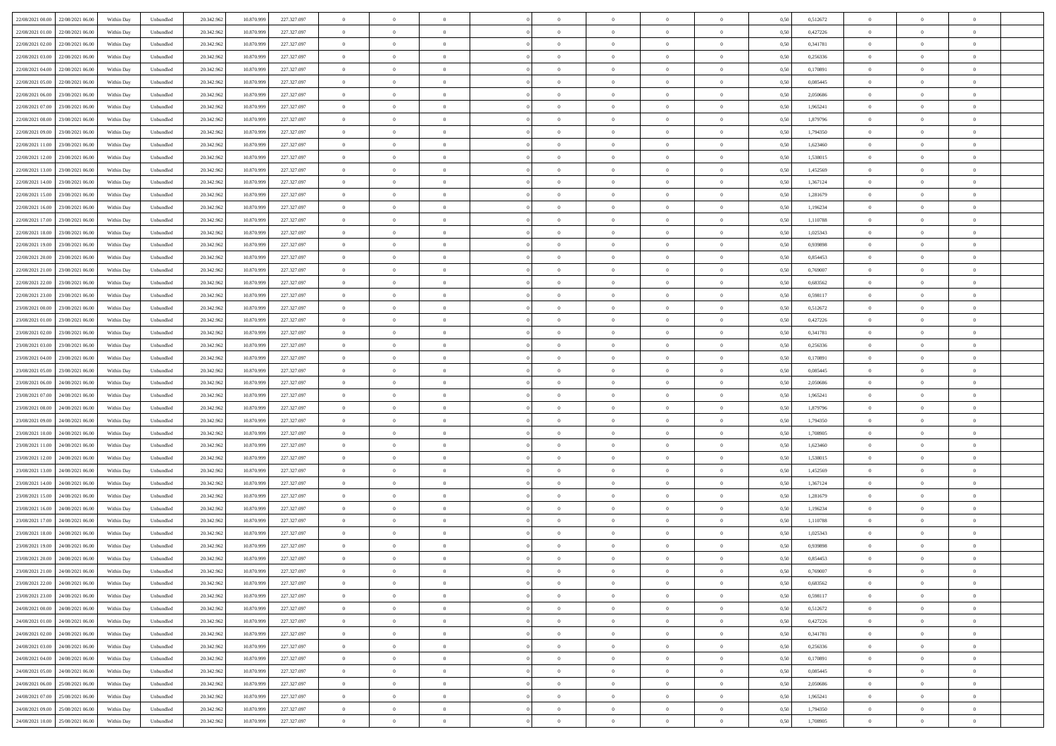| 22/08/2021 00:00 | 22/08/2021 06:00 | Within Day | Unbundled | 20.342.962 | 10.870.999 | 227.327.097 | 0 | 0 | 0 | | 0 | 0 | 0 | 0 | 0,50 | 0,512672 | 0 | 0 | 0 |
|---|---|---|---|---|---|---|---|---|---|---|---|---|---|---|---|---|---|---|---|
| 22/08/2021 01:00 | 22/08/2021 06:00 | Within Day | Unbundled | 20.342.962 | 10.870.999 | 227.327.097 | 0 | 0 | 0 | | 0 | 0 | 0 | 0 | 0,50 | 0,427226 | 0 | 0 | 0 |
| 22/08/2021 02:00 | 22/08/2021 06:00 | Within Day | Unbundled | 20.342.962 | 10.870.999 | 227.327.097 | 0 | 0 | 0 | | 0 | 0 | 0 | 0 | 0,50 | 0,341781 | 0 | 0 | 0 |
| 22/08/2021 03:00 | 22/08/2021 06:00 | Within Day | Unbundled | 20.342.962 | 10.870.999 | 227.327.097 | 0 | 0 | 0 | | 0 | 0 | 0 | 0 | 0,50 | 0,256336 | 0 | 0 | 0 |
| 22/08/2021 04:00 | 22/08/2021 06:00 | Within Day | Unbundled | 20.342.962 | 10.870.999 | 227.327.097 | 0 | 0 | 0 | | 0 | 0 | 0 | 0 | 0,50 | 0,170891 | 0 | 0 | 0 |
| 22/08/2021 05:00 | 22/08/2021 06:00 | Within Day | Unbundled | 20.342.962 | 10.870.999 | 227.327.097 | 0 | 0 | 0 | | 0 | 0 | 0 | 0 | 0,50 | 0,085445 | 0 | 0 | 0 |
| 22/08/2021 06:00 | 23/08/2021 06:00 | Within Day | Unbundled | 20.342.962 | 10.870.999 | 227.327.097 | 0 | 0 | 0 | | 0 | 0 | 0 | 0 | 0,50 | 2,050686 | 0 | 0 | 0 |
| 22/08/2021 07:00 | 23/08/2021 06:00 | Within Day | Unbundled | 20.342.962 | 10.870.999 | 227.327.097 | 0 | 0 | 0 | | 0 | 0 | 0 | 0 | 0,50 | 1,965241 | 0 | 0 | 0 |
| 22/08/2021 08:00 | 23/08/2021 06:00 | Within Day | Unbundled | 20.342.962 | 10.870.999 | 227.327.097 | 0 | 0 | 0 | | 0 | 0 | 0 | 0 | 0,50 | 1,879796 | 0 | 0 | 0 |
| 22/08/2021 09:00 | 23/08/2021 06:00 | Within Day | Unbundled | 20.342.962 | 10.870.999 | 227.327.097 | 0 | 0 | 0 | | 0 | 0 | 0 | 0 | 0,50 | 1,794350 | 0 | 0 | 0 |
| 22/08/2021 11:00 | 23/08/2021 06:00 | Within Day | Unbundled | 20.342.962 | 10.870.999 | 227.327.097 | 0 | 0 | 0 | | 0 | 0 | 0 | 0 | 0,50 | 1,623460 | 0 | 0 | 0 |
| 22/08/2021 12:00 | 23/08/2021 06:00 | Within Day | Unbundled | 20.342.962 | 10.870.999 | 227.327.097 | 0 | 0 | 0 | | 0 | 0 | 0 | 0 | 0,50 | 1,538015 | 0 | 0 | 0 |
| 22/08/2021 13:00 | 23/08/2021 06:00 | Within Day | Unbundled | 20.342.962 | 10.870.999 | 227.327.097 | 0 | 0 | 0 | | 0 | 0 | 0 | 0 | 0,50 | 1,452569 | 0 | 0 | 0 |
| 22/08/2021 14:00 | 23/08/2021 06:00 | Within Day | Unbundled | 20.342.962 | 10.870.999 | 227.327.097 | 0 | 0 | 0 | | 0 | 0 | 0 | 0 | 0,50 | 1,367124 | 0 | 0 | 0 |
| 22/08/2021 15:00 | 23/08/2021 06:00 | Within Day | Unbundled | 20.342.962 | 10.870.999 | 227.327.097 | 0 | 0 | 0 | | 0 | 0 | 0 | 0 | 0,50 | 1,281679 | 0 | 0 | 0 |
| 22/08/2021 16:00 | 23/08/2021 06:00 | Within Day | Unbundled | 20.342.962 | 10.870.999 | 227.327.097 | 0 | 0 | 0 | | 0 | 0 | 0 | 0 | 0,50 | 1,196234 | 0 | 0 | 0 |
| 22/08/2021 17:00 | 23/08/2021 06:00 | Within Day | Unbundled | 20.342.962 | 10.870.999 | 227.327.097 | 0 | 0 | 0 | | 0 | 0 | 0 | 0 | 0,50 | 1,110788 | 0 | 0 | 0 |
| 22/08/2021 18:00 | 23/08/2021 06:00 | Within Day | Unbundled | 20.342.962 | 10.870.999 | 227.327.097 | 0 | 0 | 0 | | 0 | 0 | 0 | 0 | 0,50 | 1,025343 | 0 | 0 | 0 |
| 22/08/2021 19:00 | 23/08/2021 06:00 | Within Day | Unbundled | 20.342.962 | 10.870.999 | 227.327.097 | 0 | 0 | 0 | | 0 | 0 | 0 | 0 | 0,50 | 0,939898 | 0 | 0 | 0 |
| 22/08/2021 20:00 | 23/08/2021 06:00 | Within Day | Unbundled | 20.342.962 | 10.870.999 | 227.327.097 | 0 | 0 | 0 | | 0 | 0 | 0 | 0 | 0,50 | 0,854453 | 0 | 0 | 0 |
| 22/08/2021 21:00 | 23/08/2021 06:00 | Within Day | Unbundled | 20.342.962 | 10.870.999 | 227.327.097 | 0 | 0 | 0 | | 0 | 0 | 0 | 0 | 0,50 | 0,769007 | 0 | 0 | 0 |
| 22/08/2021 22:00 | 23/08/2021 06:00 | Within Day | Unbundled | 20.342.962 | 10.870.999 | 227.327.097 | 0 | 0 | 0 | | 0 | 0 | 0 | 0 | 0,50 | 0,683562 | 0 | 0 | 0 |
| 22/08/2021 23:00 | 23/08/2021 06:00 | Within Day | Unbundled | 20.342.962 | 10.870.999 | 227.327.097 | 0 | 0 | 0 | | 0 | 0 | 0 | 0 | 0,50 | 0,598117 | 0 | 0 | 0 |
| 23/08/2021 00:00 | 23/08/2021 06:00 | Within Day | Unbundled | 20.342.962 | 10.870.999 | 227.327.097 | 0 | 0 | 0 | | 0 | 0 | 0 | 0 | 0,50 | 0,512672 | 0 | 0 | 0 |
| 23/08/2021 01:00 | 23/08/2021 06:00 | Within Day | Unbundled | 20.342.962 | 10.870.999 | 227.327.097 | 0 | 0 | 0 | | 0 | 0 | 0 | 0 | 0,50 | 0,427226 | 0 | 0 | 0 |
| 23/08/2021 02:00 | 23/08/2021 06:00 | Within Day | Unbundled | 20.342.962 | 10.870.999 | 227.327.097 | 0 | 0 | 0 | | 0 | 0 | 0 | 0 | 0,50 | 0,341781 | 0 | 0 | 0 |
| 23/08/2021 03:00 | 23/08/2021 06:00 | Within Day | Unbundled | 20.342.962 | 10.870.999 | 227.327.097 | 0 | 0 | 0 | | 0 | 0 | 0 | 0 | 0,50 | 0,256336 | 0 | 0 | 0 |
| 23/08/2021 04:00 | 23/08/2021 06:00 | Within Day | Unbundled | 20.342.962 | 10.870.999 | 227.327.097 | 0 | 0 | 0 | | 0 | 0 | 0 | 0 | 0,50 | 0,170891 | 0 | 0 | 0 |
| 23/08/2021 05:00 | 23/08/2021 06:00 | Within Day | Unbundled | 20.342.962 | 10.870.999 | 227.327.097 | 0 | 0 | 0 | | 0 | 0 | 0 | 0 | 0,50 | 0,085445 | 0 | 0 | 0 |
| 23/08/2021 06:00 | 24/08/2021 06:00 | Within Day | Unbundled | 20.342.962 | 10.870.999 | 227.327.097 | 0 | 0 | 0 | | 0 | 0 | 0 | 0 | 0,50 | 2,050686 | 0 | 0 | 0 |
| 23/08/2021 07:00 | 24/08/2021 06:00 | Within Day | Unbundled | 20.342.962 | 10.870.999 | 227.327.097 | 0 | 0 | 0 | | 0 | 0 | 0 | 0 | 0,50 | 1,965241 | 0 | 0 | 0 |
| 23/08/2021 08:00 | 24/08/2021 06:00 | Within Day | Unbundled | 20.342.962 | 10.870.999 | 227.327.097 | 0 | 0 | 0 | | 0 | 0 | 0 | 0 | 0,50 | 1,879796 | 0 | 0 | 0 |
| 23/08/2021 09:00 | 24/08/2021 06:00 | Within Day | Unbundled | 20.342.962 | 10.870.999 | 227.327.097 | 0 | 0 | 0 | | 0 | 0 | 0 | 0 | 0,50 | 1,794350 | 0 | 0 | 0 |
| 23/08/2021 10:00 | 24/08/2021 06:00 | Within Day | Unbundled | 20.342.962 | 10.870.999 | 227.327.097 | 0 | 0 | 0 | | 0 | 0 | 0 | 0 | 0,50 | 1,708905 | 0 | 0 | 0 |
| 23/08/2021 11:00 | 24/08/2021 06:00 | Within Day | Unbundled | 20.342.962 | 10.870.999 | 227.327.097 | 0 | 0 | 0 | | 0 | 0 | 0 | 0 | 0,50 | 1,623460 | 0 | 0 | 0 |
| 23/08/2021 12:00 | 24/08/2021 06:00 | Within Day | Unbundled | 20.342.962 | 10.870.999 | 227.327.097 | 0 | 0 | 0 | | 0 | 0 | 0 | 0 | 0,50 | 1,538015 | 0 | 0 | 0 |
| 23/08/2021 13:00 | 24/08/2021 06:00 | Within Day | Unbundled | 20.342.962 | 10.870.999 | 227.327.097 | 0 | 0 | 0 | | 0 | 0 | 0 | 0 | 0,50 | 1,452569 | 0 | 0 | 0 |
| 23/08/2021 14:00 | 24/08/2021 06:00 | Within Day | Unbundled | 20.342.962 | 10.870.999 | 227.327.097 | 0 | 0 | 0 | | 0 | 0 | 0 | 0 | 0,50 | 1,367124 | 0 | 0 | 0 |
| 23/08/2021 15:00 | 24/08/2021 06:00 | Within Day | Unbundled | 20.342.962 | 10.870.999 | 227.327.097 | 0 | 0 | 0 | | 0 | 0 | 0 | 0 | 0,50 | 1,281679 | 0 | 0 | 0 |
| 23/08/2021 16:00 | 24/08/2021 06:00 | Within Day | Unbundled | 20.342.962 | 10.870.999 | 227.327.097 | 0 | 0 | 0 | | 0 | 0 | 0 | 0 | 0,50 | 1,196234 | 0 | 0 | 0 |
| 23/08/2021 17:00 | 24/08/2021 06:00 | Within Day | Unbundled | 20.342.962 | 10.870.999 | 227.327.097 | 0 | 0 | 0 | | 0 | 0 | 0 | 0 | 0,50 | 1,110788 | 0 | 0 | 0 |
| 23/08/2021 18:00 | 24/08/2021 06:00 | Within Day | Unbundled | 20.342.962 | 10.870.999 | 227.327.097 | 0 | 0 | 0 | | 0 | 0 | 0 | 0 | 0,50 | 1,025343 | 0 | 0 | 0 |
| 23/08/2021 19:00 | 24/08/2021 06:00 | Within Day | Unbundled | 20.342.962 | 10.870.999 | 227.327.097 | 0 | 0 | 0 | | 0 | 0 | 0 | 0 | 0,50 | 0,939898 | 0 | 0 | 0 |
| 23/08/2021 20:00 | 24/08/2021 06:00 | Within Day | Unbundled | 20.342.962 | 10.870.999 | 227.327.097 | 0 | 0 | 0 | | 0 | 0 | 0 | 0 | 0,50 | 0,854453 | 0 | 0 | 0 |
| 23/08/2021 21:00 | 24/08/2021 06:00 | Within Day | Unbundled | 20.342.962 | 10.870.999 | 227.327.097 | 0 | 0 | 0 | | 0 | 0 | 0 | 0 | 0,50 | 0,769007 | 0 | 0 | 0 |
| 23/08/2021 22:00 | 24/08/2021 06:00 | Within Day | Unbundled | 20.342.962 | 10.870.999 | 227.327.097 | 0 | 0 | 0 | | 0 | 0 | 0 | 0 | 0,50 | 0,683562 | 0 | 0 | 0 |
| 23/08/2021 23:00 | 24/08/2021 06:00 | Within Day | Unbundled | 20.342.962 | 10.870.999 | 227.327.097 | 0 | 0 | 0 | | 0 | 0 | 0 | 0 | 0,50 | 0,598117 | 0 | 0 | 0 |
| 24/08/2021 00:00 | 24/08/2021 06:00 | Within Day | Unbundled | 20.342.962 | 10.870.999 | 227.327.097 | 0 | 0 | 0 | | 0 | 0 | 0 | 0 | 0,50 | 0,512672 | 0 | 0 | 0 |
| 24/08/2021 01:00 | 24/08/2021 06:00 | Within Day | Unbundled | 20.342.962 | 10.870.999 | 227.327.097 | 0 | 0 | 0 | | 0 | 0 | 0 | 0 | 0,50 | 0,427226 | 0 | 0 | 0 |
| 24/08/2021 02:00 | 24/08/2021 06:00 | Within Day | Unbundled | 20.342.962 | 10.870.999 | 227.327.097 | 0 | 0 | 0 | | 0 | 0 | 0 | 0 | 0,50 | 0,341781 | 0 | 0 | 0 |
| 24/08/2021 03:00 | 24/08/2021 06:00 | Within Day | Unbundled | 20.342.962 | 10.870.999 | 227.327.097 | 0 | 0 | 0 | | 0 | 0 | 0 | 0 | 0,50 | 0,256336 | 0 | 0 | 0 |
| 24/08/2021 04:00 | 24/08/2021 06:00 | Within Day | Unbundled | 20.342.962 | 10.870.999 | 227.327.097 | 0 | 0 | 0 | | 0 | 0 | 0 | 0 | 0,50 | 0,170891 | 0 | 0 | 0 |
| 24/08/2021 05:00 | 24/08/2021 06:00 | Within Day | Unbundled | 20.342.962 | 10.870.999 | 227.327.097 | 0 | 0 | 0 | | 0 | 0 | 0 | 0 | 0,50 | 0,085445 | 0 | 0 | 0 |
| 24/08/2021 06:00 | 25/08/2021 06:00 | Within Day | Unbundled | 20.342.962 | 10.870.999 | 227.327.097 | 0 | 0 | 0 | | 0 | 0 | 0 | 0 | 0,50 | 2,050686 | 0 | 0 | 0 |
| 24/08/2021 07:00 | 25/08/2021 06:00 | Within Day | Unbundled | 20.342.962 | 10.870.999 | 227.327.097 | 0 | 0 | 0 | | 0 | 0 | 0 | 0 | 0,50 | 1,965241 | 0 | 0 | 0 |
| 24/08/2021 09:00 | 25/08/2021 06:00 | Within Day | Unbundled | 20.342.962 | 10.870.999 | 227.327.097 | 0 | 0 | 0 | | 0 | 0 | 0 | 0 | 0,50 | 1,794350 | 0 | 0 | 0 |
| 24/08/2021 10:00 | 25/08/2021 06:00 | Within Day | Unbundled | 20.342.962 | 10.870.999 | 227.327.097 | 0 | 0 | 0 | | 0 | 0 | 0 | 0 | 0,50 | 1,708905 | 0 | 0 | 0 |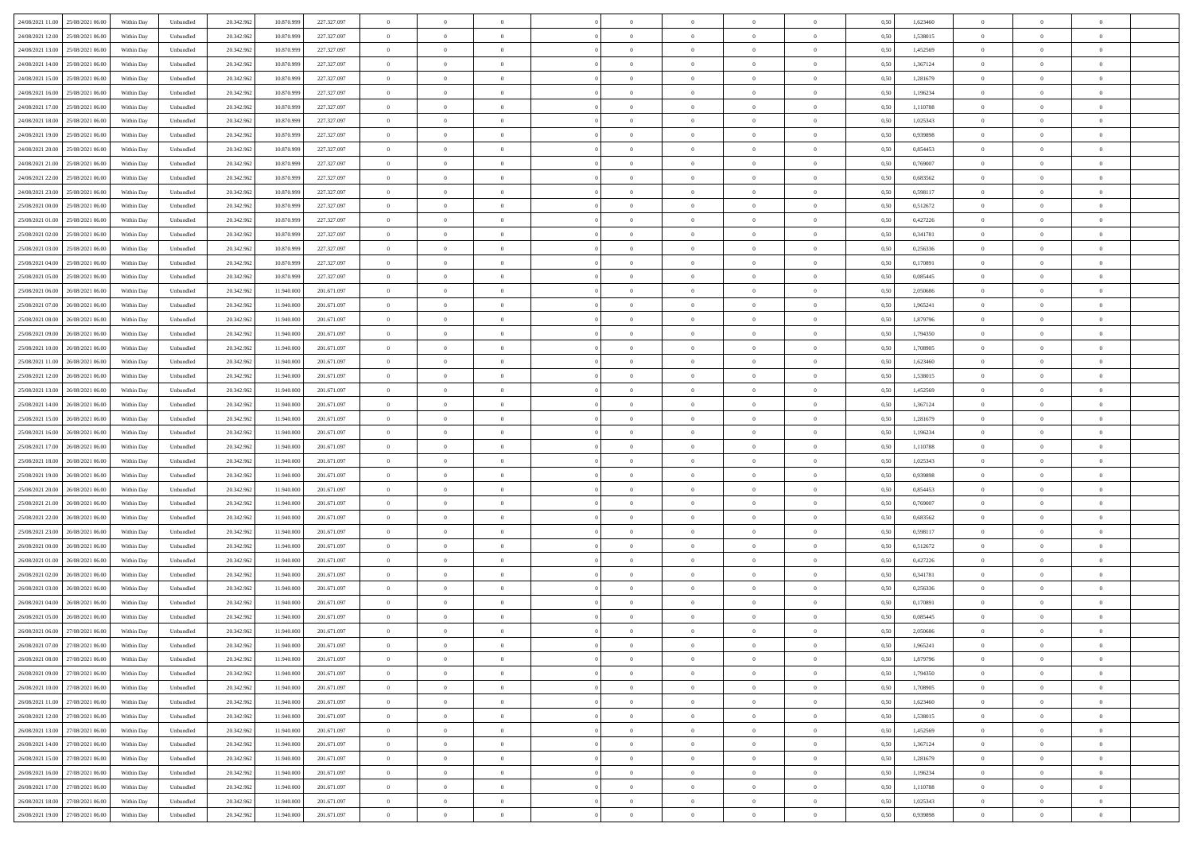| 24/08/2021 11:00 | 25/08/2021 06:00 | Within Day | Unbundled | 20.342.962 | 10.870.999 | 227.327.097 | 0 | 0 | 0 | | 0 | 0 | 0 | 0 | 0,50 | 1,623460 | 0 | 0 | 0 | |
|---|---|---|---|---|---|---|---|---|---|---|---|---|---|---|---|---|---|---|---|---|
| 24/08/2021 12:00 | 25/08/2021 06:00 | Within Day | Unbundled | 20.342.962 | 10.870.999 | 227.327.097 | 0 | 0 | 0 | | 0 | 0 | 0 | 0 | 0,50 | 1,538015 | 0 | 0 | 0 | |
| 24/08/2021 13:00 | 25/08/2021 06:00 | Within Day | Unbundled | 20.342.962 | 10.870.999 | 227.327.097 | 0 | 0 | 0 | | 0 | 0 | 0 | 0 | 0,50 | 1,452569 | 0 | 0 | 0 | |
| 24/08/2021 14:00 | 25/08/2021 06:00 | Within Day | Unbundled | 20.342.962 | 10.870.999 | 227.327.097 | 0 | 0 | 0 | | 0 | 0 | 0 | 0 | 0,50 | 1,367124 | 0 | 0 | 0 | |
| 24/08/2021 15:00 | 25/08/2021 06:00 | Within Day | Unbundled | 20.342.962 | 10.870.999 | 227.327.097 | 0 | 0 | 0 | | 0 | 0 | 0 | 0 | 0,50 | 1,281679 | 0 | 0 | 0 | |
| 24/08/2021 16:00 | 25/08/2021 06:00 | Within Day | Unbundled | 20.342.962 | 10.870.999 | 227.327.097 | 0 | 0 | 0 | | 0 | 0 | 0 | 0 | 0,50 | 1,196234 | 0 | 0 | 0 | |
| 24/08/2021 17:00 | 25/08/2021 06:00 | Within Day | Unbundled | 20.342.962 | 10.870.999 | 227.327.097 | 0 | 0 | 0 | | 0 | 0 | 0 | 0 | 0,50 | 1,110788 | 0 | 0 | 0 | |
| 24/08/2021 18:00 | 25/08/2021 06:00 | Within Day | Unbundled | 20.342.962 | 10.870.999 | 227.327.097 | 0 | 0 | 0 | | 0 | 0 | 0 | 0 | 0,50 | 1,025343 | 0 | 0 | 0 | |
| 24/08/2021 19:00 | 25/08/2021 06:00 | Within Day | Unbundled | 20.342.962 | 10.870.999 | 227.327.097 | 0 | 0 | 0 | | 0 | 0 | 0 | 0 | 0,50 | 0,939898 | 0 | 0 | 0 | |
| 24/08/2021 20:00 | 25/08/2021 06:00 | Within Day | Unbundled | 20.342.962 | 10.870.999 | 227.327.097 | 0 | 0 | 0 | | 0 | 0 | 0 | 0 | 0,50 | 0,854453 | 0 | 0 | 0 | |
| 24/08/2021 21:00 | 25/08/2021 06:00 | Within Day | Unbundled | 20.342.962 | 10.870.999 | 227.327.097 | 0 | 0 | 0 | | 0 | 0 | 0 | 0 | 0,50 | 0,769007 | 0 | 0 | 0 | |
| 24/08/2021 22:00 | 25/08/2021 06:00 | Within Day | Unbundled | 20.342.962 | 10.870.999 | 227.327.097 | 0 | 0 | 0 | | 0 | 0 | 0 | 0 | 0,50 | 0,683562 | 0 | 0 | 0 | |
| 24/08/2021 23:00 | 25/08/2021 06:00 | Within Day | Unbundled | 20.342.962 | 10.870.999 | 227.327.097 | 0 | 0 | 0 | | 0 | 0 | 0 | 0 | 0,50 | 0,598117 | 0 | 0 | 0 | |
| 25/08/2021 00:00 | 25/08/2021 06:00 | Within Day | Unbundled | 20.342.962 | 10.870.999 | 227.327.097 | 0 | 0 | 0 | | 0 | 0 | 0 | 0 | 0,50 | 0,512672 | 0 | 0 | 0 | |
| 25/08/2021 01:00 | 25/08/2021 06:00 | Within Day | Unbundled | 20.342.962 | 10.870.999 | 227.327.097 | 0 | 0 | 0 | | 0 | 0 | 0 | 0 | 0,50 | 0,427226 | 0 | 0 | 0 | |
| 25/08/2021 02:00 | 25/08/2021 06:00 | Within Day | Unbundled | 20.342.962 | 10.870.999 | 227.327.097 | 0 | 0 | 0 | | 0 | 0 | 0 | 0 | 0,50 | 0,341781 | 0 | 0 | 0 | |
| 25/08/2021 03:00 | 25/08/2021 06:00 | Within Day | Unbundled | 20.342.962 | 10.870.999 | 227.327.097 | 0 | 0 | 0 | | 0 | 0 | 0 | 0 | 0,50 | 0,256336 | 0 | 0 | 0 | |
| 25/08/2021 04:00 | 25/08/2021 06:00 | Within Day | Unbundled | 20.342.962 | 10.870.999 | 227.327.097 | 0 | 0 | 0 | | 0 | 0 | 0 | 0 | 0,50 | 0,170891 | 0 | 0 | 0 | |
| 25/08/2021 05:00 | 25/08/2021 06:00 | Within Day | Unbundled | 20.342.962 | 10.870.999 | 227.327.097 | 0 | 0 | 0 | | 0 | 0 | 0 | 0 | 0,50 | 0,085445 | 0 | 0 | 0 | |
| 25/08/2021 06:00 | 26/08/2021 06:00 | Within Day | Unbundled | 20.342.962 | 11.940.000 | 201.671.097 | 0 | 0 | 0 | | 0 | 0 | 0 | 0 | 0,50 | 2,050686 | 0 | 0 | 0 | |
| 25/08/2021 07:00 | 26/08/2021 06:00 | Within Day | Unbundled | 20.342.962 | 11.940.000 | 201.671.097 | 0 | 0 | 0 | | 0 | 0 | 0 | 0 | 0,50 | 1,965241 | 0 | 0 | 0 | |
| 25/08/2021 08:00 | 26/08/2021 06:00 | Within Day | Unbundled | 20.342.962 | 11.940.000 | 201.671.097 | 0 | 0 | 0 | | 0 | 0 | 0 | 0 | 0,50 | 1,879796 | 0 | 0 | 0 | |
| 25/08/2021 09:00 | 26/08/2021 06:00 | Within Day | Unbundled | 20.342.962 | 11.940.000 | 201.671.097 | 0 | 0 | 0 | | 0 | 0 | 0 | 0 | 0,50 | 1,794350 | 0 | 0 | 0 | |
| 25/08/2021 10:00 | 26/08/2021 06:00 | Within Day | Unbundled | 20.342.962 | 11.940.000 | 201.671.097 | 0 | 0 | 0 | | 0 | 0 | 0 | 0 | 0,50 | 1,708905 | 0 | 0 | 0 | |
| 25/08/2021 11:00 | 26/08/2021 06:00 | Within Day | Unbundled | 20.342.962 | 11.940.000 | 201.671.097 | 0 | 0 | 0 | | 0 | 0 | 0 | 0 | 0,50 | 1,623460 | 0 | 0 | 0 | |
| 25/08/2021 12:00 | 26/08/2021 06:00 | Within Day | Unbundled | 20.342.962 | 11.940.000 | 201.671.097 | 0 | 0 | 0 | | 0 | 0 | 0 | 0 | 0,50 | 1,538015 | 0 | 0 | 0 | |
| 25/08/2021 13:00 | 26/08/2021 06:00 | Within Day | Unbundled | 20.342.962 | 11.940.000 | 201.671.097 | 0 | 0 | 0 | | 0 | 0 | 0 | 0 | 0,50 | 1,452569 | 0 | 0 | 0 | |
| 25/08/2021 14:00 | 26/08/2021 06:00 | Within Day | Unbundled | 20.342.962 | 11.940.000 | 201.671.097 | 0 | 0 | 0 | | 0 | 0 | 0 | 0 | 0,50 | 1,367124 | 0 | 0 | 0 | |
| 25/08/2021 15:00 | 26/08/2021 06:00 | Within Day | Unbundled | 20.342.962 | 11.940.000 | 201.671.097 | 0 | 0 | 0 | | 0 | 0 | 0 | 0 | 0,50 | 1,281679 | 0 | 0 | 0 | |
| 25/08/2021 16:00 | 26/08/2021 06:00 | Within Day | Unbundled | 20.342.962 | 11.940.000 | 201.671.097 | 0 | 0 | 0 | | 0 | 0 | 0 | 0 | 0,50 | 1,196234 | 0 | 0 | 0 | |
| 25/08/2021 17:00 | 26/08/2021 06:00 | Within Day | Unbundled | 20.342.962 | 11.940.000 | 201.671.097 | 0 | 0 | 0 | | 0 | 0 | 0 | 0 | 0,50 | 1,110788 | 0 | 0 | 0 | |
| 25/08/2021 18:00 | 26/08/2021 06:00 | Within Day | Unbundled | 20.342.962 | 11.940.000 | 201.671.097 | 0 | 0 | 0 | | 0 | 0 | 0 | 0 | 0,50 | 1,025343 | 0 | 0 | 0 | |
| 25/08/2021 19:00 | 26/08/2021 06:00 | Within Day | Unbundled | 20.342.962 | 11.940.000 | 201.671.097 | 0 | 0 | 0 | | 0 | 0 | 0 | 0 | 0,50 | 0,939898 | 0 | 0 | 0 | |
| 25/08/2021 20:00 | 26/08/2021 06:00 | Within Day | Unbundled | 20.342.962 | 11.940.000 | 201.671.097 | 0 | 0 | 0 | | 0 | 0 | 0 | 0 | 0,50 | 0,854453 | 0 | 0 | 0 | |
| 25/08/2021 21:00 | 26/08/2021 06:00 | Within Day | Unbundled | 20.342.962 | 11.940.000 | 201.671.097 | 0 | 0 | 0 | | 0 | 0 | 0 | 0 | 0,50 | 0,769007 | 0 | 0 | 0 | |
| 25/08/2021 22:00 | 26/08/2021 06:00 | Within Day | Unbundled | 20.342.962 | 11.940.000 | 201.671.097 | 0 | 0 | 0 | | 0 | 0 | 0 | 0 | 0,50 | 0,683562 | 0 | 0 | 0 | |
| 25/08/2021 23:00 | 26/08/2021 06:00 | Within Day | Unbundled | 20.342.962 | 11.940.000 | 201.671.097 | 0 | 0 | 0 | | 0 | 0 | 0 | 0 | 0,50 | 0,598117 | 0 | 0 | 0 | |
| 26/08/2021 00:00 | 26/08/2021 06:00 | Within Day | Unbundled | 20.342.962 | 11.940.000 | 201.671.097 | 0 | 0 | 0 | | 0 | 0 | 0 | 0 | 0,50 | 0,512672 | 0 | 0 | 0 | |
| 26/08/2021 01:00 | 26/08/2021 06:00 | Within Day | Unbundled | 20.342.962 | 11.940.000 | 201.671.097 | 0 | 0 | 0 | | 0 | 0 | 0 | 0 | 0,50 | 0,427226 | 0 | 0 | 0 | |
| 26/08/2021 02:00 | 26/08/2021 06:00 | Within Day | Unbundled | 20.342.962 | 11.940.000 | 201.671.097 | 0 | 0 | 0 | | 0 | 0 | 0 | 0 | 0,50 | 0,341781 | 0 | 0 | 0 | |
| 26/08/2021 03:00 | 26/08/2021 06:00 | Within Day | Unbundled | 20.342.962 | 11.940.000 | 201.671.097 | 0 | 0 | 0 | | 0 | 0 | 0 | 0 | 0,50 | 0,256336 | 0 | 0 | 0 | |
| 26/08/2021 04:00 | 26/08/2021 06:00 | Within Day | Unbundled | 20.342.962 | 11.940.000 | 201.671.097 | 0 | 0 | 0 | | 0 | 0 | 0 | 0 | 0,50 | 0,170891 | 0 | 0 | 0 | |
| 26/08/2021 05:00 | 26/08/2021 06:00 | Within Day | Unbundled | 20.342.962 | 11.940.000 | 201.671.097 | 0 | 0 | 0 | | 0 | 0 | 0 | 0 | 0,50 | 0,085445 | 0 | 0 | 0 | |
| 26/08/2021 06:00 | 27/08/2021 06:00 | Within Day | Unbundled | 20.342.962 | 11.940.000 | 201.671.097 | 0 | 0 | 0 | | 0 | 0 | 0 | 0 | 0,50 | 2,050686 | 0 | 0 | 0 | |
| 26/08/2021 07:00 | 27/08/2021 06:00 | Within Day | Unbundled | 20.342.962 | 11.940.000 | 201.671.097 | 0 | 0 | 0 | | 0 | 0 | 0 | 0 | 0,50 | 1,965241 | 0 | 0 | 0 | |
| 26/08/2021 08:00 | 27/08/2021 06:00 | Within Day | Unbundled | 20.342.962 | 11.940.000 | 201.671.097 | 0 | 0 | 0 | | 0 | 0 | 0 | 0 | 0,50 | 1,879796 | 0 | 0 | 0 | |
| 26/08/2021 09:00 | 27/08/2021 06:00 | Within Day | Unbundled | 20.342.962 | 11.940.000 | 201.671.097 | 0 | 0 | 0 | | 0 | 0 | 0 | 0 | 0,50 | 1,794350 | 0 | 0 | 0 | |
| 26/08/2021 10:00 | 27/08/2021 06:00 | Within Day | Unbundled | 20.342.962 | 11.940.000 | 201.671.097 | 0 | 0 | 0 | | 0 | 0 | 0 | 0 | 0,50 | 1,708905 | 0 | 0 | 0 | |
| 26/08/2021 11:00 | 27/08/2021 06:00 | Within Day | Unbundled | 20.342.962 | 11.940.000 | 201.671.097 | 0 | 0 | 0 | | 0 | 0 | 0 | 0 | 0,50 | 1,623460 | 0 | 0 | 0 | |
| 26/08/2021 12:00 | 27/08/2021 06:00 | Within Day | Unbundled | 20.342.962 | 11.940.000 | 201.671.097 | 0 | 0 | 0 | | 0 | 0 | 0 | 0 | 0,50 | 1,538015 | 0 | 0 | 0 | |
| 26/08/2021 13:00 | 27/08/2021 06:00 | Within Day | Unbundled | 20.342.962 | 11.940.000 | 201.671.097 | 0 | 0 | 0 | | 0 | 0 | 0 | 0 | 0,50 | 1,452569 | 0 | 0 | 0 | |
| 26/08/2021 14:00 | 27/08/2021 06:00 | Within Day | Unbundled | 20.342.962 | 11.940.000 | 201.671.097 | 0 | 0 | 0 | | 0 | 0 | 0 | 0 | 0,50 | 1,367124 | 0 | 0 | 0 | |
| 26/08/2021 15:00 | 27/08/2021 06:00 | Within Day | Unbundled | 20.342.962 | 11.940.000 | 201.671.097 | 0 | 0 | 0 | | 0 | 0 | 0 | 0 | 0,50 | 1,281679 | 0 | 0 | 0 | |
| 26/08/2021 16:00 | 27/08/2021 06:00 | Within Day | Unbundled | 20.342.962 | 11.940.000 | 201.671.097 | 0 | 0 | 0 | | 0 | 0 | 0 | 0 | 0,50 | 1,196234 | 0 | 0 | 0 | |
| 26/08/2021 17:00 | 27/08/2021 06:00 | Within Day | Unbundled | 20.342.962 | 11.940.000 | 201.671.097 | 0 | 0 | 0 | | 0 | 0 | 0 | 0 | 0,50 | 1,110788 | 0 | 0 | 0 | |
| 26/08/2021 18:00 | 27/08/2021 06:00 | Within Day | Unbundled | 20.342.962 | 11.940.000 | 201.671.097 | 0 | 0 | 0 | | 0 | 0 | 0 | 0 | 0,50 | 1,025343 | 0 | 0 | 0 | |
| 26/08/2021 19:00 | 27/08/2021 06:00 | Within Day | Unbundled | 20.342.962 | 11.940.000 | 201.671.097 | 0 | 0 | 0 | | 0 | 0 | 0 | 0 | 0,50 | 0,939898 | 0 | 0 | 0 | |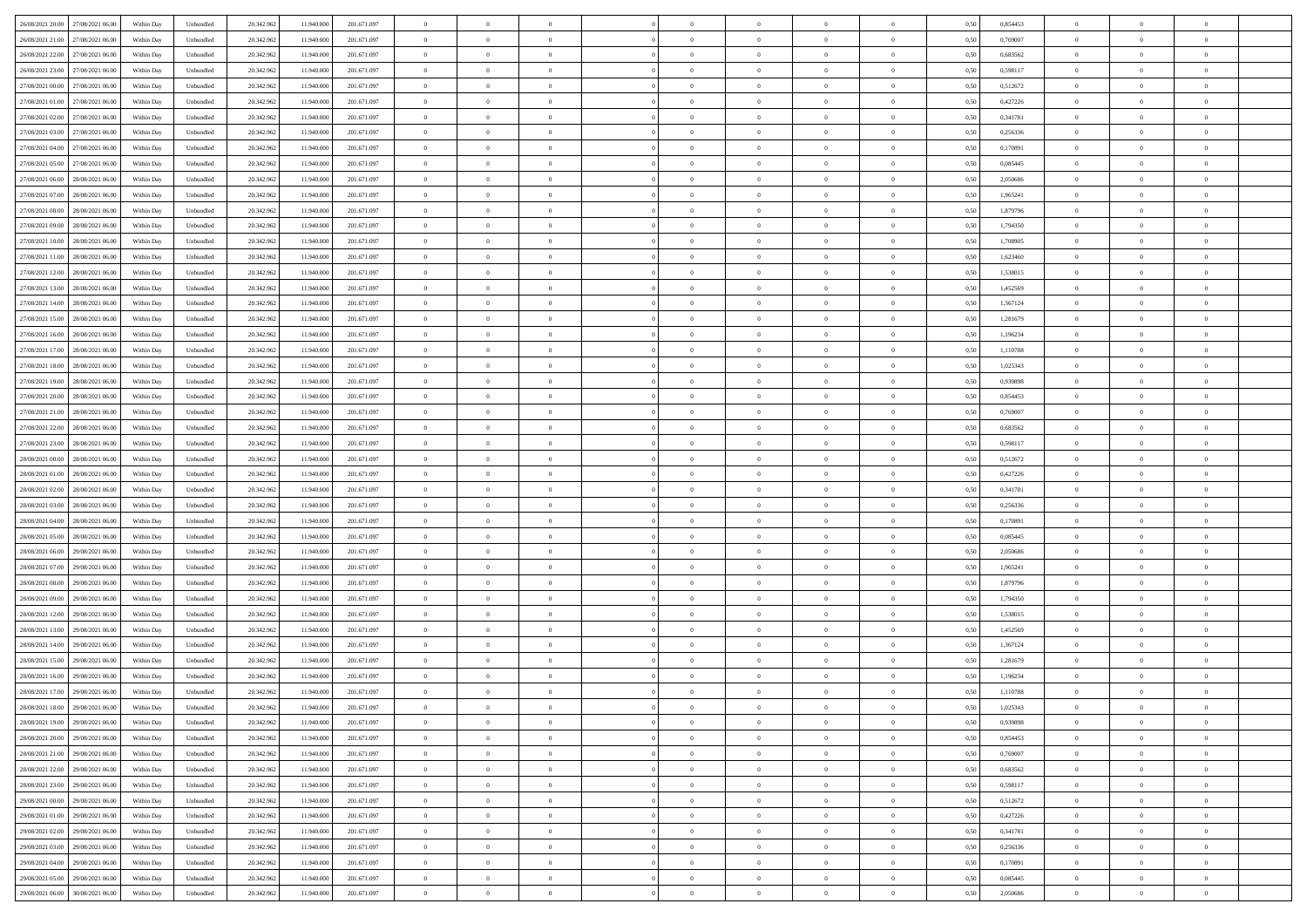| | | | | | | | | | | | | | | | | | | | | |
|---|---|---|---|---|---|---|---|---|---|---|---|---|---|---|---|---|---|---|---|---|
| 26/08/2021 20:00 | 27/08/2021 06:00 | Within Day | Unbundled | 20.342.962 | 11.940.000 | 201.671.097 | 0 | 0 | 0 | | 0 | 0 | 0 | 0 | 0,50 | 0,854453 | 0 | 0 | 0 | |
| 26/08/2021 21:00 | 27/08/2021 06:00 | Within Day | Unbundled | 20.342.962 | 11.940.000 | 201.671.097 | 0 | 0 | 0 | | 0 | 0 | 0 | 0 | 0,50 | 0,769007 | 0 | 0 | 0 | |
| 26/08/2021 22:00 | 27/08/2021 06:00 | Within Day | Unbundled | 20.342.962 | 11.940.000 | 201.671.097 | 0 | 0 | 0 | | 0 | 0 | 0 | 0 | 0,50 | 0,683562 | 0 | 0 | 0 | |
| 26/08/2021 23:00 | 27/08/2021 06:00 | Within Day | Unbundled | 20.342.962 | 11.940.000 | 201.671.097 | 0 | 0 | 0 | | 0 | 0 | 0 | 0 | 0,50 | 0,598117 | 0 | 0 | 0 | |
| 27/08/2021 00:00 | 27/08/2021 06:00 | Within Day | Unbundled | 20.342.962 | 11.940.000 | 201.671.097 | 0 | 0 | 0 | | 0 | 0 | 0 | 0 | 0,50 | 0,512672 | 0 | 0 | 0 | |
| 27/08/2021 01:00 | 27/08/2021 06:00 | Within Day | Unbundled | 20.342.962 | 11.940.000 | 201.671.097 | 0 | 0 | 0 | | 0 | 0 | 0 | 0 | 0,50 | 0,427226 | 0 | 0 | 0 | |
| 27/08/2021 02:00 | 27/08/2021 06:00 | Within Day | Unbundled | 20.342.962 | 11.940.000 | 201.671.097 | 0 | 0 | 0 | | 0 | 0 | 0 | 0 | 0,50 | 0,341781 | 0 | 0 | 0 | |
| 27/08/2021 03:00 | 27/08/2021 06:00 | Within Day | Unbundled | 20.342.962 | 11.940.000 | 201.671.097 | 0 | 0 | 0 | | 0 | 0 | 0 | 0 | 0,50 | 0,256336 | 0 | 0 | 0 | |
| 27/08/2021 04:00 | 27/08/2021 06:00 | Within Day | Unbundled | 20.342.962 | 11.940.000 | 201.671.097 | 0 | 0 | 0 | | 0 | 0 | 0 | 0 | 0,50 | 0,170891 | 0 | 0 | 0 | |
| 27/08/2021 05:00 | 27/08/2021 06:00 | Within Day | Unbundled | 20.342.962 | 11.940.000 | 201.671.097 | 0 | 0 | 0 | | 0 | 0 | 0 | 0 | 0,50 | 0,085445 | 0 | 0 | 0 | |
| 27/08/2021 06:00 | 28/08/2021 06:00 | Within Day | Unbundled | 20.342.962 | 11.940.000 | 201.671.097 | 0 | 0 | 0 | | 0 | 0 | 0 | 0 | 0,50 | 2,050686 | 0 | 0 | 0 | |
| 27/08/2021 07:00 | 28/08/2021 06:00 | Within Day | Unbundled | 20.342.962 | 11.940.000 | 201.671.097 | 0 | 0 | 0 | | 0 | 0 | 0 | 0 | 0,50 | 1,965241 | 0 | 0 | 0 | |
| 27/08/2021 08:00 | 28/08/2021 06:00 | Within Day | Unbundled | 20.342.962 | 11.940.000 | 201.671.097 | 0 | 0 | 0 | | 0 | 0 | 0 | 0 | 0,50 | 1,879796 | 0 | 0 | 0 | |
| 27/08/2021 09:00 | 28/08/2021 06:00 | Within Day | Unbundled | 20.342.962 | 11.940.000 | 201.671.097 | 0 | 0 | 0 | | 0 | 0 | 0 | 0 | 0,50 | 1,794350 | 0 | 0 | 0 | |
| 27/08/2021 10:00 | 28/08/2021 06:00 | Within Day | Unbundled | 20.342.962 | 11.940.000 | 201.671.097 | 0 | 0 | 0 | | 0 | 0 | 0 | 0 | 0,50 | 1,708905 | 0 | 0 | 0 | |
| 27/08/2021 11:00 | 28/08/2021 06:00 | Within Day | Unbundled | 20.342.962 | 11.940.000 | 201.671.097 | 0 | 0 | 0 | | 0 | 0 | 0 | 0 | 0,50 | 1,623460 | 0 | 0 | 0 | |
| 27/08/2021 12:00 | 28/08/2021 06:00 | Within Day | Unbundled | 20.342.962 | 11.940.000 | 201.671.097 | 0 | 0 | 0 | | 0 | 0 | 0 | 0 | 0,50 | 1,538015 | 0 | 0 | 0 | |
| 27/08/2021 13:00 | 28/08/2021 06:00 | Within Day | Unbundled | 20.342.962 | 11.940.000 | 201.671.097 | 0 | 0 | 0 | | 0 | 0 | 0 | 0 | 0,50 | 1,452569 | 0 | 0 | 0 | |
| 27/08/2021 14:00 | 28/08/2021 06:00 | Within Day | Unbundled | 20.342.962 | 11.940.000 | 201.671.097 | 0 | 0 | 0 | | 0 | 0 | 0 | 0 | 0,50 | 1,367124 | 0 | 0 | 0 | |
| 27/08/2021 15:00 | 28/08/2021 06:00 | Within Day | Unbundled | 20.342.962 | 11.940.000 | 201.671.097 | 0 | 0 | 0 | | 0 | 0 | 0 | 0 | 0,50 | 1,281679 | 0 | 0 | 0 | |
| 27/08/2021 16:00 | 28/08/2021 06:00 | Within Day | Unbundled | 20.342.962 | 11.940.000 | 201.671.097 | 0 | 0 | 0 | | 0 | 0 | 0 | 0 | 0,50 | 1,196234 | 0 | 0 | 0 | |
| 27/08/2021 17:00 | 28/08/2021 06:00 | Within Day | Unbundled | 20.342.962 | 11.940.000 | 201.671.097 | 0 | 0 | 0 | | 0 | 0 | 0 | 0 | 0,50 | 1,110788 | 0 | 0 | 0 | |
| 27/08/2021 18:00 | 28/08/2021 06:00 | Within Day | Unbundled | 20.342.962 | 11.940.000 | 201.671.097 | 0 | 0 | 0 | | 0 | 0 | 0 | 0 | 0,50 | 1,025343 | 0 | 0 | 0 | |
| 27/08/2021 19:00 | 28/08/2021 06:00 | Within Day | Unbundled | 20.342.962 | 11.940.000 | 201.671.097 | 0 | 0 | 0 | | 0 | 0 | 0 | 0 | 0,50 | 0,939898 | 0 | 0 | 0 | |
| 27/08/2021 20:00 | 28/08/2021 06:00 | Within Day | Unbundled | 20.342.962 | 11.940.000 | 201.671.097 | 0 | 0 | 0 | | 0 | 0 | 0 | 0 | 0,50 | 0,854453 | 0 | 0 | 0 | |
| 27/08/2021 21:00 | 28/08/2021 06:00 | Within Day | Unbundled | 20.342.962 | 11.940.000 | 201.671.097 | 0 | 0 | 0 | | 0 | 0 | 0 | 0 | 0,50 | 0,769007 | 0 | 0 | 0 | |
| 27/08/2021 22:00 | 28/08/2021 06:00 | Within Day | Unbundled | 20.342.962 | 11.940.000 | 201.671.097 | 0 | 0 | 0 | | 0 | 0 | 0 | 0 | 0,50 | 0,683562 | 0 | 0 | 0 | |
| 27/08/2021 23:00 | 28/08/2021 06:00 | Within Day | Unbundled | 20.342.962 | 11.940.000 | 201.671.097 | 0 | 0 | 0 | | 0 | 0 | 0 | 0 | 0,50 | 0,598117 | 0 | 0 | 0 | |
| 28/08/2021 00:00 | 28/08/2021 06:00 | Within Day | Unbundled | 20.342.962 | 11.940.000 | 201.671.097 | 0 | 0 | 0 | | 0 | 0 | 0 | 0 | 0,50 | 0,512672 | 0 | 0 | 0 | |
| 28/08/2021 01:00 | 28/08/2021 06:00 | Within Day | Unbundled | 20.342.962 | 11.940.000 | 201.671.097 | 0 | 0 | 0 | | 0 | 0 | 0 | 0 | 0,50 | 0,427226 | 0 | 0 | 0 | |
| 28/08/2021 02:00 | 28/08/2021 06:00 | Within Day | Unbundled | 20.342.962 | 11.940.000 | 201.671.097 | 0 | 0 | 0 | | 0 | 0 | 0 | 0 | 0,50 | 0,341781 | 0 | 0 | 0 | |
| 28/08/2021 03:00 | 28/08/2021 06:00 | Within Day | Unbundled | 20.342.962 | 11.940.000 | 201.671.097 | 0 | 0 | 0 | | 0 | 0 | 0 | 0 | 0,50 | 0,256336 | 0 | 0 | 0 | |
| 28/08/2021 04:00 | 28/08/2021 06:00 | Within Day | Unbundled | 20.342.962 | 11.940.000 | 201.671.097 | 0 | 0 | 0 | | 0 | 0 | 0 | 0 | 0,50 | 0,170891 | 0 | 0 | 0 | |
| 28/08/2021 05:00 | 28/08/2021 06:00 | Within Day | Unbundled | 20.342.962 | 11.940.000 | 201.671.097 | 0 | 0 | 0 | | 0 | 0 | 0 | 0 | 0,50 | 0,085445 | 0 | 0 | 0 | |
| 28/08/2021 06:00 | 29/08/2021 06:00 | Within Day | Unbundled | 20.342.962 | 11.940.000 | 201.671.097 | 0 | 0 | 0 | | 0 | 0 | 0 | 0 | 0,50 | 2,050686 | 0 | 0 | 0 | |
| 28/08/2021 07:00 | 29/08/2021 06:00 | Within Day | Unbundled | 20.342.962 | 11.940.000 | 201.671.097 | 0 | 0 | 0 | | 0 | 0 | 0 | 0 | 0,50 | 1,965241 | 0 | 0 | 0 | |
| 28/08/2021 08:00 | 29/08/2021 06:00 | Within Day | Unbundled | 20.342.962 | 11.940.000 | 201.671.097 | 0 | 0 | 0 | | 0 | 0 | 0 | 0 | 0,50 | 1,879796 | 0 | 0 | 0 | |
| 28/08/2021 09:00 | 29/08/2021 06:00 | Within Day | Unbundled | 20.342.962 | 11.940.000 | 201.671.097 | 0 | 0 | 0 | | 0 | 0 | 0 | 0 | 0,50 | 1,794350 | 0 | 0 | 0 | |
| 28/08/2021 12:00 | 29/08/2021 06:00 | Within Day | Unbundled | 20.342.962 | 11.940.000 | 201.671.097 | 0 | 0 | 0 | | 0 | 0 | 0 | 0 | 0,50 | 1,538015 | 0 | 0 | 0 | |
| 28/08/2021 13:00 | 29/08/2021 06:00 | Within Day | Unbundled | 20.342.962 | 11.940.000 | 201.671.097 | 0 | 0 | 0 | | 0 | 0 | 0 | 0 | 0,50 | 1,452569 | 0 | 0 | 0 | |
| 28/08/2021 14:00 | 29/08/2021 06:00 | Within Day | Unbundled | 20.342.962 | 11.940.000 | 201.671.097 | 0 | 0 | 0 | | 0 | 0 | 0 | 0 | 0,50 | 1,367124 | 0 | 0 | 0 | |
| 28/08/2021 15:00 | 29/08/2021 06:00 | Within Day | Unbundled | 20.342.962 | 11.940.000 | 201.671.097 | 0 | 0 | 0 | | 0 | 0 | 0 | 0 | 0,50 | 1,281679 | 0 | 0 | 0 | |
| 28/08/2021 16:00 | 29/08/2021 06:00 | Within Day | Unbundled | 20.342.962 | 11.940.000 | 201.671.097 | 0 | 0 | 0 | | 0 | 0 | 0 | 0 | 0,50 | 1,196234 | 0 | 0 | 0 | |
| 28/08/2021 17:00 | 29/08/2021 06:00 | Within Day | Unbundled | 20.342.962 | 11.940.000 | 201.671.097 | 0 | 0 | 0 | | 0 | 0 | 0 | 0 | 0,50 | 1,110788 | 0 | 0 | 0 | |
| 28/08/2021 18:00 | 29/08/2021 06:00 | Within Day | Unbundled | 20.342.962 | 11.940.000 | 201.671.097 | 0 | 0 | 0 | | 0 | 0 | 0 | 0 | 0,50 | 1,025343 | 0 | 0 | 0 | |
| 28/08/2021 19:00 | 29/08/2021 06:00 | Within Day | Unbundled | 20.342.962 | 11.940.000 | 201.671.097 | 0 | 0 | 0 | | 0 | 0 | 0 | 0 | 0,50 | 0,939898 | 0 | 0 | 0 | |
| 28/08/2021 20:00 | 29/08/2021 06:00 | Within Day | Unbundled | 20.342.962 | 11.940.000 | 201.671.097 | 0 | 0 | 0 | | 0 | 0 | 0 | 0 | 0,50 | 0,854453 | 0 | 0 | 0 | |
| 28/08/2021 21:00 | 29/08/2021 06:00 | Within Day | Unbundled | 20.342.962 | 11.940.000 | 201.671.097 | 0 | 0 | 0 | | 0 | 0 | 0 | 0 | 0,50 | 0,769007 | 0 | 0 | 0 | |
| 28/08/2021 22:00 | 29/08/2021 06:00 | Within Day | Unbundled | 20.342.962 | 11.940.000 | 201.671.097 | 0 | 0 | 0 | | 0 | 0 | 0 | 0 | 0,50 | 0,683562 | 0 | 0 | 0 | |
| 28/08/2021 23:00 | 29/08/2021 06:00 | Within Day | Unbundled | 20.342.962 | 11.940.000 | 201.671.097 | 0 | 0 | 0 | | 0 | 0 | 0 | 0 | 0,50 | 0,598117 | 0 | 0 | 0 | |
| 29/08/2021 00:00 | 29/08/2021 06:00 | Within Day | Unbundled | 20.342.962 | 11.940.000 | 201.671.097 | 0 | 0 | 0 | | 0 | 0 | 0 | 0 | 0,50 | 0,512672 | 0 | 0 | 0 | |
| 29/08/2021 01:00 | 29/08/2021 06:00 | Within Day | Unbundled | 20.342.962 | 11.940.000 | 201.671.097 | 0 | 0 | 0 | | 0 | 0 | 0 | 0 | 0,50 | 0,427226 | 0 | 0 | 0 | |
| 29/08/2021 02:00 | 29/08/2021 06:00 | Within Day | Unbundled | 20.342.962 | 11.940.000 | 201.671.097 | 0 | 0 | 0 | | 0 | 0 | 0 | 0 | 0,50 | 0,341781 | 0 | 0 | 0 | |
| 29/08/2021 03:00 | 29/08/2021 06:00 | Within Day | Unbundled | 20.342.962 | 11.940.000 | 201.671.097 | 0 | 0 | 0 | | 0 | 0 | 0 | 0 | 0,50 | 0,256336 | 0 | 0 | 0 | |
| 29/08/2021 04:00 | 29/08/2021 06:00 | Within Day | Unbundled | 20.342.962 | 11.940.000 | 201.671.097 | 0 | 0 | 0 | | 0 | 0 | 0 | 0 | 0,50 | 0,170891 | 0 | 0 | 0 | |
| 29/08/2021 05:00 | 29/08/2021 06:00 | Within Day | Unbundled | 20.342.962 | 11.940.000 | 201.671.097 | 0 | 0 | 0 | | 0 | 0 | 0 | 0 | 0,50 | 0,085445 | 0 | 0 | 0 | |
| 29/08/2021 06:00 | 30/08/2021 06:00 | Within Day | Unbundled | 20.342.962 | 11.940.000 | 201.671.097 | 0 | 0 | 0 | | 0 | 0 | 0 | 0 | 0,50 | 2,050686 | 0 | 0 | 0 | |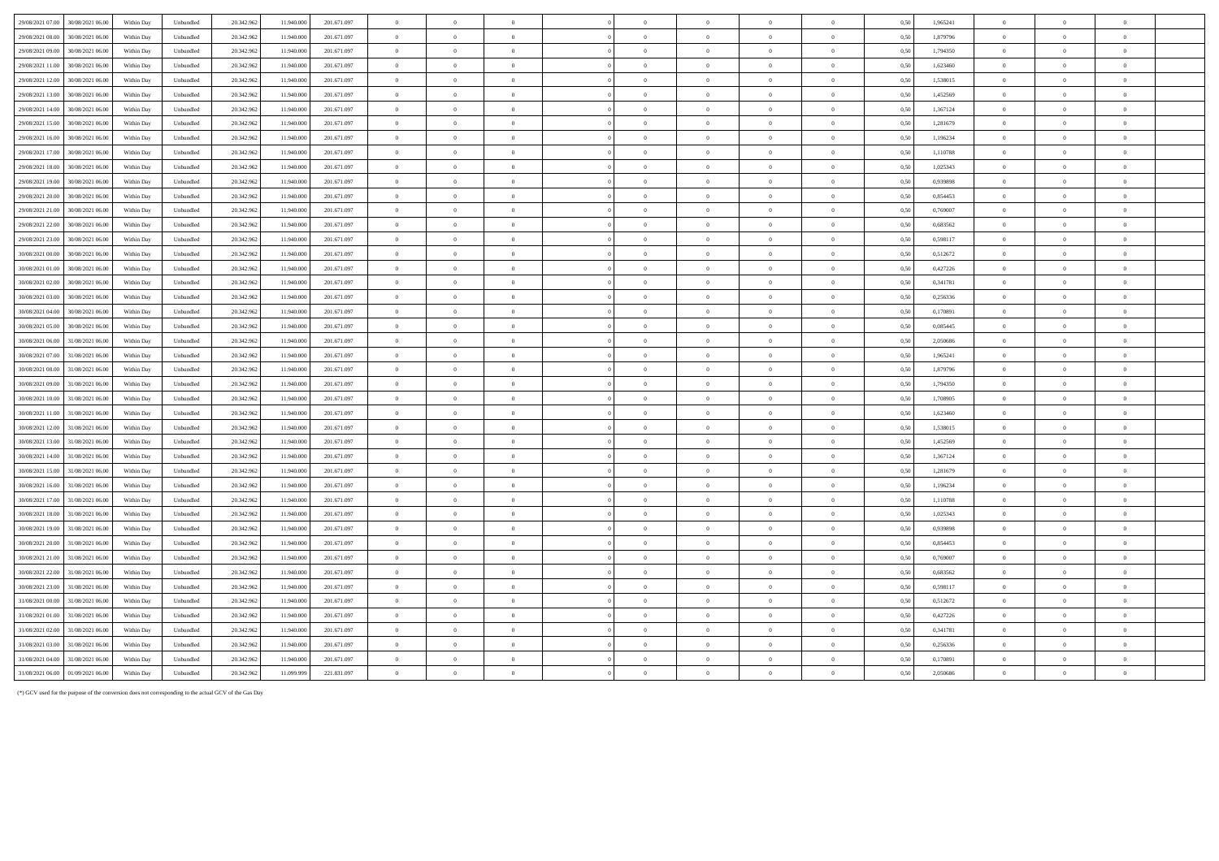| | | | | | | | | | | | | | | | | | | | | | |
|---|---|---|---|---|---|---|---|---|---|---|---|---|---|---|---|---|---|---|---|---|---|
| 29/08/2021 07.00 | 30/08/2021 06.00 | Within Day | Unbundled | 20.342.962 | 11.940.000 | 201.671.097 | 0 | 0 | 0 | | 0 | 0 | 0 | 0 | 0 | 0,50 | 1,965241 | 0 | 0 | 0 | |
| 29/08/2021 08.00 | 30/08/2021 06.00 | Within Day | Unbundled | 20.342.962 | 11.940.000 | 201.671.097 | 0 | 0 | 0 | | 0 | 0 | 0 | 0 | 0 | 0,50 | 1,879796 | 0 | 0 | 0 | |
| 29/08/2021 09.00 | 30/08/2021 06.00 | Within Day | Unbundled | 20.342.962 | 11.940.000 | 201.671.097 | 0 | 0 | 0 | | 0 | 0 | 0 | 0 | 0 | 0,50 | 1,794350 | 0 | 0 | 0 | |
| 29/08/2021 11.00 | 30/08/2021 06.00 | Within Day | Unbundled | 20.342.962 | 11.940.000 | 201.671.097 | 0 | 0 | 0 | | 0 | 0 | 0 | 0 | 0 | 0,50 | 1,623460 | 0 | 0 | 0 | |
| 29/08/2021 12.00 | 30/08/2021 06.00 | Within Day | Unbundled | 20.342.962 | 11.940.000 | 201.671.097 | 0 | 0 | 0 | | 0 | 0 | 0 | 0 | 0 | 0,50 | 1,538015 | 0 | 0 | 0 | |
| 29/08/2021 13.00 | 30/08/2021 06.00 | Within Day | Unbundled | 20.342.962 | 11.940.000 | 201.671.097 | 0 | 0 | 0 | | 0 | 0 | 0 | 0 | 0 | 0,50 | 1,452569 | 0 | 0 | 0 | |
| 29/08/2021 14.00 | 30/08/2021 06.00 | Within Day | Unbundled | 20.342.962 | 11.940.000 | 201.671.097 | 0 | 0 | 0 | | 0 | 0 | 0 | 0 | 0 | 0,50 | 1,367124 | 0 | 0 | 0 | |
| 29/08/2021 15.00 | 30/08/2021 06.00 | Within Day | Unbundled | 20.342.962 | 11.940.000 | 201.671.097 | 0 | 0 | 0 | | 0 | 0 | 0 | 0 | 0 | 0,50 | 1,281679 | 0 | 0 | 0 | |
| 29/08/2021 16.00 | 30/08/2021 06.00 | Within Day | Unbundled | 20.342.962 | 11.940.000 | 201.671.097 | 0 | 0 | 0 | | 0 | 0 | 0 | 0 | 0 | 0,50 | 1,196234 | 0 | 0 | 0 | |
| 29/08/2021 17.00 | 30/08/2021 06.00 | Within Day | Unbundled | 20.342.962 | 11.940.000 | 201.671.097 | 0 | 0 | 0 | | 0 | 0 | 0 | 0 | 0 | 0,50 | 1,110788 | 0 | 0 | 0 | |
| 29/08/2021 18.00 | 30/08/2021 06.00 | Within Day | Unbundled | 20.342.962 | 11.940.000 | 201.671.097 | 0 | 0 | 0 | | 0 | 0 | 0 | 0 | 0 | 0,50 | 1,025343 | 0 | 0 | 0 | |
| 29/08/2021 19.00 | 30/08/2021 06.00 | Within Day | Unbundled | 20.342.962 | 11.940.000 | 201.671.097 | 0 | 0 | 0 | | 0 | 0 | 0 | 0 | 0 | 0,50 | 0,939898 | 0 | 0 | 0 | |
| 29/08/2021 20.00 | 30/08/2021 06.00 | Within Day | Unbundled | 20.342.962 | 11.940.000 | 201.671.097 | 0 | 0 | 0 | | 0 | 0 | 0 | 0 | 0 | 0,50 | 0,854453 | 0 | 0 | 0 | |
| 29/08/2021 21.00 | 30/08/2021 06.00 | Within Day | Unbundled | 20.342.962 | 11.940.000 | 201.671.097 | 0 | 0 | 0 | | 0 | 0 | 0 | 0 | 0 | 0,50 | 0,769007 | 0 | 0 | 0 | |
| 29/08/2021 22.00 | 30/08/2021 06.00 | Within Day | Unbundled | 20.342.962 | 11.940.000 | 201.671.097 | 0 | 0 | 0 | | 0 | 0 | 0 | 0 | 0 | 0,50 | 0,683562 | 0 | 0 | 0 | |
| 29/08/2021 23.00 | 30/08/2021 06.00 | Within Day | Unbundled | 20.342.962 | 11.940.000 | 201.671.097 | 0 | 0 | 0 | | 0 | 0 | 0 | 0 | 0 | 0,50 | 0,598117 | 0 | 0 | 0 | |
| 30/08/2021 00.00 | 30/08/2021 06.00 | Within Day | Unbundled | 20.342.962 | 11.940.000 | 201.671.097 | 0 | 0 | 0 | | 0 | 0 | 0 | 0 | 0 | 0,50 | 0,512672 | 0 | 0 | 0 | |
| 30/08/2021 01.00 | 30/08/2021 06.00 | Within Day | Unbundled | 20.342.962 | 11.940.000 | 201.671.097 | 0 | 0 | 0 | | 0 | 0 | 0 | 0 | 0 | 0,50 | 0,427226 | 0 | 0 | 0 | |
| 30/08/2021 02.00 | 30/08/2021 06.00 | Within Day | Unbundled | 20.342.962 | 11.940.000 | 201.671.097 | 0 | 0 | 0 | | 0 | 0 | 0 | 0 | 0 | 0,50 | 0,341781 | 0 | 0 | 0 | |
| 30/08/2021 03.00 | 30/08/2021 06.00 | Within Day | Unbundled | 20.342.962 | 11.940.000 | 201.671.097 | 0 | 0 | 0 | | 0 | 0 | 0 | 0 | 0 | 0,50 | 0,256336 | 0 | 0 | 0 | |
| 30/08/2021 04.00 | 30/08/2021 06.00 | Within Day | Unbundled | 20.342.962 | 11.940.000 | 201.671.097 | 0 | 0 | 0 | | 0 | 0 | 0 | 0 | 0 | 0,50 | 0,170891 | 0 | 0 | 0 | |
| 30/08/2021 05.00 | 30/08/2021 06.00 | Within Day | Unbundled | 20.342.962 | 11.940.000 | 201.671.097 | 0 | 0 | 0 | | 0 | 0 | 0 | 0 | 0 | 0,50 | 0,085445 | 0 | 0 | 0 | |
| 30/08/2021 06.00 | 31/08/2021 06.00 | Within Day | Unbundled | 20.342.962 | 11.940.000 | 201.671.097 | 0 | 0 | 0 | | 0 | 0 | 0 | 0 | 0 | 0,50 | 2,050686 | 0 | 0 | 0 | |
| 30/08/2021 07.00 | 31/08/2021 06.00 | Within Day | Unbundled | 20.342.962 | 11.940.000 | 201.671.097 | 0 | 0 | 0 | | 0 | 0 | 0 | 0 | 0 | 0,50 | 1,965241 | 0 | 0 | 0 | |
| 30/08/2021 08.00 | 31/08/2021 06.00 | Within Day | Unbundled | 20.342.962 | 11.940.000 | 201.671.097 | 0 | 0 | 0 | | 0 | 0 | 0 | 0 | 0 | 0,50 | 1,879796 | 0 | 0 | 0 | |
| 30/08/2021 09.00 | 31/08/2021 06.00 | Within Day | Unbundled | 20.342.962 | 11.940.000 | 201.671.097 | 0 | 0 | 0 | | 0 | 0 | 0 | 0 | 0 | 0,50 | 1,794350 | 0 | 0 | 0 | |
| 30/08/2021 10.00 | 31/08/2021 06.00 | Within Day | Unbundled | 20.342.962 | 11.940.000 | 201.671.097 | 0 | 0 | 0 | | 0 | 0 | 0 | 0 | 0 | 0,50 | 1,708905 | 0 | 0 | 0 | |
| 30/08/2021 11.00 | 31/08/2021 06.00 | Within Day | Unbundled | 20.342.962 | 11.940.000 | 201.671.097 | 0 | 0 | 0 | | 0 | 0 | 0 | 0 | 0 | 0,50 | 1,623460 | 0 | 0 | 0 | |
| 30/08/2021 12.00 | 31/08/2021 06.00 | Within Day | Unbundled | 20.342.962 | 11.940.000 | 201.671.097 | 0 | 0 | 0 | | 0 | 0 | 0 | 0 | 0 | 0,50 | 1,538015 | 0 | 0 | 0 | |
| 30/08/2021 13.00 | 31/08/2021 06.00 | Within Day | Unbundled | 20.342.962 | 11.940.000 | 201.671.097 | 0 | 0 | 0 | | 0 | 0 | 0 | 0 | 0 | 0,50 | 1,452569 | 0 | 0 | 0 | |
| 30/08/2021 14.00 | 31/08/2021 06.00 | Within Day | Unbundled | 20.342.962 | 11.940.000 | 201.671.097 | 0 | 0 | 0 | | 0 | 0 | 0 | 0 | 0 | 0,50 | 1,367124 | 0 | 0 | 0 | |
| 30/08/2021 15.00 | 31/08/2021 06.00 | Within Day | Unbundled | 20.342.962 | 11.940.000 | 201.671.097 | 0 | 0 | 0 | | 0 | 0 | 0 | 0 | 0 | 0,50 | 1,281679 | 0 | 0 | 0 | |
| 30/08/2021 16.00 | 31/08/2021 06.00 | Within Day | Unbundled | 20.342.962 | 11.940.000 | 201.671.097 | 0 | 0 | 0 | | 0 | 0 | 0 | 0 | 0 | 0,50 | 1,196234 | 0 | 0 | 0 | |
| 30/08/2021 17.00 | 31/08/2021 06.00 | Within Day | Unbundled | 20.342.962 | 11.940.000 | 201.671.097 | 0 | 0 | 0 | | 0 | 0 | 0 | 0 | 0 | 0,50 | 1,110788 | 0 | 0 | 0 | |
| 30/08/2021 18.00 | 31/08/2021 06.00 | Within Day | Unbundled | 20.342.962 | 11.940.000 | 201.671.097 | 0 | 0 | 0 | | 0 | 0 | 0 | 0 | 0 | 0,50 | 1,025343 | 0 | 0 | 0 | |
| 30/08/2021 19.00 | 31/08/2021 06.00 | Within Day | Unbundled | 20.342.962 | 11.940.000 | 201.671.097 | 0 | 0 | 0 | | 0 | 0 | 0 | 0 | 0 | 0,50 | 0,939898 | 0 | 0 | 0 | |
| 30/08/2021 20.00 | 31/08/2021 06.00 | Within Day | Unbundled | 20.342.962 | 11.940.000 | 201.671.097 | 0 | 0 | 0 | | 0 | 0 | 0 | 0 | 0 | 0,50 | 0,854453 | 0 | 0 | 0 | |
| 30/08/2021 21.00 | 31/08/2021 06.00 | Within Day | Unbundled | 20.342.962 | 11.940.000 | 201.671.097 | 0 | 0 | 0 | | 0 | 0 | 0 | 0 | 0 | 0,50 | 0,769007 | 0 | 0 | 0 | |
| 30/08/2021 22.00 | 31/08/2021 06.00 | Within Day | Unbundled | 20.342.962 | 11.940.000 | 201.671.097 | 0 | 0 | 0 | | 0 | 0 | 0 | 0 | 0 | 0,50 | 0,683562 | 0 | 0 | 0 | |
| 30/08/2021 23.00 | 31/08/2021 06.00 | Within Day | Unbundled | 20.342.962 | 11.940.000 | 201.671.097 | 0 | 0 | 0 | | 0 | 0 | 0 | 0 | 0 | 0,50 | 0,598117 | 0 | 0 | 0 | |
| 31/08/2021 00.00 | 31/08/2021 06.00 | Within Day | Unbundled | 20.342.962 | 11.940.000 | 201.671.097 | 0 | 0 | 0 | | 0 | 0 | 0 | 0 | 0 | 0,50 | 0,512672 | 0 | 0 | 0 | |
| 31/08/2021 01.00 | 31/08/2021 06.00 | Within Day | Unbundled | 20.342.962 | 11.940.000 | 201.671.097 | 0 | 0 | 0 | | 0 | 0 | 0 | 0 | 0 | 0,50 | 0,427226 | 0 | 0 | 0 | |
| 31/08/2021 02.00 | 31/08/2021 06.00 | Within Day | Unbundled | 20.342.962 | 11.940.000 | 201.671.097 | 0 | 0 | 0 | | 0 | 0 | 0 | 0 | 0 | 0,50 | 0,341781 | 0 | 0 | 0 | |
| 31/08/2021 03.00 | 31/08/2021 06.00 | Within Day | Unbundled | 20.342.962 | 11.940.000 | 201.671.097 | 0 | 0 | 0 | | 0 | 0 | 0 | 0 | 0 | 0,50 | 0,256336 | 0 | 0 | 0 | |
| 31/08/2021 04.00 | 31/08/2021 06.00 | Within Day | Unbundled | 20.342.962 | 11.940.000 | 201.671.097 | 0 | 0 | 0 | | 0 | 0 | 0 | 0 | 0 | 0,50 | 0,170891 | 0 | 0 | 0 | |
| 31/08/2021 06.00 | 01/09/2021 06.00 | Within Day | Unbundled | 20.342.962 | 11.099.999 | 221.831.097 | 0 | 0 | 0 | | 0 | 0 | 0 | 0 | 0 | 0,50 | 2,050686 | 0 | 0 | 0 | |

(*) GCV used for the purpose of the conversion does not corresponding to the actual GCV of the Gas Day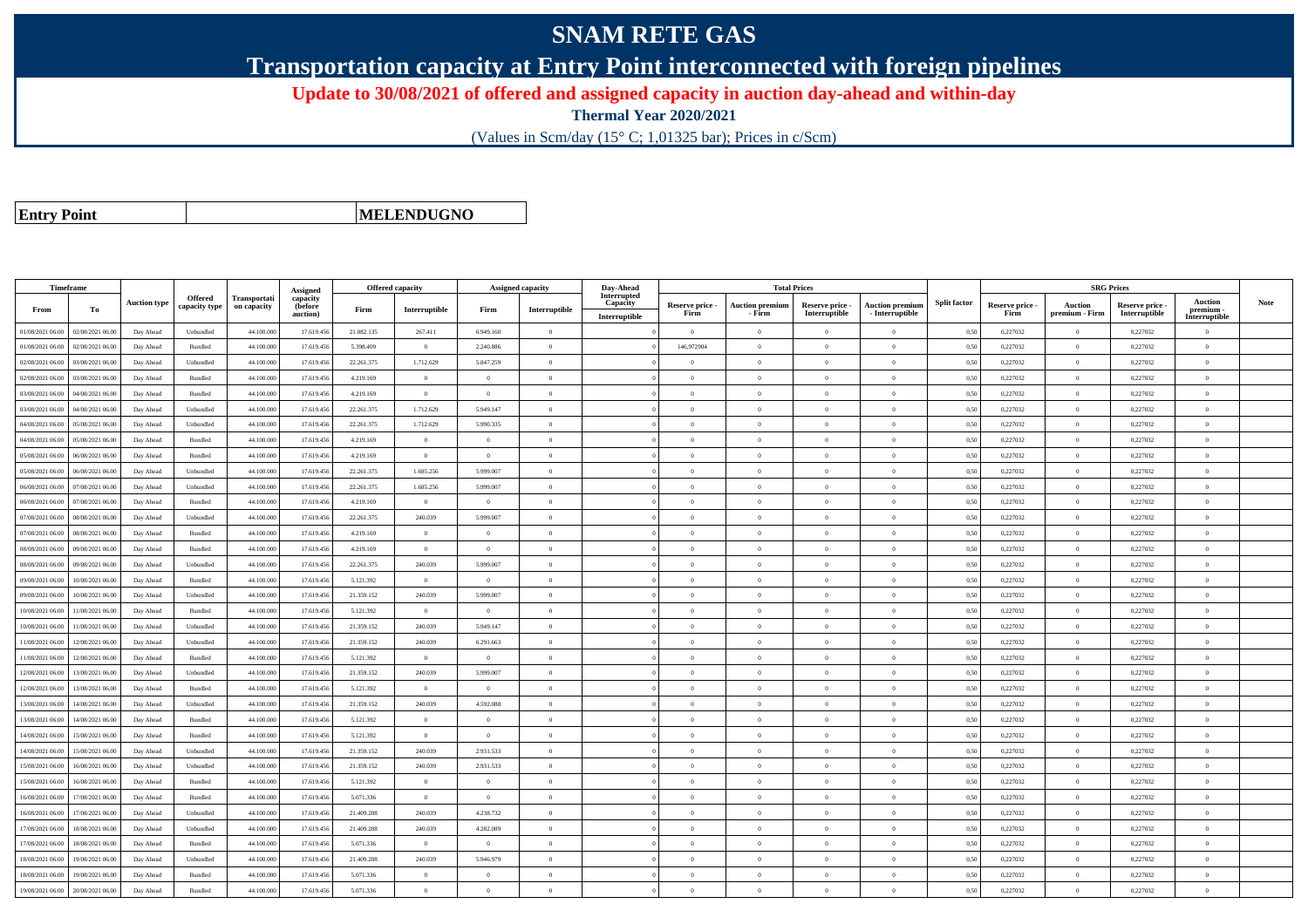# SNAM RETE GAS

## Transportation capacity at Entry Point interconnected with foreign pipelines

**Update to 30/08/2021 of offered and assigned capacity in auction day-ahead and within-day**

**Thermal Year 2020/2021**

(Values in Scm/day (15° C; 1,01325 bar); Prices in c/Scm)

| **Entry Point** | **MELENDUGNO** |
|---|---|

| Timeframe | | Auction type | Offered capacity type | Transportation capacity | Assigned capacity (before auction) | Offered capacity | | Assigned capacity | | Day-Ahead Interrupted Capacity | Total Prices | | | | Split factor | SRG Prices | | | | Note |
|---|---|---|---|---|---|---|---|---|---|---|---|---|---|---|---|---|---|---|---|---|
| From | To | | | | | Firm | Interruptible | Firm | Interruptible | Interruptible | Reserve price - Firm | Auction premium - Firm | Reserve price - Interruptible | Auction premium - Interruptible | | Reserve price - Firm | Auction premium - Firm | Reserve price - Interruptible | Auction premium - Interruptible | |
| 01/08/2021 06.00 | 02/08/2021 06.00 | Day Ahead | Unbundled | 44.100.000 | 17.619.456 | 21.082.135 | 267.411 | 6.949.160 | 0 | 0 | 0 | 0 | 0 | 0 | 0,50 | 0,227032 | 0 | 0,227032 | 0 | |
| 01/08/2021 06.00 | 02/08/2021 06.00 | Day Ahead | Bundled | 44.100.000 | 17.619.456 | 5.398.409 | 0 | 2.240.886 | 0 | 0 | 146,972904 | 0 | 0 | 0 | 0,50 | 0,227032 | 0 | 0,227032 | 0 | |
| 02/08/2021 06.00 | 03/08/2021 06.00 | Day Ahead | Unbundled | 44.100.000 | 17.619.456 | 22.261.375 | 1.712.629 | 5.847.259 | 0 | 0 | 0 | 0 | 0 | 0 | 0,50 | 0,227032 | 0 | 0,227032 | 0 | |
| 02/08/2021 06.00 | 03/08/2021 06.00 | Day Ahead | Bundled | 44.100.000 | 17.619.456 | 4.219.169 | 0 | 0 | 0 | 0 | 0 | 0 | 0 | 0 | 0,50 | 0,227032 | 0 | 0,227032 | 0 | |
| 03/08/2021 06.00 | 04/08/2021 06.00 | Day Ahead | Bundled | 44.100.000 | 17.619.456 | 4.219.169 | 0 | 0 | 0 | 0 | 0 | 0 | 0 | 0 | 0,50 | 0,227032 | 0 | 0,227032 | 0 | |
| 03/08/2021 06.00 | 04/08/2021 06.00 | Day Ahead | Unbundled | 44.100.000 | 17.619.456 | 22.261.375 | 1.712.629 | 5.949.147 | 0 | 0 | 0 | 0 | 0 | 0 | 0,50 | 0,227032 | 0 | 0,227032 | 0 | |
| 04/08/2021 06.00 | 05/08/2021 06.00 | Day Ahead | Unbundled | 44.100.000 | 17.619.456 | 22.261.375 | 1.712.629 | 5.990.335 | 0 | 0 | 0 | 0 | 0 | 0 | 0,50 | 0,227032 | 0 | 0,227032 | 0 | |
| 04/08/2021 06.00 | 05/08/2021 06.00 | Day Ahead | Bundled | 44.100.000 | 17.619.456 | 4.219.169 | 0 | 0 | 0 | 0 | 0 | 0 | 0 | 0 | 0,50 | 0,227032 | 0 | 0,227032 | 0 | |
| 05/08/2021 06.00 | 06/08/2021 06.00 | Day Ahead | Bundled | 44.100.000 | 17.619.456 | 4.219.169 | 0 | 0 | 0 | 0 | 0 | 0 | 0 | 0 | 0,50 | 0,227032 | 0 | 0,227032 | 0 | |
| 05/08/2021 06.00 | 06/08/2021 06.00 | Day Ahead | Unbundled | 44.100.000 | 17.619.456 | 22.261.375 | 1.685.256 | 5.999.007 | 0 | 0 | 0 | 0 | 0 | 0 | 0,50 | 0,227032 | 0 | 0,227032 | 0 | |
| 06/08/2021 06.00 | 07/08/2021 06.00 | Day Ahead | Unbundled | 44.100.000 | 17.619.456 | 22.261.375 | 1.685.256 | 5.999.007 | 0 | 0 | 0 | 0 | 0 | 0 | 0,50 | 0,227032 | 0 | 0,227032 | 0 | |
| 06/08/2021 06.00 | 07/08/2021 06.00 | Day Ahead | Bundled | 44.100.000 | 17.619.456 | 4.219.169 | 0 | 0 | 0 | 0 | 0 | 0 | 0 | 0 | 0,50 | 0,227032 | 0 | 0,227032 | 0 | |
| 07/08/2021 06.00 | 08/08/2021 06.00 | Day Ahead | Unbundled | 44.100.000 | 17.619.456 | 22.261.375 | 240.039 | 5.999.007 | 0 | 0 | 0 | 0 | 0 | 0 | 0,50 | 0,227032 | 0 | 0,227032 | 0 | |
| 07/08/2021 06.00 | 08/08/2021 06.00 | Day Ahead | Bundled | 44.100.000 | 17.619.456 | 4.219.169 | 0 | 0 | 0 | 0 | 0 | 0 | 0 | 0 | 0,50 | 0,227032 | 0 | 0,227032 | 0 | |
| 08/08/2021 06.00 | 09/08/2021 06.00 | Day Ahead | Bundled | 44.100.000 | 17.619.456 | 4.219.169 | 0 | 0 | 0 | 0 | 0 | 0 | 0 | 0 | 0,50 | 0,227032 | 0 | 0,227032 | 0 | |
| 08/08/2021 06.00 | 09/08/2021 06.00 | Day Ahead | Unbundled | 44.100.000 | 17.619.456 | 22.261.375 | 240.039 | 5.999.007 | 0 | 0 | 0 | 0 | 0 | 0 | 0,50 | 0,227032 | 0 | 0,227032 | 0 | |
| 09/08/2021 06.00 | 10/08/2021 06.00 | Day Ahead | Bundled | 44.100.000 | 17.619.456 | 5.121.392 | 0 | 0 | 0 | 0 | 0 | 0 | 0 | 0 | 0,50 | 0,227032 | 0 | 0,227032 | 0 | |
| 09/08/2021 06.00 | 10/08/2021 06.00 | Day Ahead | Unbundled | 44.100.000 | 17.619.456 | 21.359.152 | 240.039 | 5.999.007 | 0 | 0 | 0 | 0 | 0 | 0 | 0,50 | 0,227032 | 0 | 0,227032 | 0 | |
| 10/08/2021 06.00 | 11/08/2021 06.00 | Day Ahead | Bundled | 44.100.000 | 17.619.456 | 5.121.392 | 0 | 0 | 0 | 0 | 0 | 0 | 0 | 0 | 0,50 | 0,227032 | 0 | 0,227032 | 0 | |
| 10/08/2021 06.00 | 11/08/2021 06.00 | Day Ahead | Unbundled | 44.100.000 | 17.619.456 | 21.359.152 | 240.039 | 5.949.147 | 0 | 0 | 0 | 0 | 0 | 0 | 0,50 | 0,227032 | 0 | 0,227032 | 0 | |
| 11/08/2021 06.00 | 12/08/2021 06.00 | Day Ahead | Unbundled | 44.100.000 | 17.619.456 | 21.359.152 | 240.039 | 6.291.663 | 0 | 0 | 0 | 0 | 0 | 0 | 0,50 | 0,227032 | 0 | 0,227032 | 0 | |
| 11/08/2021 06.00 | 12/08/2021 06.00 | Day Ahead | Bundled | 44.100.000 | 17.619.456 | 5.121.392 | 0 | 0 | 0 | 0 | 0 | 0 | 0 | 0 | 0,50 | 0,227032 | 0 | 0,227032 | 0 | |
| 12/08/2021 06.00 | 13/08/2021 06.00 | Day Ahead | Unbundled | 44.100.000 | 17.619.456 | 21.359.152 | 240.039 | 5.999.007 | 0 | 0 | 0 | 0 | 0 | 0 | 0,50 | 0,227032 | 0 | 0,227032 | 0 | |
| 12/08/2021 06.00 | 13/08/2021 06.00 | Day Ahead | Bundled | 44.100.000 | 17.619.456 | 5.121.392 | 0 | 0 | 0 | 0 | 0 | 0 | 0 | 0 | 0,50 | 0,227032 | 0 | 0,227032 | 0 | |
| 13/08/2021 06.00 | 14/08/2021 06.00 | Day Ahead | Unbundled | 44.100.000 | 17.619.456 | 21.359.152 | 240.039 | 4.592.088 | 0 | 0 | 0 | 0 | 0 | 0 | 0,50 | 0,227032 | 0 | 0,227032 | 0 | |
| 13/08/2021 06.00 | 14/08/2021 06.00 | Day Ahead | Bundled | 44.100.000 | 17.619.456 | 5.121.392 | 0 | 0 | 0 | 0 | 0 | 0 | 0 | 0 | 0,50 | 0,227032 | 0 | 0,227032 | 0 | |
| 14/08/2021 06.00 | 15/08/2021 06.00 | Day Ahead | Bundled | 44.100.000 | 17.619.456 | 5.121.392 | 0 | 0 | 0 | 0 | 0 | 0 | 0 | 0 | 0,50 | 0,227032 | 0 | 0,227032 | 0 | |
| 14/08/2021 06.00 | 15/08/2021 06.00 | Day Ahead | Unbundled | 44.100.000 | 17.619.456 | 21.359.152 | 240.039 | 2.931.533 | 0 | 0 | 0 | 0 | 0 | 0 | 0,50 | 0,227032 | 0 | 0,227032 | 0 | |
| 15/08/2021 06.00 | 16/08/2021 06.00 | Day Ahead | Unbundled | 44.100.000 | 17.619.456 | 21.359.152 | 240.039 | 2.931.533 | 0 | 0 | 0 | 0 | 0 | 0 | 0,50 | 0,227032 | 0 | 0,227032 | 0 | |
| 15/08/2021 06.00 | 16/08/2021 06.00 | Day Ahead | Bundled | 44.100.000 | 17.619.456 | 5.121.392 | 0 | 0 | 0 | 0 | 0 | 0 | 0 | 0 | 0,50 | 0,227032 | 0 | 0,227032 | 0 | |
| 16/08/2021 06.00 | 17/08/2021 06.00 | Day Ahead | Bundled | 44.100.000 | 17.619.456 | 5.071.336 | 0 | 0 | 0 | 0 | 0 | 0 | 0 | 0 | 0,50 | 0,227032 | 0 | 0,227032 | 0 | |
| 16/08/2021 06.00 | 17/08/2021 06.00 | Day Ahead | Unbundled | 44.100.000 | 17.619.456 | 21.409.208 | 240.039 | 4.238.732 | 0 | 0 | 0 | 0 | 0 | 0 | 0,50 | 0,227032 | 0 | 0,227032 | 0 | |
| 17/08/2021 06.00 | 18/08/2021 06.00 | Day Ahead | Unbundled | 44.100.000 | 17.619.456 | 21.409.208 | 240.039 | 4.282.089 | 0 | 0 | 0 | 0 | 0 | 0 | 0,50 | 0,227032 | 0 | 0,227032 | 0 | |
| 17/08/2021 06.00 | 18/08/2021 06.00 | Day Ahead | Bundled | 44.100.000 | 17.619.456 | 5.071.336 | 0 | 0 | 0 | 0 | 0 | 0 | 0 | 0 | 0,50 | 0,227032 | 0 | 0,227032 | 0 | |
| 18/08/2021 06.00 | 19/08/2021 06.00 | Day Ahead | Unbundled | 44.100.000 | 17.619.456 | 21.409.208 | 240.039 | 5.946.979 | 0 | 0 | 0 | 0 | 0 | 0 | 0,50 | 0,227032 | 0 | 0,227032 | 0 | |
| 18/08/2021 06.00 | 19/08/2021 06.00 | Day Ahead | Bundled | 44.100.000 | 17.619.456 | 5.071.336 | 0 | 0 | 0 | 0 | 0 | 0 | 0 | 0 | 0,50 | 0,227032 | 0 | 0,227032 | 0 | |
| 19/08/2021 06.00 | 20/08/2021 06.00 | Day Ahead | Bundled | 44.100.000 | 17.619.456 | 5.071.336 | 0 | 0 | 0 | 0 | 0 | 0 | 0 | 0 | 0,50 | 0,227032 | 0 | 0,227032 | 0 | |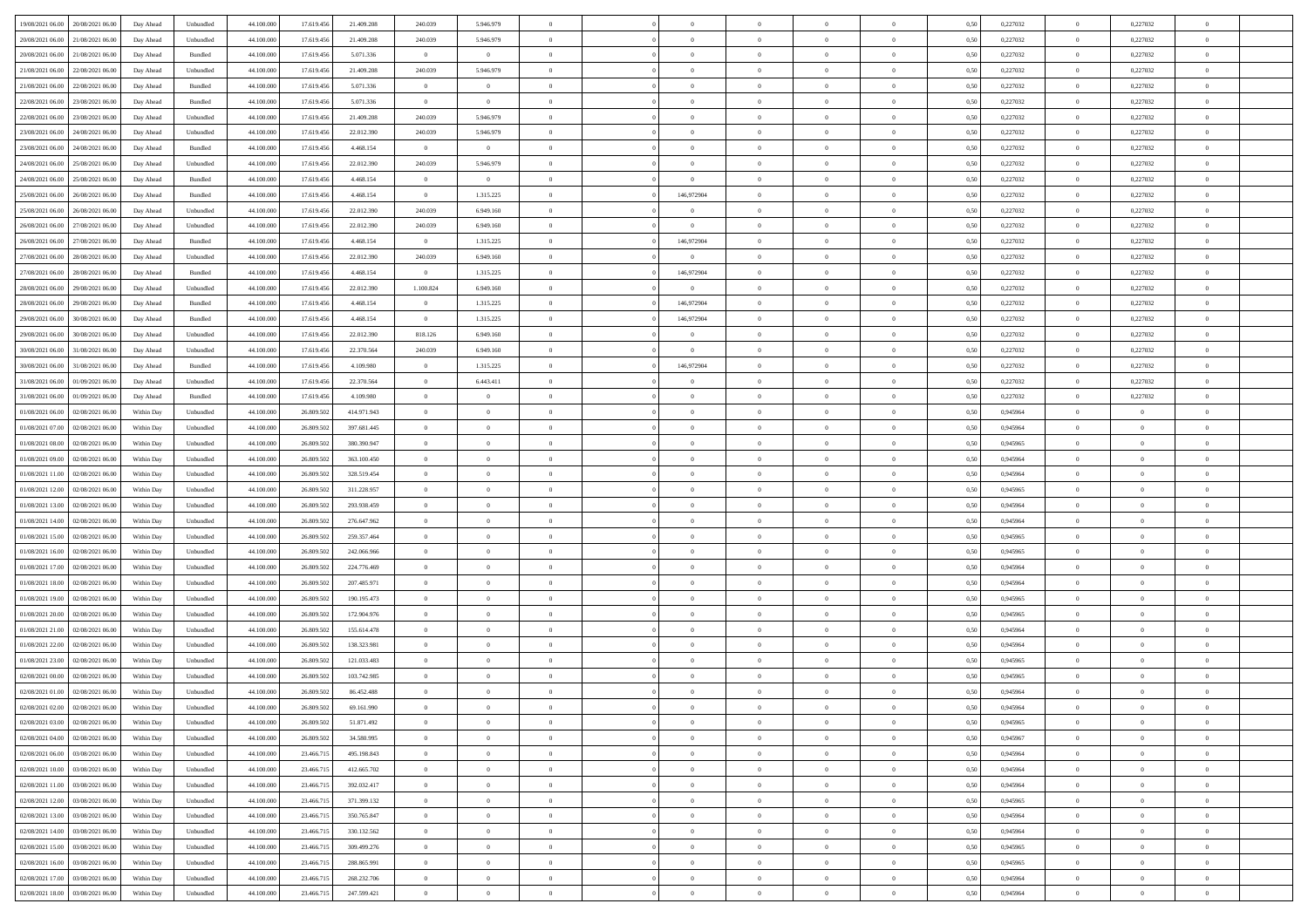| | | | | | | | | | | | | | | | | | | | | |
|---|---|---|---|---|---|---|---|---|---|---|---|---|---|---|---|---|---|---|---|---|
| 19/08/2021 06.00 | 20/08/2021 06.00 | Day Ahead | Unbundled | 44.100.000 | 17.619.456 | 21.409.208 | 240.039 | 5.946.979 | 0 | | 0 | 0 | 0 | 0 | 0,50 | 0,227032 | 0 | 0,227032 | 0 | |
| 20/08/2021 06.00 | 21/08/2021 06.00 | Day Ahead | Unbundled | 44.100.000 | 17.619.456 | 21.409.208 | 240.039 | 5.946.979 | 0 | | 0 | 0 | 0 | 0 | 0,50 | 0,227032 | 0 | 0,227032 | 0 | |
| 20/08/2021 06.00 | 21/08/2021 06.00 | Day Ahead | Bundled | 44.100.000 | 17.619.456 | 5.071.336 | 0 | 0 | 0 | | 0 | 0 | 0 | 0 | 0,50 | 0,227032 | 0 | 0,227032 | 0 | |
| 21/08/2021 06.00 | 22/08/2021 06.00 | Day Ahead | Unbundled | 44.100.000 | 17.619.456 | 21.409.208 | 240.039 | 5.946.979 | 0 | | 0 | 0 | 0 | 0 | 0,50 | 0,227032 | 0 | 0,227032 | 0 | |
| 21/08/2021 06.00 | 22/08/2021 06.00 | Day Ahead | Bundled | 44.100.000 | 17.619.456 | 5.071.336 | 0 | 0 | 0 | | 0 | 0 | 0 | 0 | 0,50 | 0,227032 | 0 | 0,227032 | 0 | |
| 22/08/2021 06.00 | 23/08/2021 06.00 | Day Ahead | Bundled | 44.100.000 | 17.619.456 | 5.071.336 | 0 | 0 | 0 | | 0 | 0 | 0 | 0 | 0,50 | 0,227032 | 0 | 0,227032 | 0 | |
| 22/08/2021 06.00 | 23/08/2021 06.00 | Day Ahead | Unbundled | 44.100.000 | 17.619.456 | 21.409.208 | 240.039 | 5.946.979 | 0 | | 0 | 0 | 0 | 0 | 0,50 | 0,227032 | 0 | 0,227032 | 0 | |
| 23/08/2021 06.00 | 24/08/2021 06.00 | Day Ahead | Unbundled | 44.100.000 | 17.619.456 | 22.012.390 | 240.039 | 5.946.979 | 0 | | 0 | 0 | 0 | 0 | 0,50 | 0,227032 | 0 | 0,227032 | 0 | |
| 23/08/2021 06.00 | 24/08/2021 06.00 | Day Ahead | Bundled | 44.100.000 | 17.619.456 | 4.468.154 | 0 | 0 | 0 | | 0 | 0 | 0 | 0 | 0,50 | 0,227032 | 0 | 0,227032 | 0 | |
| 24/08/2021 06.00 | 25/08/2021 06.00 | Day Ahead | Unbundled | 44.100.000 | 17.619.456 | 22.012.390 | 240.039 | 5.946.979 | 0 | | 0 | 0 | 0 | 0 | 0,50 | 0,227032 | 0 | 0,227032 | 0 | |
| 24/08/2021 06.00 | 25/08/2021 06.00 | Day Ahead | Bundled | 44.100.000 | 17.619.456 | 4.468.154 | 0 | 0 | 0 | | 0 | 0 | 0 | 0 | 0,50 | 0,227032 | 0 | 0,227032 | 0 | |
| 25/08/2021 06.00 | 26/08/2021 06.00 | Day Ahead | Bundled | 44.100.000 | 17.619.456 | 4.468.154 | 0 | 1.315.225 | 0 | | 146,972904 | 0 | 0 | 0 | 0,50 | 0,227032 | 0 | 0,227032 | 0 | |
| 25/08/2021 06.00 | 26/08/2021 06.00 | Day Ahead | Unbundled | 44.100.000 | 17.619.456 | 22.012.390 | 240.039 | 6.949.160 | 0 | | 0 | 0 | 0 | 0 | 0,50 | 0,227032 | 0 | 0,227032 | 0 | |
| 26/08/2021 06.00 | 27/08/2021 06.00 | Day Ahead | Unbundled | 44.100.000 | 17.619.456 | 22.012.390 | 240.039 | 6.949.160 | 0 | | 0 | 0 | 0 | 0 | 0,50 | 0,227032 | 0 | 0,227032 | 0 | |
| 26/08/2021 06.00 | 27/08/2021 06.00 | Day Ahead | Bundled | 44.100.000 | 17.619.456 | 4.468.154 | 0 | 1.315.225 | 0 | | 146,972904 | 0 | 0 | 0 | 0,50 | 0,227032 | 0 | 0,227032 | 0 | |
| 27/08/2021 06.00 | 28/08/2021 06.00 | Day Ahead | Unbundled | 44.100.000 | 17.619.456 | 22.012.390 | 240.039 | 6.949.160 | 0 | | 0 | 0 | 0 | 0 | 0,50 | 0,227032 | 0 | 0,227032 | 0 | |
| 27/08/2021 06.00 | 28/08/2021 06.00 | Day Ahead | Bundled | 44.100.000 | 17.619.456 | 4.468.154 | 0 | 1.315.225 | 0 | | 146,972904 | 0 | 0 | 0 | 0,50 | 0,227032 | 0 | 0,227032 | 0 | |
| 28/08/2021 06.00 | 29/08/2021 06.00 | Day Ahead | Unbundled | 44.100.000 | 17.619.456 | 22.012.390 | 1.100.824 | 6.949.160 | 0 | | 0 | 0 | 0 | 0 | 0,50 | 0,227032 | 0 | 0,227032 | 0 | |
| 28/08/2021 06.00 | 29/08/2021 06.00 | Day Ahead | Bundled | 44.100.000 | 17.619.456 | 4.468.154 | 0 | 1.315.225 | 0 | | 146,972904 | 0 | 0 | 0 | 0,50 | 0,227032 | 0 | 0,227032 | 0 | |
| 29/08/2021 06.00 | 30/08/2021 06.00 | Day Ahead | Bundled | 44.100.000 | 17.619.456 | 4.468.154 | 0 | 1.315.225 | 0 | | 146,972904 | 0 | 0 | 0 | 0,50 | 0,227032 | 0 | 0,227032 | 0 | |
| 29/08/2021 06.00 | 30/08/2021 06.00 | Day Ahead | Unbundled | 44.100.000 | 17.619.456 | 22.012.390 | 818.126 | 6.949.160 | 0 | | 0 | 0 | 0 | 0 | 0,50 | 0,227032 | 0 | 0,227032 | 0 | |
| 30/08/2021 06.00 | 31/08/2021 06.00 | Day Ahead | Unbundled | 44.100.000 | 17.619.456 | 22.370.564 | 240.039 | 6.949.160 | 0 | | 0 | 0 | 0 | 0 | 0,50 | 0,227032 | 0 | 0,227032 | 0 | |
| 30/08/2021 06.00 | 31/08/2021 06.00 | Day Ahead | Bundled | 44.100.000 | 17.619.456 | 4.109.980 | 0 | 1.315.225 | 0 | | 146,972904 | 0 | 0 | 0 | 0,50 | 0,227032 | 0 | 0,227032 | 0 | |
| 31/08/2021 06.00 | 01/09/2021 06.00 | Day Ahead | Unbundled | 44.100.000 | 17.619.456 | 22.370.564 | 0 | 6.443.411 | 0 | | 0 | 0 | 0 | 0 | 0,50 | 0,227032 | 0 | 0,227032 | 0 | |
| 31/08/2021 06.00 | 01/09/2021 06.00 | Day Ahead | Bundled | 44.100.000 | 17.619.456 | 4.109.980 | 0 | 0 | 0 | | 0 | 0 | 0 | 0 | 0,50 | 0,227032 | 0 | 0,227032 | 0 | |
| 01/08/2021 06.00 | 02/08/2021 06.00 | Within Day | Unbundled | 44.100.000 | 26.809.502 | 414.971.943 | 0 | 0 | 0 | | 0 | 0 | 0 | 0 | 0,50 | 0,945964 | 0 | 0 | 0 | |
| 01/08/2021 07.00 | 02/08/2021 06.00 | Within Day | Unbundled | 44.100.000 | 26.809.502 | 397.681.445 | 0 | 0 | 0 | | 0 | 0 | 0 | 0 | 0,50 | 0,945964 | 0 | 0 | 0 | |
| 01/08/2021 08.00 | 02/08/2021 06.00 | Within Day | Unbundled | 44.100.000 | 26.809.502 | 380.390.947 | 0 | 0 | 0 | | 0 | 0 | 0 | 0 | 0,50 | 0,945965 | 0 | 0 | 0 | |
| 01/08/2021 09.00 | 02/08/2021 06.00 | Within Day | Unbundled | 44.100.000 | 26.809.502 | 363.100.450 | 0 | 0 | 0 | | 0 | 0 | 0 | 0 | 0,50 | 0,945964 | 0 | 0 | 0 | |
| 01/08/2021 11.00 | 02/08/2021 06.00 | Within Day | Unbundled | 44.100.000 | 26.809.502 | 328.519.454 | 0 | 0 | 0 | | 0 | 0 | 0 | 0 | 0,50 | 0,945964 | 0 | 0 | 0 | |
| 01/08/2021 12.00 | 02/08/2021 06.00 | Within Day | Unbundled | 44.100.000 | 26.809.502 | 311.228.957 | 0 | 0 | 0 | | 0 | 0 | 0 | 0 | 0,50 | 0,945965 | 0 | 0 | 0 | |
| 01/08/2021 13.00 | 02/08/2021 06.00 | Within Day | Unbundled | 44.100.000 | 26.809.502 | 293.938.459 | 0 | 0 | 0 | | 0 | 0 | 0 | 0 | 0,50 | 0,945964 | 0 | 0 | 0 | |
| 01/08/2021 14.00 | 02/08/2021 06.00 | Within Day | Unbundled | 44.100.000 | 26.809.502 | 276.647.962 | 0 | 0 | 0 | | 0 | 0 | 0 | 0 | 0,50 | 0,945964 | 0 | 0 | 0 | |
| 01/08/2021 15.00 | 02/08/2021 06.00 | Within Day | Unbundled | 44.100.000 | 26.809.502 | 259.357.464 | 0 | 0 | 0 | | 0 | 0 | 0 | 0 | 0,50 | 0,945965 | 0 | 0 | 0 | |
| 01/08/2021 16.00 | 02/08/2021 06.00 | Within Day | Unbundled | 44.100.000 | 26.809.502 | 242.066.966 | 0 | 0 | 0 | | 0 | 0 | 0 | 0 | 0,50 | 0,945965 | 0 | 0 | 0 | |
| 01/08/2021 17.00 | 02/08/2021 06.00 | Within Day | Unbundled | 44.100.000 | 26.809.502 | 224.776.469 | 0 | 0 | 0 | | 0 | 0 | 0 | 0 | 0,50 | 0,945964 | 0 | 0 | 0 | |
| 01/08/2021 18.00 | 02/08/2021 06.00 | Within Day | Unbundled | 44.100.000 | 26.809.502 | 207.485.971 | 0 | 0 | 0 | | 0 | 0 | 0 | 0 | 0,50 | 0,945964 | 0 | 0 | 0 | |
| 01/08/2021 19.00 | 02/08/2021 06.00 | Within Day | Unbundled | 44.100.000 | 26.809.502 | 190.195.473 | 0 | 0 | 0 | | 0 | 0 | 0 | 0 | 0,50 | 0,945965 | 0 | 0 | 0 | |
| 01/08/2021 20.00 | 02/08/2021 06.00 | Within Day | Unbundled | 44.100.000 | 26.809.502 | 172.904.976 | 0 | 0 | 0 | | 0 | 0 | 0 | 0 | 0,50 | 0,945965 | 0 | 0 | 0 | |
| 01/08/2021 21.00 | 02/08/2021 06.00 | Within Day | Unbundled | 44.100.000 | 26.809.502 | 155.614.478 | 0 | 0 | 0 | | 0 | 0 | 0 | 0 | 0,50 | 0,945964 | 0 | 0 | 0 | |
| 01/08/2021 22.00 | 02/08/2021 06.00 | Within Day | Unbundled | 44.100.000 | 26.809.502 | 138.323.981 | 0 | 0 | 0 | | 0 | 0 | 0 | 0 | 0,50 | 0,945964 | 0 | 0 | 0 | |
| 01/08/2021 23.00 | 02/08/2021 06.00 | Within Day | Unbundled | 44.100.000 | 26.809.502 | 121.033.483 | 0 | 0 | 0 | | 0 | 0 | 0 | 0 | 0,50 | 0,945965 | 0 | 0 | 0 | |
| 02/08/2021 00.00 | 02/08/2021 06.00 | Within Day | Unbundled | 44.100.000 | 26.809.502 | 103.742.985 | 0 | 0 | 0 | | 0 | 0 | 0 | 0 | 0,50 | 0,945965 | 0 | 0 | 0 | |
| 02/08/2021 01.00 | 02/08/2021 06.00 | Within Day | Unbundled | 44.100.000 | 26.809.502 | 86.452.488 | 0 | 0 | 0 | | 0 | 0 | 0 | 0 | 0,50 | 0,945964 | 0 | 0 | 0 | |
| 02/08/2021 02.00 | 02/08/2021 06.00 | Within Day | Unbundled | 44.100.000 | 26.809.502 | 69.161.990 | 0 | 0 | 0 | | 0 | 0 | 0 | 0 | 0,50 | 0,945964 | 0 | 0 | 0 | |
| 02/08/2021 03.00 | 02/08/2021 06.00 | Within Day | Unbundled | 44.100.000 | 26.809.502 | 51.871.492 | 0 | 0 | 0 | | 0 | 0 | 0 | 0 | 0,50 | 0,945965 | 0 | 0 | 0 | |
| 02/08/2021 04.00 | 02/08/2021 06.00 | Within Day | Unbundled | 44.100.000 | 26.809.502 | 34.580.995 | 0 | 0 | 0 | | 0 | 0 | 0 | 0 | 0,50 | 0,945967 | 0 | 0 | 0 | |
| 02/08/2021 06.00 | 03/08/2021 06.00 | Within Day | Unbundled | 44.100.000 | 23.466.715 | 495.198.843 | 0 | 0 | 0 | | 0 | 0 | 0 | 0 | 0,50 | 0,945964 | 0 | 0 | 0 | |
| 02/08/2021 10.00 | 03/08/2021 06.00 | Within Day | Unbundled | 44.100.000 | 23.466.715 | 412.665.702 | 0 | 0 | 0 | | 0 | 0 | 0 | 0 | 0,50 | 0,945964 | 0 | 0 | 0 | |
| 02/08/2021 11.00 | 03/08/2021 06.00 | Within Day | Unbundled | 44.100.000 | 23.466.715 | 392.032.417 | 0 | 0 | 0 | | 0 | 0 | 0 | 0 | 0,50 | 0,945964 | 0 | 0 | 0 | |
| 02/08/2021 12.00 | 03/08/2021 06.00 | Within Day | Unbundled | 44.100.000 | 23.466.715 | 371.399.132 | 0 | 0 | 0 | | 0 | 0 | 0 | 0 | 0,50 | 0,945965 | 0 | 0 | 0 | |
| 02/08/2021 13.00 | 03/08/2021 06.00 | Within Day | Unbundled | 44.100.000 | 23.466.715 | 350.765.847 | 0 | 0 | 0 | | 0 | 0 | 0 | 0 | 0,50 | 0,945964 | 0 | 0 | 0 | |
| 02/08/2021 14.00 | 03/08/2021 06.00 | Within Day | Unbundled | 44.100.000 | 23.466.715 | 330.132.562 | 0 | 0 | 0 | | 0 | 0 | 0 | 0 | 0,50 | 0,945964 | 0 | 0 | 0 | |
| 02/08/2021 15.00 | 03/08/2021 06.00 | Within Day | Unbundled | 44.100.000 | 23.466.715 | 309.499.276 | 0 | 0 | 0 | | 0 | 0 | 0 | 0 | 0,50 | 0,945965 | 0 | 0 | 0 | |
| 02/08/2021 16.00 | 03/08/2021 06.00 | Within Day | Unbundled | 44.100.000 | 23.466.715 | 288.865.991 | 0 | 0 | 0 | | 0 | 0 | 0 | 0 | 0,50 | 0,945965 | 0 | 0 | 0 | |
| 02/08/2021 17.00 | 03/08/2021 06.00 | Within Day | Unbundled | 44.100.000 | 23.466.715 | 268.232.706 | 0 | 0 | 0 | | 0 | 0 | 0 | 0 | 0,50 | 0,945964 | 0 | 0 | 0 | |
| 02/08/2021 18.00 | 03/08/2021 06.00 | Within Day | Unbundled | 44.100.000 | 23.466.715 | 247.599.421 | 0 | 0 | 0 | | 0 | 0 | 0 | 0 | 0,50 | 0,945964 | 0 | 0 | 0 | |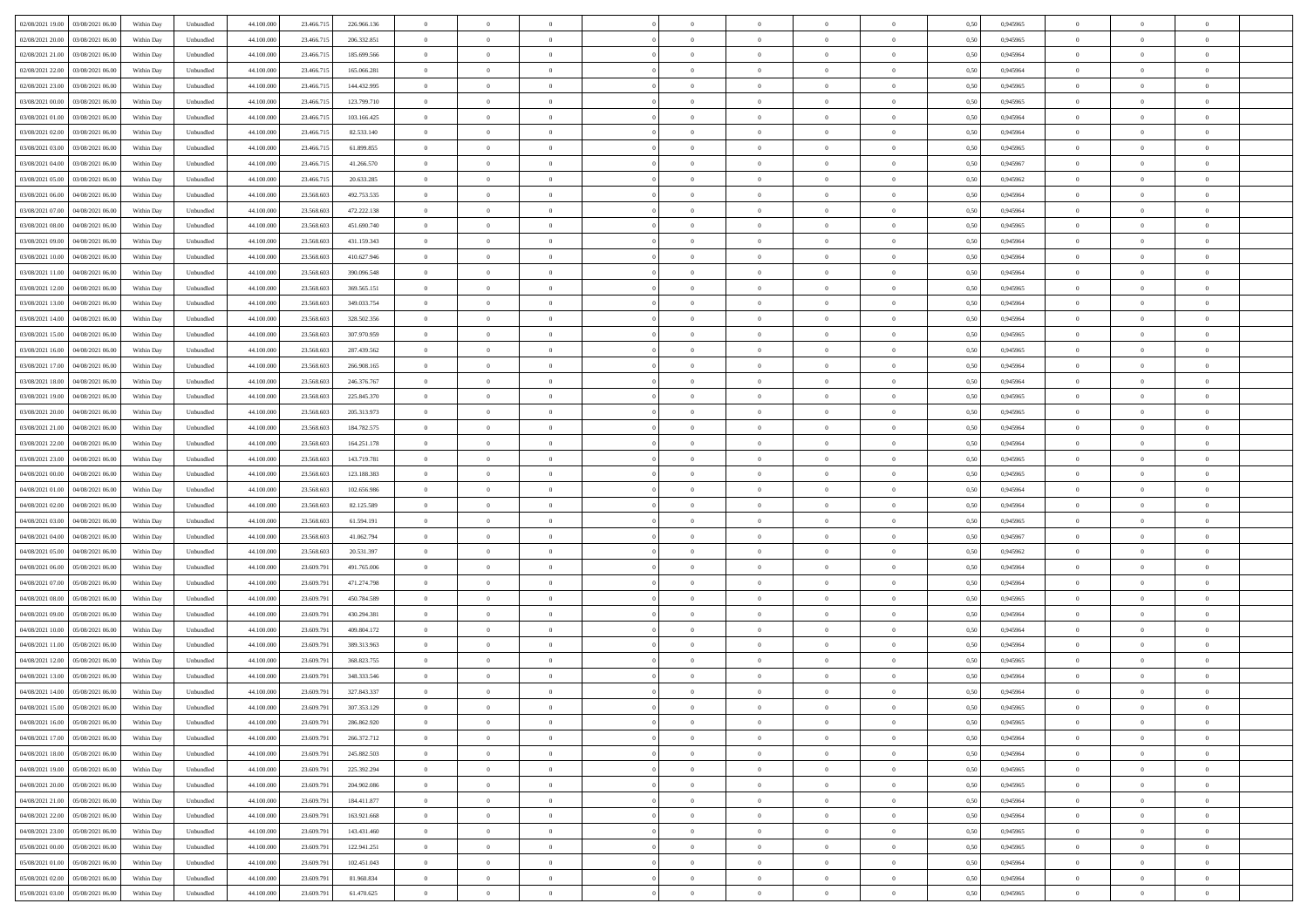| | | | | | | | | | | | | | | | | | | | | | |
|---|---|---|---|---|---|---|---|---|---|---|---|---|---|---|---|---|---|---|---|---|---|
| 02/08/2021 19:00 | 03/08/2021 06:00 | Within Day | Unbundled | 44.100.000 | 23.466.715 | 226.966.136 | 0 | 0 | 0 | | 0 | 0 | 0 | 0 | 0,50 | 0,945965 | 0 | 0 | 0 | |
| 02/08/2021 20:00 | 03/08/2021 06:00 | Within Day | Unbundled | 44.100.000 | 23.466.715 | 206.332.851 | 0 | 0 | 0 | | 0 | 0 | 0 | 0 | 0,50 | 0,945965 | 0 | 0 | 0 | |
| 02/08/2021 21:00 | 03/08/2021 06:00 | Within Day | Unbundled | 44.100.000 | 23.466.715 | 185.699.566 | 0 | 0 | 0 | | 0 | 0 | 0 | 0 | 0,50 | 0,945964 | 0 | 0 | 0 | |
| 02/08/2021 22:00 | 03/08/2021 06:00 | Within Day | Unbundled | 44.100.000 | 23.466.715 | 165.066.281 | 0 | 0 | 0 | | 0 | 0 | 0 | 0 | 0,50 | 0,945964 | 0 | 0 | 0 | |
| 02/08/2021 23:00 | 03/08/2021 06:00 | Within Day | Unbundled | 44.100.000 | 23.466.715 | 144.432.995 | 0 | 0 | 0 | | 0 | 0 | 0 | 0 | 0,50 | 0,945965 | 0 | 0 | 0 | |
| 03/08/2021 00:00 | 03/08/2021 06:00 | Within Day | Unbundled | 44.100.000 | 23.466.715 | 123.799.710 | 0 | 0 | 0 | | 0 | 0 | 0 | 0 | 0,50 | 0,945965 | 0 | 0 | 0 | |
| 03/08/2021 01:00 | 03/08/2021 06:00 | Within Day | Unbundled | 44.100.000 | 23.466.715 | 103.166.425 | 0 | 0 | 0 | | 0 | 0 | 0 | 0 | 0,50 | 0,945964 | 0 | 0 | 0 | |
| 03/08/2021 02:00 | 03/08/2021 06:00 | Within Day | Unbundled | 44.100.000 | 23.466.715 | 82.533.140 | 0 | 0 | 0 | | 0 | 0 | 0 | 0 | 0,50 | 0,945964 | 0 | 0 | 0 | |
| 03/08/2021 03:00 | 03/08/2021 06:00 | Within Day | Unbundled | 44.100.000 | 23.466.715 | 61.899.855 | 0 | 0 | 0 | | 0 | 0 | 0 | 0 | 0,50 | 0,945965 | 0 | 0 | 0 | |
| 03/08/2021 04:00 | 03/08/2021 06:00 | Within Day | Unbundled | 44.100.000 | 23.466.715 | 41.266.570 | 0 | 0 | 0 | | 0 | 0 | 0 | 0 | 0,50 | 0,945967 | 0 | 0 | 0 | |
| 03/08/2021 05:00 | 03/08/2021 06:00 | Within Day | Unbundled | 44.100.000 | 23.466.715 | 20.633.285 | 0 | 0 | 0 | | 0 | 0 | 0 | 0 | 0,50 | 0,945962 | 0 | 0 | 0 | |
| 03/08/2021 06:00 | 04/08/2021 06:00 | Within Day | Unbundled | 44.100.000 | 23.568.603 | 492.753.535 | 0 | 0 | 0 | | 0 | 0 | 0 | 0 | 0,50 | 0,945964 | 0 | 0 | 0 | |
| 03/08/2021 07:00 | 04/08/2021 06:00 | Within Day | Unbundled | 44.100.000 | 23.568.603 | 472.222.138 | 0 | 0 | 0 | | 0 | 0 | 0 | 0 | 0,50 | 0,945964 | 0 | 0 | 0 | |
| 03/08/2021 08:00 | 04/08/2021 06:00 | Within Day | Unbundled | 44.100.000 | 23.568.603 | 451.690.740 | 0 | 0 | 0 | | 0 | 0 | 0 | 0 | 0,50 | 0,945965 | 0 | 0 | 0 | |
| 03/08/2021 09:00 | 04/08/2021 06:00 | Within Day | Unbundled | 44.100.000 | 23.568.603 | 431.159.343 | 0 | 0 | 0 | | 0 | 0 | 0 | 0 | 0,50 | 0,945964 | 0 | 0 | 0 | |
| 03/08/2021 10:00 | 04/08/2021 06:00 | Within Day | Unbundled | 44.100.000 | 23.568.603 | 410.627.946 | 0 | 0 | 0 | | 0 | 0 | 0 | 0 | 0,50 | 0,945964 | 0 | 0 | 0 | |
| 03/08/2021 11:00 | 04/08/2021 06:00 | Within Day | Unbundled | 44.100.000 | 23.568.603 | 390.096.548 | 0 | 0 | 0 | | 0 | 0 | 0 | 0 | 0,50 | 0,945964 | 0 | 0 | 0 | |
| 03/08/2021 12:00 | 04/08/2021 06:00 | Within Day | Unbundled | 44.100.000 | 23.568.603 | 369.565.151 | 0 | 0 | 0 | | 0 | 0 | 0 | 0 | 0,50 | 0,945965 | 0 | 0 | 0 | |
| 03/08/2021 13:00 | 04/08/2021 06:00 | Within Day | Unbundled | 44.100.000 | 23.568.603 | 349.033.754 | 0 | 0 | 0 | | 0 | 0 | 0 | 0 | 0,50 | 0,945964 | 0 | 0 | 0 | |
| 03/08/2021 14:00 | 04/08/2021 06:00 | Within Day | Unbundled | 44.100.000 | 23.568.603 | 328.502.356 | 0 | 0 | 0 | | 0 | 0 | 0 | 0 | 0,50 | 0,945964 | 0 | 0 | 0 | |
| 03/08/2021 15:00 | 04/08/2021 06:00 | Within Day | Unbundled | 44.100.000 | 23.568.603 | 307.970.959 | 0 | 0 | 0 | | 0 | 0 | 0 | 0 | 0,50 | 0,945965 | 0 | 0 | 0 | |
| 03/08/2021 16:00 | 04/08/2021 06:00 | Within Day | Unbundled | 44.100.000 | 23.568.603 | 287.439.562 | 0 | 0 | 0 | | 0 | 0 | 0 | 0 | 0,50 | 0,945965 | 0 | 0 | 0 | |
| 03/08/2021 17:00 | 04/08/2021 06:00 | Within Day | Unbundled | 44.100.000 | 23.568.603 | 266.908.165 | 0 | 0 | 0 | | 0 | 0 | 0 | 0 | 0,50 | 0,945964 | 0 | 0 | 0 | |
| 03/08/2021 18:00 | 04/08/2021 06:00 | Within Day | Unbundled | 44.100.000 | 23.568.603 | 246.376.767 | 0 | 0 | 0 | | 0 | 0 | 0 | 0 | 0,50 | 0,945964 | 0 | 0 | 0 | |
| 03/08/2021 19:00 | 04/08/2021 06:00 | Within Day | Unbundled | 44.100.000 | 23.568.603 | 225.845.370 | 0 | 0 | 0 | | 0 | 0 | 0 | 0 | 0,50 | 0,945965 | 0 | 0 | 0 | |
| 03/08/2021 20:00 | 04/08/2021 06:00 | Within Day | Unbundled | 44.100.000 | 23.568.603 | 205.313.973 | 0 | 0 | 0 | | 0 | 0 | 0 | 0 | 0,50 | 0,945965 | 0 | 0 | 0 | |
| 03/08/2021 21:00 | 04/08/2021 06:00 | Within Day | Unbundled | 44.100.000 | 23.568.603 | 184.782.575 | 0 | 0 | 0 | | 0 | 0 | 0 | 0 | 0,50 | 0,945964 | 0 | 0 | 0 | |
| 03/08/2021 22:00 | 04/08/2021 06:00 | Within Day | Unbundled | 44.100.000 | 23.568.603 | 164.251.178 | 0 | 0 | 0 | | 0 | 0 | 0 | 0 | 0,50 | 0,945964 | 0 | 0 | 0 | |
| 03/08/2021 23:00 | 04/08/2021 06:00 | Within Day | Unbundled | 44.100.000 | 23.568.603 | 143.719.781 | 0 | 0 | 0 | | 0 | 0 | 0 | 0 | 0,50 | 0,945965 | 0 | 0 | 0 | |
| 04/08/2021 00:00 | 04/08/2021 06:00 | Within Day | Unbundled | 44.100.000 | 23.568.603 | 123.188.383 | 0 | 0 | 0 | | 0 | 0 | 0 | 0 | 0,50 | 0,945965 | 0 | 0 | 0 | |
| 04/08/2021 01:00 | 04/08/2021 06:00 | Within Day | Unbundled | 44.100.000 | 23.568.603 | 102.656.986 | 0 | 0 | 0 | | 0 | 0 | 0 | 0 | 0,50 | 0,945964 | 0 | 0 | 0 | |
| 04/08/2021 02:00 | 04/08/2021 06:00 | Within Day | Unbundled | 44.100.000 | 23.568.603 | 82.125.589 | 0 | 0 | 0 | | 0 | 0 | 0 | 0 | 0,50 | 0,945964 | 0 | 0 | 0 | |
| 04/08/2021 03:00 | 04/08/2021 06:00 | Within Day | Unbundled | 44.100.000 | 23.568.603 | 61.594.191 | 0 | 0 | 0 | | 0 | 0 | 0 | 0 | 0,50 | 0,945965 | 0 | 0 | 0 | |
| 04/08/2021 04:00 | 04/08/2021 06:00 | Within Day | Unbundled | 44.100.000 | 23.568.603 | 41.062.794 | 0 | 0 | 0 | | 0 | 0 | 0 | 0 | 0,50 | 0,945967 | 0 | 0 | 0 | |
| 04/08/2021 05:00 | 04/08/2021 06:00 | Within Day | Unbundled | 44.100.000 | 23.568.603 | 20.531.397 | 0 | 0 | 0 | | 0 | 0 | 0 | 0 | 0,50 | 0,945962 | 0 | 0 | 0 | |
| 04/08/2021 06:00 | 05/08/2021 06:00 | Within Day | Unbundled | 44.100.000 | 23.609.791 | 491.765.006 | 0 | 0 | 0 | | 0 | 0 | 0 | 0 | 0,50 | 0,945964 | 0 | 0 | 0 | |
| 04/08/2021 07:00 | 05/08/2021 06:00 | Within Day | Unbundled | 44.100.000 | 23.609.791 | 471.274.798 | 0 | 0 | 0 | | 0 | 0 | 0 | 0 | 0,50 | 0,945964 | 0 | 0 | 0 | |
| 04/08/2021 08:00 | 05/08/2021 06:00 | Within Day | Unbundled | 44.100.000 | 23.609.791 | 450.784.589 | 0 | 0 | 0 | | 0 | 0 | 0 | 0 | 0,50 | 0,945965 | 0 | 0 | 0 | |
| 04/08/2021 09:00 | 05/08/2021 06:00 | Within Day | Unbundled | 44.100.000 | 23.609.791 | 430.294.381 | 0 | 0 | 0 | | 0 | 0 | 0 | 0 | 0,50 | 0,945964 | 0 | 0 | 0 | |
| 04/08/2021 10:00 | 05/08/2021 06:00 | Within Day | Unbundled | 44.100.000 | 23.609.791 | 409.804.172 | 0 | 0 | 0 | | 0 | 0 | 0 | 0 | 0,50 | 0,945964 | 0 | 0 | 0 | |
| 04/08/2021 11:00 | 05/08/2021 06:00 | Within Day | Unbundled | 44.100.000 | 23.609.791 | 389.313.963 | 0 | 0 | 0 | | 0 | 0 | 0 | 0 | 0,50 | 0,945964 | 0 | 0 | 0 | |
| 04/08/2021 12:00 | 05/08/2021 06:00 | Within Day | Unbundled | 44.100.000 | 23.609.791 | 368.823.755 | 0 | 0 | 0 | | 0 | 0 | 0 | 0 | 0,50 | 0,945965 | 0 | 0 | 0 | |
| 04/08/2021 13:00 | 05/08/2021 06:00 | Within Day | Unbundled | 44.100.000 | 23.609.791 | 348.333.546 | 0 | 0 | 0 | | 0 | 0 | 0 | 0 | 0,50 | 0,945964 | 0 | 0 | 0 | |
| 04/08/2021 14:00 | 05/08/2021 06:00 | Within Day | Unbundled | 44.100.000 | 23.609.791 | 327.843.337 | 0 | 0 | 0 | | 0 | 0 | 0 | 0 | 0,50 | 0,945964 | 0 | 0 | 0 | |
| 04/08/2021 15:00 | 05/08/2021 06:00 | Within Day | Unbundled | 44.100.000 | 23.609.791 | 307.353.129 | 0 | 0 | 0 | | 0 | 0 | 0 | 0 | 0,50 | 0,945965 | 0 | 0 | 0 | |
| 04/08/2021 16:00 | 05/08/2021 06:00 | Within Day | Unbundled | 44.100.000 | 23.609.791 | 286.862.920 | 0 | 0 | 0 | | 0 | 0 | 0 | 0 | 0,50 | 0,945965 | 0 | 0 | 0 | |
| 04/08/2021 17:00 | 05/08/2021 06:00 | Within Day | Unbundled | 44.100.000 | 23.609.791 | 266.372.712 | 0 | 0 | 0 | | 0 | 0 | 0 | 0 | 0,50 | 0,945964 | 0 | 0 | 0 | |
| 04/08/2021 18:00 | 05/08/2021 06:00 | Within Day | Unbundled | 44.100.000 | 23.609.791 | 245.882.503 | 0 | 0 | 0 | | 0 | 0 | 0 | 0 | 0,50 | 0,945964 | 0 | 0 | 0 | |
| 04/08/2021 19:00 | 05/08/2021 06:00 | Within Day | Unbundled | 44.100.000 | 23.609.791 | 225.392.294 | 0 | 0 | 0 | | 0 | 0 | 0 | 0 | 0,50 | 0,945965 | 0 | 0 | 0 | |
| 04/08/2021 20:00 | 05/08/2021 06:00 | Within Day | Unbundled | 44.100.000 | 23.609.791 | 204.902.086 | 0 | 0 | 0 | | 0 | 0 | 0 | 0 | 0,50 | 0,945965 | 0 | 0 | 0 | |
| 04/08/2021 21:00 | 05/08/2021 06:00 | Within Day | Unbundled | 44.100.000 | 23.609.791 | 184.411.877 | 0 | 0 | 0 | | 0 | 0 | 0 | 0 | 0,50 | 0,945964 | 0 | 0 | 0 | |
| 04/08/2021 22:00 | 05/08/2021 06:00 | Within Day | Unbundled | 44.100.000 | 23.609.791 | 163.921.668 | 0 | 0 | 0 | | 0 | 0 | 0 | 0 | 0,50 | 0,945964 | 0 | 0 | 0 | |
| 04/08/2021 23:00 | 05/08/2021 06:00 | Within Day | Unbundled | 44.100.000 | 23.609.791 | 143.431.460 | 0 | 0 | 0 | | 0 | 0 | 0 | 0 | 0,50 | 0,945965 | 0 | 0 | 0 | |
| 05/08/2021 00:00 | 05/08/2021 06:00 | Within Day | Unbundled | 44.100.000 | 23.609.791 | 122.941.251 | 0 | 0 | 0 | | 0 | 0 | 0 | 0 | 0,50 | 0,945965 | 0 | 0 | 0 | |
| 05/08/2021 01:00 | 05/08/2021 06:00 | Within Day | Unbundled | 44.100.000 | 23.609.791 | 102.451.043 | 0 | 0 | 0 | | 0 | 0 | 0 | 0 | 0,50 | 0,945964 | 0 | 0 | 0 | |
| 05/08/2021 02:00 | 05/08/2021 06:00 | Within Day | Unbundled | 44.100.000 | 23.609.791 | 81.960.834 | 0 | 0 | 0 | | 0 | 0 | 0 | 0 | 0,50 | 0,945964 | 0 | 0 | 0 | |
| 05/08/2021 03:00 | 05/08/2021 06:00 | Within Day | Unbundled | 44.100.000 | 23.609.791 | 61.470.625 | 0 | 0 | 0 | | 0 | 0 | 0 | 0 | 0,50 | 0,945965 | 0 | 0 | 0 | |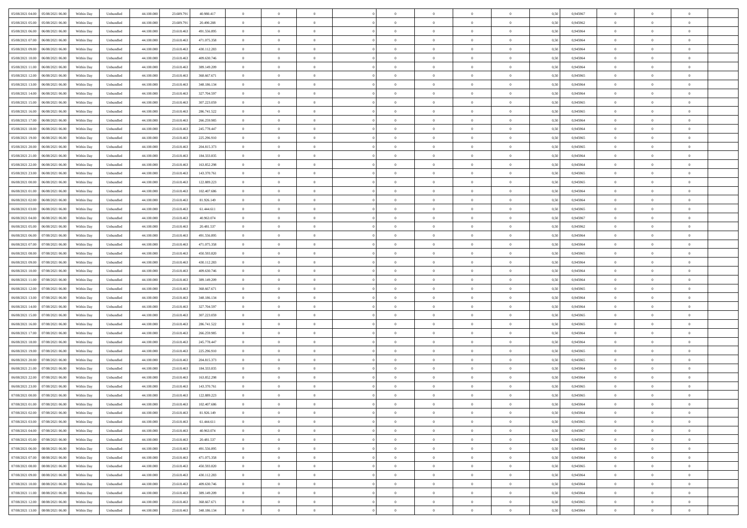| | | | | | | | | | | | | | | | | | | | | |
|---|---|---|---|---|---|---|---|---|---|---|---|---|---|---|---|---|---|---|---|---|
| 05/08/2021 04:00 | 05/08/2021 06:00 | Within Day | Unbundled | 44.100.000 | 23.609.791 | 40.980.417 | 0 | 0 | 0 | | 0 | 0 | 0 | 0 | 0,50 | 0,945967 | 0 | 0 | 0 | |
| 05/08/2021 05:00 | 05/08/2021 06:00 | Within Day | Unbundled | 44.100.000 | 23.609.791 | 20.490.208 | 0 | 0 | 0 | | 0 | 0 | 0 | 0 | 0,50 | 0,945962 | 0 | 0 | 0 | |
| 05/08/2021 06:00 | 06/08/2021 06:00 | Within Day | Unbundled | 44.100.000 | 23.618.463 | 491.556.895 | 0 | 0 | 0 | | 0 | 0 | 0 | 0 | 0,50 | 0,945964 | 0 | 0 | 0 | |
| 05/08/2021 07:00 | 06/08/2021 06:00 | Within Day | Unbundled | 44.100.000 | 23.618.463 | 471.075.358 | 0 | 0 | 0 | | 0 | 0 | 0 | 0 | 0,50 | 0,945964 | 0 | 0 | 0 | |
| 05/08/2021 09:00 | 06/08/2021 06:00 | Within Day | Unbundled | 44.100.000 | 23.618.463 | 430.112.283 | 0 | 0 | 0 | | 0 | 0 | 0 | 0 | 0,50 | 0,945964 | 0 | 0 | 0 | |
| 05/08/2021 10:00 | 06/08/2021 06:00 | Within Day | Unbundled | 44.100.000 | 23.618.463 | 409.630.746 | 0 | 0 | 0 | | 0 | 0 | 0 | 0 | 0,50 | 0,945964 | 0 | 0 | 0 | |
| 05/08/2021 11:00 | 06/08/2021 06:00 | Within Day | Unbundled | 44.100.000 | 23.618.463 | 389.149.209 | 0 | 0 | 0 | | 0 | 0 | 0 | 0 | 0,50 | 0,945964 | 0 | 0 | 0 | |
| 05/08/2021 12:00 | 06/08/2021 06:00 | Within Day | Unbundled | 44.100.000 | 23.618.463 | 368.667.671 | 0 | 0 | 0 | | 0 | 0 | 0 | 0 | 0,50 | 0,945965 | 0 | 0 | 0 | |
| 05/08/2021 13:00 | 06/08/2021 06:00 | Within Day | Unbundled | 44.100.000 | 23.618.463 | 348.186.134 | 0 | 0 | 0 | | 0 | 0 | 0 | 0 | 0,50 | 0,945964 | 0 | 0 | 0 | |
| 05/08/2021 14:00 | 06/08/2021 06:00 | Within Day | Unbundled | 44.100.000 | 23.618.463 | 327.704.597 | 0 | 0 | 0 | | 0 | 0 | 0 | 0 | 0,50 | 0,945964 | 0 | 0 | 0 | |
| 05/08/2021 15:00 | 06/08/2021 06:00 | Within Day | Unbundled | 44.100.000 | 23.618.463 | 307.223.059 | 0 | 0 | 0 | | 0 | 0 | 0 | 0 | 0,50 | 0,945965 | 0 | 0 | 0 | |
| 05/08/2021 16:00 | 06/08/2021 06:00 | Within Day | Unbundled | 44.100.000 | 23.618.463 | 286.741.522 | 0 | 0 | 0 | | 0 | 0 | 0 | 0 | 0,50 | 0,945965 | 0 | 0 | 0 | |
| 05/08/2021 17:00 | 06/08/2021 06:00 | Within Day | Unbundled | 44.100.000 | 23.618.463 | 266.259.985 | 0 | 0 | 0 | | 0 | 0 | 0 | 0 | 0,50 | 0,945964 | 0 | 0 | 0 | |
| 05/08/2021 18:00 | 06/08/2021 06:00 | Within Day | Unbundled | 44.100.000 | 23.618.463 | 245.778.447 | 0 | 0 | 0 | | 0 | 0 | 0 | 0 | 0,50 | 0,945964 | 0 | 0 | 0 | |
| 05/08/2021 19:00 | 06/08/2021 06:00 | Within Day | Unbundled | 44.100.000 | 23.618.463 | 225.296.910 | 0 | 0 | 0 | | 0 | 0 | 0 | 0 | 0,50 | 0,945965 | 0 | 0 | 0 | |
| 05/08/2021 20:00 | 06/08/2021 06:00 | Within Day | Unbundled | 44.100.000 | 23.618.463 | 204.815.373 | 0 | 0 | 0 | | 0 | 0 | 0 | 0 | 0,50 | 0,945965 | 0 | 0 | 0 | |
| 05/08/2021 21:00 | 06/08/2021 06:00 | Within Day | Unbundled | 44.100.000 | 23.618.463 | 184.333.835 | 0 | 0 | 0 | | 0 | 0 | 0 | 0 | 0,50 | 0,945964 | 0 | 0 | 0 | |
| 05/08/2021 22:00 | 06/08/2021 06:00 | Within Day | Unbundled | 44.100.000 | 23.618.463 | 163.852.298 | 0 | 0 | 0 | | 0 | 0 | 0 | 0 | 0,50 | 0,945964 | 0 | 0 | 0 | |
| 05/08/2021 23:00 | 06/08/2021 06:00 | Within Day | Unbundled | 44.100.000 | 23.618.463 | 143.370.761 | 0 | 0 | 0 | | 0 | 0 | 0 | 0 | 0,50 | 0,945965 | 0 | 0 | 0 | |
| 06/08/2021 00:00 | 06/08/2021 06:00 | Within Day | Unbundled | 44.100.000 | 23.618.463 | 122.889.223 | 0 | 0 | 0 | | 0 | 0 | 0 | 0 | 0,50 | 0,945965 | 0 | 0 | 0 | |
| 06/08/2021 01:00 | 06/08/2021 06:00 | Within Day | Unbundled | 44.100.000 | 23.618.463 | 102.407.686 | 0 | 0 | 0 | | 0 | 0 | 0 | 0 | 0,50 | 0,945964 | 0 | 0 | 0 | |
| 06/08/2021 02:00 | 06/08/2021 06:00 | Within Day | Unbundled | 44.100.000 | 23.618.463 | 81.926.149 | 0 | 0 | 0 | | 0 | 0 | 0 | 0 | 0,50 | 0,945964 | 0 | 0 | 0 | |
| 06/08/2021 03:00 | 06/08/2021 06:00 | Within Day | Unbundled | 44.100.000 | 23.618.463 | 61.444.611 | 0 | 0 | 0 | | 0 | 0 | 0 | 0 | 0,50 | 0,945965 | 0 | 0 | 0 | |
| 06/08/2021 04:00 | 06/08/2021 06:00 | Within Day | Unbundled | 44.100.000 | 23.618.463 | 40.963.074 | 0 | 0 | 0 | | 0 | 0 | 0 | 0 | 0,50 | 0,945967 | 0 | 0 | 0 | |
| 06/08/2021 05:00 | 06/08/2021 06:00 | Within Day | Unbundled | 44.100.000 | 23.618.463 | 20.481.537 | 0 | 0 | 0 | | 0 | 0 | 0 | 0 | 0,50 | 0,945962 | 0 | 0 | 0 | |
| 06/08/2021 06:00 | 07/08/2021 06:00 | Within Day | Unbundled | 44.100.000 | 23.618.463 | 491.556.895 | 0 | 0 | 0 | | 0 | 0 | 0 | 0 | 0,50 | 0,945964 | 0 | 0 | 0 | |
| 06/08/2021 07:00 | 07/08/2021 06:00 | Within Day | Unbundled | 44.100.000 | 23.618.463 | 471.075.358 | 0 | 0 | 0 | | 0 | 0 | 0 | 0 | 0,50 | 0,945964 | 0 | 0 | 0 | |
| 06/08/2021 08:00 | 07/08/2021 06:00 | Within Day | Unbundled | 44.100.000 | 23.618.463 | 450.593.820 | 0 | 0 | 0 | | 0 | 0 | 0 | 0 | 0,50 | 0,945965 | 0 | 0 | 0 | |
| 06/08/2021 09:00 | 07/08/2021 06:00 | Within Day | Unbundled | 44.100.000 | 23.618.463 | 430.112.283 | 0 | 0 | 0 | | 0 | 0 | 0 | 0 | 0,50 | 0,945964 | 0 | 0 | 0 | |
| 06/08/2021 10:00 | 07/08/2021 06:00 | Within Day | Unbundled | 44.100.000 | 23.618.463 | 409.630.746 | 0 | 0 | 0 | | 0 | 0 | 0 | 0 | 0,50 | 0,945964 | 0 | 0 | 0 | |
| 06/08/2021 11:00 | 07/08/2021 06:00 | Within Day | Unbundled | 44.100.000 | 23.618.463 | 389.149.209 | 0 | 0 | 0 | | 0 | 0 | 0 | 0 | 0,50 | 0,945964 | 0 | 0 | 0 | |
| 06/08/2021 12:00 | 07/08/2021 06:00 | Within Day | Unbundled | 44.100.000 | 23.618.463 | 368.667.671 | 0 | 0 | 0 | | 0 | 0 | 0 | 0 | 0,50 | 0,945965 | 0 | 0 | 0 | |
| 06/08/2021 13:00 | 07/08/2021 06:00 | Within Day | Unbundled | 44.100.000 | 23.618.463 | 348.186.134 | 0 | 0 | 0 | | 0 | 0 | 0 | 0 | 0,50 | 0,945964 | 0 | 0 | 0 | |
| 06/08/2021 14:00 | 07/08/2021 06:00 | Within Day | Unbundled | 44.100.000 | 23.618.463 | 327.704.597 | 0 | 0 | 0 | | 0 | 0 | 0 | 0 | 0,50 | 0,945964 | 0 | 0 | 0 | |
| 06/08/2021 15:00 | 07/08/2021 06:00 | Within Day | Unbundled | 44.100.000 | 23.618.463 | 307.223.059 | 0 | 0 | 0 | | 0 | 0 | 0 | 0 | 0,50 | 0,945965 | 0 | 0 | 0 | |
| 06/08/2021 16:00 | 07/08/2021 06:00 | Within Day | Unbundled | 44.100.000 | 23.618.463 | 286.741.522 | 0 | 0 | 0 | | 0 | 0 | 0 | 0 | 0,50 | 0,945965 | 0 | 0 | 0 | |
| 06/08/2021 17:00 | 07/08/2021 06:00 | Within Day | Unbundled | 44.100.000 | 23.618.463 | 266.259.985 | 0 | 0 | 0 | | 0 | 0 | 0 | 0 | 0,50 | 0,945964 | 0 | 0 | 0 | |
| 06/08/2021 18:00 | 07/08/2021 06:00 | Within Day | Unbundled | 44.100.000 | 23.618.463 | 245.778.447 | 0 | 0 | 0 | | 0 | 0 | 0 | 0 | 0,50 | 0,945964 | 0 | 0 | 0 | |
| 06/08/2021 19:00 | 07/08/2021 06:00 | Within Day | Unbundled | 44.100.000 | 23.618.463 | 225.296.910 | 0 | 0 | 0 | | 0 | 0 | 0 | 0 | 0,50 | 0,945965 | 0 | 0 | 0 | |
| 06/08/2021 20:00 | 07/08/2021 06:00 | Within Day | Unbundled | 44.100.000 | 23.618.463 | 204.815.373 | 0 | 0 | 0 | | 0 | 0 | 0 | 0 | 0,50 | 0,945965 | 0 | 0 | 0 | |
| 06/08/2021 21:00 | 07/08/2021 06:00 | Within Day | Unbundled | 44.100.000 | 23.618.463 | 184.333.835 | 0 | 0 | 0 | | 0 | 0 | 0 | 0 | 0,50 | 0,945964 | 0 | 0 | 0 | |
| 06/08/2021 22:00 | 07/08/2021 06:00 | Within Day | Unbundled | 44.100.000 | 23.618.463 | 163.852.298 | 0 | 0 | 0 | | 0 | 0 | 0 | 0 | 0,50 | 0,945964 | 0 | 0 | 0 | |
| 06/08/2021 23:00 | 07/08/2021 06:00 | Within Day | Unbundled | 44.100.000 | 23.618.463 | 143.370.761 | 0 | 0 | 0 | | 0 | 0 | 0 | 0 | 0,50 | 0,945965 | 0 | 0 | 0 | |
| 07/08/2021 00:00 | 07/08/2021 06:00 | Within Day | Unbundled | 44.100.000 | 23.618.463 | 122.889.223 | 0 | 0 | 0 | | 0 | 0 | 0 | 0 | 0,50 | 0,945965 | 0 | 0 | 0 | |
| 07/08/2021 01:00 | 07/08/2021 06:00 | Within Day | Unbundled | 44.100.000 | 23.618.463 | 102.407.686 | 0 | 0 | 0 | | 0 | 0 | 0 | 0 | 0,50 | 0,945964 | 0 | 0 | 0 | |
| 07/08/2021 02:00 | 07/08/2021 06:00 | Within Day | Unbundled | 44.100.000 | 23.618.463 | 81.926.149 | 0 | 0 | 0 | | 0 | 0 | 0 | 0 | 0,50 | 0,945964 | 0 | 0 | 0 | |
| 07/08/2021 03:00 | 07/08/2021 06:00 | Within Day | Unbundled | 44.100.000 | 23.618.463 | 61.444.611 | 0 | 0 | 0 | | 0 | 0 | 0 | 0 | 0,50 | 0,945965 | 0 | 0 | 0 | |
| 07/08/2021 04:00 | 07/08/2021 06:00 | Within Day | Unbundled | 44.100.000 | 23.618.463 | 40.963.074 | 0 | 0 | 0 | | 0 | 0 | 0 | 0 | 0,50 | 0,945967 | 0 | 0 | 0 | |
| 07/08/2021 05:00 | 07/08/2021 06:00 | Within Day | Unbundled | 44.100.000 | 23.618.463 | 20.481.537 | 0 | 0 | 0 | | 0 | 0 | 0 | 0 | 0,50 | 0,945962 | 0 | 0 | 0 | |
| 07/08/2021 06:00 | 08/08/2021 06:00 | Within Day | Unbundled | 44.100.000 | 23.618.463 | 491.556.895 | 0 | 0 | 0 | | 0 | 0 | 0 | 0 | 0,50 | 0,945964 | 0 | 0 | 0 | |
| 07/08/2021 07:00 | 08/08/2021 06:00 | Within Day | Unbundled | 44.100.000 | 23.618.463 | 471.075.358 | 0 | 0 | 0 | | 0 | 0 | 0 | 0 | 0,50 | 0,945964 | 0 | 0 | 0 | |
| 07/08/2021 08:00 | 08/08/2021 06:00 | Within Day | Unbundled | 44.100.000 | 23.618.463 | 450.593.820 | 0 | 0 | 0 | | 0 | 0 | 0 | 0 | 0,50 | 0,945965 | 0 | 0 | 0 | |
| 07/08/2021 09:00 | 08/08/2021 06:00 | Within Day | Unbundled | 44.100.000 | 23.618.463 | 430.112.283 | 0 | 0 | 0 | | 0 | 0 | 0 | 0 | 0,50 | 0,945964 | 0 | 0 | 0 | |
| 07/08/2021 10:00 | 08/08/2021 06:00 | Within Day | Unbundled | 44.100.000 | 23.618.463 | 409.630.746 | 0 | 0 | 0 | | 0 | 0 | 0 | 0 | 0,50 | 0,945964 | 0 | 0 | 0 | |
| 07/08/2021 11:00 | 08/08/2021 06:00 | Within Day | Unbundled | 44.100.000 | 23.618.463 | 389.149.209 | 0 | 0 | 0 | | 0 | 0 | 0 | 0 | 0,50 | 0,945964 | 0 | 0 | 0 | |
| 07/08/2021 12:00 | 08/08/2021 06:00 | Within Day | Unbundled | 44.100.000 | 23.618.463 | 368.667.671 | 0 | 0 | 0 | | 0 | 0 | 0 | 0 | 0,50 | 0,945965 | 0 | 0 | 0 | |
| 07/08/2021 13:00 | 08/08/2021 06:00 | Within Day | Unbundled | 44.100.000 | 23.618.463 | 348.186.134 | 0 | 0 | 0 | | 0 | 0 | 0 | 0 | 0,50 | 0,945964 | 0 | 0 | 0 | |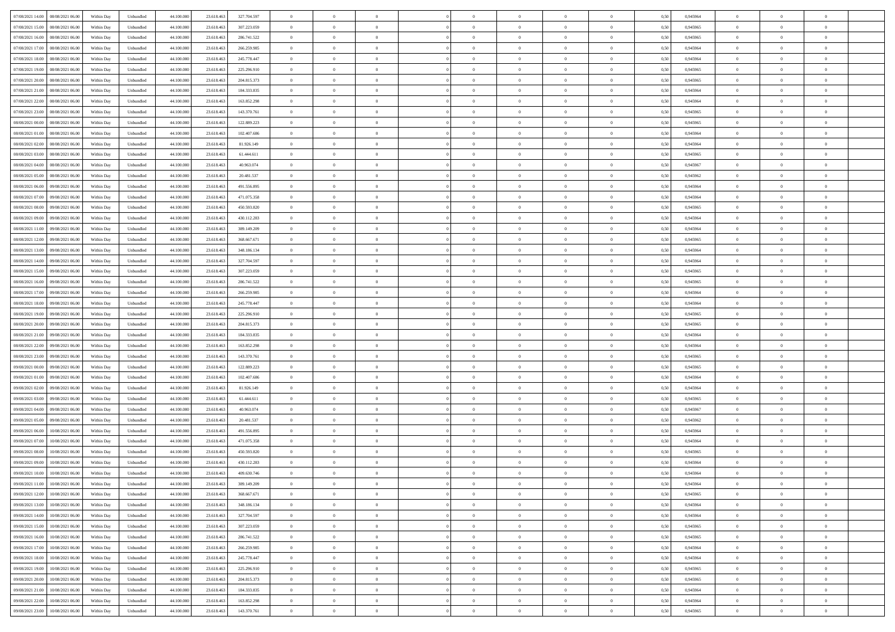| 07/08/2021 14:00 | 08/08/2021 06:00 | Within Day | Unbundled | 44.100.000 | 23.618.463 | 327.704.597 | 0 | 0 | 0 | | 0 | 0 | 0 | 0 | 0,50 | 0,945964 | 0 | 0 | 0 | |
|---|---|---|---|---|---|---|---|---|---|---|---|---|---|---|---|---|---|---|---|---|
| 07/08/2021 15:00 | 08/08/2021 06:00 | Within Day | Unbundled | 44.100.000 | 23.618.463 | 307.223.059 | 0 | 0 | 0 | | 0 | 0 | 0 | 0 | 0,50 | 0,945965 | 0 | 0 | 0 | |
| 07/08/2021 16:00 | 08/08/2021 06:00 | Within Day | Unbundled | 44.100.000 | 23.618.463 | 286.741.522 | 0 | 0 | 0 | | 0 | 0 | 0 | 0 | 0,50 | 0,945965 | 0 | 0 | 0 | |
| 07/08/2021 17:00 | 08/08/2021 06:00 | Within Day | Unbundled | 44.100.000 | 23.618.463 | 266.259.985 | 0 | 0 | 0 | | 0 | 0 | 0 | 0 | 0,50 | 0,945964 | 0 | 0 | 0 | |
| 07/08/2021 18:00 | 08/08/2021 06:00 | Within Day | Unbundled | 44.100.000 | 23.618.463 | 245.778.447 | 0 | 0 | 0 | | 0 | 0 | 0 | 0 | 0,50 | 0,945964 | 0 | 0 | 0 | |
| 07/08/2021 19:00 | 08/08/2021 06:00 | Within Day | Unbundled | 44.100.000 | 23.618.463 | 225.296.910 | 0 | 0 | 0 | | 0 | 0 | 0 | 0 | 0,50 | 0,945965 | 0 | 0 | 0 | |
| 07/08/2021 20:00 | 08/08/2021 06:00 | Within Day | Unbundled | 44.100.000 | 23.618.463 | 204.815.373 | 0 | 0 | 0 | | 0 | 0 | 0 | 0 | 0,50 | 0,945965 | 0 | 0 | 0 | |
| 07/08/2021 21:00 | 08/08/2021 06:00 | Within Day | Unbundled | 44.100.000 | 23.618.463 | 184.333.835 | 0 | 0 | 0 | | 0 | 0 | 0 | 0 | 0,50 | 0,945964 | 0 | 0 | 0 | |
| 07/08/2021 22:00 | 08/08/2021 06:00 | Within Day | Unbundled | 44.100.000 | 23.618.463 | 163.852.298 | 0 | 0 | 0 | | 0 | 0 | 0 | 0 | 0,50 | 0,945964 | 0 | 0 | 0 | |
| 07/08/2021 23:00 | 08/08/2021 06:00 | Within Day | Unbundled | 44.100.000 | 23.618.463 | 143.370.761 | 0 | 0 | 0 | | 0 | 0 | 0 | 0 | 0,50 | 0,945965 | 0 | 0 | 0 | |
| 08/08/2021 00:00 | 08/08/2021 06:00 | Within Day | Unbundled | 44.100.000 | 23.618.463 | 122.889.223 | 0 | 0 | 0 | | 0 | 0 | 0 | 0 | 0,50 | 0,945965 | 0 | 0 | 0 | |
| 08/08/2021 01:00 | 08/08/2021 06:00 | Within Day | Unbundled | 44.100.000 | 23.618.463 | 102.407.686 | 0 | 0 | 0 | | 0 | 0 | 0 | 0 | 0,50 | 0,945964 | 0 | 0 | 0 | |
| 08/08/2021 02:00 | 08/08/2021 06:00 | Within Day | Unbundled | 44.100.000 | 23.618.463 | 81.926.149 | 0 | 0 | 0 | | 0 | 0 | 0 | 0 | 0,50 | 0,945964 | 0 | 0 | 0 | |
| 08/08/2021 03:00 | 08/08/2021 06:00 | Within Day | Unbundled | 44.100.000 | 23.618.463 | 61.444.611 | 0 | 0 | 0 | | 0 | 0 | 0 | 0 | 0,50 | 0,945965 | 0 | 0 | 0 | |
| 08/08/2021 04:00 | 08/08/2021 06:00 | Within Day | Unbundled | 44.100.000 | 23.618.463 | 40.963.074 | 0 | 0 | 0 | | 0 | 0 | 0 | 0 | 0,50 | 0,945967 | 0 | 0 | 0 | |
| 08/08/2021 05:00 | 08/08/2021 06:00 | Within Day | Unbundled | 44.100.000 | 23.618.463 | 20.481.537 | 0 | 0 | 0 | | 0 | 0 | 0 | 0 | 0,50 | 0,945962 | 0 | 0 | 0 | |
| 08/08/2021 06:00 | 09/08/2021 06:00 | Within Day | Unbundled | 44.100.000 | 23.618.463 | 491.556.895 | 0 | 0 | 0 | | 0 | 0 | 0 | 0 | 0,50 | 0,945964 | 0 | 0 | 0 | |
| 08/08/2021 07:00 | 09/08/2021 06:00 | Within Day | Unbundled | 44.100.000 | 23.618.463 | 471.075.358 | 0 | 0 | 0 | | 0 | 0 | 0 | 0 | 0,50 | 0,945964 | 0 | 0 | 0 | |
| 08/08/2021 08:00 | 09/08/2021 06:00 | Within Day | Unbundled | 44.100.000 | 23.618.463 | 450.593.820 | 0 | 0 | 0 | | 0 | 0 | 0 | 0 | 0,50 | 0,945965 | 0 | 0 | 0 | |
| 08/08/2021 09:00 | 09/08/2021 06:00 | Within Day | Unbundled | 44.100.000 | 23.618.463 | 430.112.283 | 0 | 0 | 0 | | 0 | 0 | 0 | 0 | 0,50 | 0,945964 | 0 | 0 | 0 | |
| 08/08/2021 11:00 | 09/08/2021 06:00 | Within Day | Unbundled | 44.100.000 | 23.618.463 | 389.149.209 | 0 | 0 | 0 | | 0 | 0 | 0 | 0 | 0,50 | 0,945964 | 0 | 0 | 0 | |
| 08/08/2021 12:00 | 09/08/2021 06:00 | Within Day | Unbundled | 44.100.000 | 23.618.463 | 368.667.671 | 0 | 0 | 0 | | 0 | 0 | 0 | 0 | 0,50 | 0,945965 | 0 | 0 | 0 | |
| 08/08/2021 13:00 | 09/08/2021 06:00 | Within Day | Unbundled | 44.100.000 | 23.618.463 | 348.186.134 | 0 | 0 | 0 | | 0 | 0 | 0 | 0 | 0,50 | 0,945964 | 0 | 0 | 0 | |
| 08/08/2021 14:00 | 09/08/2021 06:00 | Within Day | Unbundled | 44.100.000 | 23.618.463 | 327.704.597 | 0 | 0 | 0 | | 0 | 0 | 0 | 0 | 0,50 | 0,945964 | 0 | 0 | 0 | |
| 08/08/2021 15:00 | 09/08/2021 06:00 | Within Day | Unbundled | 44.100.000 | 23.618.463 | 307.223.059 | 0 | 0 | 0 | | 0 | 0 | 0 | 0 | 0,50 | 0,945965 | 0 | 0 | 0 | |
| 08/08/2021 16:00 | 09/08/2021 06:00 | Within Day | Unbundled | 44.100.000 | 23.618.463 | 286.741.522 | 0 | 0 | 0 | | 0 | 0 | 0 | 0 | 0,50 | 0,945965 | 0 | 0 | 0 | |
| 08/08/2021 17:00 | 09/08/2021 06:00 | Within Day | Unbundled | 44.100.000 | 23.618.463 | 266.259.985 | 0 | 0 | 0 | | 0 | 0 | 0 | 0 | 0,50 | 0,945964 | 0 | 0 | 0 | |
| 08/08/2021 18:00 | 09/08/2021 06:00 | Within Day | Unbundled | 44.100.000 | 23.618.463 | 245.778.447 | 0 | 0 | 0 | | 0 | 0 | 0 | 0 | 0,50 | 0,945964 | 0 | 0 | 0 | |
| 08/08/2021 19:00 | 09/08/2021 06:00 | Within Day | Unbundled | 44.100.000 | 23.618.463 | 225.296.910 | 0 | 0 | 0 | | 0 | 0 | 0 | 0 | 0,50 | 0,945965 | 0 | 0 | 0 | |
| 08/08/2021 20:00 | 09/08/2021 06:00 | Within Day | Unbundled | 44.100.000 | 23.618.463 | 204.815.373 | 0 | 0 | 0 | | 0 | 0 | 0 | 0 | 0,50 | 0,945965 | 0 | 0 | 0 | |
| 08/08/2021 21:00 | 09/08/2021 06:00 | Within Day | Unbundled | 44.100.000 | 23.618.463 | 184.333.835 | 0 | 0 | 0 | | 0 | 0 | 0 | 0 | 0,50 | 0,945964 | 0 | 0 | 0 | |
| 08/08/2021 22:00 | 09/08/2021 06:00 | Within Day | Unbundled | 44.100.000 | 23.618.463 | 163.852.298 | 0 | 0 | 0 | | 0 | 0 | 0 | 0 | 0,50 | 0,945964 | 0 | 0 | 0 | |
| 08/08/2021 23:00 | 09/08/2021 06:00 | Within Day | Unbundled | 44.100.000 | 23.618.463 | 143.370.761 | 0 | 0 | 0 | | 0 | 0 | 0 | 0 | 0,50 | 0,945965 | 0 | 0 | 0 | |
| 09/08/2021 00:00 | 09/08/2021 06:00 | Within Day | Unbundled | 44.100.000 | 23.618.463 | 122.889.223 | 0 | 0 | 0 | | 0 | 0 | 0 | 0 | 0,50 | 0,945965 | 0 | 0 | 0 | |
| 09/08/2021 01:00 | 09/08/2021 06:00 | Within Day | Unbundled | 44.100.000 | 23.618.463 | 102.407.686 | 0 | 0 | 0 | | 0 | 0 | 0 | 0 | 0,50 | 0,945964 | 0 | 0 | 0 | |
| 09/08/2021 02:00 | 09/08/2021 06:00 | Within Day | Unbundled | 44.100.000 | 23.618.463 | 81.926.149 | 0 | 0 | 0 | | 0 | 0 | 0 | 0 | 0,50 | 0,945964 | 0 | 0 | 0 | |
| 09/08/2021 03:00 | 09/08/2021 06:00 | Within Day | Unbundled | 44.100.000 | 23.618.463 | 61.444.611 | 0 | 0 | 0 | | 0 | 0 | 0 | 0 | 0,50 | 0,945965 | 0 | 0 | 0 | |
| 09/08/2021 04:00 | 09/08/2021 06:00 | Within Day | Unbundled | 44.100.000 | 23.618.463 | 40.963.074 | 0 | 0 | 0 | | 0 | 0 | 0 | 0 | 0,50 | 0,945967 | 0 | 0 | 0 | |
| 09/08/2021 05:00 | 09/08/2021 06:00 | Within Day | Unbundled | 44.100.000 | 23.618.463 | 20.481.537 | 0 | 0 | 0 | | 0 | 0 | 0 | 0 | 0,50 | 0,945962 | 0 | 0 | 0 | |
| 09/08/2021 06:00 | 10/08/2021 06:00 | Within Day | Unbundled | 44.100.000 | 23.618.463 | 491.556.895 | 0 | 0 | 0 | | 0 | 0 | 0 | 0 | 0,50 | 0,945964 | 0 | 0 | 0 | |
| 09/08/2021 07:00 | 10/08/2021 06:00 | Within Day | Unbundled | 44.100.000 | 23.618.463 | 471.075.358 | 0 | 0 | 0 | | 0 | 0 | 0 | 0 | 0,50 | 0,945964 | 0 | 0 | 0 | |
| 09/08/2021 08:00 | 10/08/2021 06:00 | Within Day | Unbundled | 44.100.000 | 23.618.463 | 450.593.820 | 0 | 0 | 0 | | 0 | 0 | 0 | 0 | 0,50 | 0,945965 | 0 | 0 | 0 | |
| 09/08/2021 09:00 | 10/08/2021 06:00 | Within Day | Unbundled | 44.100.000 | 23.618.463 | 430.112.283 | 0 | 0 | 0 | | 0 | 0 | 0 | 0 | 0,50 | 0,945964 | 0 | 0 | 0 | |
| 09/08/2021 10:00 | 10/08/2021 06:00 | Within Day | Unbundled | 44.100.000 | 23.618.463 | 409.630.746 | 0 | 0 | 0 | | 0 | 0 | 0 | 0 | 0,50 | 0,945964 | 0 | 0 | 0 | |
| 09/08/2021 11:00 | 10/08/2021 06:00 | Within Day | Unbundled | 44.100.000 | 23.618.463 | 389.149.209 | 0 | 0 | 0 | | 0 | 0 | 0 | 0 | 0,50 | 0,945964 | 0 | 0 | 0 | |
| 09/08/2021 12:00 | 10/08/2021 06:00 | Within Day | Unbundled | 44.100.000 | 23.618.463 | 368.667.671 | 0 | 0 | 0 | | 0 | 0 | 0 | 0 | 0,50 | 0,945965 | 0 | 0 | 0 | |
| 09/08/2021 13:00 | 10/08/2021 06:00 | Within Day | Unbundled | 44.100.000 | 23.618.463 | 348.186.134 | 0 | 0 | 0 | | 0 | 0 | 0 | 0 | 0,50 | 0,945964 | 0 | 0 | 0 | |
| 09/08/2021 14:00 | 10/08/2021 06:00 | Within Day | Unbundled | 44.100.000 | 23.618.463 | 327.704.597 | 0 | 0 | 0 | | 0 | 0 | 0 | 0 | 0,50 | 0,945964 | 0 | 0 | 0 | |
| 09/08/2021 15:00 | 10/08/2021 06:00 | Within Day | Unbundled | 44.100.000 | 23.618.463 | 307.223.059 | 0 | 0 | 0 | | 0 | 0 | 0 | 0 | 0,50 | 0,945965 | 0 | 0 | 0 | |
| 09/08/2021 16:00 | 10/08/2021 06:00 | Within Day | Unbundled | 44.100.000 | 23.618.463 | 286.741.522 | 0 | 0 | 0 | | 0 | 0 | 0 | 0 | 0,50 | 0,945965 | 0 | 0 | 0 | |
| 09/08/2021 17:00 | 10/08/2021 06:00 | Within Day | Unbundled | 44.100.000 | 23.618.463 | 266.259.985 | 0 | 0 | 0 | | 0 | 0 | 0 | 0 | 0,50 | 0,945964 | 0 | 0 | 0 | |
| 09/08/2021 18:00 | 10/08/2021 06:00 | Within Day | Unbundled | 44.100.000 | 23.618.463 | 245.778.447 | 0 | 0 | 0 | | 0 | 0 | 0 | 0 | 0,50 | 0,945964 | 0 | 0 | 0 | |
| 09/08/2021 19:00 | 10/08/2021 06:00 | Within Day | Unbundled | 44.100.000 | 23.618.463 | 225.296.910 | 0 | 0 | 0 | | 0 | 0 | 0 | 0 | 0,50 | 0,945965 | 0 | 0 | 0 | |
| 09/08/2021 20:00 | 10/08/2021 06:00 | Within Day | Unbundled | 44.100.000 | 23.618.463 | 204.815.373 | 0 | 0 | 0 | | 0 | 0 | 0 | 0 | 0,50 | 0,945965 | 0 | 0 | 0 | |
| 09/08/2021 21:00 | 10/08/2021 06:00 | Within Day | Unbundled | 44.100.000 | 23.618.463 | 184.333.835 | 0 | 0 | 0 | | 0 | 0 | 0 | 0 | 0,50 | 0,945964 | 0 | 0 | 0 | |
| 09/08/2021 22:00 | 10/08/2021 06:00 | Within Day | Unbundled | 44.100.000 | 23.618.463 | 163.852.298 | 0 | 0 | 0 | | 0 | 0 | 0 | 0 | 0,50 | 0,945964 | 0 | 0 | 0 | |
| 09/08/2021 23:00 | 10/08/2021 06:00 | Within Day | Unbundled | 44.100.000 | 23.618.463 | 143.370.761 | 0 | 0 | 0 | | 0 | 0 | 0 | 0 | 0,50 | 0,945965 | 0 | 0 | 0 | |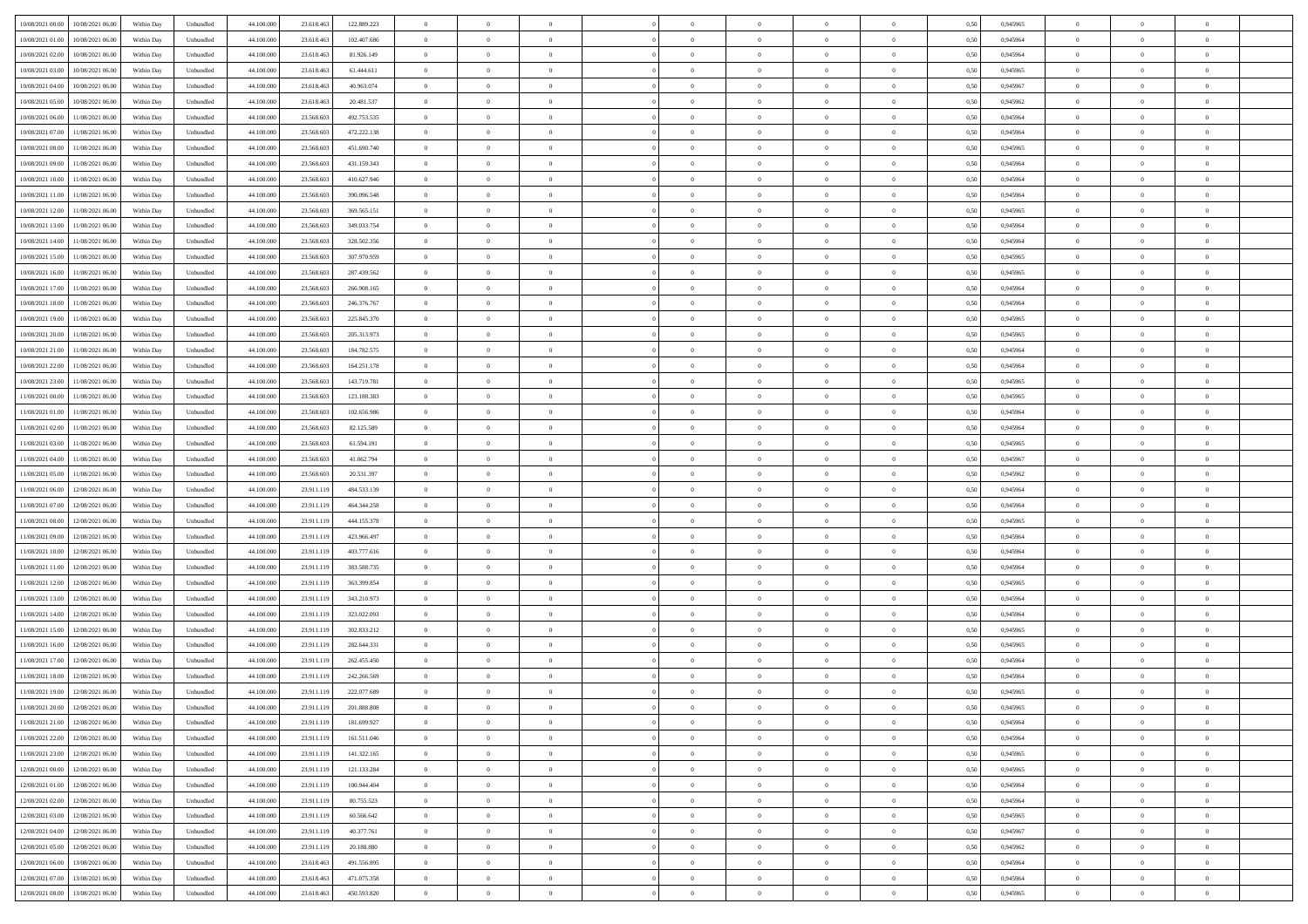| | | | | | | | | | | | | | | | | | | | | | |
|---|---|---|---|---|---|---|---|---|---|---|---|---|---|---|---|---|---|---|---|---|---|
| 10/08/2021 00.00 | 10/08/2021 06.00 | Within Day | Unbundled | 44.100.000 | 23.618.463 | 122.889.223 | 0 | 0 | 0 | | 0 | 0 | 0 | 0 | 0 | 0,50 | 0,945965 | 0 | 0 | 0 | |
| 10/08/2021 01.00 | 10/08/2021 06.00 | Within Day | Unbundled | 44.100.000 | 23.618.463 | 102.407.686 | 0 | 0 | 0 | | 0 | 0 | 0 | 0 | 0 | 0,50 | 0,945964 | 0 | 0 | 0 | |
| 10/08/2021 02.00 | 10/08/2021 06.00 | Within Day | Unbundled | 44.100.000 | 23.618.463 | 81.926.149 | 0 | 0 | 0 | | 0 | 0 | 0 | 0 | 0 | 0,50 | 0,945964 | 0 | 0 | 0 | |
| 10/08/2021 03.00 | 10/08/2021 06.00 | Within Day | Unbundled | 44.100.000 | 23.618.463 | 61.444.611 | 0 | 0 | 0 | | 0 | 0 | 0 | 0 | 0 | 0,50 | 0,945965 | 0 | 0 | 0 | |
| 10/08/2021 04.00 | 10/08/2021 06.00 | Within Day | Unbundled | 44.100.000 | 23.618.463 | 40.963.074 | 0 | 0 | 0 | | 0 | 0 | 0 | 0 | 0 | 0,50 | 0,945967 | 0 | 0 | 0 | |
| 10/08/2021 05.00 | 10/08/2021 06.00 | Within Day | Unbundled | 44.100.000 | 23.618.463 | 20.481.537 | 0 | 0 | 0 | | 0 | 0 | 0 | 0 | 0 | 0,50 | 0,945962 | 0 | 0 | 0 | |
| 10/08/2021 06.00 | 11/08/2021 06.00 | Within Day | Unbundled | 44.100.000 | 23.568.603 | 492.753.535 | 0 | 0 | 0 | | 0 | 0 | 0 | 0 | 0 | 0,50 | 0,945964 | 0 | 0 | 0 | |
| 10/08/2021 07.00 | 11/08/2021 06.00 | Within Day | Unbundled | 44.100.000 | 23.568.603 | 472.222.138 | 0 | 0 | 0 | | 0 | 0 | 0 | 0 | 0 | 0,50 | 0,945964 | 0 | 0 | 0 | |
| 10/08/2021 08.00 | 11/08/2021 06.00 | Within Day | Unbundled | 44.100.000 | 23.568.603 | 451.690.740 | 0 | 0 | 0 | | 0 | 0 | 0 | 0 | 0 | 0,50 | 0,945965 | 0 | 0 | 0 | |
| 10/08/2021 09.00 | 11/08/2021 06.00 | Within Day | Unbundled | 44.100.000 | 23.568.603 | 431.159.343 | 0 | 0 | 0 | | 0 | 0 | 0 | 0 | 0 | 0,50 | 0,945964 | 0 | 0 | 0 | |
| 10/08/2021 10.00 | 11/08/2021 06.00 | Within Day | Unbundled | 44.100.000 | 23.568.603 | 410.627.946 | 0 | 0 | 0 | | 0 | 0 | 0 | 0 | 0 | 0,50 | 0,945964 | 0 | 0 | 0 | |
| 10/08/2021 11.00 | 11/08/2021 06.00 | Within Day | Unbundled | 44.100.000 | 23.568.603 | 390.096.548 | 0 | 0 | 0 | | 0 | 0 | 0 | 0 | 0 | 0,50 | 0,945964 | 0 | 0 | 0 | |
| 10/08/2021 12.00 | 11/08/2021 06.00 | Within Day | Unbundled | 44.100.000 | 23.568.603 | 369.565.151 | 0 | 0 | 0 | | 0 | 0 | 0 | 0 | 0 | 0,50 | 0,945965 | 0 | 0 | 0 | |
| 10/08/2021 13.00 | 11/08/2021 06.00 | Within Day | Unbundled | 44.100.000 | 23.568.603 | 349.033.754 | 0 | 0 | 0 | | 0 | 0 | 0 | 0 | 0 | 0,50 | 0,945964 | 0 | 0 | 0 | |
| 10/08/2021 14.00 | 11/08/2021 06.00 | Within Day | Unbundled | 44.100.000 | 23.568.603 | 328.502.356 | 0 | 0 | 0 | | 0 | 0 | 0 | 0 | 0 | 0,50 | 0,945964 | 0 | 0 | 0 | |
| 10/08/2021 15.00 | 11/08/2021 06.00 | Within Day | Unbundled | 44.100.000 | 23.568.603 | 307.970.959 | 0 | 0 | 0 | | 0 | 0 | 0 | 0 | 0 | 0,50 | 0,945965 | 0 | 0 | 0 | |
| 10/08/2021 16.00 | 11/08/2021 06.00 | Within Day | Unbundled | 44.100.000 | 23.568.603 | 287.439.562 | 0 | 0 | 0 | | 0 | 0 | 0 | 0 | 0 | 0,50 | 0,945965 | 0 | 0 | 0 | |
| 10/08/2021 17.00 | 11/08/2021 06.00 | Within Day | Unbundled | 44.100.000 | 23.568.603 | 266.908.165 | 0 | 0 | 0 | | 0 | 0 | 0 | 0 | 0 | 0,50 | 0,945964 | 0 | 0 | 0 | |
| 10/08/2021 18.00 | 11/08/2021 06.00 | Within Day | Unbundled | 44.100.000 | 23.568.603 | 246.376.767 | 0 | 0 | 0 | | 0 | 0 | 0 | 0 | 0 | 0,50 | 0,945964 | 0 | 0 | 0 | |
| 10/08/2021 19.00 | 11/08/2021 06.00 | Within Day | Unbundled | 44.100.000 | 23.568.603 | 225.845.370 | 0 | 0 | 0 | | 0 | 0 | 0 | 0 | 0 | 0,50 | 0,945965 | 0 | 0 | 0 | |
| 10/08/2021 20.00 | 11/08/2021 06.00 | Within Day | Unbundled | 44.100.000 | 23.568.603 | 205.313.973 | 0 | 0 | 0 | | 0 | 0 | 0 | 0 | 0 | 0,50 | 0,945965 | 0 | 0 | 0 | |
| 10/08/2021 21.00 | 11/08/2021 06.00 | Within Day | Unbundled | 44.100.000 | 23.568.603 | 184.782.575 | 0 | 0 | 0 | | 0 | 0 | 0 | 0 | 0 | 0,50 | 0,945964 | 0 | 0 | 0 | |
| 10/08/2021 22.00 | 11/08/2021 06.00 | Within Day | Unbundled | 44.100.000 | 23.568.603 | 164.251.178 | 0 | 0 | 0 | | 0 | 0 | 0 | 0 | 0 | 0,50 | 0,945964 | 0 | 0 | 0 | |
| 10/08/2021 23.00 | 11/08/2021 06.00 | Within Day | Unbundled | 44.100.000 | 23.568.603 | 143.719.781 | 0 | 0 | 0 | | 0 | 0 | 0 | 0 | 0 | 0,50 | 0,945965 | 0 | 0 | 0 | |
| 11/08/2021 00.00 | 11/08/2021 06.00 | Within Day | Unbundled | 44.100.000 | 23.568.603 | 123.188.383 | 0 | 0 | 0 | | 0 | 0 | 0 | 0 | 0 | 0,50 | 0,945965 | 0 | 0 | 0 | |
| 11/08/2021 01.00 | 11/08/2021 06.00 | Within Day | Unbundled | 44.100.000 | 23.568.603 | 102.656.986 | 0 | 0 | 0 | | 0 | 0 | 0 | 0 | 0 | 0,50 | 0,945964 | 0 | 0 | 0 | |
| 11/08/2021 02.00 | 11/08/2021 06.00 | Within Day | Unbundled | 44.100.000 | 23.568.603 | 82.125.589 | 0 | 0 | 0 | | 0 | 0 | 0 | 0 | 0 | 0,50 | 0,945964 | 0 | 0 | 0 | |
| 11/08/2021 03.00 | 11/08/2021 06.00 | Within Day | Unbundled | 44.100.000 | 23.568.603 | 61.594.191 | 0 | 0 | 0 | | 0 | 0 | 0 | 0 | 0 | 0,50 | 0,945965 | 0 | 0 | 0 | |
| 11/08/2021 04.00 | 11/08/2021 06.00 | Within Day | Unbundled | 44.100.000 | 23.568.603 | 41.062.794 | 0 | 0 | 0 | | 0 | 0 | 0 | 0 | 0 | 0,50 | 0,945967 | 0 | 0 | 0 | |
| 11/08/2021 05.00 | 11/08/2021 06.00 | Within Day | Unbundled | 44.100.000 | 23.568.603 | 20.531.397 | 0 | 0 | 0 | | 0 | 0 | 0 | 0 | 0 | 0,50 | 0,945962 | 0 | 0 | 0 | |
| 11/08/2021 06.00 | 12/08/2021 06.00 | Within Day | Unbundled | 44.100.000 | 23.911.119 | 484.533.139 | 0 | 0 | 0 | | 0 | 0 | 0 | 0 | 0 | 0,50 | 0,945964 | 0 | 0 | 0 | |
| 11/08/2021 07.00 | 12/08/2021 06.00 | Within Day | Unbundled | 44.100.000 | 23.911.119 | 464.344.258 | 0 | 0 | 0 | | 0 | 0 | 0 | 0 | 0 | 0,50 | 0,945964 | 0 | 0 | 0 | |
| 11/08/2021 08.00 | 12/08/2021 06.00 | Within Day | Unbundled | 44.100.000 | 23.911.119 | 444.155.378 | 0 | 0 | 0 | | 0 | 0 | 0 | 0 | 0 | 0,50 | 0,945965 | 0 | 0 | 0 | |
| 11/08/2021 09.00 | 12/08/2021 06.00 | Within Day | Unbundled | 44.100.000 | 23.911.119 | 423.966.497 | 0 | 0 | 0 | | 0 | 0 | 0 | 0 | 0 | 0,50 | 0,945964 | 0 | 0 | 0 | |
| 11/08/2021 10.00 | 12/08/2021 06.00 | Within Day | Unbundled | 44.100.000 | 23.911.119 | 403.777.616 | 0 | 0 | 0 | | 0 | 0 | 0 | 0 | 0 | 0,50 | 0,945964 | 0 | 0 | 0 | |
| 11/08/2021 11.00 | 12/08/2021 06.00 | Within Day | Unbundled | 44.100.000 | 23.911.119 | 383.588.735 | 0 | 0 | 0 | | 0 | 0 | 0 | 0 | 0 | 0,50 | 0,945964 | 0 | 0 | 0 | |
| 11/08/2021 12.00 | 12/08/2021 06.00 | Within Day | Unbundled | 44.100.000 | 23.911.119 | 363.399.854 | 0 | 0 | 0 | | 0 | 0 | 0 | 0 | 0 | 0,50 | 0,945965 | 0 | 0 | 0 | |
| 11/08/2021 13.00 | 12/08/2021 06.00 | Within Day | Unbundled | 44.100.000 | 23.911.119 | 343.210.973 | 0 | 0 | 0 | | 0 | 0 | 0 | 0 | 0 | 0,50 | 0,945964 | 0 | 0 | 0 | |
| 11/08/2021 14.00 | 12/08/2021 06.00 | Within Day | Unbundled | 44.100.000 | 23.911.119 | 323.022.093 | 0 | 0 | 0 | | 0 | 0 | 0 | 0 | 0 | 0,50 | 0,945964 | 0 | 0 | 0 | |
| 11/08/2021 15.00 | 12/08/2021 06.00 | Within Day | Unbundled | 44.100.000 | 23.911.119 | 302.833.212 | 0 | 0 | 0 | | 0 | 0 | 0 | 0 | 0 | 0,50 | 0,945965 | 0 | 0 | 0 | |
| 11/08/2021 16.00 | 12/08/2021 06.00 | Within Day | Unbundled | 44.100.000 | 23.911.119 | 282.644.331 | 0 | 0 | 0 | | 0 | 0 | 0 | 0 | 0 | 0,50 | 0,945965 | 0 | 0 | 0 | |
| 11/08/2021 17.00 | 12/08/2021 06.00 | Within Day | Unbundled | 44.100.000 | 23.911.119 | 262.455.450 | 0 | 0 | 0 | | 0 | 0 | 0 | 0 | 0 | 0,50 | 0,945964 | 0 | 0 | 0 | |
| 11/08/2021 18.00 | 12/08/2021 06.00 | Within Day | Unbundled | 44.100.000 | 23.911.119 | 242.266.569 | 0 | 0 | 0 | | 0 | 0 | 0 | 0 | 0 | 0,50 | 0,945964 | 0 | 0 | 0 | |
| 11/08/2021 19.00 | 12/08/2021 06.00 | Within Day | Unbundled | 44.100.000 | 23.911.119 | 222.077.689 | 0 | 0 | 0 | | 0 | 0 | 0 | 0 | 0 | 0,50 | 0,945965 | 0 | 0 | 0 | |
| 11/08/2021 20.00 | 12/08/2021 06.00 | Within Day | Unbundled | 44.100.000 | 23.911.119 | 201.888.808 | 0 | 0 | 0 | | 0 | 0 | 0 | 0 | 0 | 0,50 | 0,945965 | 0 | 0 | 0 | |
| 11/08/2021 21.00 | 12/08/2021 06.00 | Within Day | Unbundled | 44.100.000 | 23.911.119 | 181.699.927 | 0 | 0 | 0 | | 0 | 0 | 0 | 0 | 0 | 0,50 | 0,945964 | 0 | 0 | 0 | |
| 11/08/2021 22.00 | 12/08/2021 06.00 | Within Day | Unbundled | 44.100.000 | 23.911.119 | 161.511.046 | 0 | 0 | 0 | | 0 | 0 | 0 | 0 | 0 | 0,50 | 0,945964 | 0 | 0 | 0 | |
| 11/08/2021 23.00 | 12/08/2021 06.00 | Within Day | Unbundled | 44.100.000 | 23.911.119 | 141.322.165 | 0 | 0 | 0 | | 0 | 0 | 0 | 0 | 0 | 0,50 | 0,945965 | 0 | 0 | 0 | |
| 12/08/2021 00.00 | 12/08/2021 06.00 | Within Day | Unbundled | 44.100.000 | 23.911.119 | 121.133.284 | 0 | 0 | 0 | | 0 | 0 | 0 | 0 | 0 | 0,50 | 0,945965 | 0 | 0 | 0 | |
| 12/08/2021 01.00 | 12/08/2021 06.00 | Within Day | Unbundled | 44.100.000 | 23.911.119 | 100.944.404 | 0 | 0 | 0 | | 0 | 0 | 0 | 0 | 0 | 0,50 | 0,945964 | 0 | 0 | 0 | |
| 12/08/2021 02.00 | 12/08/2021 06.00 | Within Day | Unbundled | 44.100.000 | 23.911.119 | 80.755.523 | 0 | 0 | 0 | | 0 | 0 | 0 | 0 | 0 | 0,50 | 0,945964 | 0 | 0 | 0 | |
| 12/08/2021 03.00 | 12/08/2021 06.00 | Within Day | Unbundled | 44.100.000 | 23.911.119 | 60.566.642 | 0 | 0 | 0 | | 0 | 0 | 0 | 0 | 0 | 0,50 | 0,945965 | 0 | 0 | 0 | |
| 12/08/2021 04.00 | 12/08/2021 06.00 | Within Day | Unbundled | 44.100.000 | 23.911.119 | 40.377.761 | 0 | 0 | 0 | | 0 | 0 | 0 | 0 | 0 | 0,50 | 0,945967 | 0 | 0 | 0 | |
| 12/08/2021 05.00 | 12/08/2021 06.00 | Within Day | Unbundled | 44.100.000 | 23.911.119 | 20.188.880 | 0 | 0 | 0 | | 0 | 0 | 0 | 0 | 0 | 0,50 | 0,945962 | 0 | 0 | 0 | |
| 12/08/2021 06.00 | 13/08/2021 06.00 | Within Day | Unbundled | 44.100.000 | 23.618.463 | 491.556.895 | 0 | 0 | 0 | | 0 | 0 | 0 | 0 | 0 | 0,50 | 0,945964 | 0 | 0 | 0 | |
| 12/08/2021 07.00 | 13/08/2021 06.00 | Within Day | Unbundled | 44.100.000 | 23.618.463 | 471.075.358 | 0 | 0 | 0 | | 0 | 0 | 0 | 0 | 0 | 0,50 | 0,945964 | 0 | 0 | 0 | |
| 12/08/2021 08.00 | 13/08/2021 06.00 | Within Day | Unbundled | 44.100.000 | 23.618.463 | 450.593.820 | 0 | 0 | 0 | | 0 | 0 | 0 | 0 | 0 | 0,50 | 0,945965 | 0 | 0 | 0 | |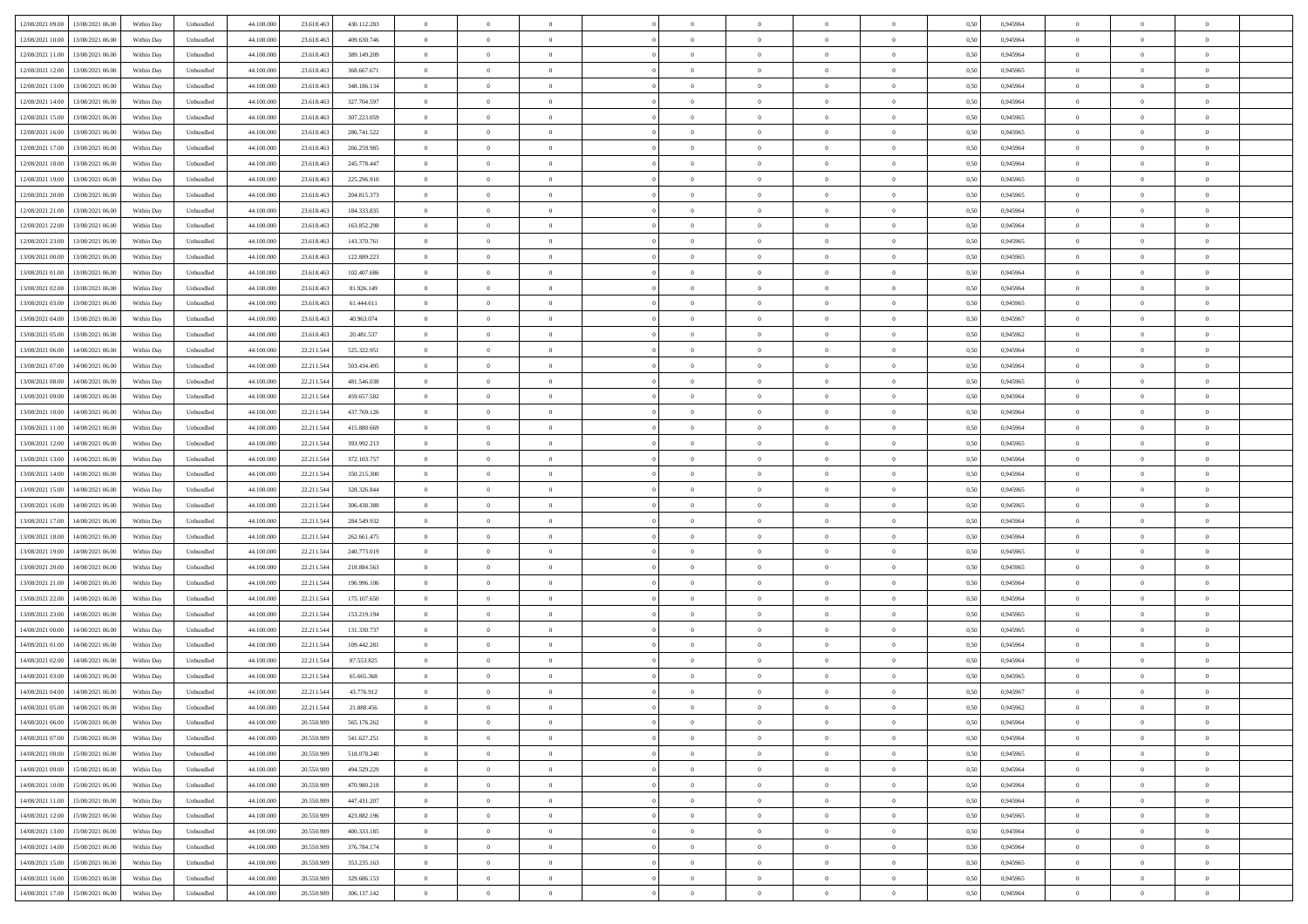| | | | | | | | | | | | | | | | | | | | | | |
|---|---|---|---|---|---|---|---|---|---|---|---|---|---|---|---|---|---|---|---|---|---|
| 12/08/2021 09:00 | 13/08/2021 06:00 | Within Day | Unbundled | 44.100.000 | 23.618.463 | 430.112.283 | 0 | 0 | 0 | | 0 | 0 | 0 | 0 | 0 | 0,50 | 0,945964 | 0 | 0 | 0 | |
| 12/08/2021 10:00 | 13/08/2021 06:00 | Within Day | Unbundled | 44.100.000 | 23.618.463 | 409.630.746 | 0 | 0 | 0 | | 0 | 0 | 0 | 0 | 0 | 0,50 | 0,945964 | 0 | 0 | 0 | |
| 12/08/2021 11:00 | 13/08/2021 06:00 | Within Day | Unbundled | 44.100.000 | 23.618.463 | 389.149.209 | 0 | 0 | 0 | | 0 | 0 | 0 | 0 | 0 | 0,50 | 0,945964 | 0 | 0 | 0 | |
| 12/08/2021 12:00 | 13/08/2021 06:00 | Within Day | Unbundled | 44.100.000 | 23.618.463 | 368.667.671 | 0 | 0 | 0 | | 0 | 0 | 0 | 0 | 0 | 0,50 | 0,945965 | 0 | 0 | 0 | |
| 12/08/2021 13:00 | 13/08/2021 06:00 | Within Day | Unbundled | 44.100.000 | 23.618.463 | 348.186.134 | 0 | 0 | 0 | | 0 | 0 | 0 | 0 | 0 | 0,50 | 0,945964 | 0 | 0 | 0 | |
| 12/08/2021 14:00 | 13/08/2021 06:00 | Within Day | Unbundled | 44.100.000 | 23.618.463 | 327.704.597 | 0 | 0 | 0 | | 0 | 0 | 0 | 0 | 0 | 0,50 | 0,945964 | 0 | 0 | 0 | |
| 12/08/2021 15:00 | 13/08/2021 06:00 | Within Day | Unbundled | 44.100.000 | 23.618.463 | 307.223.059 | 0 | 0 | 0 | | 0 | 0 | 0 | 0 | 0 | 0,50 | 0,945965 | 0 | 0 | 0 | |
| 12/08/2021 16:00 | 13/08/2021 06:00 | Within Day | Unbundled | 44.100.000 | 23.618.463 | 286.741.522 | 0 | 0 | 0 | | 0 | 0 | 0 | 0 | 0 | 0,50 | 0,945965 | 0 | 0 | 0 | |
| 12/08/2021 17:00 | 13/08/2021 06:00 | Within Day | Unbundled | 44.100.000 | 23.618.463 | 266.259.985 | 0 | 0 | 0 | | 0 | 0 | 0 | 0 | 0 | 0,50 | 0,945964 | 0 | 0 | 0 | |
| 12/08/2021 18:00 | 13/08/2021 06:00 | Within Day | Unbundled | 44.100.000 | 23.618.463 | 245.778.447 | 0 | 0 | 0 | | 0 | 0 | 0 | 0 | 0 | 0,50 | 0,945964 | 0 | 0 | 0 | |
| 12/08/2021 19:00 | 13/08/2021 06:00 | Within Day | Unbundled | 44.100.000 | 23.618.463 | 225.296.910 | 0 | 0 | 0 | | 0 | 0 | 0 | 0 | 0 | 0,50 | 0,945965 | 0 | 0 | 0 | |
| 12/08/2021 20:00 | 13/08/2021 06:00 | Within Day | Unbundled | 44.100.000 | 23.618.463 | 204.815.373 | 0 | 0 | 0 | | 0 | 0 | 0 | 0 | 0 | 0,50 | 0,945965 | 0 | 0 | 0 | |
| 12/08/2021 21:00 | 13/08/2021 06:00 | Within Day | Unbundled | 44.100.000 | 23.618.463 | 184.333.835 | 0 | 0 | 0 | | 0 | 0 | 0 | 0 | 0 | 0,50 | 0,945964 | 0 | 0 | 0 | |
| 12/08/2021 22:00 | 13/08/2021 06:00 | Within Day | Unbundled | 44.100.000 | 23.618.463 | 163.852.298 | 0 | 0 | 0 | | 0 | 0 | 0 | 0 | 0 | 0,50 | 0,945964 | 0 | 0 | 0 | |
| 12/08/2021 23:00 | 13/08/2021 06:00 | Within Day | Unbundled | 44.100.000 | 23.618.463 | 143.370.761 | 0 | 0 | 0 | | 0 | 0 | 0 | 0 | 0 | 0,50 | 0,945965 | 0 | 0 | 0 | |
| 13/08/2021 00:00 | 13/08/2021 06:00 | Within Day | Unbundled | 44.100.000 | 23.618.463 | 122.889.223 | 0 | 0 | 0 | | 0 | 0 | 0 | 0 | 0 | 0,50 | 0,945965 | 0 | 0 | 0 | |
| 13/08/2021 01:00 | 13/08/2021 06:00 | Within Day | Unbundled | 44.100.000 | 23.618.463 | 102.407.686 | 0 | 0 | 0 | | 0 | 0 | 0 | 0 | 0 | 0,50 | 0,945964 | 0 | 0 | 0 | |
| 13/08/2021 02:00 | 13/08/2021 06:00 | Within Day | Unbundled | 44.100.000 | 23.618.463 | 81.926.149 | 0 | 0 | 0 | | 0 | 0 | 0 | 0 | 0 | 0,50 | 0,945964 | 0 | 0 | 0 | |
| 13/08/2021 03:00 | 13/08/2021 06:00 | Within Day | Unbundled | 44.100.000 | 23.618.463 | 61.444.611 | 0 | 0 | 0 | | 0 | 0 | 0 | 0 | 0 | 0,50 | 0,945965 | 0 | 0 | 0 | |
| 13/08/2021 04:00 | 13/08/2021 06:00 | Within Day | Unbundled | 44.100.000 | 23.618.463 | 40.963.074 | 0 | 0 | 0 | | 0 | 0 | 0 | 0 | 0 | 0,50 | 0,945967 | 0 | 0 | 0 | |
| 13/08/2021 05:00 | 13/08/2021 06:00 | Within Day | Unbundled | 44.100.000 | 23.618.463 | 20.481.537 | 0 | 0 | 0 | | 0 | 0 | 0 | 0 | 0 | 0,50 | 0,945962 | 0 | 0 | 0 | |
| 13/08/2021 06:00 | 14/08/2021 06:00 | Within Day | Unbundled | 44.100.000 | 22.211.544 | 525.322.951 | 0 | 0 | 0 | | 0 | 0 | 0 | 0 | 0 | 0,50 | 0,945964 | 0 | 0 | 0 | |
| 13/08/2021 07:00 | 14/08/2021 06:00 | Within Day | Unbundled | 44.100.000 | 22.211.544 | 503.434.495 | 0 | 0 | 0 | | 0 | 0 | 0 | 0 | 0 | 0,50 | 0,945964 | 0 | 0 | 0 | |
| 13/08/2021 08:00 | 14/08/2021 06:00 | Within Day | Unbundled | 44.100.000 | 22.211.544 | 481.546.038 | 0 | 0 | 0 | | 0 | 0 | 0 | 0 | 0 | 0,50 | 0,945965 | 0 | 0 | 0 | |
| 13/08/2021 09:00 | 14/08/2021 06:00 | Within Day | Unbundled | 44.100.000 | 22.211.544 | 459.657.582 | 0 | 0 | 0 | | 0 | 0 | 0 | 0 | 0 | 0,50 | 0,945964 | 0 | 0 | 0 | |
| 13/08/2021 10:00 | 14/08/2021 06:00 | Within Day | Unbundled | 44.100.000 | 22.211.544 | 437.769.126 | 0 | 0 | 0 | | 0 | 0 | 0 | 0 | 0 | 0,50 | 0,945964 | 0 | 0 | 0 | |
| 13/08/2021 11:00 | 14/08/2021 06:00 | Within Day | Unbundled | 44.100.000 | 22.211.544 | 415.880.669 | 0 | 0 | 0 | | 0 | 0 | 0 | 0 | 0 | 0,50 | 0,945964 | 0 | 0 | 0 | |
| 13/08/2021 12:00 | 14/08/2021 06:00 | Within Day | Unbundled | 44.100.000 | 22.211.544 | 393.992.213 | 0 | 0 | 0 | | 0 | 0 | 0 | 0 | 0 | 0,50 | 0,945965 | 0 | 0 | 0 | |
| 13/08/2021 13:00 | 14/08/2021 06:00 | Within Day | Unbundled | 44.100.000 | 22.211.544 | 372.103.757 | 0 | 0 | 0 | | 0 | 0 | 0 | 0 | 0 | 0,50 | 0,945964 | 0 | 0 | 0 | |
| 13/08/2021 14:00 | 14/08/2021 06:00 | Within Day | Unbundled | 44.100.000 | 22.211.544 | 350.215.300 | 0 | 0 | 0 | | 0 | 0 | 0 | 0 | 0 | 0,50 | 0,945964 | 0 | 0 | 0 | |
| 13/08/2021 15:00 | 14/08/2021 06:00 | Within Day | Unbundled | 44.100.000 | 22.211.544 | 328.326.844 | 0 | 0 | 0 | | 0 | 0 | 0 | 0 | 0 | 0,50 | 0,945965 | 0 | 0 | 0 | |
| 13/08/2021 16:00 | 14/08/2021 06:00 | Within Day | Unbundled | 44.100.000 | 22.211.544 | 306.438.388 | 0 | 0 | 0 | | 0 | 0 | 0 | 0 | 0 | 0,50 | 0,945965 | 0 | 0 | 0 | |
| 13/08/2021 17:00 | 14/08/2021 06:00 | Within Day | Unbundled | 44.100.000 | 22.211.544 | 284.549.932 | 0 | 0 | 0 | | 0 | 0 | 0 | 0 | 0 | 0,50 | 0,945964 | 0 | 0 | 0 | |
| 13/08/2021 18:00 | 14/08/2021 06:00 | Within Day | Unbundled | 44.100.000 | 22.211.544 | 262.661.475 | 0 | 0 | 0 | | 0 | 0 | 0 | 0 | 0 | 0,50 | 0,945964 | 0 | 0 | 0 | |
| 13/08/2021 19:00 | 14/08/2021 06:00 | Within Day | Unbundled | 44.100.000 | 22.211.544 | 240.773.019 | 0 | 0 | 0 | | 0 | 0 | 0 | 0 | 0 | 0,50 | 0,945965 | 0 | 0 | 0 | |
| 13/08/2021 20:00 | 14/08/2021 06:00 | Within Day | Unbundled | 44.100.000 | 22.211.544 | 218.884.563 | 0 | 0 | 0 | | 0 | 0 | 0 | 0 | 0 | 0,50 | 0,945965 | 0 | 0 | 0 | |
| 13/08/2021 21:00 | 14/08/2021 06:00 | Within Day | Unbundled | 44.100.000 | 22.211.544 | 196.996.106 | 0 | 0 | 0 | | 0 | 0 | 0 | 0 | 0 | 0,50 | 0,945964 | 0 | 0 | 0 | |
| 13/08/2021 22:00 | 14/08/2021 06:00 | Within Day | Unbundled | 44.100.000 | 22.211.544 | 175.107.650 | 0 | 0 | 0 | | 0 | 0 | 0 | 0 | 0 | 0,50 | 0,945964 | 0 | 0 | 0 | |
| 13/08/2021 23:00 | 14/08/2021 06:00 | Within Day | Unbundled | 44.100.000 | 22.211.544 | 153.219.194 | 0 | 0 | 0 | | 0 | 0 | 0 | 0 | 0 | 0,50 | 0,945965 | 0 | 0 | 0 | |
| 14/08/2021 00:00 | 14/08/2021 06:00 | Within Day | Unbundled | 44.100.000 | 22.211.544 | 131.330.737 | 0 | 0 | 0 | | 0 | 0 | 0 | 0 | 0 | 0,50 | 0,945965 | 0 | 0 | 0 | |
| 14/08/2021 01:00 | 14/08/2021 06:00 | Within Day | Unbundled | 44.100.000 | 22.211.544 | 109.442.281 | 0 | 0 | 0 | | 0 | 0 | 0 | 0 | 0 | 0,50 | 0,945964 | 0 | 0 | 0 | |
| 14/08/2021 02:00 | 14/08/2021 06:00 | Within Day | Unbundled | 44.100.000 | 22.211.544 | 87.553.825 | 0 | 0 | 0 | | 0 | 0 | 0 | 0 | 0 | 0,50 | 0,945964 | 0 | 0 | 0 | |
| 14/08/2021 03:00 | 14/08/2021 06:00 | Within Day | Unbundled | 44.100.000 | 22.211.544 | 65.665.368 | 0 | 0 | 0 | | 0 | 0 | 0 | 0 | 0 | 0,50 | 0,945965 | 0 | 0 | 0 | |
| 14/08/2021 04:00 | 14/08/2021 06:00 | Within Day | Unbundled | 44.100.000 | 22.211.544 | 43.776.912 | 0 | 0 | 0 | | 0 | 0 | 0 | 0 | 0 | 0,50 | 0,945967 | 0 | 0 | 0 | |
| 14/08/2021 05:00 | 14/08/2021 06:00 | Within Day | Unbundled | 44.100.000 | 22.211.544 | 21.888.456 | 0 | 0 | 0 | | 0 | 0 | 0 | 0 | 0 | 0,50 | 0,945962 | 0 | 0 | 0 | |
| 14/08/2021 06:00 | 15/08/2021 06:00 | Within Day | Unbundled | 44.100.000 | 20.550.989 | 565.176.262 | 0 | 0 | 0 | | 0 | 0 | 0 | 0 | 0 | 0,50 | 0,945964 | 0 | 0 | 0 | |
| 14/08/2021 07:00 | 15/08/2021 06:00 | Within Day | Unbundled | 44.100.000 | 20.550.989 | 541.627.251 | 0 | 0 | 0 | | 0 | 0 | 0 | 0 | 0 | 0,50 | 0,945964 | 0 | 0 | 0 | |
| 14/08/2021 08:00 | 15/08/2021 06:00 | Within Day | Unbundled | 44.100.000 | 20.550.989 | 518.078.240 | 0 | 0 | 0 | | 0 | 0 | 0 | 0 | 0 | 0,50 | 0,945965 | 0 | 0 | 0 | |
| 14/08/2021 09:00 | 15/08/2021 06:00 | Within Day | Unbundled | 44.100.000 | 20.550.989 | 494.529.229 | 0 | 0 | 0 | | 0 | 0 | 0 | 0 | 0 | 0,50 | 0,945964 | 0 | 0 | 0 | |
| 14/08/2021 10:00 | 15/08/2021 06:00 | Within Day | Unbundled | 44.100.000 | 20.550.989 | 470.980.218 | 0 | 0 | 0 | | 0 | 0 | 0 | 0 | 0 | 0,50 | 0,945964 | 0 | 0 | 0 | |
| 14/08/2021 11:00 | 15/08/2021 06:00 | Within Day | Unbundled | 44.100.000 | 20.550.989 | 447.431.207 | 0 | 0 | 0 | | 0 | 0 | 0 | 0 | 0 | 0,50 | 0,945964 | 0 | 0 | 0 | |
| 14/08/2021 12:00 | 15/08/2021 06:00 | Within Day | Unbundled | 44.100.000 | 20.550.989 | 423.882.196 | 0 | 0 | 0 | | 0 | 0 | 0 | 0 | 0 | 0,50 | 0,945965 | 0 | 0 | 0 | |
| 14/08/2021 13:00 | 15/08/2021 06:00 | Within Day | Unbundled | 44.100.000 | 20.550.989 | 400.333.185 | 0 | 0 | 0 | | 0 | 0 | 0 | 0 | 0 | 0,50 | 0,945964 | 0 | 0 | 0 | |
| 14/08/2021 14:00 | 15/08/2021 06:00 | Within Day | Unbundled | 44.100.000 | 20.550.989 | 376.784.174 | 0 | 0 | 0 | | 0 | 0 | 0 | 0 | 0 | 0,50 | 0,945964 | 0 | 0 | 0 | |
| 14/08/2021 15:00 | 15/08/2021 06:00 | Within Day | Unbundled | 44.100.000 | 20.550.989 | 353.235.163 | 0 | 0 | 0 | | 0 | 0 | 0 | 0 | 0 | 0,50 | 0,945965 | 0 | 0 | 0 | |
| 14/08/2021 16:00 | 15/08/2021 06:00 | Within Day | Unbundled | 44.100.000 | 20.550.989 | 329.686.153 | 0 | 0 | 0 | | 0 | 0 | 0 | 0 | 0 | 0,50 | 0,945965 | 0 | 0 | 0 | |
| 14/08/2021 17:00 | 15/08/2021 06:00 | Within Day | Unbundled | 44.100.000 | 20.550.989 | 306.137.142 | 0 | 0 | 0 | | 0 | 0 | 0 | 0 | 0 | 0,50 | 0,945964 | 0 | 0 | 0 | |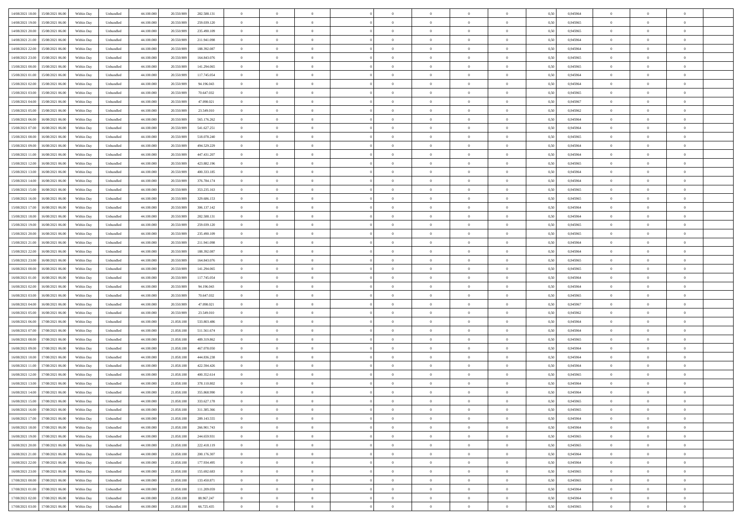| | | | | | | | | | | | | | | | | | | | | | |
|---|---|---|---|---|---|---|---|---|---|---|---|---|---|---|---|---|---|---|---|---|---|
| 14/08/2021 18:00 | 15/08/2021 06:00 | Within Day | Unbundled | 44.100.000 | 20.550.989 | 282.588.131 | 0 | 0 | 0 | | 0 | 0 | 0 | 0 | 0,50 | 0,945964 | 0 | 0 | 0 | |
| 14/08/2021 19:00 | 15/08/2021 06:00 | Within Day | Unbundled | 44.100.000 | 20.550.989 | 259.039.120 | 0 | 0 | 0 | | 0 | 0 | 0 | 0 | 0,50 | 0,945965 | 0 | 0 | 0 | |
| 14/08/2021 20:00 | 15/08/2021 06:00 | Within Day | Unbundled | 44.100.000 | 20.550.989 | 235.490.109 | 0 | 0 | 0 | | 0 | 0 | 0 | 0 | 0,50 | 0,945965 | 0 | 0 | 0 | |
| 14/08/2021 21:00 | 15/08/2021 06:00 | Within Day | Unbundled | 44.100.000 | 20.550.989 | 211.941.098 | 0 | 0 | 0 | | 0 | 0 | 0 | 0 | 0,50 | 0,945964 | 0 | 0 | 0 | |
| 14/08/2021 22:00 | 15/08/2021 06:00 | Within Day | Unbundled | 44.100.000 | 20.550.989 | 188.392.087 | 0 | 0 | 0 | | 0 | 0 | 0 | 0 | 0,50 | 0,945964 | 0 | 0 | 0 | |
| 14/08/2021 23:00 | 15/08/2021 06:00 | Within Day | Unbundled | 44.100.000 | 20.550.989 | 164.843.076 | 0 | 0 | 0 | | 0 | 0 | 0 | 0 | 0,50 | 0,945965 | 0 | 0 | 0 | |
| 15/08/2021 00:00 | 15/08/2021 06:00 | Within Day | Unbundled | 44.100.000 | 20.550.989 | 141.294.065 | 0 | 0 | 0 | | 0 | 0 | 0 | 0 | 0,50 | 0,945965 | 0 | 0 | 0 | |
| 15/08/2021 01:00 | 15/08/2021 06:00 | Within Day | Unbundled | 44.100.000 | 20.550.989 | 117.745.054 | 0 | 0 | 0 | | 0 | 0 | 0 | 0 | 0,50 | 0,945964 | 0 | 0 | 0 | |
| 15/08/2021 02:00 | 15/08/2021 06:00 | Within Day | Unbundled | 44.100.000 | 20.550.989 | 94.196.043 | 0 | 0 | 0 | | 0 | 0 | 0 | 0 | 0,50 | 0,945964 | 0 | 0 | 0 | |
| 15/08/2021 03:00 | 15/08/2021 06:00 | Within Day | Unbundled | 44.100.000 | 20.550.989 | 70.647.032 | 0 | 0 | 0 | | 0 | 0 | 0 | 0 | 0,50 | 0,945965 | 0 | 0 | 0 | |
| 15/08/2021 04:00 | 15/08/2021 06:00 | Within Day | Unbundled | 44.100.000 | 20.550.989 | 47.098.021 | 0 | 0 | 0 | | 0 | 0 | 0 | 0 | 0,50 | 0,945967 | 0 | 0 | 0 | |
| 15/08/2021 05:00 | 15/08/2021 06:00 | Within Day | Unbundled | 44.100.000 | 20.550.989 | 23.549.010 | 0 | 0 | 0 | | 0 | 0 | 0 | 0 | 0,50 | 0,945962 | 0 | 0 | 0 | |
| 15/08/2021 06:00 | 16/08/2021 06:00 | Within Day | Unbundled | 44.100.000 | 20.550.989 | 565.176.262 | 0 | 0 | 0 | | 0 | 0 | 0 | 0 | 0,50 | 0,945964 | 0 | 0 | 0 | |
| 15/08/2021 07:00 | 16/08/2021 06:00 | Within Day | Unbundled | 44.100.000 | 20.550.989 | 541.627.251 | 0 | 0 | 0 | | 0 | 0 | 0 | 0 | 0,50 | 0,945964 | 0 | 0 | 0 | |
| 15/08/2021 08:00 | 16/08/2021 06:00 | Within Day | Unbundled | 44.100.000 | 20.550.989 | 518.078.240 | 0 | 0 | 0 | | 0 | 0 | 0 | 0 | 0,50 | 0,945965 | 0 | 0 | 0 | |
| 15/08/2021 09:00 | 16/08/2021 06:00 | Within Day | Unbundled | 44.100.000 | 20.550.989 | 494.529.229 | 0 | 0 | 0 | | 0 | 0 | 0 | 0 | 0,50 | 0,945964 | 0 | 0 | 0 | |
| 15/08/2021 11:00 | 16/08/2021 06:00 | Within Day | Unbundled | 44.100.000 | 20.550.989 | 447.431.207 | 0 | 0 | 0 | | 0 | 0 | 0 | 0 | 0,50 | 0,945964 | 0 | 0 | 0 | |
| 15/08/2021 12:00 | 16/08/2021 06:00 | Within Day | Unbundled | 44.100.000 | 20.550.989 | 423.882.196 | 0 | 0 | 0 | | 0 | 0 | 0 | 0 | 0,50 | 0,945965 | 0 | 0 | 0 | |
| 15/08/2021 13:00 | 16/08/2021 06:00 | Within Day | Unbundled | 44.100.000 | 20.550.989 | 400.333.185 | 0 | 0 | 0 | | 0 | 0 | 0 | 0 | 0,50 | 0,945964 | 0 | 0 | 0 | |
| 15/08/2021 14:00 | 16/08/2021 06:00 | Within Day | Unbundled | 44.100.000 | 20.550.989 | 376.784.174 | 0 | 0 | 0 | | 0 | 0 | 0 | 0 | 0,50 | 0,945964 | 0 | 0 | 0 | |
| 15/08/2021 15:00 | 16/08/2021 06:00 | Within Day | Unbundled | 44.100.000 | 20.550.989 | 353.235.163 | 0 | 0 | 0 | | 0 | 0 | 0 | 0 | 0,50 | 0,945965 | 0 | 0 | 0 | |
| 15/08/2021 16:00 | 16/08/2021 06:00 | Within Day | Unbundled | 44.100.000 | 20.550.989 | 329.686.153 | 0 | 0 | 0 | | 0 | 0 | 0 | 0 | 0,50 | 0,945965 | 0 | 0 | 0 | |
| 15/08/2021 17:00 | 16/08/2021 06:00 | Within Day | Unbundled | 44.100.000 | 20.550.989 | 306.137.142 | 0 | 0 | 0 | | 0 | 0 | 0 | 0 | 0,50 | 0,945964 | 0 | 0 | 0 | |
| 15/08/2021 18:00 | 16/08/2021 06:00 | Within Day | Unbundled | 44.100.000 | 20.550.989 | 282.588.131 | 0 | 0 | 0 | | 0 | 0 | 0 | 0 | 0,50 | 0,945964 | 0 | 0 | 0 | |
| 15/08/2021 19:00 | 16/08/2021 06:00 | Within Day | Unbundled | 44.100.000 | 20.550.989 | 259.039.120 | 0 | 0 | 0 | | 0 | 0 | 0 | 0 | 0,50 | 0,945965 | 0 | 0 | 0 | |
| 15/08/2021 20:00 | 16/08/2021 06:00 | Within Day | Unbundled | 44.100.000 | 20.550.989 | 235.490.109 | 0 | 0 | 0 | | 0 | 0 | 0 | 0 | 0,50 | 0,945965 | 0 | 0 | 0 | |
| 15/08/2021 21:00 | 16/08/2021 06:00 | Within Day | Unbundled | 44.100.000 | 20.550.989 | 211.941.098 | 0 | 0 | 0 | | 0 | 0 | 0 | 0 | 0,50 | 0,945964 | 0 | 0 | 0 | |
| 15/08/2021 22:00 | 16/08/2021 06:00 | Within Day | Unbundled | 44.100.000 | 20.550.989 | 188.392.087 | 0 | 0 | 0 | | 0 | 0 | 0 | 0 | 0,50 | 0,945964 | 0 | 0 | 0 | |
| 15/08/2021 23:00 | 16/08/2021 06:00 | Within Day | Unbundled | 44.100.000 | 20.550.989 | 164.843.076 | 0 | 0 | 0 | | 0 | 0 | 0 | 0 | 0,50 | 0,945965 | 0 | 0 | 0 | |
| 16/08/2021 00:00 | 16/08/2021 06:00 | Within Day | Unbundled | 44.100.000 | 20.550.989 | 141.294.065 | 0 | 0 | 0 | | 0 | 0 | 0 | 0 | 0,50 | 0,945965 | 0 | 0 | 0 | |
| 16/08/2021 01:00 | 16/08/2021 06:00 | Within Day | Unbundled | 44.100.000 | 20.550.989 | 117.745.054 | 0 | 0 | 0 | | 0 | 0 | 0 | 0 | 0,50 | 0,945964 | 0 | 0 | 0 | |
| 16/08/2021 02:00 | 16/08/2021 06:00 | Within Day | Unbundled | 44.100.000 | 20.550.989 | 94.196.043 | 0 | 0 | 0 | | 0 | 0 | 0 | 0 | 0,50 | 0,945964 | 0 | 0 | 0 | |
| 16/08/2021 03:00 | 16/08/2021 06:00 | Within Day | Unbundled | 44.100.000 | 20.550.989 | 70.647.032 | 0 | 0 | 0 | | 0 | 0 | 0 | 0 | 0,50 | 0,945965 | 0 | 0 | 0 | |
| 16/08/2021 04:00 | 16/08/2021 06:00 | Within Day | Unbundled | 44.100.000 | 20.550.989 | 47.098.021 | 0 | 0 | 0 | | 0 | 0 | 0 | 0 | 0,50 | 0,945967 | 0 | 0 | 0 | |
| 16/08/2021 05:00 | 16/08/2021 06:00 | Within Day | Unbundled | 44.100.000 | 20.550.989 | 23.549.010 | 0 | 0 | 0 | | 0 | 0 | 0 | 0 | 0,50 | 0,945962 | 0 | 0 | 0 | |
| 16/08/2021 06:00 | 17/08/2021 06:00 | Within Day | Unbundled | 44.100.000 | 21.858.188 | 533.803.486 | 0 | 0 | 0 | | 0 | 0 | 0 | 0 | 0,50 | 0,945964 | 0 | 0 | 0 | |
| 16/08/2021 07:00 | 17/08/2021 06:00 | Within Day | Unbundled | 44.100.000 | 21.858.188 | 511.561.674 | 0 | 0 | 0 | | 0 | 0 | 0 | 0 | 0,50 | 0,945964 | 0 | 0 | 0 | |
| 16/08/2021 08:00 | 17/08/2021 06:00 | Within Day | Unbundled | 44.100.000 | 21.858.188 | 489.319.862 | 0 | 0 | 0 | | 0 | 0 | 0 | 0 | 0,50 | 0,945965 | 0 | 0 | 0 | |
| 16/08/2021 09:00 | 17/08/2021 06:00 | Within Day | Unbundled | 44.100.000 | 21.858.188 | 467.078.050 | 0 | 0 | 0 | | 0 | 0 | 0 | 0 | 0,50 | 0,945964 | 0 | 0 | 0 | |
| 16/08/2021 10:00 | 17/08/2021 06:00 | Within Day | Unbundled | 44.100.000 | 21.858.188 | 444.836.238 | 0 | 0 | 0 | | 0 | 0 | 0 | 0 | 0,50 | 0,945964 | 0 | 0 | 0 | |
| 16/08/2021 11:00 | 17/08/2021 06:00 | Within Day | Unbundled | 44.100.000 | 21.858.188 | 422.594.426 | 0 | 0 | 0 | | 0 | 0 | 0 | 0 | 0,50 | 0,945964 | 0 | 0 | 0 | |
| 16/08/2021 12:00 | 17/08/2021 06:00 | Within Day | Unbundled | 44.100.000 | 21.858.188 | 400.352.614 | 0 | 0 | 0 | | 0 | 0 | 0 | 0 | 0,50 | 0,945965 | 0 | 0 | 0 | |
| 16/08/2021 13:00 | 17/08/2021 06:00 | Within Day | Unbundled | 44.100.000 | 21.858.188 | 378.110.802 | 0 | 0 | 0 | | 0 | 0 | 0 | 0 | 0,50 | 0,945964 | 0 | 0 | 0 | |
| 16/08/2021 14:00 | 17/08/2021 06:00 | Within Day | Unbundled | 44.100.000 | 21.858.188 | 355.868.990 | 0 | 0 | 0 | | 0 | 0 | 0 | 0 | 0,50 | 0,945964 | 0 | 0 | 0 | |
| 16/08/2021 15:00 | 17/08/2021 06:00 | Within Day | Unbundled | 44.100.000 | 21.858.188 | 333.627.178 | 0 | 0 | 0 | | 0 | 0 | 0 | 0 | 0,50 | 0,945965 | 0 | 0 | 0 | |
| 16/08/2021 16:00 | 17/08/2021 06:00 | Within Day | Unbundled | 44.100.000 | 21.858.188 | 311.385.366 | 0 | 0 | 0 | | 0 | 0 | 0 | 0 | 0,50 | 0,945965 | 0 | 0 | 0 | |
| 16/08/2021 17:00 | 17/08/2021 06:00 | Within Day | Unbundled | 44.100.000 | 21.858.188 | 289.143.555 | 0 | 0 | 0 | | 0 | 0 | 0 | 0 | 0,50 | 0,945964 | 0 | 0 | 0 | |
| 16/08/2021 18:00 | 17/08/2021 06:00 | Within Day | Unbundled | 44.100.000 | 21.858.188 | 266.901.743 | 0 | 0 | 0 | | 0 | 0 | 0 | 0 | 0,50 | 0,945964 | 0 | 0 | 0 | |
| 16/08/2021 19:00 | 17/08/2021 06:00 | Within Day | Unbundled | 44.100.000 | 21.858.188 | 244.659.931 | 0 | 0 | 0 | | 0 | 0 | 0 | 0 | 0,50 | 0,945965 | 0 | 0 | 0 | |
| 16/08/2021 20:00 | 17/08/2021 06:00 | Within Day | Unbundled | 44.100.000 | 21.858.188 | 222.418.119 | 0 | 0 | 0 | | 0 | 0 | 0 | 0 | 0,50 | 0,945965 | 0 | 0 | 0 | |
| 16/08/2021 21:00 | 17/08/2021 06:00 | Within Day | Unbundled | 44.100.000 | 21.858.188 | 200.176.307 | 0 | 0 | 0 | | 0 | 0 | 0 | 0 | 0,50 | 0,945964 | 0 | 0 | 0 | |
| 16/08/2021 22:00 | 17/08/2021 06:00 | Within Day | Unbundled | 44.100.000 | 21.858.188 | 177.934.495 | 0 | 0 | 0 | | 0 | 0 | 0 | 0 | 0,50 | 0,945964 | 0 | 0 | 0 | |
| 16/08/2021 23:00 | 17/08/2021 06:00 | Within Day | Unbundled | 44.100.000 | 21.858.188 | 155.692.683 | 0 | 0 | 0 | | 0 | 0 | 0 | 0 | 0,50 | 0,945965 | 0 | 0 | 0 | |
| 17/08/2021 00:00 | 17/08/2021 06:00 | Within Day | Unbundled | 44.100.000 | 21.858.188 | 133.450.871 | 0 | 0 | 0 | | 0 | 0 | 0 | 0 | 0,50 | 0,945965 | 0 | 0 | 0 | |
| 17/08/2021 01:00 | 17/08/2021 06:00 | Within Day | Unbundled | 44.100.000 | 21.858.188 | 111.209.059 | 0 | 0 | 0 | | 0 | 0 | 0 | 0 | 0,50 | 0,945964 | 0 | 0 | 0 | |
| 17/08/2021 02:00 | 17/08/2021 06:00 | Within Day | Unbundled | 44.100.000 | 21.858.188 | 88.967.247 | 0 | 0 | 0 | | 0 | 0 | 0 | 0 | 0,50 | 0,945964 | 0 | 0 | 0 | |
| 17/08/2021 03:00 | 17/08/2021 06:00 | Within Day | Unbundled | 44.100.000 | 21.858.188 | 66.725.435 | 0 | 0 | 0 | | 0 | 0 | 0 | 0 | 0,50 | 0,945965 | 0 | 0 | 0 | |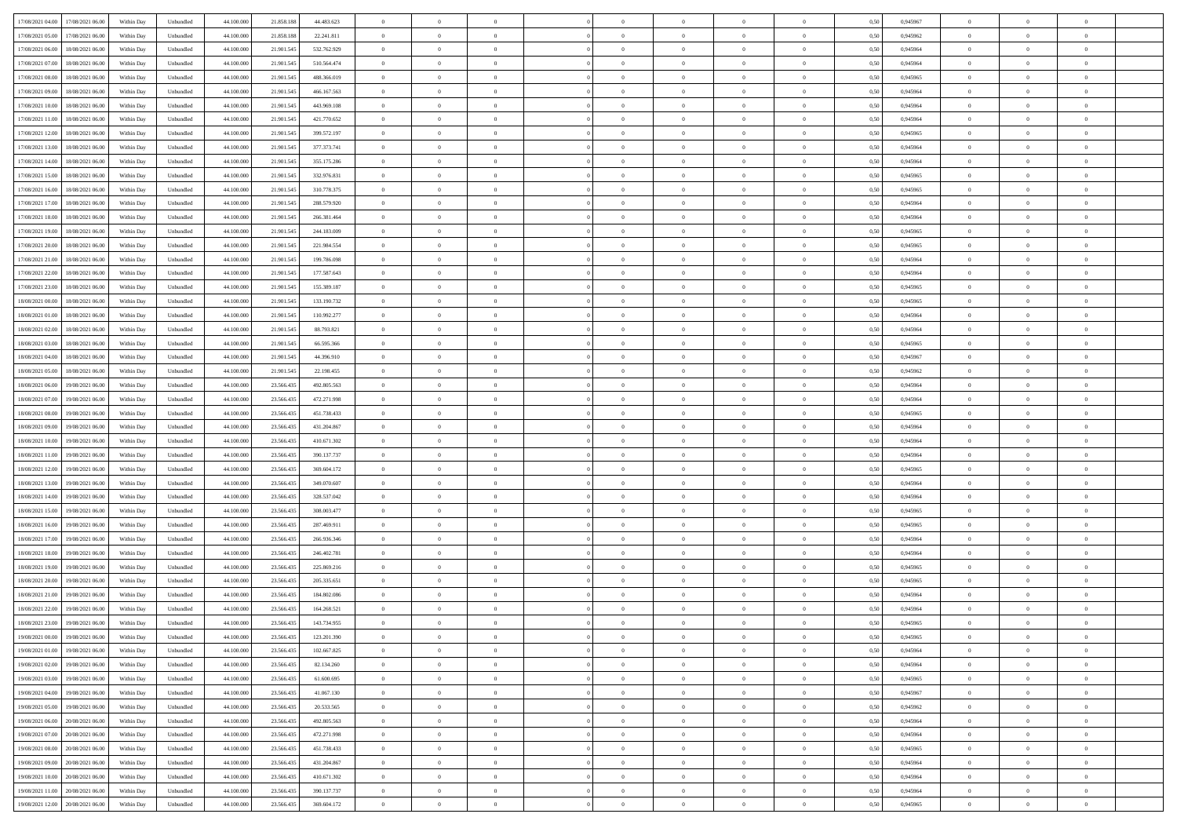| | | | | | | | | | | | | | | | | | | | | |
|---|---|---|---|---|---|---|---|---|---|---|---|---|---|---|---|---|---|---|---|---|
| 17/08/2021 04:00 | 17/08/2021 06:00 | Within Day | Unbundled | 44.100.000 | 21.858.188 | 44.483.623 | 0 | 0 | 0 | | 0 | 0 | 0 | 0 | 0,50 | 0,945967 | 0 | 0 | 0 | |
| 17/08/2021 05:00 | 17/08/2021 06:00 | Within Day | Unbundled | 44.100.000 | 21.858.188 | 22.241.811 | 0 | 0 | 0 | | 0 | 0 | 0 | 0 | 0,50 | 0,945962 | 0 | 0 | 0 | |
| 17/08/2021 06:00 | 18/08/2021 06:00 | Within Day | Unbundled | 44.100.000 | 21.901.545 | 532.762.929 | 0 | 0 | 0 | | 0 | 0 | 0 | 0 | 0,50 | 0,945964 | 0 | 0 | 0 | |
| 17/08/2021 07:00 | 18/08/2021 06:00 | Within Day | Unbundled | 44.100.000 | 21.901.545 | 510.564.474 | 0 | 0 | 0 | | 0 | 0 | 0 | 0 | 0,50 | 0,945964 | 0 | 0 | 0 | |
| 17/08/2021 08:00 | 18/08/2021 06:00 | Within Day | Unbundled | 44.100.000 | 21.901.545 | 488.366.019 | 0 | 0 | 0 | | 0 | 0 | 0 | 0 | 0,50 | 0,945965 | 0 | 0 | 0 | |
| 17/08/2021 09:00 | 18/08/2021 06:00 | Within Day | Unbundled | 44.100.000 | 21.901.545 | 466.167.563 | 0 | 0 | 0 | | 0 | 0 | 0 | 0 | 0,50 | 0,945964 | 0 | 0 | 0 | |
| 17/08/2021 10:00 | 18/08/2021 06:00 | Within Day | Unbundled | 44.100.000 | 21.901.545 | 443.969.108 | 0 | 0 | 0 | | 0 | 0 | 0 | 0 | 0,50 | 0,945964 | 0 | 0 | 0 | |
| 17/08/2021 11:00 | 18/08/2021 06:00 | Within Day | Unbundled | 44.100.000 | 21.901.545 | 421.770.652 | 0 | 0 | 0 | | 0 | 0 | 0 | 0 | 0,50 | 0,945964 | 0 | 0 | 0 | |
| 17/08/2021 12:00 | 18/08/2021 06:00 | Within Day | Unbundled | 44.100.000 | 21.901.545 | 399.572.197 | 0 | 0 | 0 | | 0 | 0 | 0 | 0 | 0,50 | 0,945965 | 0 | 0 | 0 | |
| 17/08/2021 13:00 | 18/08/2021 06:00 | Within Day | Unbundled | 44.100.000 | 21.901.545 | 377.373.741 | 0 | 0 | 0 | | 0 | 0 | 0 | 0 | 0,50 | 0,945964 | 0 | 0 | 0 | |
| 17/08/2021 14:00 | 18/08/2021 06:00 | Within Day | Unbundled | 44.100.000 | 21.901.545 | 355.175.286 | 0 | 0 | 0 | | 0 | 0 | 0 | 0 | 0,50 | 0,945964 | 0 | 0 | 0 | |
| 17/08/2021 15:00 | 18/08/2021 06:00 | Within Day | Unbundled | 44.100.000 | 21.901.545 | 332.976.831 | 0 | 0 | 0 | | 0 | 0 | 0 | 0 | 0,50 | 0,945965 | 0 | 0 | 0 | |
| 17/08/2021 16:00 | 18/08/2021 06:00 | Within Day | Unbundled | 44.100.000 | 21.901.545 | 310.778.375 | 0 | 0 | 0 | | 0 | 0 | 0 | 0 | 0,50 | 0,945965 | 0 | 0 | 0 | |
| 17/08/2021 17:00 | 18/08/2021 06:00 | Within Day | Unbundled | 44.100.000 | 21.901.545 | 288.579.920 | 0 | 0 | 0 | | 0 | 0 | 0 | 0 | 0,50 | 0,945964 | 0 | 0 | 0 | |
| 17/08/2021 18:00 | 18/08/2021 06:00 | Within Day | Unbundled | 44.100.000 | 21.901.545 | 266.381.464 | 0 | 0 | 0 | | 0 | 0 | 0 | 0 | 0,50 | 0,945964 | 0 | 0 | 0 | |
| 17/08/2021 19:00 | 18/08/2021 06:00 | Within Day | Unbundled | 44.100.000 | 21.901.545 | 244.183.009 | 0 | 0 | 0 | | 0 | 0 | 0 | 0 | 0,50 | 0,945965 | 0 | 0 | 0 | |
| 17/08/2021 20:00 | 18/08/2021 06:00 | Within Day | Unbundled | 44.100.000 | 21.901.545 | 221.984.554 | 0 | 0 | 0 | | 0 | 0 | 0 | 0 | 0,50 | 0,945965 | 0 | 0 | 0 | |
| 17/08/2021 21:00 | 18/08/2021 06:00 | Within Day | Unbundled | 44.100.000 | 21.901.545 | 199.786.098 | 0 | 0 | 0 | | 0 | 0 | 0 | 0 | 0,50 | 0,945964 | 0 | 0 | 0 | |
| 17/08/2021 22:00 | 18/08/2021 06:00 | Within Day | Unbundled | 44.100.000 | 21.901.545 | 177.587.643 | 0 | 0 | 0 | | 0 | 0 | 0 | 0 | 0,50 | 0,945964 | 0 | 0 | 0 | |
| 17/08/2021 23:00 | 18/08/2021 06:00 | Within Day | Unbundled | 44.100.000 | 21.901.545 | 155.389.187 | 0 | 0 | 0 | | 0 | 0 | 0 | 0 | 0,50 | 0,945965 | 0 | 0 | 0 | |
| 18/08/2021 00:00 | 18/08/2021 06:00 | Within Day | Unbundled | 44.100.000 | 21.901.545 | 133.190.732 | 0 | 0 | 0 | | 0 | 0 | 0 | 0 | 0,50 | 0,945965 | 0 | 0 | 0 | |
| 18/08/2021 01:00 | 18/08/2021 06:00 | Within Day | Unbundled | 44.100.000 | 21.901.545 | 110.992.277 | 0 | 0 | 0 | | 0 | 0 | 0 | 0 | 0,50 | 0,945964 | 0 | 0 | 0 | |
| 18/08/2021 02:00 | 18/08/2021 06:00 | Within Day | Unbundled | 44.100.000 | 21.901.545 | 88.793.821 | 0 | 0 | 0 | | 0 | 0 | 0 | 0 | 0,50 | 0,945964 | 0 | 0 | 0 | |
| 18/08/2021 03:00 | 18/08/2021 06:00 | Within Day | Unbundled | 44.100.000 | 21.901.545 | 66.595.366 | 0 | 0 | 0 | | 0 | 0 | 0 | 0 | 0,50 | 0,945965 | 0 | 0 | 0 | |
| 18/08/2021 04:00 | 18/08/2021 06:00 | Within Day | Unbundled | 44.100.000 | 21.901.545 | 44.396.910 | 0 | 0 | 0 | | 0 | 0 | 0 | 0 | 0,50 | 0,945967 | 0 | 0 | 0 | |
| 18/08/2021 05:00 | 18/08/2021 06:00 | Within Day | Unbundled | 44.100.000 | 21.901.545 | 22.198.455 | 0 | 0 | 0 | | 0 | 0 | 0 | 0 | 0,50 | 0,945962 | 0 | 0 | 0 | |
| 18/08/2021 06:00 | 19/08/2021 06:00 | Within Day | Unbundled | 44.100.000 | 23.566.435 | 492.805.563 | 0 | 0 | 0 | | 0 | 0 | 0 | 0 | 0,50 | 0,945964 | 0 | 0 | 0 | |
| 18/08/2021 07:00 | 19/08/2021 06:00 | Within Day | Unbundled | 44.100.000 | 23.566.435 | 472.271.998 | 0 | 0 | 0 | | 0 | 0 | 0 | 0 | 0,50 | 0,945964 | 0 | 0 | 0 | |
| 18/08/2021 08:00 | 19/08/2021 06:00 | Within Day | Unbundled | 44.100.000 | 23.566.435 | 451.738.433 | 0 | 0 | 0 | | 0 | 0 | 0 | 0 | 0,50 | 0,945965 | 0 | 0 | 0 | |
| 18/08/2021 09:00 | 19/08/2021 06:00 | Within Day | Unbundled | 44.100.000 | 23.566.435 | 431.204.867 | 0 | 0 | 0 | | 0 | 0 | 0 | 0 | 0,50 | 0,945964 | 0 | 0 | 0 | |
| 18/08/2021 10:00 | 19/08/2021 06:00 | Within Day | Unbundled | 44.100.000 | 23.566.435 | 410.671.302 | 0 | 0 | 0 | | 0 | 0 | 0 | 0 | 0,50 | 0,945964 | 0 | 0 | 0 | |
| 18/08/2021 11:00 | 19/08/2021 06:00 | Within Day | Unbundled | 44.100.000 | 23.566.435 | 390.137.737 | 0 | 0 | 0 | | 0 | 0 | 0 | 0 | 0,50 | 0,945964 | 0 | 0 | 0 | |
| 18/08/2021 12:00 | 19/08/2021 06:00 | Within Day | Unbundled | 44.100.000 | 23.566.435 | 369.604.172 | 0 | 0 | 0 | | 0 | 0 | 0 | 0 | 0,50 | 0,945965 | 0 | 0 | 0 | |
| 18/08/2021 13:00 | 19/08/2021 06:00 | Within Day | Unbundled | 44.100.000 | 23.566.435 | 349.070.607 | 0 | 0 | 0 | | 0 | 0 | 0 | 0 | 0,50 | 0,945964 | 0 | 0 | 0 | |
| 18/08/2021 14:00 | 19/08/2021 06:00 | Within Day | Unbundled | 44.100.000 | 23.566.435 | 328.537.042 | 0 | 0 | 0 | | 0 | 0 | 0 | 0 | 0,50 | 0,945964 | 0 | 0 | 0 | |
| 18/08/2021 15:00 | 19/08/2021 06:00 | Within Day | Unbundled | 44.100.000 | 23.566.435 | 308.003.477 | 0 | 0 | 0 | | 0 | 0 | 0 | 0 | 0,50 | 0,945965 | 0 | 0 | 0 | |
| 18/08/2021 16:00 | 19/08/2021 06:00 | Within Day | Unbundled | 44.100.000 | 23.566.435 | 287.469.911 | 0 | 0 | 0 | | 0 | 0 | 0 | 0 | 0,50 | 0,945965 | 0 | 0 | 0 | |
| 18/08/2021 17:00 | 19/08/2021 06:00 | Within Day | Unbundled | 44.100.000 | 23.566.435 | 266.936.346 | 0 | 0 | 0 | | 0 | 0 | 0 | 0 | 0,50 | 0,945964 | 0 | 0 | 0 | |
| 18/08/2021 18:00 | 19/08/2021 06:00 | Within Day | Unbundled | 44.100.000 | 23.566.435 | 246.402.781 | 0 | 0 | 0 | | 0 | 0 | 0 | 0 | 0,50 | 0,945964 | 0 | 0 | 0 | |
| 18/08/2021 19:00 | 19/08/2021 06:00 | Within Day | Unbundled | 44.100.000 | 23.566.435 | 225.869.216 | 0 | 0 | 0 | | 0 | 0 | 0 | 0 | 0,50 | 0,945965 | 0 | 0 | 0 | |
| 18/08/2021 20:00 | 19/08/2021 06:00 | Within Day | Unbundled | 44.100.000 | 23.566.435 | 205.335.651 | 0 | 0 | 0 | | 0 | 0 | 0 | 0 | 0,50 | 0,945965 | 0 | 0 | 0 | |
| 18/08/2021 21:00 | 19/08/2021 06:00 | Within Day | Unbundled | 44.100.000 | 23.566.435 | 184.802.086 | 0 | 0 | 0 | | 0 | 0 | 0 | 0 | 0,50 | 0,945964 | 0 | 0 | 0 | |
| 18/08/2021 22:00 | 19/08/2021 06:00 | Within Day | Unbundled | 44.100.000 | 23.566.435 | 164.268.521 | 0 | 0 | 0 | | 0 | 0 | 0 | 0 | 0,50 | 0,945964 | 0 | 0 | 0 | |
| 18/08/2021 23:00 | 19/08/2021 06:00 | Within Day | Unbundled | 44.100.000 | 23.566.435 | 143.734.955 | 0 | 0 | 0 | | 0 | 0 | 0 | 0 | 0,50 | 0,945965 | 0 | 0 | 0 | |
| 19/08/2021 00:00 | 19/08/2021 06:00 | Within Day | Unbundled | 44.100.000 | 23.566.435 | 123.201.390 | 0 | 0 | 0 | | 0 | 0 | 0 | 0 | 0,50 | 0,945965 | 0 | 0 | 0 | |
| 19/08/2021 01:00 | 19/08/2021 06:00 | Within Day | Unbundled | 44.100.000 | 23.566.435 | 102.667.825 | 0 | 0 | 0 | | 0 | 0 | 0 | 0 | 0,50 | 0,945964 | 0 | 0 | 0 | |
| 19/08/2021 02:00 | 19/08/2021 06:00 | Within Day | Unbundled | 44.100.000 | 23.566.435 | 82.134.260 | 0 | 0 | 0 | | 0 | 0 | 0 | 0 | 0,50 | 0,945964 | 0 | 0 | 0 | |
| 19/08/2021 03:00 | 19/08/2021 06:00 | Within Day | Unbundled | 44.100.000 | 23.566.435 | 61.600.695 | 0 | 0 | 0 | | 0 | 0 | 0 | 0 | 0,50 | 0,945965 | 0 | 0 | 0 | |
| 19/08/2021 04:00 | 19/08/2021 06:00 | Within Day | Unbundled | 44.100.000 | 23.566.435 | 41.067.130 | 0 | 0 | 0 | | 0 | 0 | 0 | 0 | 0,50 | 0,945967 | 0 | 0 | 0 | |
| 19/08/2021 05:00 | 19/08/2021 06:00 | Within Day | Unbundled | 44.100.000 | 23.566.435 | 20.533.565 | 0 | 0 | 0 | | 0 | 0 | 0 | 0 | 0,50 | 0,945962 | 0 | 0 | 0 | |
| 19/08/2021 06:00 | 20/08/2021 06:00 | Within Day | Unbundled | 44.100.000 | 23.566.435 | 492.805.563 | 0 | 0 | 0 | | 0 | 0 | 0 | 0 | 0,50 | 0,945964 | 0 | 0 | 0 | |
| 19/08/2021 07:00 | 20/08/2021 06:00 | Within Day | Unbundled | 44.100.000 | 23.566.435 | 472.271.998 | 0 | 0 | 0 | | 0 | 0 | 0 | 0 | 0,50 | 0,945964 | 0 | 0 | 0 | |
| 19/08/2021 08:00 | 20/08/2021 06:00 | Within Day | Unbundled | 44.100.000 | 23.566.435 | 451.738.433 | 0 | 0 | 0 | | 0 | 0 | 0 | 0 | 0,50 | 0,945965 | 0 | 0 | 0 | |
| 19/08/2021 09:00 | 20/08/2021 06:00 | Within Day | Unbundled | 44.100.000 | 23.566.435 | 431.204.867 | 0 | 0 | 0 | | 0 | 0 | 0 | 0 | 0,50 | 0,945964 | 0 | 0 | 0 | |
| 19/08/2021 10:00 | 20/08/2021 06:00 | Within Day | Unbundled | 44.100.000 | 23.566.435 | 410.671.302 | 0 | 0 | 0 | | 0 | 0 | 0 | 0 | 0,50 | 0,945964 | 0 | 0 | 0 | |
| 19/08/2021 11:00 | 20/08/2021 06:00 | Within Day | Unbundled | 44.100.000 | 23.566.435 | 390.137.737 | 0 | 0 | 0 | | 0 | 0 | 0 | 0 | 0,50 | 0,945964 | 0 | 0 | 0 | |
| 19/08/2021 12:00 | 20/08/2021 06:00 | Within Day | Unbundled | 44.100.000 | 23.566.435 | 369.604.172 | 0 | 0 | 0 | | 0 | 0 | 0 | 0 | 0,50 | 0,945965 | 0 | 0 | 0 | |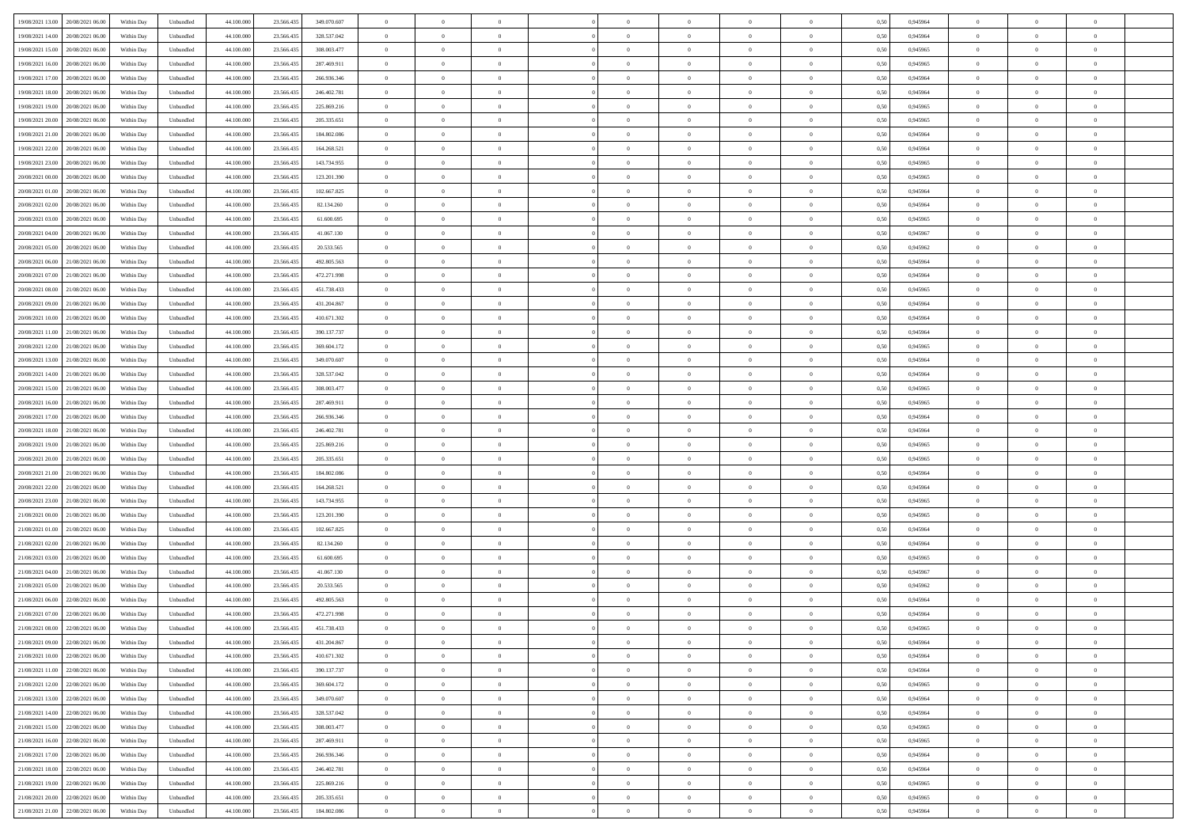| | | | | | | | | | | | | | | | | | | | | |
|---|---|---|---|---|---|---|---|---|---|---|---|---|---|---|---|---|---|---|---|---|
| 19/08/2021 13:00 | 20/08/2021 06:00 | Within Day | Unbundled | 44.100.000 | 23.566.435 | 349.070.607 | 0 | 0 | 0 | | 0 | 0 | 0 | 0 | 0,50 | 0,945964 | 0 | 0 | 0 | |
| 19/08/2021 14:00 | 20/08/2021 06:00 | Within Day | Unbundled | 44.100.000 | 23.566.435 | 328.537.042 | 0 | 0 | 0 | | 0 | 0 | 0 | 0 | 0,50 | 0,945964 | 0 | 0 | 0 | |
| 19/08/2021 15:00 | 20/08/2021 06:00 | Within Day | Unbundled | 44.100.000 | 23.566.435 | 308.003.477 | 0 | 0 | 0 | | 0 | 0 | 0 | 0 | 0,50 | 0,945965 | 0 | 0 | 0 | |
| 19/08/2021 16:00 | 20/08/2021 06:00 | Within Day | Unbundled | 44.100.000 | 23.566.435 | 287.469.911 | 0 | 0 | 0 | | 0 | 0 | 0 | 0 | 0,50 | 0,945965 | 0 | 0 | 0 | |
| 19/08/2021 17:00 | 20/08/2021 06:00 | Within Day | Unbundled | 44.100.000 | 23.566.435 | 266.936.346 | 0 | 0 | 0 | | 0 | 0 | 0 | 0 | 0,50 | 0,945964 | 0 | 0 | 0 | |
| 19/08/2021 18:00 | 20/08/2021 06:00 | Within Day | Unbundled | 44.100.000 | 23.566.435 | 246.402.781 | 0 | 0 | 0 | | 0 | 0 | 0 | 0 | 0,50 | 0,945964 | 0 | 0 | 0 | |
| 19/08/2021 19:00 | 20/08/2021 06:00 | Within Day | Unbundled | 44.100.000 | 23.566.435 | 225.869.216 | 0 | 0 | 0 | | 0 | 0 | 0 | 0 | 0,50 | 0,945965 | 0 | 0 | 0 | |
| 19/08/2021 20:00 | 20/08/2021 06:00 | Within Day | Unbundled | 44.100.000 | 23.566.435 | 205.335.651 | 0 | 0 | 0 | | 0 | 0 | 0 | 0 | 0,50 | 0,945965 | 0 | 0 | 0 | |
| 19/08/2021 21:00 | 20/08/2021 06:00 | Within Day | Unbundled | 44.100.000 | 23.566.435 | 184.802.086 | 0 | 0 | 0 | | 0 | 0 | 0 | 0 | 0,50 | 0,945964 | 0 | 0 | 0 | |
| 19/08/2021 22:00 | 20/08/2021 06:00 | Within Day | Unbundled | 44.100.000 | 23.566.435 | 164.268.521 | 0 | 0 | 0 | | 0 | 0 | 0 | 0 | 0,50 | 0,945964 | 0 | 0 | 0 | |
| 19/08/2021 23:00 | 20/08/2021 06:00 | Within Day | Unbundled | 44.100.000 | 23.566.435 | 143.734.955 | 0 | 0 | 0 | | 0 | 0 | 0 | 0 | 0,50 | 0,945965 | 0 | 0 | 0 | |
| 20/08/2021 00:00 | 20/08/2021 06:00 | Within Day | Unbundled | 44.100.000 | 23.566.435 | 123.201.390 | 0 | 0 | 0 | | 0 | 0 | 0 | 0 | 0,50 | 0,945965 | 0 | 0 | 0 | |
| 20/08/2021 01:00 | 20/08/2021 06:00 | Within Day | Unbundled | 44.100.000 | 23.566.435 | 102.667.825 | 0 | 0 | 0 | | 0 | 0 | 0 | 0 | 0,50 | 0,945964 | 0 | 0 | 0 | |
| 20/08/2021 02:00 | 20/08/2021 06:00 | Within Day | Unbundled | 44.100.000 | 23.566.435 | 82.134.260 | 0 | 0 | 0 | | 0 | 0 | 0 | 0 | 0,50 | 0,945964 | 0 | 0 | 0 | |
| 20/08/2021 03:00 | 20/08/2021 06:00 | Within Day | Unbundled | 44.100.000 | 23.566.435 | 61.600.695 | 0 | 0 | 0 | | 0 | 0 | 0 | 0 | 0,50 | 0,945965 | 0 | 0 | 0 | |
| 20/08/2021 04:00 | 20/08/2021 06:00 | Within Day | Unbundled | 44.100.000 | 23.566.435 | 41.067.130 | 0 | 0 | 0 | | 0 | 0 | 0 | 0 | 0,50 | 0,945967 | 0 | 0 | 0 | |
| 20/08/2021 05:00 | 20/08/2021 06:00 | Within Day | Unbundled | 44.100.000 | 23.566.435 | 20.533.565 | 0 | 0 | 0 | | 0 | 0 | 0 | 0 | 0,50 | 0,945962 | 0 | 0 | 0 | |
| 20/08/2021 06:00 | 21/08/2021 06:00 | Within Day | Unbundled | 44.100.000 | 23.566.435 | 492.805.563 | 0 | 0 | 0 | | 0 | 0 | 0 | 0 | 0,50 | 0,945964 | 0 | 0 | 0 | |
| 20/08/2021 07:00 | 21/08/2021 06:00 | Within Day | Unbundled | 44.100.000 | 23.566.435 | 472.271.998 | 0 | 0 | 0 | | 0 | 0 | 0 | 0 | 0,50 | 0,945964 | 0 | 0 | 0 | |
| 20/08/2021 08:00 | 21/08/2021 06:00 | Within Day | Unbundled | 44.100.000 | 23.566.435 | 451.738.433 | 0 | 0 | 0 | | 0 | 0 | 0 | 0 | 0,50 | 0,945965 | 0 | 0 | 0 | |
| 20/08/2021 09:00 | 21/08/2021 06:00 | Within Day | Unbundled | 44.100.000 | 23.566.435 | 431.204.867 | 0 | 0 | 0 | | 0 | 0 | 0 | 0 | 0,50 | 0,945964 | 0 | 0 | 0 | |
| 20/08/2021 10:00 | 21/08/2021 06:00 | Within Day | Unbundled | 44.100.000 | 23.566.435 | 410.671.302 | 0 | 0 | 0 | | 0 | 0 | 0 | 0 | 0,50 | 0,945964 | 0 | 0 | 0 | |
| 20/08/2021 11:00 | 21/08/2021 06:00 | Within Day | Unbundled | 44.100.000 | 23.566.435 | 390.137.737 | 0 | 0 | 0 | | 0 | 0 | 0 | 0 | 0,50 | 0,945964 | 0 | 0 | 0 | |
| 20/08/2021 12:00 | 21/08/2021 06:00 | Within Day | Unbundled | 44.100.000 | 23.566.435 | 369.604.172 | 0 | 0 | 0 | | 0 | 0 | 0 | 0 | 0,50 | 0,945965 | 0 | 0 | 0 | |
| 20/08/2021 13:00 | 21/08/2021 06:00 | Within Day | Unbundled | 44.100.000 | 23.566.435 | 349.070.607 | 0 | 0 | 0 | | 0 | 0 | 0 | 0 | 0,50 | 0,945964 | 0 | 0 | 0 | |
| 20/08/2021 14:00 | 21/08/2021 06:00 | Within Day | Unbundled | 44.100.000 | 23.566.435 | 328.537.042 | 0 | 0 | 0 | | 0 | 0 | 0 | 0 | 0,50 | 0,945964 | 0 | 0 | 0 | |
| 20/08/2021 15:00 | 21/08/2021 06:00 | Within Day | Unbundled | 44.100.000 | 23.566.435 | 308.003.477 | 0 | 0 | 0 | | 0 | 0 | 0 | 0 | 0,50 | 0,945965 | 0 | 0 | 0 | |
| 20/08/2021 16:00 | 21/08/2021 06:00 | Within Day | Unbundled | 44.100.000 | 23.566.435 | 287.469.911 | 0 | 0 | 0 | | 0 | 0 | 0 | 0 | 0,50 | 0,945965 | 0 | 0 | 0 | |
| 20/08/2021 17:00 | 21/08/2021 06:00 | Within Day | Unbundled | 44.100.000 | 23.566.435 | 266.936.346 | 0 | 0 | 0 | | 0 | 0 | 0 | 0 | 0,50 | 0,945964 | 0 | 0 | 0 | |
| 20/08/2021 18:00 | 21/08/2021 06:00 | Within Day | Unbundled | 44.100.000 | 23.566.435 | 246.402.781 | 0 | 0 | 0 | | 0 | 0 | 0 | 0 | 0,50 | 0,945964 | 0 | 0 | 0 | |
| 20/08/2021 19:00 | 21/08/2021 06:00 | Within Day | Unbundled | 44.100.000 | 23.566.435 | 225.869.216 | 0 | 0 | 0 | | 0 | 0 | 0 | 0 | 0,50 | 0,945965 | 0 | 0 | 0 | |
| 20/08/2021 20:00 | 21/08/2021 06:00 | Within Day | Unbundled | 44.100.000 | 23.566.435 | 205.335.651 | 0 | 0 | 0 | | 0 | 0 | 0 | 0 | 0,50 | 0,945965 | 0 | 0 | 0 | |
| 20/08/2021 21:00 | 21/08/2021 06:00 | Within Day | Unbundled | 44.100.000 | 23.566.435 | 184.802.086 | 0 | 0 | 0 | | 0 | 0 | 0 | 0 | 0,50 | 0,945964 | 0 | 0 | 0 | |
| 20/08/2021 22:00 | 21/08/2021 06:00 | Within Day | Unbundled | 44.100.000 | 23.566.435 | 164.268.521 | 0 | 0 | 0 | | 0 | 0 | 0 | 0 | 0,50 | 0,945964 | 0 | 0 | 0 | |
| 20/08/2021 23:00 | 21/08/2021 06:00 | Within Day | Unbundled | 44.100.000 | 23.566.435 | 143.734.955 | 0 | 0 | 0 | | 0 | 0 | 0 | 0 | 0,50 | 0,945965 | 0 | 0 | 0 | |
| 21/08/2021 00:00 | 21/08/2021 06:00 | Within Day | Unbundled | 44.100.000 | 23.566.435 | 123.201.390 | 0 | 0 | 0 | | 0 | 0 | 0 | 0 | 0,50 | 0,945965 | 0 | 0 | 0 | |
| 21/08/2021 01:00 | 21/08/2021 06:00 | Within Day | Unbundled | 44.100.000 | 23.566.435 | 102.667.825 | 0 | 0 | 0 | | 0 | 0 | 0 | 0 | 0,50 | 0,945964 | 0 | 0 | 0 | |
| 21/08/2021 02:00 | 21/08/2021 06:00 | Within Day | Unbundled | 44.100.000 | 23.566.435 | 82.134.260 | 0 | 0 | 0 | | 0 | 0 | 0 | 0 | 0,50 | 0,945964 | 0 | 0 | 0 | |
| 21/08/2021 03:00 | 21/08/2021 06:00 | Within Day | Unbundled | 44.100.000 | 23.566.435 | 61.600.695 | 0 | 0 | 0 | | 0 | 0 | 0 | 0 | 0,50 | 0,945965 | 0 | 0 | 0 | |
| 21/08/2021 04:00 | 21/08/2021 06:00 | Within Day | Unbundled | 44.100.000 | 23.566.435 | 41.067.130 | 0 | 0 | 0 | | 0 | 0 | 0 | 0 | 0,50 | 0,945967 | 0 | 0 | 0 | |
| 21/08/2021 05:00 | 21/08/2021 06:00 | Within Day | Unbundled | 44.100.000 | 23.566.435 | 20.533.565 | 0 | 0 | 0 | | 0 | 0 | 0 | 0 | 0,50 | 0,945962 | 0 | 0 | 0 | |
| 21/08/2021 06:00 | 22/08/2021 06:00 | Within Day | Unbundled | 44.100.000 | 23.566.435 | 492.805.563 | 0 | 0 | 0 | | 0 | 0 | 0 | 0 | 0,50 | 0,945964 | 0 | 0 | 0 | |
| 21/08/2021 07:00 | 22/08/2021 06:00 | Within Day | Unbundled | 44.100.000 | 23.566.435 | 472.271.998 | 0 | 0 | 0 | | 0 | 0 | 0 | 0 | 0,50 | 0,945964 | 0 | 0 | 0 | |
| 21/08/2021 08:00 | 22/08/2021 06:00 | Within Day | Unbundled | 44.100.000 | 23.566.435 | 451.738.433 | 0 | 0 | 0 | | 0 | 0 | 0 | 0 | 0,50 | 0,945965 | 0 | 0 | 0 | |
| 21/08/2021 09:00 | 22/08/2021 06:00 | Within Day | Unbundled | 44.100.000 | 23.566.435 | 431.204.867 | 0 | 0 | 0 | | 0 | 0 | 0 | 0 | 0,50 | 0,945964 | 0 | 0 | 0 | |
| 21/08/2021 10:00 | 22/08/2021 06:00 | Within Day | Unbundled | 44.100.000 | 23.566.435 | 410.671.302 | 0 | 0 | 0 | | 0 | 0 | 0 | 0 | 0,50 | 0,945964 | 0 | 0 | 0 | |
| 21/08/2021 11:00 | 22/08/2021 06:00 | Within Day | Unbundled | 44.100.000 | 23.566.435 | 390.137.737 | 0 | 0 | 0 | | 0 | 0 | 0 | 0 | 0,50 | 0,945964 | 0 | 0 | 0 | |
| 21/08/2021 12:00 | 22/08/2021 06:00 | Within Day | Unbundled | 44.100.000 | 23.566.435 | 369.604.172 | 0 | 0 | 0 | | 0 | 0 | 0 | 0 | 0,50 | 0,945965 | 0 | 0 | 0 | |
| 21/08/2021 13:00 | 22/08/2021 06:00 | Within Day | Unbundled | 44.100.000 | 23.566.435 | 349.070.607 | 0 | 0 | 0 | | 0 | 0 | 0 | 0 | 0,50 | 0,945964 | 0 | 0 | 0 | |
| 21/08/2021 14:00 | 22/08/2021 06:00 | Within Day | Unbundled | 44.100.000 | 23.566.435 | 328.537.042 | 0 | 0 | 0 | | 0 | 0 | 0 | 0 | 0,50 | 0,945964 | 0 | 0 | 0 | |
| 21/08/2021 15:00 | 22/08/2021 06:00 | Within Day | Unbundled | 44.100.000 | 23.566.435 | 308.003.477 | 0 | 0 | 0 | | 0 | 0 | 0 | 0 | 0,50 | 0,945965 | 0 | 0 | 0 | |
| 21/08/2021 16:00 | 22/08/2021 06:00 | Within Day | Unbundled | 44.100.000 | 23.566.435 | 287.469.911 | 0 | 0 | 0 | | 0 | 0 | 0 | 0 | 0,50 | 0,945965 | 0 | 0 | 0 | |
| 21/08/2021 17:00 | 22/08/2021 06:00 | Within Day | Unbundled | 44.100.000 | 23.566.435 | 266.936.346 | 0 | 0 | 0 | | 0 | 0 | 0 | 0 | 0,50 | 0,945964 | 0 | 0 | 0 | |
| 21/08/2021 18:00 | 22/08/2021 06:00 | Within Day | Unbundled | 44.100.000 | 23.566.435 | 246.402.781 | 0 | 0 | 0 | | 0 | 0 | 0 | 0 | 0,50 | 0,945964 | 0 | 0 | 0 | |
| 21/08/2021 19:00 | 22/08/2021 06:00 | Within Day | Unbundled | 44.100.000 | 23.566.435 | 225.869.216 | 0 | 0 | 0 | | 0 | 0 | 0 | 0 | 0,50 | 0,945965 | 0 | 0 | 0 | |
| 21/08/2021 20:00 | 22/08/2021 06:00 | Within Day | Unbundled | 44.100.000 | 23.566.435 | 205.335.651 | 0 | 0 | 0 | | 0 | 0 | 0 | 0 | 0,50 | 0,945965 | 0 | 0 | 0 | |
| 21/08/2021 21:00 | 22/08/2021 06:00 | Within Day | Unbundled | 44.100.000 | 23.566.435 | 184.802.086 | 0 | 0 | 0 | | 0 | 0 | 0 | 0 | 0,50 | 0,945964 | 0 | 0 | 0 | |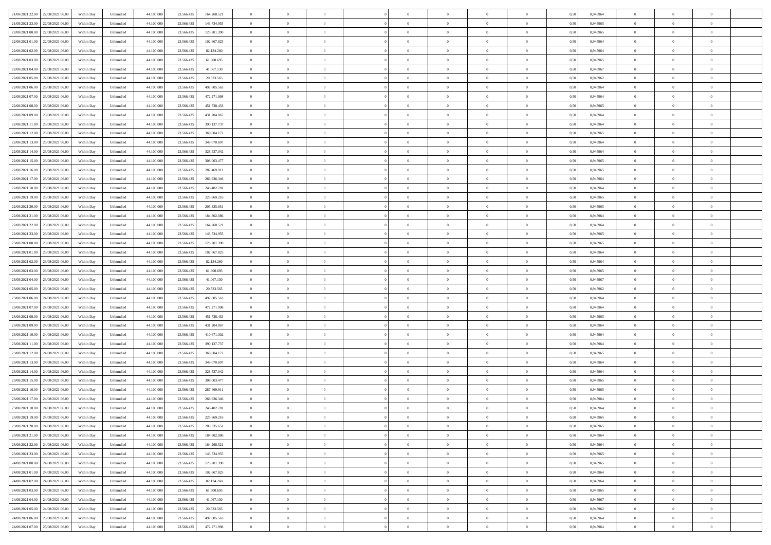| | | | | | | | | | | | | | | | | | | | | | |
|---|---|---|---|---|---|---|---|---|---|---|---|---|---|---|---|---|---|---|---|---|---|
| 21/08/2021 22:00 | 22/08/2021 06:00 | Within Day | Unbundled | 44.100.000 | 23.566.435 | 164.268.521 | 0 | 0 | 0 | | 0 | 0 | 0 | 0 | 0,50 | 0,945964 | 0 | 0 | 0 | |
| 21/08/2021 23:00 | 22/08/2021 06:00 | Within Day | Unbundled | 44.100.000 | 23.566.435 | 143.734.955 | 0 | 0 | 0 | | 0 | 0 | 0 | 0 | 0,50 | 0,945965 | 0 | 0 | 0 | |
| 22/08/2021 00:00 | 22/08/2021 06:00 | Within Day | Unbundled | 44.100.000 | 23.566.435 | 123.201.390 | 0 | 0 | 0 | | 0 | 0 | 0 | 0 | 0,50 | 0,945965 | 0 | 0 | 0 | |
| 22/08/2021 01:00 | 22/08/2021 06:00 | Within Day | Unbundled | 44.100.000 | 23.566.435 | 102.667.825 | 0 | 0 | 0 | | 0 | 0 | 0 | 0 | 0,50 | 0,945964 | 0 | 0 | 0 | |
| 22/08/2021 02:00 | 22/08/2021 06:00 | Within Day | Unbundled | 44.100.000 | 23.566.435 | 82.134.260 | 0 | 0 | 0 | | 0 | 0 | 0 | 0 | 0,50 | 0,945964 | 0 | 0 | 0 | |
| 22/08/2021 03:00 | 22/08/2021 06:00 | Within Day | Unbundled | 44.100.000 | 23.566.435 | 61.600.695 | 0 | 0 | 0 | | 0 | 0 | 0 | 0 | 0,50 | 0,945965 | 0 | 0 | 0 | |
| 22/08/2021 04:00 | 22/08/2021 06:00 | Within Day | Unbundled | 44.100.000 | 23.566.435 | 41.067.130 | 0 | 0 | 0 | | 0 | 0 | 0 | 0 | 0,50 | 0,945967 | 0 | 0 | 0 | |
| 22/08/2021 05:00 | 22/08/2021 06:00 | Within Day | Unbundled | 44.100.000 | 23.566.435 | 20.533.565 | 0 | 0 | 0 | | 0 | 0 | 0 | 0 | 0,50 | 0,945962 | 0 | 0 | 0 | |
| 22/08/2021 06:00 | 23/08/2021 06:00 | Within Day | Unbundled | 44.100.000 | 23.566.435 | 492.805.563 | 0 | 0 | 0 | | 0 | 0 | 0 | 0 | 0,50 | 0,945964 | 0 | 0 | 0 | |
| 22/08/2021 07:00 | 23/08/2021 06:00 | Within Day | Unbundled | 44.100.000 | 23.566.435 | 472.271.998 | 0 | 0 | 0 | | 0 | 0 | 0 | 0 | 0,50 | 0,945964 | 0 | 0 | 0 | |
| 22/08/2021 08:00 | 23/08/2021 06:00 | Within Day | Unbundled | 44.100.000 | 23.566.435 | 451.738.433 | 0 | 0 | 0 | | 0 | 0 | 0 | 0 | 0,50 | 0,945965 | 0 | 0 | 0 | |
| 22/08/2021 09:00 | 23/08/2021 06:00 | Within Day | Unbundled | 44.100.000 | 23.566.435 | 431.204.867 | 0 | 0 | 0 | | 0 | 0 | 0 | 0 | 0,50 | 0,945964 | 0 | 0 | 0 | |
| 22/08/2021 11:00 | 23/08/2021 06:00 | Within Day | Unbundled | 44.100.000 | 23.566.435 | 390.137.737 | 0 | 0 | 0 | | 0 | 0 | 0 | 0 | 0,50 | 0,945964 | 0 | 0 | 0 | |
| 22/08/2021 12:00 | 23/08/2021 06:00 | Within Day | Unbundled | 44.100.000 | 23.566.435 | 369.604.172 | 0 | 0 | 0 | | 0 | 0 | 0 | 0 | 0,50 | 0,945965 | 0 | 0 | 0 | |
| 22/08/2021 13:00 | 23/08/2021 06:00 | Within Day | Unbundled | 44.100.000 | 23.566.435 | 349.070.607 | 0 | 0 | 0 | | 0 | 0 | 0 | 0 | 0,50 | 0,945964 | 0 | 0 | 0 | |
| 22/08/2021 14:00 | 23/08/2021 06:00 | Within Day | Unbundled | 44.100.000 | 23.566.435 | 328.537.042 | 0 | 0 | 0 | | 0 | 0 | 0 | 0 | 0,50 | 0,945964 | 0 | 0 | 0 | |
| 22/08/2021 15:00 | 23/08/2021 06:00 | Within Day | Unbundled | 44.100.000 | 23.566.435 | 308.003.477 | 0 | 0 | 0 | | 0 | 0 | 0 | 0 | 0,50 | 0,945965 | 0 | 0 | 0 | |
| 22/08/2021 16:00 | 23/08/2021 06:00 | Within Day | Unbundled | 44.100.000 | 23.566.435 | 287.469.911 | 0 | 0 | 0 | | 0 | 0 | 0 | 0 | 0,50 | 0,945965 | 0 | 0 | 0 | |
| 22/08/2021 17:00 | 23/08/2021 06:00 | Within Day | Unbundled | 44.100.000 | 23.566.435 | 266.936.346 | 0 | 0 | 0 | | 0 | 0 | 0 | 0 | 0,50 | 0,945964 | 0 | 0 | 0 | |
| 22/08/2021 18:00 | 23/08/2021 06:00 | Within Day | Unbundled | 44.100.000 | 23.566.435 | 246.402.781 | 0 | 0 | 0 | | 0 | 0 | 0 | 0 | 0,50 | 0,945964 | 0 | 0 | 0 | |
| 22/08/2021 19:00 | 23/08/2021 06:00 | Within Day | Unbundled | 44.100.000 | 23.566.435 | 225.869.216 | 0 | 0 | 0 | | 0 | 0 | 0 | 0 | 0,50 | 0,945965 | 0 | 0 | 0 | |
| 22/08/2021 20:00 | 23/08/2021 06:00 | Within Day | Unbundled | 44.100.000 | 23.566.435 | 205.335.651 | 0 | 0 | 0 | | 0 | 0 | 0 | 0 | 0,50 | 0,945965 | 0 | 0 | 0 | |
| 22/08/2021 21:00 | 23/08/2021 06:00 | Within Day | Unbundled | 44.100.000 | 23.566.435 | 184.802.086 | 0 | 0 | 0 | | 0 | 0 | 0 | 0 | 0,50 | 0,945964 | 0 | 0 | 0 | |
| 22/08/2021 22:00 | 23/08/2021 06:00 | Within Day | Unbundled | 44.100.000 | 23.566.435 | 164.268.521 | 0 | 0 | 0 | | 0 | 0 | 0 | 0 | 0,50 | 0,945964 | 0 | 0 | 0 | |
| 22/08/2021 23:00 | 23/08/2021 06:00 | Within Day | Unbundled | 44.100.000 | 23.566.435 | 143.734.955 | 0 | 0 | 0 | | 0 | 0 | 0 | 0 | 0,50 | 0,945965 | 0 | 0 | 0 | |
| 23/08/2021 00:00 | 23/08/2021 06:00 | Within Day | Unbundled | 44.100.000 | 23.566.435 | 123.201.390 | 0 | 0 | 0 | | 0 | 0 | 0 | 0 | 0,50 | 0,945965 | 0 | 0 | 0 | |
| 23/08/2021 01:00 | 23/08/2021 06:00 | Within Day | Unbundled | 44.100.000 | 23.566.435 | 102.667.825 | 0 | 0 | 0 | | 0 | 0 | 0 | 0 | 0,50 | 0,945964 | 0 | 0 | 0 | |
| 23/08/2021 02:00 | 23/08/2021 06:00 | Within Day | Unbundled | 44.100.000 | 23.566.435 | 82.134.260 | 0 | 0 | 0 | | 0 | 0 | 0 | 0 | 0,50 | 0,945964 | 0 | 0 | 0 | |
| 23/08/2021 03:00 | 23/08/2021 06:00 | Within Day | Unbundled | 44.100.000 | 23.566.435 | 61.600.695 | 0 | 0 | 0 | | 0 | 0 | 0 | 0 | 0,50 | 0,945965 | 0 | 0 | 0 | |
| 23/08/2021 04:00 | 23/08/2021 06:00 | Within Day | Unbundled | 44.100.000 | 23.566.435 | 41.067.130 | 0 | 0 | 0 | | 0 | 0 | 0 | 0 | 0,50 | 0,945967 | 0 | 0 | 0 | |
| 23/08/2021 05:00 | 23/08/2021 06:00 | Within Day | Unbundled | 44.100.000 | 23.566.435 | 20.533.565 | 0 | 0 | 0 | | 0 | 0 | 0 | 0 | 0,50 | 0,945962 | 0 | 0 | 0 | |
| 23/08/2021 06:00 | 24/08/2021 06:00 | Within Day | Unbundled | 44.100.000 | 23.566.435 | 492.805.563 | 0 | 0 | 0 | | 0 | 0 | 0 | 0 | 0,50 | 0,945964 | 0 | 0 | 0 | |
| 23/08/2021 07:00 | 24/08/2021 06:00 | Within Day | Unbundled | 44.100.000 | 23.566.435 | 472.271.998 | 0 | 0 | 0 | | 0 | 0 | 0 | 0 | 0,50 | 0,945964 | 0 | 0 | 0 | |
| 23/08/2021 08:00 | 24/08/2021 06:00 | Within Day | Unbundled | 44.100.000 | 23.566.435 | 451.738.433 | 0 | 0 | 0 | | 0 | 0 | 0 | 0 | 0,50 | 0,945965 | 0 | 0 | 0 | |
| 23/08/2021 09:00 | 24/08/2021 06:00 | Within Day | Unbundled | 44.100.000 | 23.566.435 | 431.204.867 | 0 | 0 | 0 | | 0 | 0 | 0 | 0 | 0,50 | 0,945964 | 0 | 0 | 0 | |
| 23/08/2021 10:00 | 24/08/2021 06:00 | Within Day | Unbundled | 44.100.000 | 23.566.435 | 410.671.302 | 0 | 0 | 0 | | 0 | 0 | 0 | 0 | 0,50 | 0,945964 | 0 | 0 | 0 | |
| 23/08/2021 11:00 | 24/08/2021 06:00 | Within Day | Unbundled | 44.100.000 | 23.566.435 | 390.137.737 | 0 | 0 | 0 | | 0 | 0 | 0 | 0 | 0,50 | 0,945964 | 0 | 0 | 0 | |
| 23/08/2021 12:00 | 24/08/2021 06:00 | Within Day | Unbundled | 44.100.000 | 23.566.435 | 369.604.172 | 0 | 0 | 0 | | 0 | 0 | 0 | 0 | 0,50 | 0,945965 | 0 | 0 | 0 | |
| 23/08/2021 13:00 | 24/08/2021 06:00 | Within Day | Unbundled | 44.100.000 | 23.566.435 | 349.070.607 | 0 | 0 | 0 | | 0 | 0 | 0 | 0 | 0,50 | 0,945964 | 0 | 0 | 0 | |
| 23/08/2021 14:00 | 24/08/2021 06:00 | Within Day | Unbundled | 44.100.000 | 23.566.435 | 328.537.042 | 0 | 0 | 0 | | 0 | 0 | 0 | 0 | 0,50 | 0,945964 | 0 | 0 | 0 | |
| 23/08/2021 15:00 | 24/08/2021 06:00 | Within Day | Unbundled | 44.100.000 | 23.566.435 | 308.003.477 | 0 | 0 | 0 | | 0 | 0 | 0 | 0 | 0,50 | 0,945965 | 0 | 0 | 0 | |
| 23/08/2021 16:00 | 24/08/2021 06:00 | Within Day | Unbundled | 44.100.000 | 23.566.435 | 287.469.911 | 0 | 0 | 0 | | 0 | 0 | 0 | 0 | 0,50 | 0,945965 | 0 | 0 | 0 | |
| 23/08/2021 17:00 | 24/08/2021 06:00 | Within Day | Unbundled | 44.100.000 | 23.566.435 | 266.936.346 | 0 | 0 | 0 | | 0 | 0 | 0 | 0 | 0,50 | 0,945964 | 0 | 0 | 0 | |
| 23/08/2021 18:00 | 24/08/2021 06:00 | Within Day | Unbundled | 44.100.000 | 23.566.435 | 246.402.781 | 0 | 0 | 0 | | 0 | 0 | 0 | 0 | 0,50 | 0,945964 | 0 | 0 | 0 | |
| 23/08/2021 19:00 | 24/08/2021 06:00 | Within Day | Unbundled | 44.100.000 | 23.566.435 | 225.869.216 | 0 | 0 | 0 | | 0 | 0 | 0 | 0 | 0,50 | 0,945965 | 0 | 0 | 0 | |
| 23/08/2021 20:00 | 24/08/2021 06:00 | Within Day | Unbundled | 44.100.000 | 23.566.435 | 205.335.651 | 0 | 0 | 0 | | 0 | 0 | 0 | 0 | 0,50 | 0,945965 | 0 | 0 | 0 | |
| 23/08/2021 21:00 | 24/08/2021 06:00 | Within Day | Unbundled | 44.100.000 | 23.566.435 | 184.802.086 | 0 | 0 | 0 | | 0 | 0 | 0 | 0 | 0,50 | 0,945964 | 0 | 0 | 0 | |
| 23/08/2021 22:00 | 24/08/2021 06:00 | Within Day | Unbundled | 44.100.000 | 23.566.435 | 164.268.521 | 0 | 0 | 0 | | 0 | 0 | 0 | 0 | 0,50 | 0,945964 | 0 | 0 | 0 | |
| 23/08/2021 23:00 | 24/08/2021 06:00 | Within Day | Unbundled | 44.100.000 | 23.566.435 | 143.734.955 | 0 | 0 | 0 | | 0 | 0 | 0 | 0 | 0,50 | 0,945965 | 0 | 0 | 0 | |
| 24/08/2021 00:00 | 24/08/2021 06:00 | Within Day | Unbundled | 44.100.000 | 23.566.435 | 123.201.390 | 0 | 0 | 0 | | 0 | 0 | 0 | 0 | 0,50 | 0,945965 | 0 | 0 | 0 | |
| 24/08/2021 01:00 | 24/08/2021 06:00 | Within Day | Unbundled | 44.100.000 | 23.566.435 | 102.667.825 | 0 | 0 | 0 | | 0 | 0 | 0 | 0 | 0,50 | 0,945964 | 0 | 0 | 0 | |
| 24/08/2021 02:00 | 24/08/2021 06:00 | Within Day | Unbundled | 44.100.000 | 23.566.435 | 82.134.260 | 0 | 0 | 0 | | 0 | 0 | 0 | 0 | 0,50 | 0,945964 | 0 | 0 | 0 | |
| 24/08/2021 03:00 | 24/08/2021 06:00 | Within Day | Unbundled | 44.100.000 | 23.566.435 | 61.600.695 | 0 | 0 | 0 | | 0 | 0 | 0 | 0 | 0,50 | 0,945965 | 0 | 0 | 0 | |
| 24/08/2021 04:00 | 24/08/2021 06:00 | Within Day | Unbundled | 44.100.000 | 23.566.435 | 41.067.130 | 0 | 0 | 0 | | 0 | 0 | 0 | 0 | 0,50 | 0,945967 | 0 | 0 | 0 | |
| 24/08/2021 05:00 | 24/08/2021 06:00 | Within Day | Unbundled | 44.100.000 | 23.566.435 | 20.533.565 | 0 | 0 | 0 | | 0 | 0 | 0 | 0 | 0,50 | 0,945962 | 0 | 0 | 0 | |
| 24/08/2021 06:00 | 25/08/2021 06:00 | Within Day | Unbundled | 44.100.000 | 23.566.435 | 492.805.563 | 0 | 0 | 0 | | 0 | 0 | 0 | 0 | 0,50 | 0,945964 | 0 | 0 | 0 | |
| 24/08/2021 07:00 | 25/08/2021 06:00 | Within Day | Unbundled | 44.100.000 | 23.566.435 | 472.271.998 | 0 | 0 | 0 | | 0 | 0 | 0 | 0 | 0,50 | 0,945964 | 0 | 0 | 0 | |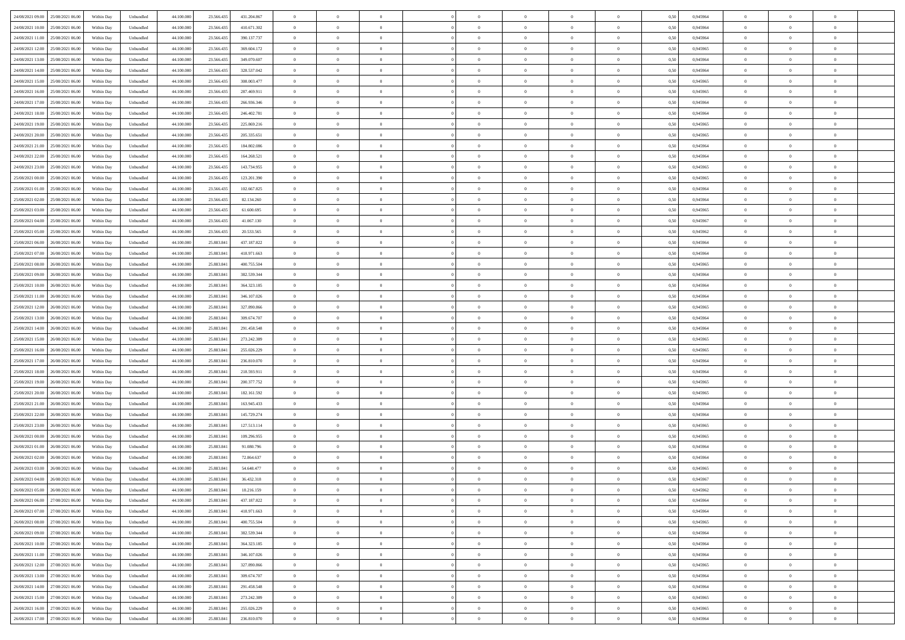| | | | | | | | | | | | | | | | | | | | | | |
|---|---|---|---|---|---|---|---|---|---|---|---|---|---|---|---|---|---|---|---|---|---|
| 24/08/2021 09.00 | 25/08/2021 06.00 | Within Day | Unbundled | 44.100.000 | 23.566.435 | 431.204.867 | 0 | 0 | 0 | | 0 | 0 | 0 | 0 | 0 | 0,50 | 0,945964 | 0 | 0 | 0 | |
| 24/08/2021 10.00 | 25/08/2021 06.00 | Within Day | Unbundled | 44.100.000 | 23.566.435 | 410.671.302 | 0 | 0 | 0 | | 0 | 0 | 0 | 0 | 0 | 0,50 | 0,945964 | 0 | 0 | 0 | |
| 24/08/2021 11.00 | 25/08/2021 06.00 | Within Day | Unbundled | 44.100.000 | 23.566.435 | 390.137.737 | 0 | 0 | 0 | | 0 | 0 | 0 | 0 | 0 | 0,50 | 0,945964 | 0 | 0 | 0 | |
| 24/08/2021 12.00 | 25/08/2021 06.00 | Within Day | Unbundled | 44.100.000 | 23.566.435 | 369.604.172 | 0 | 0 | 0 | | 0 | 0 | 0 | 0 | 0 | 0,50 | 0,945965 | 0 | 0 | 0 | |
| 24/08/2021 13.00 | 25/08/2021 06.00 | Within Day | Unbundled | 44.100.000 | 23.566.435 | 349.070.607 | 0 | 0 | 0 | | 0 | 0 | 0 | 0 | 0 | 0,50 | 0,945964 | 0 | 0 | 0 | |
| 24/08/2021 14.00 | 25/08/2021 06.00 | Within Day | Unbundled | 44.100.000 | 23.566.435 | 328.537.042 | 0 | 0 | 0 | | 0 | 0 | 0 | 0 | 0 | 0,50 | 0,945964 | 0 | 0 | 0 | |
| 24/08/2021 15.00 | 25/08/2021 06.00 | Within Day | Unbundled | 44.100.000 | 23.566.435 | 308.003.477 | 0 | 0 | 0 | | 0 | 0 | 0 | 0 | 0 | 0,50 | 0,945965 | 0 | 0 | 0 | |
| 24/08/2021 16.00 | 25/08/2021 06.00 | Within Day | Unbundled | 44.100.000 | 23.566.435 | 287.469.911 | 0 | 0 | 0 | | 0 | 0 | 0 | 0 | 0 | 0,50 | 0,945965 | 0 | 0 | 0 | |
| 24/08/2021 17.00 | 25/08/2021 06.00 | Within Day | Unbundled | 44.100.000 | 23.566.435 | 266.936.346 | 0 | 0 | 0 | | 0 | 0 | 0 | 0 | 0 | 0,50 | 0,945964 | 0 | 0 | 0 | |
| 24/08/2021 18.00 | 25/08/2021 06.00 | Within Day | Unbundled | 44.100.000 | 23.566.435 | 246.402.781 | 0 | 0 | 0 | | 0 | 0 | 0 | 0 | 0 | 0,50 | 0,945964 | 0 | 0 | 0 | |
| 24/08/2021 19.00 | 25/08/2021 06.00 | Within Day | Unbundled | 44.100.000 | 23.566.435 | 225.869.216 | 0 | 0 | 0 | | 0 | 0 | 0 | 0 | 0 | 0,50 | 0,945965 | 0 | 0 | 0 | |
| 24/08/2021 20.00 | 25/08/2021 06.00 | Within Day | Unbundled | 44.100.000 | 23.566.435 | 205.335.651 | 0 | 0 | 0 | | 0 | 0 | 0 | 0 | 0 | 0,50 | 0,945965 | 0 | 0 | 0 | |
| 24/08/2021 21.00 | 25/08/2021 06.00 | Within Day | Unbundled | 44.100.000 | 23.566.435 | 184.802.086 | 0 | 0 | 0 | | 0 | 0 | 0 | 0 | 0 | 0,50 | 0,945964 | 0 | 0 | 0 | |
| 24/08/2021 22.00 | 25/08/2021 06.00 | Within Day | Unbundled | 44.100.000 | 23.566.435 | 164.268.521 | 0 | 0 | 0 | | 0 | 0 | 0 | 0 | 0 | 0,50 | 0,945964 | 0 | 0 | 0 | |
| 24/08/2021 23.00 | 25/08/2021 06.00 | Within Day | Unbundled | 44.100.000 | 23.566.435 | 143.734.955 | 0 | 0 | 0 | | 0 | 0 | 0 | 0 | 0 | 0,50 | 0,945965 | 0 | 0 | 0 | |
| 25/08/2021 00.00 | 25/08/2021 06.00 | Within Day | Unbundled | 44.100.000 | 23.566.435 | 123.201.390 | 0 | 0 | 0 | | 0 | 0 | 0 | 0 | 0 | 0,50 | 0,945965 | 0 | 0 | 0 | |
| 25/08/2021 01.00 | 25/08/2021 06.00 | Within Day | Unbundled | 44.100.000 | 23.566.435 | 102.667.825 | 0 | 0 | 0 | | 0 | 0 | 0 | 0 | 0 | 0,50 | 0,945964 | 0 | 0 | 0 | |
| 25/08/2021 02.00 | 25/08/2021 06.00 | Within Day | Unbundled | 44.100.000 | 23.566.435 | 82.134.260 | 0 | 0 | 0 | | 0 | 0 | 0 | 0 | 0 | 0,50 | 0,945964 | 0 | 0 | 0 | |
| 25/08/2021 03.00 | 25/08/2021 06.00 | Within Day | Unbundled | 44.100.000 | 23.566.435 | 61.600.695 | 0 | 0 | 0 | | 0 | 0 | 0 | 0 | 0 | 0,50 | 0,945965 | 0 | 0 | 0 | |
| 25/08/2021 04.00 | 25/08/2021 06.00 | Within Day | Unbundled | 44.100.000 | 23.566.435 | 41.067.130 | 0 | 0 | 0 | | 0 | 0 | 0 | 0 | 0 | 0,50 | 0,945967 | 0 | 0 | 0 | |
| 25/08/2021 05.00 | 25/08/2021 06.00 | Within Day | Unbundled | 44.100.000 | 23.566.435 | 20.533.565 | 0 | 0 | 0 | | 0 | 0 | 0 | 0 | 0 | 0,50 | 0,945962 | 0 | 0 | 0 | |
| 25/08/2021 06.00 | 26/08/2021 06.00 | Within Day | Unbundled | 44.100.000 | 25.883.841 | 437.187.822 | 0 | 0 | 0 | | 0 | 0 | 0 | 0 | 0 | 0,50 | 0,945964 | 0 | 0 | 0 | |
| 25/08/2021 07.00 | 26/08/2021 06.00 | Within Day | Unbundled | 44.100.000 | 25.883.841 | 418.971.663 | 0 | 0 | 0 | | 0 | 0 | 0 | 0 | 0 | 0,50 | 0,945964 | 0 | 0 | 0 | |
| 25/08/2021 08.00 | 26/08/2021 06.00 | Within Day | Unbundled | 44.100.000 | 25.883.841 | 400.755.504 | 0 | 0 | 0 | | 0 | 0 | 0 | 0 | 0 | 0,50 | 0,945965 | 0 | 0 | 0 | |
| 25/08/2021 09.00 | 26/08/2021 06.00 | Within Day | Unbundled | 44.100.000 | 25.883.841 | 382.539.344 | 0 | 0 | 0 | | 0 | 0 | 0 | 0 | 0 | 0,50 | 0,945964 | 0 | 0 | 0 | |
| 25/08/2021 10.00 | 26/08/2021 06.00 | Within Day | Unbundled | 44.100.000 | 25.883.841 | 364.323.185 | 0 | 0 | 0 | | 0 | 0 | 0 | 0 | 0 | 0,50 | 0,945964 | 0 | 0 | 0 | |
| 25/08/2021 11.00 | 26/08/2021 06.00 | Within Day | Unbundled | 44.100.000 | 25.883.841 | 346.107.026 | 0 | 0 | 0 | | 0 | 0 | 0 | 0 | 0 | 0,50 | 0,945964 | 0 | 0 | 0 | |
| 25/08/2021 12.00 | 26/08/2021 06.00 | Within Day | Unbundled | 44.100.000 | 25.883.841 | 327.890.866 | 0 | 0 | 0 | | 0 | 0 | 0 | 0 | 0 | 0,50 | 0,945965 | 0 | 0 | 0 | |
| 25/08/2021 13.00 | 26/08/2021 06.00 | Within Day | Unbundled | 44.100.000 | 25.883.841 | 309.674.707 | 0 | 0 | 0 | | 0 | 0 | 0 | 0 | 0 | 0,50 | 0,945964 | 0 | 0 | 0 | |
| 25/08/2021 14.00 | 26/08/2021 06.00 | Within Day | Unbundled | 44.100.000 | 25.883.841 | 291.458.548 | 0 | 0 | 0 | | 0 | 0 | 0 | 0 | 0 | 0,50 | 0,945964 | 0 | 0 | 0 | |
| 25/08/2021 15.00 | 26/08/2021 06.00 | Within Day | Unbundled | 44.100.000 | 25.883.841 | 273.242.389 | 0 | 0 | 0 | | 0 | 0 | 0 | 0 | 0 | 0,50 | 0,945965 | 0 | 0 | 0 | |
| 25/08/2021 16.00 | 26/08/2021 06.00 | Within Day | Unbundled | 44.100.000 | 25.883.841 | 255.026.229 | 0 | 0 | 0 | | 0 | 0 | 0 | 0 | 0 | 0,50 | 0,945965 | 0 | 0 | 0 | |
| 25/08/2021 17.00 | 26/08/2021 06.00 | Within Day | Unbundled | 44.100.000 | 25.883.841 | 236.810.070 | 0 | 0 | 0 | | 0 | 0 | 0 | 0 | 0 | 0,50 | 0,945964 | 0 | 0 | 0 | |
| 25/08/2021 18.00 | 26/08/2021 06.00 | Within Day | Unbundled | 44.100.000 | 25.883.841 | 218.593.911 | 0 | 0 | 0 | | 0 | 0 | 0 | 0 | 0 | 0,50 | 0,945964 | 0 | 0 | 0 | |
| 25/08/2021 19.00 | 26/08/2021 06.00 | Within Day | Unbundled | 44.100.000 | 25.883.841 | 200.377.752 | 0 | 0 | 0 | | 0 | 0 | 0 | 0 | 0 | 0,50 | 0,945965 | 0 | 0 | 0 | |
| 25/08/2021 20.00 | 26/08/2021 06.00 | Within Day | Unbundled | 44.100.000 | 25.883.841 | 182.161.592 | 0 | 0 | 0 | | 0 | 0 | 0 | 0 | 0 | 0,50 | 0,945965 | 0 | 0 | 0 | |
| 25/08/2021 21.00 | 26/08/2021 06.00 | Within Day | Unbundled | 44.100.000 | 25.883.841 | 163.945.433 | 0 | 0 | 0 | | 0 | 0 | 0 | 0 | 0 | 0,50 | 0,945964 | 0 | 0 | 0 | |
| 25/08/2021 22.00 | 26/08/2021 06.00 | Within Day | Unbundled | 44.100.000 | 25.883.841 | 145.729.274 | 0 | 0 | 0 | | 0 | 0 | 0 | 0 | 0 | 0,50 | 0,945964 | 0 | 0 | 0 | |
| 25/08/2021 23.00 | 26/08/2021 06.00 | Within Day | Unbundled | 44.100.000 | 25.883.841 | 127.513.114 | 0 | 0 | 0 | | 0 | 0 | 0 | 0 | 0 | 0,50 | 0,945965 | 0 | 0 | 0 | |
| 26/08/2021 00.00 | 26/08/2021 06.00 | Within Day | Unbundled | 44.100.000 | 25.883.841 | 109.296.955 | 0 | 0 | 0 | | 0 | 0 | 0 | 0 | 0 | 0,50 | 0,945965 | 0 | 0 | 0 | |
| 26/08/2021 01.00 | 26/08/2021 06.00 | Within Day | Unbundled | 44.100.000 | 25.883.841 | 91.080.796 | 0 | 0 | 0 | | 0 | 0 | 0 | 0 | 0 | 0,50 | 0,945964 | 0 | 0 | 0 | |
| 26/08/2021 02.00 | 26/08/2021 06.00 | Within Day | Unbundled | 44.100.000 | 25.883.841 | 72.864.637 | 0 | 0 | 0 | | 0 | 0 | 0 | 0 | 0 | 0,50 | 0,945964 | 0 | 0 | 0 | |
| 26/08/2021 03.00 | 26/08/2021 06.00 | Within Day | Unbundled | 44.100.000 | 25.883.841 | 54.648.477 | 0 | 0 | 0 | | 0 | 0 | 0 | 0 | 0 | 0,50 | 0,945965 | 0 | 0 | 0 | |
| 26/08/2021 04.00 | 26/08/2021 06.00 | Within Day | Unbundled | 44.100.000 | 25.883.841 | 36.432.318 | 0 | 0 | 0 | | 0 | 0 | 0 | 0 | 0 | 0,50 | 0,945967 | 0 | 0 | 0 | |
| 26/08/2021 05.00 | 26/08/2021 06.00 | Within Day | Unbundled | 44.100.000 | 25.883.841 | 18.216.159 | 0 | 0 | 0 | | 0 | 0 | 0 | 0 | 0 | 0,50 | 0,945962 | 0 | 0 | 0 | |
| 26/08/2021 06.00 | 27/08/2021 06.00 | Within Day | Unbundled | 44.100.000 | 25.883.841 | 437.187.822 | 0 | 0 | 0 | | 0 | 0 | 0 | 0 | 0 | 0,50 | 0,945964 | 0 | 0 | 0 | |
| 26/08/2021 07.00 | 27/08/2021 06.00 | Within Day | Unbundled | 44.100.000 | 25.883.841 | 418.971.663 | 0 | 0 | 0 | | 0 | 0 | 0 | 0 | 0 | 0,50 | 0,945964 | 0 | 0 | 0 | |
| 26/08/2021 08.00 | 27/08/2021 06.00 | Within Day | Unbundled | 44.100.000 | 25.883.841 | 400.755.504 | 0 | 0 | 0 | | 0 | 0 | 0 | 0 | 0 | 0,50 | 0,945965 | 0 | 0 | 0 | |
| 26/08/2021 09.00 | 27/08/2021 06.00 | Within Day | Unbundled | 44.100.000 | 25.883.841 | 382.539.344 | 0 | 0 | 0 | | 0 | 0 | 0 | 0 | 0 | 0,50 | 0,945964 | 0 | 0 | 0 | |
| 26/08/2021 10.00 | 27/08/2021 06.00 | Within Day | Unbundled | 44.100.000 | 25.883.841 | 364.323.185 | 0 | 0 | 0 | | 0 | 0 | 0 | 0 | 0 | 0,50 | 0,945964 | 0 | 0 | 0 | |
| 26/08/2021 11.00 | 27/08/2021 06.00 | Within Day | Unbundled | 44.100.000 | 25.883.841 | 346.107.026 | 0 | 0 | 0 | | 0 | 0 | 0 | 0 | 0 | 0,50 | 0,945964 | 0 | 0 | 0 | |
| 26/08/2021 12.00 | 27/08/2021 06.00 | Within Day | Unbundled | 44.100.000 | 25.883.841 | 327.890.866 | 0 | 0 | 0 | | 0 | 0 | 0 | 0 | 0 | 0,50 | 0,945965 | 0 | 0 | 0 | |
| 26/08/2021 13.00 | 27/08/2021 06.00 | Within Day | Unbundled | 44.100.000 | 25.883.841 | 309.674.707 | 0 | 0 | 0 | | 0 | 0 | 0 | 0 | 0 | 0,50 | 0,945964 | 0 | 0 | 0 | |
| 26/08/2021 14.00 | 27/08/2021 06.00 | Within Day | Unbundled | 44.100.000 | 25.883.841 | 291.458.548 | 0 | 0 | 0 | | 0 | 0 | 0 | 0 | 0 | 0,50 | 0,945964 | 0 | 0 | 0 | |
| 26/08/2021 15.00 | 27/08/2021 06.00 | Within Day | Unbundled | 44.100.000 | 25.883.841 | 273.242.389 | 0 | 0 | 0 | | 0 | 0 | 0 | 0 | 0 | 0,50 | 0,945965 | 0 | 0 | 0 | |
| 26/08/2021 16.00 | 27/08/2021 06.00 | Within Day | Unbundled | 44.100.000 | 25.883.841 | 255.026.229 | 0 | 0 | 0 | | 0 | 0 | 0 | 0 | 0 | 0,50 | 0,945965 | 0 | 0 | 0 | |
| 26/08/2021 17.00 | 27/08/2021 06.00 | Within Day | Unbundled | 44.100.000 | 25.883.841 | 236.810.070 | 0 | 0 | 0 | | 0 | 0 | 0 | 0 | 0 | 0,50 | 0,945964 | 0 | 0 | 0 | |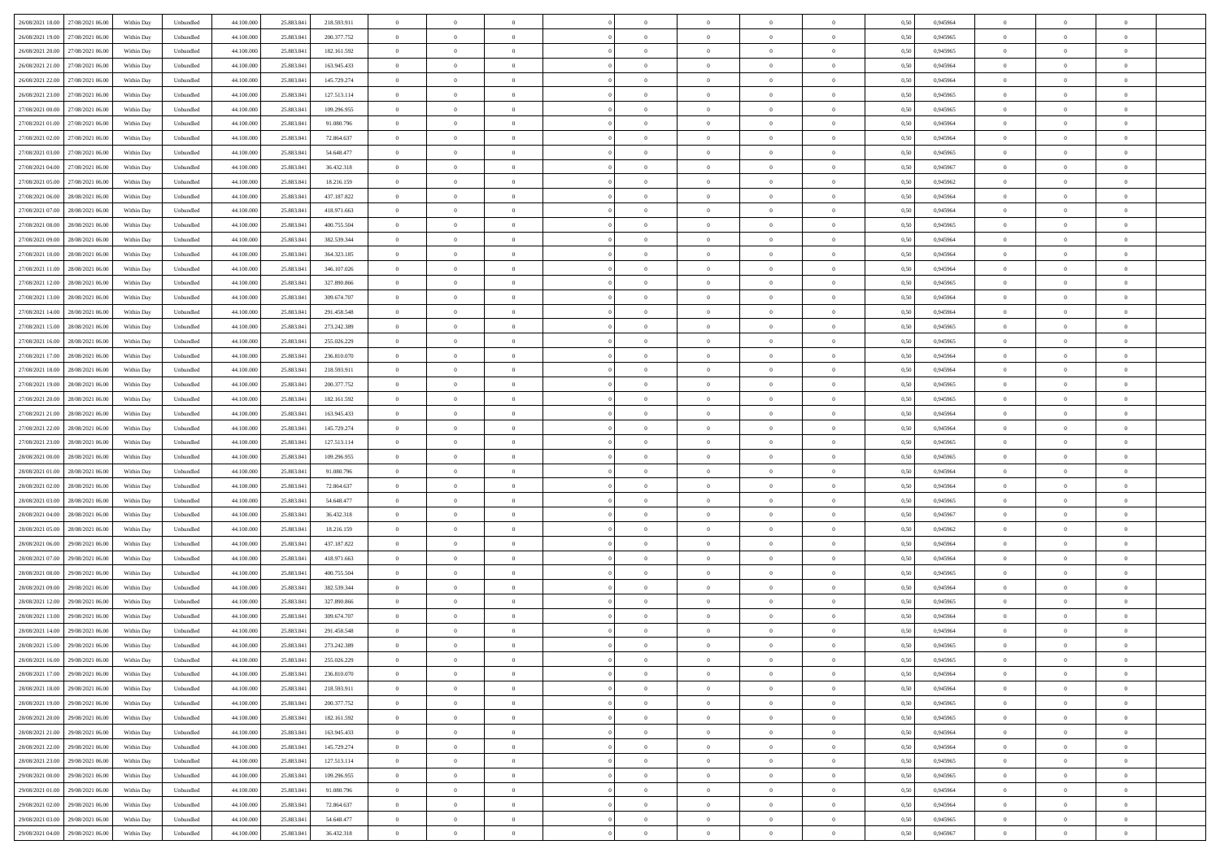| | | | | | | | | | | | | | | | | | | | | | |
|---|---|---|---|---|---|---|---|---|---|---|---|---|---|---|---|---|---|---|---|---|---|
| 26/08/2021 18:00 | 27/08/2021 06:00 | Within Day | Unbundled | 44.100.000 | 25.883.841 | 218.593.911 | 0 | 0 | 0 | | 0 | 0 | 0 | 0 | 0 | 0,50 | 0,945964 | 0 | 0 | 0 | |
| 26/08/2021 19:00 | 27/08/2021 06:00 | Within Day | Unbundled | 44.100.000 | 25.883.841 | 200.377.752 | 0 | 0 | 0 | | 0 | 0 | 0 | 0 | 0 | 0,50 | 0,945965 | 0 | 0 | 0 | |
| 26/08/2021 20:00 | 27/08/2021 06:00 | Within Day | Unbundled | 44.100.000 | 25.883.841 | 182.161.592 | 0 | 0 | 0 | | 0 | 0 | 0 | 0 | 0 | 0,50 | 0,945965 | 0 | 0 | 0 | |
| 26/08/2021 21:00 | 27/08/2021 06:00 | Within Day | Unbundled | 44.100.000 | 25.883.841 | 163.945.433 | 0 | 0 | 0 | | 0 | 0 | 0 | 0 | 0 | 0,50 | 0,945964 | 0 | 0 | 0 | |
| 26/08/2021 22:00 | 27/08/2021 06:00 | Within Day | Unbundled | 44.100.000 | 25.883.841 | 145.729.274 | 0 | 0 | 0 | | 0 | 0 | 0 | 0 | 0 | 0,50 | 0,945964 | 0 | 0 | 0 | |
| 26/08/2021 23:00 | 27/08/2021 06:00 | Within Day | Unbundled | 44.100.000 | 25.883.841 | 127.513.114 | 0 | 0 | 0 | | 0 | 0 | 0 | 0 | 0 | 0,50 | 0,945965 | 0 | 0 | 0 | |
| 27/08/2021 00:00 | 27/08/2021 06:00 | Within Day | Unbundled | 44.100.000 | 25.883.841 | 109.296.955 | 0 | 0 | 0 | | 0 | 0 | 0 | 0 | 0 | 0,50 | 0,945965 | 0 | 0 | 0 | |
| 27/08/2021 01:00 | 27/08/2021 06:00 | Within Day | Unbundled | 44.100.000 | 25.883.841 | 91.080.796 | 0 | 0 | 0 | | 0 | 0 | 0 | 0 | 0 | 0,50 | 0,945964 | 0 | 0 | 0 | |
| 27/08/2021 02:00 | 27/08/2021 06:00 | Within Day | Unbundled | 44.100.000 | 25.883.841 | 72.864.637 | 0 | 0 | 0 | | 0 | 0 | 0 | 0 | 0 | 0,50 | 0,945964 | 0 | 0 | 0 | |
| 27/08/2021 03:00 | 27/08/2021 06:00 | Within Day | Unbundled | 44.100.000 | 25.883.841 | 54.648.477 | 0 | 0 | 0 | | 0 | 0 | 0 | 0 | 0 | 0,50 | 0,945965 | 0 | 0 | 0 | |
| 27/08/2021 04:00 | 27/08/2021 06:00 | Within Day | Unbundled | 44.100.000 | 25.883.841 | 36.432.318 | 0 | 0 | 0 | | 0 | 0 | 0 | 0 | 0 | 0,50 | 0,945967 | 0 | 0 | 0 | |
| 27/08/2021 05:00 | 27/08/2021 06:00 | Within Day | Unbundled | 44.100.000 | 25.883.841 | 18.216.159 | 0 | 0 | 0 | | 0 | 0 | 0 | 0 | 0 | 0,50 | 0,945962 | 0 | 0 | 0 | |
| 27/08/2021 06:00 | 28/08/2021 06:00 | Within Day | Unbundled | 44.100.000 | 25.883.841 | 437.187.822 | 0 | 0 | 0 | | 0 | 0 | 0 | 0 | 0 | 0,50 | 0,945964 | 0 | 0 | 0 | |
| 27/08/2021 07:00 | 28/08/2021 06:00 | Within Day | Unbundled | 44.100.000 | 25.883.841 | 418.971.663 | 0 | 0 | 0 | | 0 | 0 | 0 | 0 | 0 | 0,50 | 0,945964 | 0 | 0 | 0 | |
| 27/08/2021 08:00 | 28/08/2021 06:00 | Within Day | Unbundled | 44.100.000 | 25.883.841 | 400.755.504 | 0 | 0 | 0 | | 0 | 0 | 0 | 0 | 0 | 0,50 | 0,945965 | 0 | 0 | 0 | |
| 27/08/2021 09:00 | 28/08/2021 06:00 | Within Day | Unbundled | 44.100.000 | 25.883.841 | 382.539.344 | 0 | 0 | 0 | | 0 | 0 | 0 | 0 | 0 | 0,50 | 0,945964 | 0 | 0 | 0 | |
| 27/08/2021 10:00 | 28/08/2021 06:00 | Within Day | Unbundled | 44.100.000 | 25.883.841 | 364.323.185 | 0 | 0 | 0 | | 0 | 0 | 0 | 0 | 0 | 0,50 | 0,945964 | 0 | 0 | 0 | |
| 27/08/2021 11:00 | 28/08/2021 06:00 | Within Day | Unbundled | 44.100.000 | 25.883.841 | 346.107.026 | 0 | 0 | 0 | | 0 | 0 | 0 | 0 | 0 | 0,50 | 0,945964 | 0 | 0 | 0 | |
| 27/08/2021 12:00 | 28/08/2021 06:00 | Within Day | Unbundled | 44.100.000 | 25.883.841 | 327.890.866 | 0 | 0 | 0 | | 0 | 0 | 0 | 0 | 0 | 0,50 | 0,945965 | 0 | 0 | 0 | |
| 27/08/2021 13:00 | 28/08/2021 06:00 | Within Day | Unbundled | 44.100.000 | 25.883.841 | 309.674.707 | 0 | 0 | 0 | | 0 | 0 | 0 | 0 | 0 | 0,50 | 0,945964 | 0 | 0 | 0 | |
| 27/08/2021 14:00 | 28/08/2021 06:00 | Within Day | Unbundled | 44.100.000 | 25.883.841 | 291.458.548 | 0 | 0 | 0 | | 0 | 0 | 0 | 0 | 0 | 0,50 | 0,945964 | 0 | 0 | 0 | |
| 27/08/2021 15:00 | 28/08/2021 06:00 | Within Day | Unbundled | 44.100.000 | 25.883.841 | 273.242.389 | 0 | 0 | 0 | | 0 | 0 | 0 | 0 | 0 | 0,50 | 0,945965 | 0 | 0 | 0 | |
| 27/08/2021 16:00 | 28/08/2021 06:00 | Within Day | Unbundled | 44.100.000 | 25.883.841 | 255.026.229 | 0 | 0 | 0 | | 0 | 0 | 0 | 0 | 0 | 0,50 | 0,945965 | 0 | 0 | 0 | |
| 27/08/2021 17:00 | 28/08/2021 06:00 | Within Day | Unbundled | 44.100.000 | 25.883.841 | 236.810.070 | 0 | 0 | 0 | | 0 | 0 | 0 | 0 | 0 | 0,50 | 0,945964 | 0 | 0 | 0 | |
| 27/08/2021 18:00 | 28/08/2021 06:00 | Within Day | Unbundled | 44.100.000 | 25.883.841 | 218.593.911 | 0 | 0 | 0 | | 0 | 0 | 0 | 0 | 0 | 0,50 | 0,945964 | 0 | 0 | 0 | |
| 27/08/2021 19:00 | 28/08/2021 06:00 | Within Day | Unbundled | 44.100.000 | 25.883.841 | 200.377.752 | 0 | 0 | 0 | | 0 | 0 | 0 | 0 | 0 | 0,50 | 0,945965 | 0 | 0 | 0 | |
| 27/08/2021 20:00 | 28/08/2021 06:00 | Within Day | Unbundled | 44.100.000 | 25.883.841 | 182.161.592 | 0 | 0 | 0 | | 0 | 0 | 0 | 0 | 0 | 0,50 | 0,945965 | 0 | 0 | 0 | |
| 27/08/2021 21:00 | 28/08/2021 06:00 | Within Day | Unbundled | 44.100.000 | 25.883.841 | 163.945.433 | 0 | 0 | 0 | | 0 | 0 | 0 | 0 | 0 | 0,50 | 0,945964 | 0 | 0 | 0 | |
| 27/08/2021 22:00 | 28/08/2021 06:00 | Within Day | Unbundled | 44.100.000 | 25.883.841 | 145.729.274 | 0 | 0 | 0 | | 0 | 0 | 0 | 0 | 0 | 0,50 | 0,945964 | 0 | 0 | 0 | |
| 27/08/2021 23:00 | 28/08/2021 06:00 | Within Day | Unbundled | 44.100.000 | 25.883.841 | 127.513.114 | 0 | 0 | 0 | | 0 | 0 | 0 | 0 | 0 | 0,50 | 0,945965 | 0 | 0 | 0 | |
| 28/08/2021 00:00 | 28/08/2021 06:00 | Within Day | Unbundled | 44.100.000 | 25.883.841 | 109.296.955 | 0 | 0 | 0 | | 0 | 0 | 0 | 0 | 0 | 0,50 | 0,945965 | 0 | 0 | 0 | |
| 28/08/2021 01:00 | 28/08/2021 06:00 | Within Day | Unbundled | 44.100.000 | 25.883.841 | 91.080.796 | 0 | 0 | 0 | | 0 | 0 | 0 | 0 | 0 | 0,50 | 0,945964 | 0 | 0 | 0 | |
| 28/08/2021 02:00 | 28/08/2021 06:00 | Within Day | Unbundled | 44.100.000 | 25.883.841 | 72.864.637 | 0 | 0 | 0 | | 0 | 0 | 0 | 0 | 0 | 0,50 | 0,945964 | 0 | 0 | 0 | |
| 28/08/2021 03:00 | 28/08/2021 06:00 | Within Day | Unbundled | 44.100.000 | 25.883.841 | 54.648.477 | 0 | 0 | 0 | | 0 | 0 | 0 | 0 | 0 | 0,50 | 0,945965 | 0 | 0 | 0 | |
| 28/08/2021 04:00 | 28/08/2021 06:00 | Within Day | Unbundled | 44.100.000 | 25.883.841 | 36.432.318 | 0 | 0 | 0 | | 0 | 0 | 0 | 0 | 0 | 0,50 | 0,945967 | 0 | 0 | 0 | |
| 28/08/2021 05:00 | 28/08/2021 06:00 | Within Day | Unbundled | 44.100.000 | 25.883.841 | 18.216.159 | 0 | 0 | 0 | | 0 | 0 | 0 | 0 | 0 | 0,50 | 0,945962 | 0 | 0 | 0 | |
| 28/08/2021 06:00 | 29/08/2021 06:00 | Within Day | Unbundled | 44.100.000 | 25.883.841 | 437.187.822 | 0 | 0 | 0 | | 0 | 0 | 0 | 0 | 0 | 0,50 | 0,945964 | 0 | 0 | 0 | |
| 28/08/2021 07:00 | 29/08/2021 06:00 | Within Day | Unbundled | 44.100.000 | 25.883.841 | 418.971.663 | 0 | 0 | 0 | | 0 | 0 | 0 | 0 | 0 | 0,50 | 0,945964 | 0 | 0 | 0 | |
| 28/08/2021 08:00 | 29/08/2021 06:00 | Within Day | Unbundled | 44.100.000 | 25.883.841 | 400.755.504 | 0 | 0 | 0 | | 0 | 0 | 0 | 0 | 0 | 0,50 | 0,945965 | 0 | 0 | 0 | |
| 28/08/2021 09:00 | 29/08/2021 06:00 | Within Day | Unbundled | 44.100.000 | 25.883.841 | 382.539.344 | 0 | 0 | 0 | | 0 | 0 | 0 | 0 | 0 | 0,50 | 0,945964 | 0 | 0 | 0 | |
| 28/08/2021 12:00 | 29/08/2021 06:00 | Within Day | Unbundled | 44.100.000 | 25.883.841 | 327.890.866 | 0 | 0 | 0 | | 0 | 0 | 0 | 0 | 0 | 0,50 | 0,945965 | 0 | 0 | 0 | |
| 28/08/2021 13:00 | 29/08/2021 06:00 | Within Day | Unbundled | 44.100.000 | 25.883.841 | 309.674.707 | 0 | 0 | 0 | | 0 | 0 | 0 | 0 | 0 | 0,50 | 0,945964 | 0 | 0 | 0 | |
| 28/08/2021 14:00 | 29/08/2021 06:00 | Within Day | Unbundled | 44.100.000 | 25.883.841 | 291.458.548 | 0 | 0 | 0 | | 0 | 0 | 0 | 0 | 0 | 0,50 | 0,945964 | 0 | 0 | 0 | |
| 28/08/2021 15:00 | 29/08/2021 06:00 | Within Day | Unbundled | 44.100.000 | 25.883.841 | 273.242.389 | 0 | 0 | 0 | | 0 | 0 | 0 | 0 | 0 | 0,50 | 0,945965 | 0 | 0 | 0 | |
| 28/08/2021 16:00 | 29/08/2021 06:00 | Within Day | Unbundled | 44.100.000 | 25.883.841 | 255.026.229 | 0 | 0 | 0 | | 0 | 0 | 0 | 0 | 0 | 0,50 | 0,945965 | 0 | 0 | 0 | |
| 28/08/2021 17:00 | 29/08/2021 06:00 | Within Day | Unbundled | 44.100.000 | 25.883.841 | 236.810.070 | 0 | 0 | 0 | | 0 | 0 | 0 | 0 | 0 | 0,50 | 0,945964 | 0 | 0 | 0 | |
| 28/08/2021 18:00 | 29/08/2021 06:00 | Within Day | Unbundled | 44.100.000 | 25.883.841 | 218.593.911 | 0 | 0 | 0 | | 0 | 0 | 0 | 0 | 0 | 0,50 | 0,945964 | 0 | 0 | 0 | |
| 28/08/2021 19:00 | 29/08/2021 06:00 | Within Day | Unbundled | 44.100.000 | 25.883.841 | 200.377.752 | 0 | 0 | 0 | | 0 | 0 | 0 | 0 | 0 | 0,50 | 0,945965 | 0 | 0 | 0 | |
| 28/08/2021 20:00 | 29/08/2021 06:00 | Within Day | Unbundled | 44.100.000 | 25.883.841 | 182.161.592 | 0 | 0 | 0 | | 0 | 0 | 0 | 0 | 0 | 0,50 | 0,945965 | 0 | 0 | 0 | |
| 28/08/2021 21:00 | 29/08/2021 06:00 | Within Day | Unbundled | 44.100.000 | 25.883.841 | 163.945.433 | 0 | 0 | 0 | | 0 | 0 | 0 | 0 | 0 | 0,50 | 0,945964 | 0 | 0 | 0 | |
| 28/08/2021 22:00 | 29/08/2021 06:00 | Within Day | Unbundled | 44.100.000 | 25.883.841 | 145.729.274 | 0 | 0 | 0 | | 0 | 0 | 0 | 0 | 0 | 0,50 | 0,945964 | 0 | 0 | 0 | |
| 28/08/2021 23:00 | 29/08/2021 06:00 | Within Day | Unbundled | 44.100.000 | 25.883.841 | 127.513.114 | 0 | 0 | 0 | | 0 | 0 | 0 | 0 | 0 | 0,50 | 0,945965 | 0 | 0 | 0 | |
| 29/08/2021 00:00 | 29/08/2021 06:00 | Within Day | Unbundled | 44.100.000 | 25.883.841 | 109.296.955 | 0 | 0 | 0 | | 0 | 0 | 0 | 0 | 0 | 0,50 | 0,945965 | 0 | 0 | 0 | |
| 29/08/2021 01:00 | 29/08/2021 06:00 | Within Day | Unbundled | 44.100.000 | 25.883.841 | 91.080.796 | 0 | 0 | 0 | | 0 | 0 | 0 | 0 | 0 | 0,50 | 0,945964 | 0 | 0 | 0 | |
| 29/08/2021 02:00 | 29/08/2021 06:00 | Within Day | Unbundled | 44.100.000 | 25.883.841 | 72.864.637 | 0 | 0 | 0 | | 0 | 0 | 0 | 0 | 0 | 0,50 | 0,945964 | 0 | 0 | 0 | |
| 29/08/2021 03:00 | 29/08/2021 06:00 | Within Day | Unbundled | 44.100.000 | 25.883.841 | 54.648.477 | 0 | 0 | 0 | | 0 | 0 | 0 | 0 | 0 | 0,50 | 0,945965 | 0 | 0 | 0 | |
| 29/08/2021 04:00 | 29/08/2021 06:00 | Within Day | Unbundled | 44.100.000 | 25.883.841 | 36.432.318 | 0 | 0 | 0 | | 0 | 0 | 0 | 0 | 0 | 0,50 | 0,945967 | 0 | 0 | 0 | |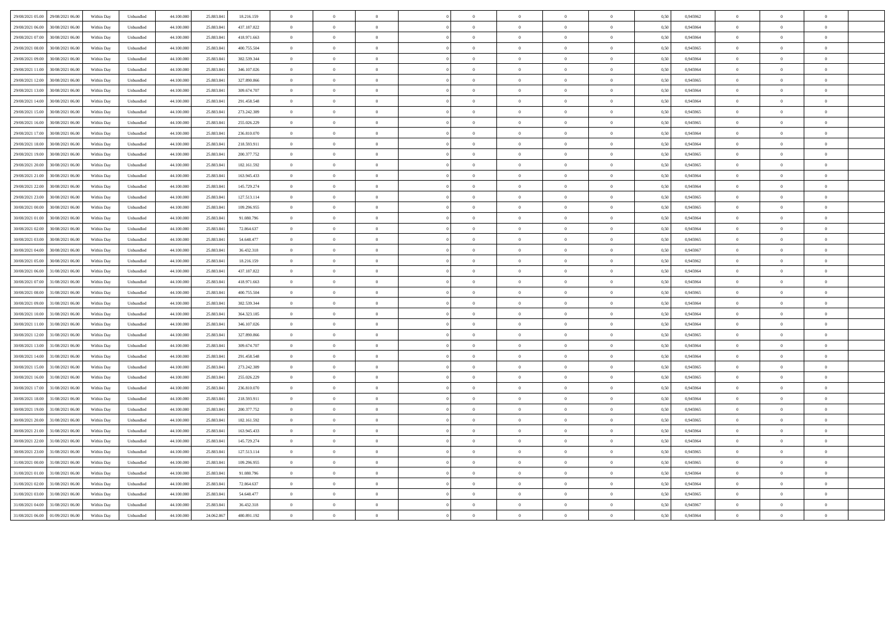| 29/08/2021 05.00 | 29/08/2021 06.00 | Within Day | Unbundled | 44.100.000 | 25.883.841 | 18.216.159 | 0 | 0 | 0 | | 0 | 0 | 0 | 0 | 0 | 0,50 | 0,945962 | 0 | 0 | 0 | |
|---|---|---|---|---|---|---|---|---|---|---|---|---|---|---|---|---|---|---|---|---|---|
| 29/08/2021 06.00 | 30/08/2021 06.00 | Within Day | Unbundled | 44.100.000 | 25.883.841 | 437.187.822 | 0 | 0 | 0 | | 0 | 0 | 0 | 0 | 0 | 0,50 | 0,945964 | 0 | 0 | 0 | |
| 29/08/2021 07.00 | 30/08/2021 06.00 | Within Day | Unbundled | 44.100.000 | 25.883.841 | 418.971.663 | 0 | 0 | 0 | | 0 | 0 | 0 | 0 | 0 | 0,50 | 0,945964 | 0 | 0 | 0 | |
| 29/08/2021 08.00 | 30/08/2021 06.00 | Within Day | Unbundled | 44.100.000 | 25.883.841 | 400.755.504 | 0 | 0 | 0 | | 0 | 0 | 0 | 0 | 0 | 0,50 | 0,945965 | 0 | 0 | 0 | |
| 29/08/2021 09.00 | 30/08/2021 06.00 | Within Day | Unbundled | 44.100.000 | 25.883.841 | 382.539.344 | 0 | 0 | 0 | | 0 | 0 | 0 | 0 | 0 | 0,50 | 0,945964 | 0 | 0 | 0 | |
| 29/08/2021 11.00 | 30/08/2021 06.00 | Within Day | Unbundled | 44.100.000 | 25.883.841 | 346.107.026 | 0 | 0 | 0 | | 0 | 0 | 0 | 0 | 0 | 0,50 | 0,945964 | 0 | 0 | 0 | |
| 29/08/2021 12.00 | 30/08/2021 06.00 | Within Day | Unbundled | 44.100.000 | 25.883.841 | 327.890.866 | 0 | 0 | 0 | | 0 | 0 | 0 | 0 | 0 | 0,50 | 0,945965 | 0 | 0 | 0 | |
| 29/08/2021 13.00 | 30/08/2021 06.00 | Within Day | Unbundled | 44.100.000 | 25.883.841 | 309.674.707 | 0 | 0 | 0 | | 0 | 0 | 0 | 0 | 0 | 0,50 | 0,945964 | 0 | 0 | 0 | |
| 29/08/2021 14.00 | 30/08/2021 06.00 | Within Day | Unbundled | 44.100.000 | 25.883.841 | 291.458.548 | 0 | 0 | 0 | | 0 | 0 | 0 | 0 | 0 | 0,50 | 0,945964 | 0 | 0 | 0 | |
| 29/08/2021 15.00 | 30/08/2021 06.00 | Within Day | Unbundled | 44.100.000 | 25.883.841 | 273.242.389 | 0 | 0 | 0 | | 0 | 0 | 0 | 0 | 0 | 0,50 | 0,945965 | 0 | 0 | 0 | |
| 29/08/2021 16.00 | 30/08/2021 06.00 | Within Day | Unbundled | 44.100.000 | 25.883.841 | 255.026.229 | 0 | 0 | 0 | | 0 | 0 | 0 | 0 | 0 | 0,50 | 0,945965 | 0 | 0 | 0 | |
| 29/08/2021 17.00 | 30/08/2021 06.00 | Within Day | Unbundled | 44.100.000 | 25.883.841 | 236.810.070 | 0 | 0 | 0 | | 0 | 0 | 0 | 0 | 0 | 0,50 | 0,945964 | 0 | 0 | 0 | |
| 29/08/2021 18.00 | 30/08/2021 06.00 | Within Day | Unbundled | 44.100.000 | 25.883.841 | 218.593.911 | 0 | 0 | 0 | | 0 | 0 | 0 | 0 | 0 | 0,50 | 0,945964 | 0 | 0 | 0 | |
| 29/08/2021 19.00 | 30/08/2021 06.00 | Within Day | Unbundled | 44.100.000 | 25.883.841 | 200.377.752 | 0 | 0 | 0 | | 0 | 0 | 0 | 0 | 0 | 0,50 | 0,945965 | 0 | 0 | 0 | |
| 29/08/2021 20.00 | 30/08/2021 06.00 | Within Day | Unbundled | 44.100.000 | 25.883.841 | 182.161.592 | 0 | 0 | 0 | | 0 | 0 | 0 | 0 | 0 | 0,50 | 0,945965 | 0 | 0 | 0 | |
| 29/08/2021 21.00 | 30/08/2021 06.00 | Within Day | Unbundled | 44.100.000 | 25.883.841 | 163.945.433 | 0 | 0 | 0 | | 0 | 0 | 0 | 0 | 0 | 0,50 | 0,945964 | 0 | 0 | 0 | |
| 29/08/2021 22.00 | 30/08/2021 06.00 | Within Day | Unbundled | 44.100.000 | 25.883.841 | 145.729.274 | 0 | 0 | 0 | | 0 | 0 | 0 | 0 | 0 | 0,50 | 0,945964 | 0 | 0 | 0 | |
| 29/08/2021 23.00 | 30/08/2021 06.00 | Within Day | Unbundled | 44.100.000 | 25.883.841 | 127.513.114 | 0 | 0 | 0 | | 0 | 0 | 0 | 0 | 0 | 0,50 | 0,945965 | 0 | 0 | 0 | |
| 30/08/2021 00.00 | 30/08/2021 06.00 | Within Day | Unbundled | 44.100.000 | 25.883.841 | 109.296.955 | 0 | 0 | 0 | | 0 | 0 | 0 | 0 | 0 | 0,50 | 0,945965 | 0 | 0 | 0 | |
| 30/08/2021 01.00 | 30/08/2021 06.00 | Within Day | Unbundled | 44.100.000 | 25.883.841 | 91.080.796 | 0 | 0 | 0 | | 0 | 0 | 0 | 0 | 0 | 0,50 | 0,945964 | 0 | 0 | 0 | |
| 30/08/2021 02.00 | 30/08/2021 06.00 | Within Day | Unbundled | 44.100.000 | 25.883.841 | 72.864.637 | 0 | 0 | 0 | | 0 | 0 | 0 | 0 | 0 | 0,50 | 0,945964 | 0 | 0 | 0 | |
| 30/08/2021 03.00 | 30/08/2021 06.00 | Within Day | Unbundled | 44.100.000 | 25.883.841 | 54.648.477 | 0 | 0 | 0 | | 0 | 0 | 0 | 0 | 0 | 0,50 | 0,945965 | 0 | 0 | 0 | |
| 30/08/2021 04.00 | 30/08/2021 06.00 | Within Day | Unbundled | 44.100.000 | 25.883.841 | 36.432.318 | 0 | 0 | 0 | | 0 | 0 | 0 | 0 | 0 | 0,50 | 0,945967 | 0 | 0 | 0 | |
| 30/08/2021 05.00 | 30/08/2021 06.00 | Within Day | Unbundled | 44.100.000 | 25.883.841 | 18.216.159 | 0 | 0 | 0 | | 0 | 0 | 0 | 0 | 0 | 0,50 | 0,945962 | 0 | 0 | 0 | |
| 30/08/2021 06.00 | 31/08/2021 06.00 | Within Day | Unbundled | 44.100.000 | 25.883.841 | 437.187.822 | 0 | 0 | 0 | | 0 | 0 | 0 | 0 | 0 | 0,50 | 0,945964 | 0 | 0 | 0 | |
| 30/08/2021 07.00 | 31/08/2021 06.00 | Within Day | Unbundled | 44.100.000 | 25.883.841 | 418.971.663 | 0 | 0 | 0 | | 0 | 0 | 0 | 0 | 0 | 0,50 | 0,945964 | 0 | 0 | 0 | |
| 30/08/2021 08.00 | 31/08/2021 06.00 | Within Day | Unbundled | 44.100.000 | 25.883.841 | 400.755.504 | 0 | 0 | 0 | | 0 | 0 | 0 | 0 | 0 | 0,50 | 0,945965 | 0 | 0 | 0 | |
| 30/08/2021 09.00 | 31/08/2021 06.00 | Within Day | Unbundled | 44.100.000 | 25.883.841 | 382.539.344 | 0 | 0 | 0 | | 0 | 0 | 0 | 0 | 0 | 0,50 | 0,945964 | 0 | 0 | 0 | |
| 30/08/2021 10.00 | 31/08/2021 06.00 | Within Day | Unbundled | 44.100.000 | 25.883.841 | 364.323.185 | 0 | 0 | 0 | | 0 | 0 | 0 | 0 | 0 | 0,50 | 0,945964 | 0 | 0 | 0 | |
| 30/08/2021 11.00 | 31/08/2021 06.00 | Within Day | Unbundled | 44.100.000 | 25.883.841 | 346.107.026 | 0 | 0 | 0 | | 0 | 0 | 0 | 0 | 0 | 0,50 | 0,945964 | 0 | 0 | 0 | |
| 30/08/2021 12.00 | 31/08/2021 06.00 | Within Day | Unbundled | 44.100.000 | 25.883.841 | 327.890.866 | 0 | 0 | 0 | | 0 | 0 | 0 | 0 | 0 | 0,50 | 0,945965 | 0 | 0 | 0 | |
| 30/08/2021 13.00 | 31/08/2021 06.00 | Within Day | Unbundled | 44.100.000 | 25.883.841 | 309.674.707 | 0 | 0 | 0 | | 0 | 0 | 0 | 0 | 0 | 0,50 | 0,945964 | 0 | 0 | 0 | |
| 30/08/2021 14.00 | 31/08/2021 06.00 | Within Day | Unbundled | 44.100.000 | 25.883.841 | 291.458.548 | 0 | 0 | 0 | | 0 | 0 | 0 | 0 | 0 | 0,50 | 0,945964 | 0 | 0 | 0 | |
| 30/08/2021 15.00 | 31/08/2021 06.00 | Within Day | Unbundled | 44.100.000 | 25.883.841 | 273.242.389 | 0 | 0 | 0 | | 0 | 0 | 0 | 0 | 0 | 0,50 | 0,945965 | 0 | 0 | 0 | |
| 30/08/2021 16.00 | 31/08/2021 06.00 | Within Day | Unbundled | 44.100.000 | 25.883.841 | 255.026.229 | 0 | 0 | 0 | | 0 | 0 | 0 | 0 | 0 | 0,50 | 0,945965 | 0 | 0 | 0 | |
| 30/08/2021 17.00 | 31/08/2021 06.00 | Within Day | Unbundled | 44.100.000 | 25.883.841 | 236.810.070 | 0 | 0 | 0 | | 0 | 0 | 0 | 0 | 0 | 0,50 | 0,945964 | 0 | 0 | 0 | |
| 30/08/2021 18.00 | 31/08/2021 06.00 | Within Day | Unbundled | 44.100.000 | 25.883.841 | 218.593.911 | 0 | 0 | 0 | | 0 | 0 | 0 | 0 | 0 | 0,50 | 0,945964 | 0 | 0 | 0 | |
| 30/08/2021 19.00 | 31/08/2021 06.00 | Within Day | Unbundled | 44.100.000 | 25.883.841 | 200.377.752 | 0 | 0 | 0 | | 0 | 0 | 0 | 0 | 0 | 0,50 | 0,945965 | 0 | 0 | 0 | |
| 30/08/2021 20.00 | 31/08/2021 06.00 | Within Day | Unbundled | 44.100.000 | 25.883.841 | 182.161.592 | 0 | 0 | 0 | | 0 | 0 | 0 | 0 | 0 | 0,50 | 0,945965 | 0 | 0 | 0 | |
| 30/08/2021 21.00 | 31/08/2021 06.00 | Within Day | Unbundled | 44.100.000 | 25.883.841 | 163.945.433 | 0 | 0 | 0 | | 0 | 0 | 0 | 0 | 0 | 0,50 | 0,945964 | 0 | 0 | 0 | |
| 30/08/2021 22.00 | 31/08/2021 06.00 | Within Day | Unbundled | 44.100.000 | 25.883.841 | 145.729.274 | 0 | 0 | 0 | | 0 | 0 | 0 | 0 | 0 | 0,50 | 0,945964 | 0 | 0 | 0 | |
| 30/08/2021 23.00 | 31/08/2021 06.00 | Within Day | Unbundled | 44.100.000 | 25.883.841 | 127.513.114 | 0 | 0 | 0 | | 0 | 0 | 0 | 0 | 0 | 0,50 | 0,945965 | 0 | 0 | 0 | |
| 31/08/2021 00.00 | 31/08/2021 06.00 | Within Day | Unbundled | 44.100.000 | 25.883.841 | 109.296.955 | 0 | 0 | 0 | | 0 | 0 | 0 | 0 | 0 | 0,50 | 0,945965 | 0 | 0 | 0 | |
| 31/08/2021 01.00 | 31/08/2021 06.00 | Within Day | Unbundled | 44.100.000 | 25.883.841 | 91.080.796 | 0 | 0 | 0 | | 0 | 0 | 0 | 0 | 0 | 0,50 | 0,945964 | 0 | 0 | 0 | |
| 31/08/2021 02.00 | 31/08/2021 06.00 | Within Day | Unbundled | 44.100.000 | 25.883.841 | 72.864.637 | 0 | 0 | 0 | | 0 | 0 | 0 | 0 | 0 | 0,50 | 0,945964 | 0 | 0 | 0 | |
| 31/08/2021 03.00 | 31/08/2021 06.00 | Within Day | Unbundled | 44.100.000 | 25.883.841 | 54.648.477 | 0 | 0 | 0 | | 0 | 0 | 0 | 0 | 0 | 0,50 | 0,945965 | 0 | 0 | 0 | |
| 31/08/2021 04.00 | 31/08/2021 06.00 | Within Day | Unbundled | 44.100.000 | 25.883.841 | 36.432.318 | 0 | 0 | 0 | | 0 | 0 | 0 | 0 | 0 | 0,50 | 0,945967 | 0 | 0 | 0 | |
| 31/08/2021 06.00 | 01/09/2021 06.00 | Within Day | Unbundled | 44.100.000 | 24.062.867 | 480.891.192 | 0 | 0 | 0 | | 0 | 0 | 0 | 0 | 0 | 0,50 | 0,945964 | 0 | 0 | 0 | |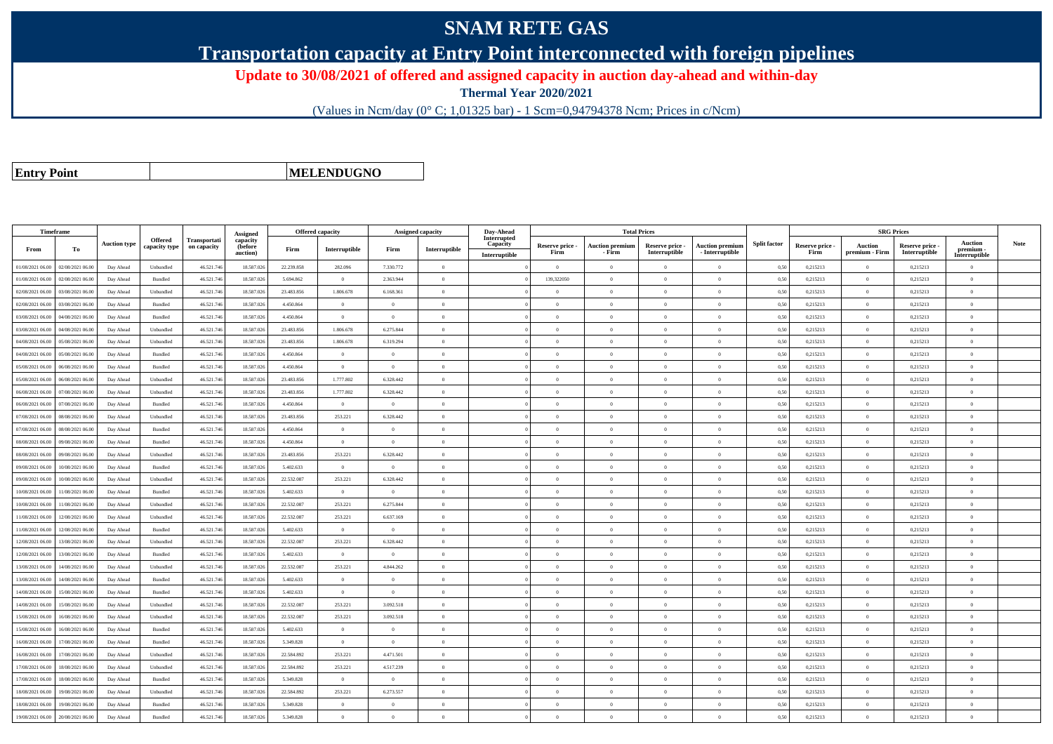# SNAM RETE GAS

## Transportation capacity at Entry Point interconnected with foreign pipelines

### Update to 30/08/2021 of offered and assigned capacity in auction day-ahead and within-day

**Thermal Year 2020/2021**

(Values in Ncm/day (0° C; 1,01325 bar) - 1 Scm=0,94794378 Ncm; Prices in c/Ncm)

| **Entry Point** | **MELENDUGNO** |
|---|---|

| Timeframe | | Auction type | Offered capacity type | Transportation capacity | Assigned capacity (before auction) | Offered capacity | | Assigned capacity | | Day-Ahead Interrupted Capacity | Total Prices | | | | Split factor | SRG Prices | | | | Note |
|---|---|---|---|---|---|---|---|---|---|---|---|---|---|---|---|---|---|---|---|---|
| From | To | | | | | Firm | Interruptible | Firm | Interruptible | Interruptible | Reserve price - Firm | Auction premium - Firm | Reserve price - Interruptible | Auction premium - Interruptible | | Reserve price - Firm | Auction premium - Firm | Reserve price - Interruptible | Auction premium - Interruptible | |
| 01/08/2021 06.00 | 02/08/2021 06.00 | Day Ahead | Unbundled | 46.521.746 | 18.587.026 | 22.239.858 | 282.096 | 7.330.772 | 0 | 0 | 0 | 0 | 0 | 0 | 0,50 | 0,215213 | 0 | 0,215213 | 0 | |
| 01/08/2021 06.00 | 02/08/2021 06.00 | Day Ahead | Bundled | 46.521.746 | 18.587.026 | 5.694.862 | 0 | 2.363.944 | 0 | 0 | 139,322050 | 0 | 0 | 0 | 0,50 | 0,215213 | 0 | 0,215213 | 0 | |
| 02/08/2021 06.00 | 03/08/2021 06.00 | Day Ahead | Unbundled | 46.521.746 | 18.587.026 | 23.483.856 | 1.806.678 | 6.168.361 | 0 | 0 | 0 | 0 | 0 | 0 | 0,50 | 0,215213 | 0 | 0,215213 | 0 | |
| 02/08/2021 06.00 | 03/08/2021 06.00 | Day Ahead | Bundled | 46.521.746 | 18.587.026 | 4.450.864 | 0 | 0 | 0 | 0 | 0 | 0 | 0 | 0 | 0,50 | 0,215213 | 0 | 0,215213 | 0 | |
| 03/08/2021 06.00 | 04/08/2021 06.00 | Day Ahead | Bundled | 46.521.746 | 18.587.026 | 4.450.864 | 0 | 0 | 0 | 0 | 0 | 0 | 0 | 0 | 0,50 | 0,215213 | 0 | 0,215213 | 0 | |
| 03/08/2021 06.00 | 04/08/2021 06.00 | Day Ahead | Unbundled | 46.521.746 | 18.587.026 | 23.483.856 | 1.806.678 | 6.275.844 | 0 | 0 | 0 | 0 | 0 | 0 | 0,50 | 0,215213 | 0 | 0,215213 | 0 | |
| 04/08/2021 06.00 | 05/08/2021 06.00 | Day Ahead | Unbundled | 46.521.746 | 18.587.026 | 23.483.856 | 1.806.678 | 6.319.294 | 0 | 0 | 0 | 0 | 0 | 0 | 0,50 | 0,215213 | 0 | 0,215213 | 0 | |
| 04/08/2021 06.00 | 05/08/2021 06.00 | Day Ahead | Bundled | 46.521.746 | 18.587.026 | 4.450.864 | 0 | 0 | 0 | 0 | 0 | 0 | 0 | 0 | 0,50 | 0,215213 | 0 | 0,215213 | 0 | |
| 05/08/2021 06.00 | 06/08/2021 06.00 | Day Ahead | Bundled | 46.521.746 | 18.587.026 | 4.450.864 | 0 | 0 | 0 | 0 | 0 | 0 | 0 | 0 | 0,50 | 0,215213 | 0 | 0,215213 | 0 | |
| 05/08/2021 06.00 | 06/08/2021 06.00 | Day Ahead | Unbundled | 46.521.746 | 18.587.026 | 23.483.856 | 1.777.802 | 6.328.442 | 0 | 0 | 0 | 0 | 0 | 0 | 0,50 | 0,215213 | 0 | 0,215213 | 0 | |
| 06/08/2021 06.00 | 07/08/2021 06.00 | Day Ahead | Unbundled | 46.521.746 | 18.587.026 | 23.483.856 | 1.777.802 | 6.328.442 | 0 | 0 | 0 | 0 | 0 | 0 | 0,50 | 0,215213 | 0 | 0,215213 | 0 | |
| 06/08/2021 06.00 | 07/08/2021 06.00 | Day Ahead | Bundled | 46.521.746 | 18.587.026 | 4.450.864 | 0 | 0 | 0 | 0 | 0 | 0 | 0 | 0 | 0,50 | 0,215213 | 0 | 0,215213 | 0 | |
| 07/08/2021 06.00 | 08/08/2021 06.00 | Day Ahead | Unbundled | 46.521.746 | 18.587.026 | 23.483.856 | 253.221 | 6.328.442 | 0 | 0 | 0 | 0 | 0 | 0 | 0,50 | 0,215213 | 0 | 0,215213 | 0 | |
| 07/08/2021 06.00 | 08/08/2021 06.00 | Day Ahead | Bundled | 46.521.746 | 18.587.026 | 4.450.864 | 0 | 0 | 0 | 0 | 0 | 0 | 0 | 0 | 0,50 | 0,215213 | 0 | 0,215213 | 0 | |
| 08/08/2021 06.00 | 09/08/2021 06.00 | Day Ahead | Bundled | 46.521.746 | 18.587.026 | 4.450.864 | 0 | 0 | 0 | 0 | 0 | 0 | 0 | 0 | 0,50 | 0,215213 | 0 | 0,215213 | 0 | |
| 08/08/2021 06.00 | 09/08/2021 06.00 | Day Ahead | Unbundled | 46.521.746 | 18.587.026 | 23.483.856 | 253.221 | 6.328.442 | 0 | 0 | 0 | 0 | 0 | 0 | 0,50 | 0,215213 | 0 | 0,215213 | 0 | |
| 09/08/2021 06.00 | 10/08/2021 06.00 | Day Ahead | Bundled | 46.521.746 | 18.587.026 | 5.402.633 | 0 | 0 | 0 | 0 | 0 | 0 | 0 | 0 | 0,50 | 0,215213 | 0 | 0,215213 | 0 | |
| 09/08/2021 06.00 | 10/08/2021 06.00 | Day Ahead | Unbundled | 46.521.746 | 18.587.026 | 22.532.087 | 253.221 | 6.328.442 | 0 | 0 | 0 | 0 | 0 | 0 | 0,50 | 0,215213 | 0 | 0,215213 | 0 | |
| 10/08/2021 06.00 | 11/08/2021 06.00 | Day Ahead | Bundled | 46.521.746 | 18.587.026 | 5.402.633 | 0 | 0 | 0 | 0 | 0 | 0 | 0 | 0 | 0,50 | 0,215213 | 0 | 0,215213 | 0 | |
| 10/08/2021 06.00 | 11/08/2021 06.00 | Day Ahead | Unbundled | 46.521.746 | 18.587.026 | 22.532.087 | 253.221 | 6.275.844 | 0 | 0 | 0 | 0 | 0 | 0 | 0,50 | 0,215213 | 0 | 0,215213 | 0 | |
| 11/08/2021 06.00 | 12/08/2021 06.00 | Day Ahead | Unbundled | 46.521.746 | 18.587.026 | 22.532.087 | 253.221 | 6.637.169 | 0 | 0 | 0 | 0 | 0 | 0 | 0,50 | 0,215213 | 0 | 0,215213 | 0 | |
| 11/08/2021 06.00 | 12/08/2021 06.00 | Day Ahead | Bundled | 46.521.746 | 18.587.026 | 5.402.633 | 0 | 0 | 0 | 0 | 0 | 0 | 0 | 0 | 0,50 | 0,215213 | 0 | 0,215213 | 0 | |
| 12/08/2021 06.00 | 13/08/2021 06.00 | Day Ahead | Unbundled | 46.521.746 | 18.587.026 | 22.532.087 | 253.221 | 6.328.442 | 0 | 0 | 0 | 0 | 0 | 0 | 0,50 | 0,215213 | 0 | 0,215213 | 0 | |
| 12/08/2021 06.00 | 13/08/2021 06.00 | Day Ahead | Bundled | 46.521.746 | 18.587.026 | 5.402.633 | 0 | 0 | 0 | 0 | 0 | 0 | 0 | 0 | 0,50 | 0,215213 | 0 | 0,215213 | 0 | |
| 13/08/2021 06.00 | 14/08/2021 06.00 | Day Ahead | Unbundled | 46.521.746 | 18.587.026 | 22.532.087 | 253.221 | 4.844.262 | 0 | 0 | 0 | 0 | 0 | 0 | 0,50 | 0,215213 | 0 | 0,215213 | 0 | |
| 13/08/2021 06.00 | 14/08/2021 06.00 | Day Ahead | Bundled | 46.521.746 | 18.587.026 | 5.402.633 | 0 | 0 | 0 | 0 | 0 | 0 | 0 | 0 | 0,50 | 0,215213 | 0 | 0,215213 | 0 | |
| 14/08/2021 06.00 | 15/08/2021 06.00 | Day Ahead | Bundled | 46.521.746 | 18.587.026 | 5.402.633 | 0 | 0 | 0 | 0 | 0 | 0 | 0 | 0 | 0,50 | 0,215213 | 0 | 0,215213 | 0 | |
| 14/08/2021 06.00 | 15/08/2021 06.00 | Day Ahead | Unbundled | 46.521.746 | 18.587.026 | 22.532.087 | 253.221 | 3.092.518 | 0 | 0 | 0 | 0 | 0 | 0 | 0,50 | 0,215213 | 0 | 0,215213 | 0 | |
| 15/08/2021 06.00 | 16/08/2021 06.00 | Day Ahead | Unbundled | 46.521.746 | 18.587.026 | 22.532.087 | 253.221 | 3.092.518 | 0 | 0 | 0 | 0 | 0 | 0 | 0,50 | 0,215213 | 0 | 0,215213 | 0 | |
| 15/08/2021 06.00 | 16/08/2021 06.00 | Day Ahead | Bundled | 46.521.746 | 18.587.026 | 5.402.633 | 0 | 0 | 0 | 0 | 0 | 0 | 0 | 0 | 0,50 | 0,215213 | 0 | 0,215213 | 0 | |
| 16/08/2021 06.00 | 17/08/2021 06.00 | Day Ahead | Bundled | 46.521.746 | 18.587.026 | 5.349.828 | 0 | 0 | 0 | 0 | 0 | 0 | 0 | 0 | 0,50 | 0,215213 | 0 | 0,215213 | 0 | |
| 16/08/2021 06.00 | 17/08/2021 06.00 | Day Ahead | Unbundled | 46.521.746 | 18.587.026 | 22.584.892 | 253.221 | 4.471.501 | 0 | 0 | 0 | 0 | 0 | 0 | 0,50 | 0,215213 | 0 | 0,215213 | 0 | |
| 17/08/2021 06.00 | 18/08/2021 06.00 | Day Ahead | Unbundled | 46.521.746 | 18.587.026 | 22.584.892 | 253.221 | 4.517.239 | 0 | 0 | 0 | 0 | 0 | 0 | 0,50 | 0,215213 | 0 | 0,215213 | 0 | |
| 17/08/2021 06.00 | 18/08/2021 06.00 | Day Ahead | Bundled | 46.521.746 | 18.587.026 | 5.349.828 | 0 | 0 | 0 | 0 | 0 | 0 | 0 | 0 | 0,50 | 0,215213 | 0 | 0,215213 | 0 | |
| 18/08/2021 06.00 | 19/08/2021 06.00 | Day Ahead | Unbundled | 46.521.746 | 18.587.026 | 22.584.892 | 253.221 | 6.273.557 | 0 | 0 | 0 | 0 | 0 | 0 | 0,50 | 0,215213 | 0 | 0,215213 | 0 | |
| 18/08/2021 06.00 | 19/08/2021 06.00 | Day Ahead | Bundled | 46.521.746 | 18.587.026 | 5.349.828 | 0 | 0 | 0 | 0 | 0 | 0 | 0 | 0 | 0,50 | 0,215213 | 0 | 0,215213 | 0 | |
| 19/08/2021 06.00 | 20/08/2021 06.00 | Day Ahead | Bundled | 46.521.746 | 18.587.026 | 5.349.828 | 0 | 0 | 0 | 0 | 0 | 0 | 0 | 0 | 0,50 | 0,215213 | 0 | 0,215213 | 0 | |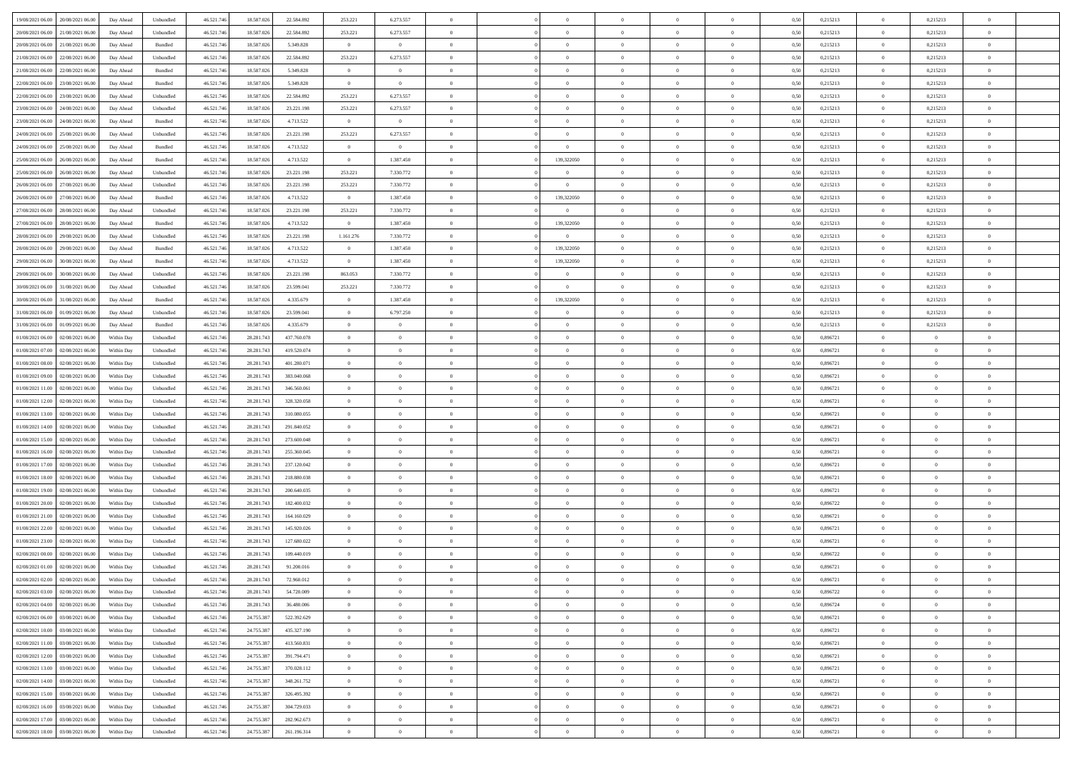| | | | | | | | | | | | | | | | | | | | | |
|---|---|---|---|---|---|---|---|---|---|---|---|---|---|---|---|---|---|---|---|---|
| 19/08/2021 06:00 | 20/08/2021 06:00 | Day Ahead | Unbundled | 46.521.746 | 18.587.026 | 22.584.892 | 253.221 | 6.273.557 | 0 | | 0 | 0 | 0 | 0 | 0 | 0,50 | 0,215213 | 0 | 0,215213 | 0 |
| 20/08/2021 06:00 | 21/08/2021 06:00 | Day Ahead | Unbundled | 46.521.746 | 18.587.026 | 22.584.892 | 253.221 | 6.273.557 | 0 | | 0 | 0 | 0 | 0 | 0 | 0,50 | 0,215213 | 0 | 0,215213 | 0 |
| 20/08/2021 06:00 | 21/08/2021 06:00 | Day Ahead | Bundled | 46.521.746 | 18.587.026 | 5.349.828 | 0 | 0 | 0 | | 0 | 0 | 0 | 0 | 0 | 0,50 | 0,215213 | 0 | 0,215213 | 0 |
| 21/08/2021 06:00 | 22/08/2021 06:00 | Day Ahead | Unbundled | 46.521.746 | 18.587.026 | 22.584.892 | 253.221 | 6.273.557 | 0 | | 0 | 0 | 0 | 0 | 0 | 0,50 | 0,215213 | 0 | 0,215213 | 0 |
| 21/08/2021 06:00 | 22/08/2021 06:00 | Day Ahead | Bundled | 46.521.746 | 18.587.026 | 5.349.828 | 0 | 0 | 0 | | 0 | 0 | 0 | 0 | 0 | 0,50 | 0,215213 | 0 | 0,215213 | 0 |
| 22/08/2021 06:00 | 23/08/2021 06:00 | Day Ahead | Bundled | 46.521.746 | 18.587.026 | 5.349.828 | 0 | 0 | 0 | | 0 | 0 | 0 | 0 | 0 | 0,50 | 0,215213 | 0 | 0,215213 | 0 |
| 22/08/2021 06:00 | 23/08/2021 06:00 | Day Ahead | Unbundled | 46.521.746 | 18.587.026 | 22.584.892 | 253.221 | 6.273.557 | 0 | | 0 | 0 | 0 | 0 | 0 | 0,50 | 0,215213 | 0 | 0,215213 | 0 |
| 23/08/2021 06:00 | 24/08/2021 06:00 | Day Ahead | Unbundled | 46.521.746 | 18.587.026 | 23.221.198 | 253.221 | 6.273.557 | 0 | | 0 | 0 | 0 | 0 | 0 | 0,50 | 0,215213 | 0 | 0,215213 | 0 |
| 23/08/2021 06:00 | 24/08/2021 06:00 | Day Ahead | Bundled | 46.521.746 | 18.587.026 | 4.713.522 | 0 | 0 | 0 | | 0 | 0 | 0 | 0 | 0 | 0,50 | 0,215213 | 0 | 0,215213 | 0 |
| 24/08/2021 06:00 | 25/08/2021 06:00 | Day Ahead | Unbundled | 46.521.746 | 18.587.026 | 23.221.198 | 253.221 | 6.273.557 | 0 | | 0 | 0 | 0 | 0 | 0 | 0,50 | 0,215213 | 0 | 0,215213 | 0 |
| 24/08/2021 06:00 | 25/08/2021 06:00 | Day Ahead | Bundled | 46.521.746 | 18.587.026 | 4.713.522 | 0 | 0 | 0 | | 0 | 0 | 0 | 0 | 0 | 0,50 | 0,215213 | 0 | 0,215213 | 0 |
| 25/08/2021 06:00 | 26/08/2021 06:00 | Day Ahead | Bundled | 46.521.746 | 18.587.026 | 4.713.522 | 0 | 1.387.450 | 0 | | 139,322050 | 0 | 0 | 0 | 0 | 0,50 | 0,215213 | 0 | 0,215213 | 0 |
| 25/08/2021 06:00 | 26/08/2021 06:00 | Day Ahead | Unbundled | 46.521.746 | 18.587.026 | 23.221.198 | 253.221 | 7.330.772 | 0 | | 0 | 0 | 0 | 0 | 0 | 0,50 | 0,215213 | 0 | 0,215213 | 0 |
| 26/08/2021 06:00 | 27/08/2021 06:00 | Day Ahead | Unbundled | 46.521.746 | 18.587.026 | 23.221.198 | 253.221 | 7.330.772 | 0 | | 0 | 0 | 0 | 0 | 0 | 0,50 | 0,215213 | 0 | 0,215213 | 0 |
| 26/08/2021 06:00 | 27/08/2021 06:00 | Day Ahead | Bundled | 46.521.746 | 18.587.026 | 4.713.522 | 0 | 1.387.450 | 0 | | 139,322050 | 0 | 0 | 0 | 0 | 0,50 | 0,215213 | 0 | 0,215213 | 0 |
| 27/08/2021 06:00 | 28/08/2021 06:00 | Day Ahead | Unbundled | 46.521.746 | 18.587.026 | 23.221.198 | 253.221 | 7.330.772 | 0 | | 0 | 0 | 0 | 0 | 0 | 0,50 | 0,215213 | 0 | 0,215213 | 0 |
| 27/08/2021 06:00 | 28/08/2021 06:00 | Day Ahead | Bundled | 46.521.746 | 18.587.026 | 4.713.522 | 0 | 1.387.450 | 0 | | 139,322050 | 0 | 0 | 0 | 0 | 0,50 | 0,215213 | 0 | 0,215213 | 0 |
| 28/08/2021 06:00 | 29/08/2021 06:00 | Day Ahead | Unbundled | 46.521.746 | 18.587.026 | 23.221.198 | 1.161.276 | 7.330.772 | 0 | | 0 | 0 | 0 | 0 | 0 | 0,50 | 0,215213 | 0 | 0,215213 | 0 |
| 28/08/2021 06:00 | 29/08/2021 06:00 | Day Ahead | Bundled | 46.521.746 | 18.587.026 | 4.713.522 | 0 | 1.387.450 | 0 | | 139,322050 | 0 | 0 | 0 | 0 | 0,50 | 0,215213 | 0 | 0,215213 | 0 |
| 29/08/2021 06:00 | 30/08/2021 06:00 | Day Ahead | Bundled | 46.521.746 | 18.587.026 | 4.713.522 | 0 | 1.387.450 | 0 | | 139,322050 | 0 | 0 | 0 | 0 | 0,50 | 0,215213 | 0 | 0,215213 | 0 |
| 29/08/2021 06:00 | 30/08/2021 06:00 | Day Ahead | Unbundled | 46.521.746 | 18.587.026 | 23.221.198 | 863.053 | 7.330.772 | 0 | | 0 | 0 | 0 | 0 | 0 | 0,50 | 0,215213 | 0 | 0,215213 | 0 |
| 30/08/2021 06:00 | 31/08/2021 06:00 | Day Ahead | Unbundled | 46.521.746 | 18.587.026 | 23.599.041 | 253.221 | 7.330.772 | 0 | | 0 | 0 | 0 | 0 | 0 | 0,50 | 0,215213 | 0 | 0,215213 | 0 |
| 30/08/2021 06:00 | 31/08/2021 06:00 | Day Ahead | Bundled | 46.521.746 | 18.587.026 | 4.335.679 | 0 | 1.387.450 | 0 | | 139,322050 | 0 | 0 | 0 | 0 | 0,50 | 0,215213 | 0 | 0,215213 | 0 |
| 31/08/2021 06:00 | 01/09/2021 06:00 | Day Ahead | Unbundled | 46.521.746 | 18.587.026 | 23.599.041 | 0 | 6.797.250 | 0 | | 0 | 0 | 0 | 0 | 0 | 0,50 | 0,215213 | 0 | 0,215213 | 0 |
| 31/08/2021 06:00 | 01/09/2021 06:00 | Day Ahead | Bundled | 46.521.746 | 18.587.026 | 4.335.679 | 0 | 0 | 0 | | 0 | 0 | 0 | 0 | 0 | 0,50 | 0,215213 | 0 | 0,215213 | 0 |
| 01/08/2021 06:00 | 02/08/2021 06:00 | Within Day | Unbundled | 46.521.746 | 28.281.743 | 437.760.078 | 0 | 0 | 0 | | 0 | 0 | 0 | 0 | 0 | 0,50 | 0,896721 | 0 | 0 | 0 |
| 01/08/2021 07:00 | 02/08/2021 06:00 | Within Day | Unbundled | 46.521.746 | 28.281.743 | 419.520.074 | 0 | 0 | 0 | | 0 | 0 | 0 | 0 | 0 | 0,50 | 0,896721 | 0 | 0 | 0 |
| 01/08/2021 08:00 | 02/08/2021 06:00 | Within Day | Unbundled | 46.521.746 | 28.281.743 | 401.280.071 | 0 | 0 | 0 | | 0 | 0 | 0 | 0 | 0 | 0,50 | 0,896721 | 0 | 0 | 0 |
| 01/08/2021 09:00 | 02/08/2021 06:00 | Within Day | Unbundled | 46.521.746 | 28.281.743 | 383.040.068 | 0 | 0 | 0 | | 0 | 0 | 0 | 0 | 0 | 0,50 | 0,896721 | 0 | 0 | 0 |
| 01/08/2021 11:00 | 02/08/2021 06:00 | Within Day | Unbundled | 46.521.746 | 28.281.743 | 346.560.061 | 0 | 0 | 0 | | 0 | 0 | 0 | 0 | 0 | 0,50 | 0,896721 | 0 | 0 | 0 |
| 01/08/2021 12:00 | 02/08/2021 06:00 | Within Day | Unbundled | 46.521.746 | 28.281.743 | 328.320.058 | 0 | 0 | 0 | | 0 | 0 | 0 | 0 | 0 | 0,50 | 0,896721 | 0 | 0 | 0 |
| 01/08/2021 13:00 | 02/08/2021 06:00 | Within Day | Unbundled | 46.521.746 | 28.281.743 | 310.080.055 | 0 | 0 | 0 | | 0 | 0 | 0 | 0 | 0 | 0,50 | 0,896721 | 0 | 0 | 0 |
| 01/08/2021 14:00 | 02/08/2021 06:00 | Within Day | Unbundled | 46.521.746 | 28.281.743 | 291.840.052 | 0 | 0 | 0 | | 0 | 0 | 0 | 0 | 0 | 0,50 | 0,896721 | 0 | 0 | 0 |
| 01/08/2021 15:00 | 02/08/2021 06:00 | Within Day | Unbundled | 46.521.746 | 28.281.743 | 273.600.048 | 0 | 0 | 0 | | 0 | 0 | 0 | 0 | 0 | 0,50 | 0,896721 | 0 | 0 | 0 |
| 01/08/2021 16:00 | 02/08/2021 06:00 | Within Day | Unbundled | 46.521.746 | 28.281.743 | 255.360.045 | 0 | 0 | 0 | | 0 | 0 | 0 | 0 | 0 | 0,50 | 0,896721 | 0 | 0 | 0 |
| 01/08/2021 17:00 | 02/08/2021 06:00 | Within Day | Unbundled | 46.521.746 | 28.281.743 | 237.120.042 | 0 | 0 | 0 | | 0 | 0 | 0 | 0 | 0 | 0,50 | 0,896721 | 0 | 0 | 0 |
| 01/08/2021 18:00 | 02/08/2021 06:00 | Within Day | Unbundled | 46.521.746 | 28.281.743 | 218.880.038 | 0 | 0 | 0 | | 0 | 0 | 0 | 0 | 0 | 0,50 | 0,896721 | 0 | 0 | 0 |
| 01/08/2021 19:00 | 02/08/2021 06:00 | Within Day | Unbundled | 46.521.746 | 28.281.743 | 200.640.035 | 0 | 0 | 0 | | 0 | 0 | 0 | 0 | 0 | 0,50 | 0,896721 | 0 | 0 | 0 |
| 01/08/2021 20:00 | 02/08/2021 06:00 | Within Day | Unbundled | 46.521.746 | 28.281.743 | 182.400.032 | 0 | 0 | 0 | | 0 | 0 | 0 | 0 | 0 | 0,50 | 0,896722 | 0 | 0 | 0 |
| 01/08/2021 21:00 | 02/08/2021 06:00 | Within Day | Unbundled | 46.521.746 | 28.281.743 | 164.160.029 | 0 | 0 | 0 | | 0 | 0 | 0 | 0 | 0 | 0,50 | 0,896721 | 0 | 0 | 0 |
| 01/08/2021 22:00 | 02/08/2021 06:00 | Within Day | Unbundled | 46.521.746 | 28.281.743 | 145.920.026 | 0 | 0 | 0 | | 0 | 0 | 0 | 0 | 0 | 0,50 | 0,896721 | 0 | 0 | 0 |
| 01/08/2021 23:00 | 02/08/2021 06:00 | Within Day | Unbundled | 46.521.746 | 28.281.743 | 127.680.022 | 0 | 0 | 0 | | 0 | 0 | 0 | 0 | 0 | 0,50 | 0,896721 | 0 | 0 | 0 |
| 02/08/2021 00:00 | 02/08/2021 06:00 | Within Day | Unbundled | 46.521.746 | 28.281.743 | 109.440.019 | 0 | 0 | 0 | | 0 | 0 | 0 | 0 | 0 | 0,50 | 0,896722 | 0 | 0 | 0 |
| 02/08/2021 01:00 | 02/08/2021 06:00 | Within Day | Unbundled | 46.521.746 | 28.281.743 | 91.200.016 | 0 | 0 | 0 | | 0 | 0 | 0 | 0 | 0 | 0,50 | 0,896721 | 0 | 0 | 0 |
| 02/08/2021 02:00 | 02/08/2021 06:00 | Within Day | Unbundled | 46.521.746 | 28.281.743 | 72.960.012 | 0 | 0 | 0 | | 0 | 0 | 0 | 0 | 0 | 0,50 | 0,896721 | 0 | 0 | 0 |
| 02/08/2021 03:00 | 02/08/2021 06:00 | Within Day | Unbundled | 46.521.746 | 28.281.743 | 54.720.009 | 0 | 0 | 0 | | 0 | 0 | 0 | 0 | 0 | 0,50 | 0,896722 | 0 | 0 | 0 |
| 02/08/2021 04:00 | 02/08/2021 06:00 | Within Day | Unbundled | 46.521.746 | 28.281.743 | 36.480.006 | 0 | 0 | 0 | | 0 | 0 | 0 | 0 | 0 | 0,50 | 0,896724 | 0 | 0 | 0 |
| 02/08/2021 06:00 | 03/08/2021 06:00 | Within Day | Unbundled | 46.521.746 | 24.755.387 | 522.392.629 | 0 | 0 | 0 | | 0 | 0 | 0 | 0 | 0 | 0,50 | 0,896721 | 0 | 0 | 0 |
| 02/08/2021 10:00 | 03/08/2021 06:00 | Within Day | Unbundled | 46.521.746 | 24.755.387 | 435.327.190 | 0 | 0 | 0 | | 0 | 0 | 0 | 0 | 0 | 0,50 | 0,896721 | 0 | 0 | 0 |
| 02/08/2021 11:00 | 03/08/2021 06:00 | Within Day | Unbundled | 46.521.746 | 24.755.387 | 413.560.831 | 0 | 0 | 0 | | 0 | 0 | 0 | 0 | 0 | 0,50 | 0,896721 | 0 | 0 | 0 |
| 02/08/2021 12:00 | 03/08/2021 06:00 | Within Day | Unbundled | 46.521.746 | 24.755.387 | 391.794.471 | 0 | 0 | 0 | | 0 | 0 | 0 | 0 | 0 | 0,50 | 0,896721 | 0 | 0 | 0 |
| 02/08/2021 13:00 | 03/08/2021 06:00 | Within Day | Unbundled | 46.521.746 | 24.755.387 | 370.028.112 | 0 | 0 | 0 | | 0 | 0 | 0 | 0 | 0 | 0,50 | 0,896721 | 0 | 0 | 0 |
| 02/08/2021 14:00 | 03/08/2021 06:00 | Within Day | Unbundled | 46.521.746 | 24.755.387 | 348.261.752 | 0 | 0 | 0 | | 0 | 0 | 0 | 0 | 0 | 0,50 | 0,896721 | 0 | 0 | 0 |
| 02/08/2021 15:00 | 03/08/2021 06:00 | Within Day | Unbundled | 46.521.746 | 24.755.387 | 326.495.392 | 0 | 0 | 0 | | 0 | 0 | 0 | 0 | 0 | 0,50 | 0,896721 | 0 | 0 | 0 |
| 02/08/2021 16:00 | 03/08/2021 06:00 | Within Day | Unbundled | 46.521.746 | 24.755.387 | 304.729.033 | 0 | 0 | 0 | | 0 | 0 | 0 | 0 | 0 | 0,50 | 0,896721 | 0 | 0 | 0 |
| 02/08/2021 17:00 | 03/08/2021 06:00 | Within Day | Unbundled | 46.521.746 | 24.755.387 | 282.962.673 | 0 | 0 | 0 | | 0 | 0 | 0 | 0 | 0 | 0,50 | 0,896721 | 0 | 0 | 0 |
| 02/08/2021 18:00 | 03/08/2021 06:00 | Within Day | Unbundled | 46.521.746 | 24.755.387 | 261.196.314 | 0 | 0 | 0 | | 0 | 0 | 0 | 0 | 0 | 0,50 | 0,896721 | 0 | 0 | 0 |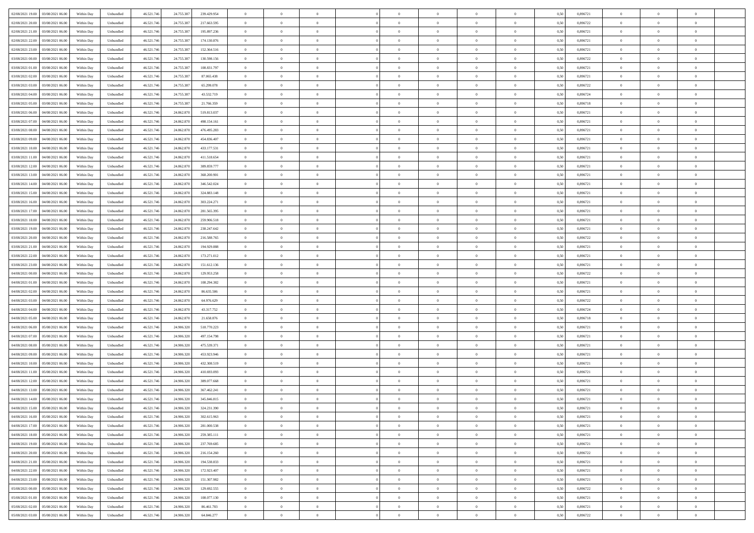| | | | | | | | | | | | | | | | | | | | | | |
|---|---|---|---|---|---|---|---|---|---|---|---|---|---|---|---|---|---|---|---|---|---|
| 02/08/2021 19:00 | 03/08/2021 06:00 | Within Day | Unbundled | 46.521.746 | 24.755.387 | 239.429.954 | 0 | 0 | 0 | | 0 | 0 | 0 | 0 | 0,50 | 0,896721 | 0 | 0 | 0 | |
| 02/08/2021 20:00 | 03/08/2021 06:00 | Within Day | Unbundled | 46.521.746 | 24.755.387 | 217.663.595 | 0 | 0 | 0 | | 0 | 0 | 0 | 0 | 0,50 | 0,896722 | 0 | 0 | 0 | |
| 02/08/2021 21:00 | 03/08/2021 06:00 | Within Day | Unbundled | 46.521.746 | 24.755.387 | 195.897.236 | 0 | 0 | 0 | | 0 | 0 | 0 | 0 | 0,50 | 0,896721 | 0 | 0 | 0 | |
| 02/08/2021 22:00 | 03/08/2021 06:00 | Within Day | Unbundled | 46.521.746 | 24.755.387 | 174.130.876 | 0 | 0 | 0 | | 0 | 0 | 0 | 0 | 0,50 | 0,896721 | 0 | 0 | 0 | |
| 02/08/2021 23:00 | 03/08/2021 06:00 | Within Day | Unbundled | 46.521.746 | 24.755.387 | 152.364.516 | 0 | 0 | 0 | | 0 | 0 | 0 | 0 | 0,50 | 0,896721 | 0 | 0 | 0 | |
| 03/08/2021 00:00 | 03/08/2021 06:00 | Within Day | Unbundled | 46.521.746 | 24.755.387 | 130.598.156 | 0 | 0 | 0 | | 0 | 0 | 0 | 0 | 0,50 | 0,896722 | 0 | 0 | 0 | |
| 03/08/2021 01:00 | 03/08/2021 06:00 | Within Day | Unbundled | 46.521.746 | 24.755.387 | 108.831.797 | 0 | 0 | 0 | | 0 | 0 | 0 | 0 | 0,50 | 0,896721 | 0 | 0 | 0 | |
| 03/08/2021 02:00 | 03/08/2021 06:00 | Within Day | Unbundled | 46.521.746 | 24.755.387 | 87.065.438 | 0 | 0 | 0 | | 0 | 0 | 0 | 0 | 0,50 | 0,896721 | 0 | 0 | 0 | |
| 03/08/2021 03:00 | 03/08/2021 06:00 | Within Day | Unbundled | 46.521.746 | 24.755.387 | 65.299.078 | 0 | 0 | 0 | | 0 | 0 | 0 | 0 | 0,50 | 0,896722 | 0 | 0 | 0 | |
| 03/08/2021 04:00 | 03/08/2021 06:00 | Within Day | Unbundled | 46.521.746 | 24.755.387 | 43.532.719 | 0 | 0 | 0 | | 0 | 0 | 0 | 0 | 0,50 | 0,896724 | 0 | 0 | 0 | |
| 03/08/2021 05:00 | 03/08/2021 06:00 | Within Day | Unbundled | 46.521.746 | 24.755.387 | 21.766.359 | 0 | 0 | 0 | | 0 | 0 | 0 | 0 | 0,50 | 0,896718 | 0 | 0 | 0 | |
| 03/08/2021 06:00 | 04/08/2021 06:00 | Within Day | Unbundled | 46.521.746 | 24.862.870 | 519.813.037 | 0 | 0 | 0 | | 0 | 0 | 0 | 0 | 0,50 | 0,896721 | 0 | 0 | 0 | |
| 03/08/2021 07:00 | 04/08/2021 06:00 | Within Day | Unbundled | 46.521.746 | 24.862.870 | 498.154.161 | 0 | 0 | 0 | | 0 | 0 | 0 | 0 | 0,50 | 0,896721 | 0 | 0 | 0 | |
| 03/08/2021 08:00 | 04/08/2021 06:00 | Within Day | Unbundled | 46.521.746 | 24.862.870 | 476.495.283 | 0 | 0 | 0 | | 0 | 0 | 0 | 0 | 0,50 | 0,896721 | 0 | 0 | 0 | |
| 03/08/2021 09:00 | 04/08/2021 06:00 | Within Day | Unbundled | 46.521.746 | 24.862.870 | 454.836.407 | 0 | 0 | 0 | | 0 | 0 | 0 | 0 | 0,50 | 0,896721 | 0 | 0 | 0 | |
| 03/08/2021 10:00 | 04/08/2021 06:00 | Within Day | Unbundled | 46.521.746 | 24.862.870 | 433.177.531 | 0 | 0 | 0 | | 0 | 0 | 0 | 0 | 0,50 | 0,896721 | 0 | 0 | 0 | |
| 03/08/2021 11:00 | 04/08/2021 06:00 | Within Day | Unbundled | 46.521.746 | 24.862.870 | 411.518.654 | 0 | 0 | 0 | | 0 | 0 | 0 | 0 | 0,50 | 0,896721 | 0 | 0 | 0 | |
| 03/08/2021 12:00 | 04/08/2021 06:00 | Within Day | Unbundled | 46.521.746 | 24.862.870 | 389.859.777 | 0 | 0 | 0 | | 0 | 0 | 0 | 0 | 0,50 | 0,896721 | 0 | 0 | 0 | |
| 03/08/2021 13:00 | 04/08/2021 06:00 | Within Day | Unbundled | 46.521.746 | 24.862.870 | 368.200.901 | 0 | 0 | 0 | | 0 | 0 | 0 | 0 | 0,50 | 0,896721 | 0 | 0 | 0 | |
| 03/08/2021 14:00 | 04/08/2021 06:00 | Within Day | Unbundled | 46.521.746 | 24.862.870 | 346.542.024 | 0 | 0 | 0 | | 0 | 0 | 0 | 0 | 0,50 | 0,896721 | 0 | 0 | 0 | |
| 03/08/2021 15:00 | 04/08/2021 06:00 | Within Day | Unbundled | 46.521.746 | 24.862.870 | 324.883.148 | 0 | 0 | 0 | | 0 | 0 | 0 | 0 | 0,50 | 0,896721 | 0 | 0 | 0 | |
| 03/08/2021 16:00 | 04/08/2021 06:00 | Within Day | Unbundled | 46.521.746 | 24.862.870 | 303.224.271 | 0 | 0 | 0 | | 0 | 0 | 0 | 0 | 0,50 | 0,896721 | 0 | 0 | 0 | |
| 03/08/2021 17:00 | 04/08/2021 06:00 | Within Day | Unbundled | 46.521.746 | 24.862.870 | 281.565.395 | 0 | 0 | 0 | | 0 | 0 | 0 | 0 | 0,50 | 0,896721 | 0 | 0 | 0 | |
| 03/08/2021 18:00 | 04/08/2021 06:00 | Within Day | Unbundled | 46.521.746 | 24.862.870 | 259.906.518 | 0 | 0 | 0 | | 0 | 0 | 0 | 0 | 0,50 | 0,896721 | 0 | 0 | 0 | |
| 03/08/2021 19:00 | 04/08/2021 06:00 | Within Day | Unbundled | 46.521.746 | 24.862.870 | 238.247.642 | 0 | 0 | 0 | | 0 | 0 | 0 | 0 | 0,50 | 0,896721 | 0 | 0 | 0 | |
| 03/08/2021 20:00 | 04/08/2021 06:00 | Within Day | Unbundled | 46.521.746 | 24.862.870 | 216.588.765 | 0 | 0 | 0 | | 0 | 0 | 0 | 0 | 0,50 | 0,896722 | 0 | 0 | 0 | |
| 03/08/2021 21:00 | 04/08/2021 06:00 | Within Day | Unbundled | 46.521.746 | 24.862.870 | 194.929.888 | 0 | 0 | 0 | | 0 | 0 | 0 | 0 | 0,50 | 0,896721 | 0 | 0 | 0 | |
| 03/08/2021 22:00 | 04/08/2021 06:00 | Within Day | Unbundled | 46.521.746 | 24.862.870 | 173.271.012 | 0 | 0 | 0 | | 0 | 0 | 0 | 0 | 0,50 | 0,896721 | 0 | 0 | 0 | |
| 03/08/2021 23:00 | 04/08/2021 06:00 | Within Day | Unbundled | 46.521.746 | 24.862.870 | 151.612.136 | 0 | 0 | 0 | | 0 | 0 | 0 | 0 | 0,50 | 0,896721 | 0 | 0 | 0 | |
| 04/08/2021 00:00 | 04/08/2021 06:00 | Within Day | Unbundled | 46.521.746 | 24.862.870 | 129.953.258 | 0 | 0 | 0 | | 0 | 0 | 0 | 0 | 0,50 | 0,896722 | 0 | 0 | 0 | |
| 04/08/2021 01:00 | 04/08/2021 06:00 | Within Day | Unbundled | 46.521.746 | 24.862.870 | 108.294.382 | 0 | 0 | 0 | | 0 | 0 | 0 | 0 | 0,50 | 0,896721 | 0 | 0 | 0 | |
| 04/08/2021 02:00 | 04/08/2021 06:00 | Within Day | Unbundled | 46.521.746 | 24.862.870 | 86.635.506 | 0 | 0 | 0 | | 0 | 0 | 0 | 0 | 0,50 | 0,896721 | 0 | 0 | 0 | |
| 04/08/2021 03:00 | 04/08/2021 06:00 | Within Day | Unbundled | 46.521.746 | 24.862.870 | 64.976.629 | 0 | 0 | 0 | | 0 | 0 | 0 | 0 | 0,50 | 0,896722 | 0 | 0 | 0 | |
| 04/08/2021 04:00 | 04/08/2021 06:00 | Within Day | Unbundled | 46.521.746 | 24.862.870 | 43.317.752 | 0 | 0 | 0 | | 0 | 0 | 0 | 0 | 0,50 | 0,896724 | 0 | 0 | 0 | |
| 04/08/2021 05:00 | 04/08/2021 06:00 | Within Day | Unbundled | 46.521.746 | 24.862.870 | 21.658.876 | 0 | 0 | 0 | | 0 | 0 | 0 | 0 | 0,50 | 0,896718 | 0 | 0 | 0 | |
| 04/08/2021 06:00 | 05/08/2021 06:00 | Within Day | Unbundled | 46.521.746 | 24.906.320 | 518.770.223 | 0 | 0 | 0 | | 0 | 0 | 0 | 0 | 0,50 | 0,896721 | 0 | 0 | 0 | |
| 04/08/2021 07:00 | 05/08/2021 06:00 | Within Day | Unbundled | 46.521.746 | 24.906.320 | 497.154.798 | 0 | 0 | 0 | | 0 | 0 | 0 | 0 | 0,50 | 0,896721 | 0 | 0 | 0 | |
| 04/08/2021 08:00 | 05/08/2021 06:00 | Within Day | Unbundled | 46.521.746 | 24.906.320 | 475.539.371 | 0 | 0 | 0 | | 0 | 0 | 0 | 0 | 0,50 | 0,896721 | 0 | 0 | 0 | |
| 04/08/2021 09:00 | 05/08/2021 06:00 | Within Day | Unbundled | 46.521.746 | 24.906.320 | 453.923.946 | 0 | 0 | 0 | | 0 | 0 | 0 | 0 | 0,50 | 0,896721 | 0 | 0 | 0 | |
| 04/08/2021 10:00 | 05/08/2021 06:00 | Within Day | Unbundled | 46.521.746 | 24.906.320 | 432.308.519 | 0 | 0 | 0 | | 0 | 0 | 0 | 0 | 0,50 | 0,896721 | 0 | 0 | 0 | |
| 04/08/2021 11:00 | 05/08/2021 06:00 | Within Day | Unbundled | 46.521.746 | 24.906.320 | 410.693.093 | 0 | 0 | 0 | | 0 | 0 | 0 | 0 | 0,50 | 0,896721 | 0 | 0 | 0 | |
| 04/08/2021 12:00 | 05/08/2021 06:00 | Within Day | Unbundled | 46.521.746 | 24.906.320 | 389.077.668 | 0 | 0 | 0 | | 0 | 0 | 0 | 0 | 0,50 | 0,896721 | 0 | 0 | 0 | |
| 04/08/2021 13:00 | 05/08/2021 06:00 | Within Day | Unbundled | 46.521.746 | 24.906.320 | 367.462.241 | 0 | 0 | 0 | | 0 | 0 | 0 | 0 | 0,50 | 0,896721 | 0 | 0 | 0 | |
| 04/08/2021 14:00 | 05/08/2021 06:00 | Within Day | Unbundled | 46.521.746 | 24.906.320 | 345.846.815 | 0 | 0 | 0 | | 0 | 0 | 0 | 0 | 0,50 | 0,896721 | 0 | 0 | 0 | |
| 04/08/2021 15:00 | 05/08/2021 06:00 | Within Day | Unbundled | 46.521.746 | 24.906.320 | 324.231.390 | 0 | 0 | 0 | | 0 | 0 | 0 | 0 | 0,50 | 0,896721 | 0 | 0 | 0 | |
| 04/08/2021 16:00 | 05/08/2021 06:00 | Within Day | Unbundled | 46.521.746 | 24.906.320 | 302.615.963 | 0 | 0 | 0 | | 0 | 0 | 0 | 0 | 0,50 | 0,896721 | 0 | 0 | 0 | |
| 04/08/2021 17:00 | 05/08/2021 06:00 | Within Day | Unbundled | 46.521.746 | 24.906.320 | 281.000.538 | 0 | 0 | 0 | | 0 | 0 | 0 | 0 | 0,50 | 0,896721 | 0 | 0 | 0 | |
| 04/08/2021 18:00 | 05/08/2021 06:00 | Within Day | Unbundled | 46.521.746 | 24.906.320 | 259.385.111 | 0 | 0 | 0 | | 0 | 0 | 0 | 0 | 0,50 | 0,896721 | 0 | 0 | 0 | |
| 04/08/2021 19:00 | 05/08/2021 06:00 | Within Day | Unbundled | 46.521.746 | 24.906.320 | 237.769.685 | 0 | 0 | 0 | | 0 | 0 | 0 | 0 | 0,50 | 0,896721 | 0 | 0 | 0 | |
| 04/08/2021 20:00 | 05/08/2021 06:00 | Within Day | Unbundled | 46.521.746 | 24.906.320 | 216.154.260 | 0 | 0 | 0 | | 0 | 0 | 0 | 0 | 0,50 | 0,896722 | 0 | 0 | 0 | |
| 04/08/2021 21:00 | 05/08/2021 06:00 | Within Day | Unbundled | 46.521.746 | 24.906.320 | 194.538.833 | 0 | 0 | 0 | | 0 | 0 | 0 | 0 | 0,50 | 0,896721 | 0 | 0 | 0 | |
| 04/08/2021 22:00 | 05/08/2021 06:00 | Within Day | Unbundled | 46.521.746 | 24.906.320 | 172.923.407 | 0 | 0 | 0 | | 0 | 0 | 0 | 0 | 0,50 | 0,896721 | 0 | 0 | 0 | |
| 04/08/2021 23:00 | 05/08/2021 06:00 | Within Day | Unbundled | 46.521.746 | 24.906.320 | 151.307.982 | 0 | 0 | 0 | | 0 | 0 | 0 | 0 | 0,50 | 0,896721 | 0 | 0 | 0 | |
| 05/08/2021 00:00 | 05/08/2021 06:00 | Within Day | Unbundled | 46.521.746 | 24.906.320 | 129.692.555 | 0 | 0 | 0 | | 0 | 0 | 0 | 0 | 0,50 | 0,896722 | 0 | 0 | 0 | |
| 05/08/2021 01:00 | 05/08/2021 06:00 | Within Day | Unbundled | 46.521.746 | 24.906.320 | 108.077.130 | 0 | 0 | 0 | | 0 | 0 | 0 | 0 | 0,50 | 0,896721 | 0 | 0 | 0 | |
| 05/08/2021 02:00 | 05/08/2021 06:00 | Within Day | Unbundled | 46.521.746 | 24.906.320 | 86.461.703 | 0 | 0 | 0 | | 0 | 0 | 0 | 0 | 0,50 | 0,896721 | 0 | 0 | 0 | |
| 05/08/2021 03:00 | 05/08/2021 06:00 | Within Day | Unbundled | 46.521.746 | 24.906.320 | 64.846.277 | 0 | 0 | 0 | | 0 | 0 | 0 | 0 | 0,50 | 0,896722 | 0 | 0 | 0 | |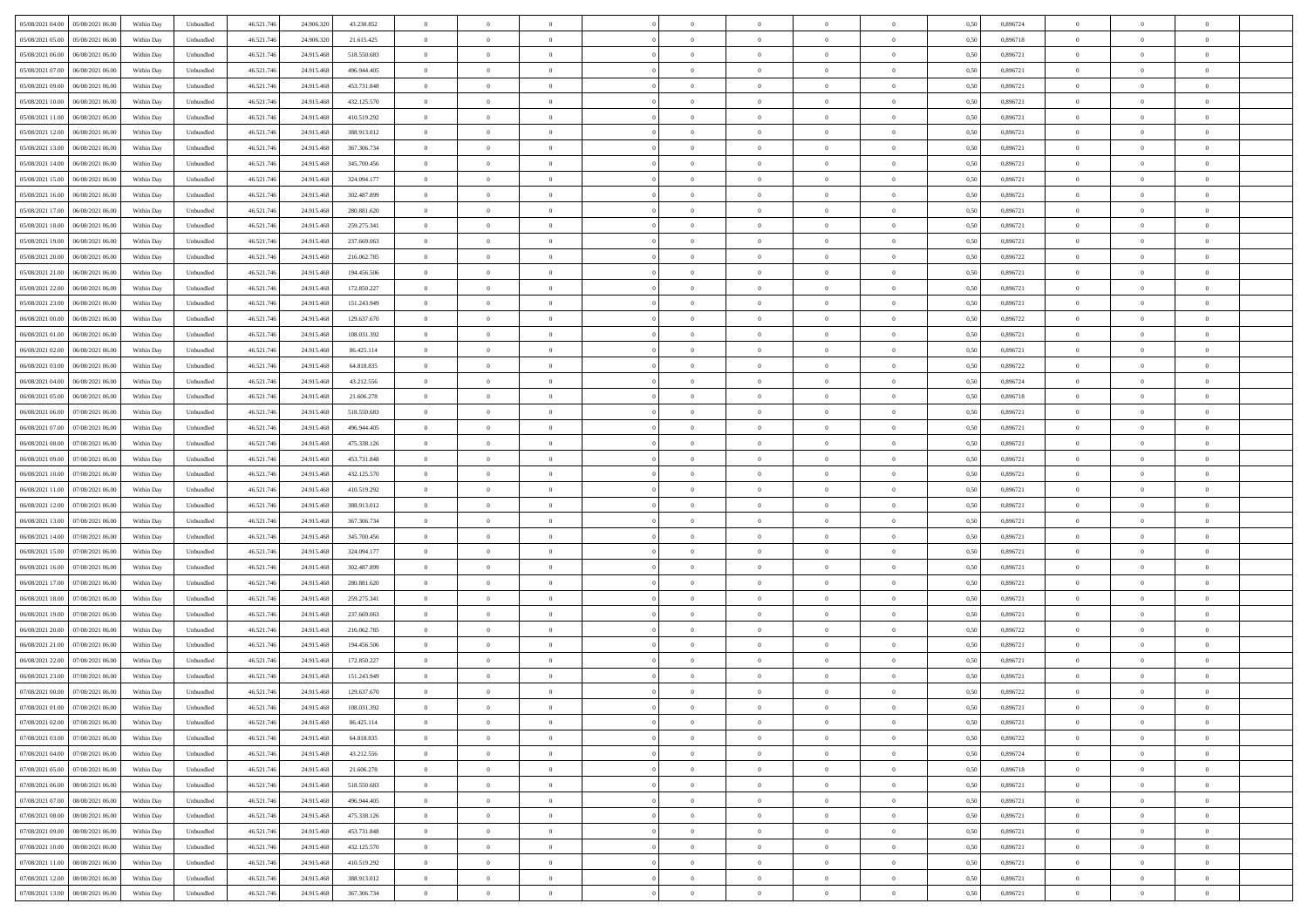| | | | | | | | | | | | | | | | | | | | | |
|---|---|---|---|---|---|---|---|---|---|---|---|---|---|---|---|---|---|---|---|---|
| 05/08/2021 04:00 | 05/08/2021 06:00 | Within Day | Unbundled | 46.521.746 | 24.906.320 | 43.230.852 | 0 | 0 | 0 | | 0 | 0 | 0 | 0 | 0,50 | 0,896724 | 0 | 0 | 0 | |
| 05/08/2021 05:00 | 05/08/2021 06:00 | Within Day | Unbundled | 46.521.746 | 24.906.320 | 21.615.425 | 0 | 0 | 0 | | 0 | 0 | 0 | 0 | 0,50 | 0,896718 | 0 | 0 | 0 | |
| 05/08/2021 06:00 | 06/08/2021 06:00 | Within Day | Unbundled | 46.521.746 | 24.915.468 | 518.550.683 | 0 | 0 | 0 | | 0 | 0 | 0 | 0 | 0,50 | 0,896721 | 0 | 0 | 0 | |
| 05/08/2021 07:00 | 06/08/2021 06:00 | Within Day | Unbundled | 46.521.746 | 24.915.468 | 496.944.405 | 0 | 0 | 0 | | 0 | 0 | 0 | 0 | 0,50 | 0,896721 | 0 | 0 | 0 | |
| 05/08/2021 09:00 | 06/08/2021 06:00 | Within Day | Unbundled | 46.521.746 | 24.915.468 | 453.731.848 | 0 | 0 | 0 | | 0 | 0 | 0 | 0 | 0,50 | 0,896721 | 0 | 0 | 0 | |
| 05/08/2021 10:00 | 06/08/2021 06:00 | Within Day | Unbundled | 46.521.746 | 24.915.468 | 432.125.570 | 0 | 0 | 0 | | 0 | 0 | 0 | 0 | 0,50 | 0,896721 | 0 | 0 | 0 | |
| 05/08/2021 11:00 | 06/08/2021 06:00 | Within Day | Unbundled | 46.521.746 | 24.915.468 | 410.519.292 | 0 | 0 | 0 | | 0 | 0 | 0 | 0 | 0,50 | 0,896721 | 0 | 0 | 0 | |
| 05/08/2021 12:00 | 06/08/2021 06:00 | Within Day | Unbundled | 46.521.746 | 24.915.468 | 388.913.012 | 0 | 0 | 0 | | 0 | 0 | 0 | 0 | 0,50 | 0,896721 | 0 | 0 | 0 | |
| 05/08/2021 13:00 | 06/08/2021 06:00 | Within Day | Unbundled | 46.521.746 | 24.915.468 | 367.306.734 | 0 | 0 | 0 | | 0 | 0 | 0 | 0 | 0,50 | 0,896721 | 0 | 0 | 0 | |
| 05/08/2021 14:00 | 06/08/2021 06:00 | Within Day | Unbundled | 46.521.746 | 24.915.468 | 345.700.456 | 0 | 0 | 0 | | 0 | 0 | 0 | 0 | 0,50 | 0,896721 | 0 | 0 | 0 | |
| 05/08/2021 15:00 | 06/08/2021 06:00 | Within Day | Unbundled | 46.521.746 | 24.915.468 | 324.094.177 | 0 | 0 | 0 | | 0 | 0 | 0 | 0 | 0,50 | 0,896721 | 0 | 0 | 0 | |
| 05/08/2021 16:00 | 06/08/2021 06:00 | Within Day | Unbundled | 46.521.746 | 24.915.468 | 302.487.899 | 0 | 0 | 0 | | 0 | 0 | 0 | 0 | 0,50 | 0,896721 | 0 | 0 | 0 | |
| 05/08/2021 17:00 | 06/08/2021 06:00 | Within Day | Unbundled | 46.521.746 | 24.915.468 | 280.881.620 | 0 | 0 | 0 | | 0 | 0 | 0 | 0 | 0,50 | 0,896721 | 0 | 0 | 0 | |
| 05/08/2021 18:00 | 06/08/2021 06:00 | Within Day | Unbundled | 46.521.746 | 24.915.468 | 259.275.341 | 0 | 0 | 0 | | 0 | 0 | 0 | 0 | 0,50 | 0,896721 | 0 | 0 | 0 | |
| 05/08/2021 19:00 | 06/08/2021 06:00 | Within Day | Unbundled | 46.521.746 | 24.915.468 | 237.669.063 | 0 | 0 | 0 | | 0 | 0 | 0 | 0 | 0,50 | 0,896721 | 0 | 0 | 0 | |
| 05/08/2021 20:00 | 06/08/2021 06:00 | Within Day | Unbundled | 46.521.746 | 24.915.468 | 216.062.785 | 0 | 0 | 0 | | 0 | 0 | 0 | 0 | 0,50 | 0,896722 | 0 | 0 | 0 | |
| 05/08/2021 21:00 | 06/08/2021 06:00 | Within Day | Unbundled | 46.521.746 | 24.915.468 | 194.456.506 | 0 | 0 | 0 | | 0 | 0 | 0 | 0 | 0,50 | 0,896721 | 0 | 0 | 0 | |
| 05/08/2021 22:00 | 06/08/2021 06:00 | Within Day | Unbundled | 46.521.746 | 24.915.468 | 172.850.227 | 0 | 0 | 0 | | 0 | 0 | 0 | 0 | 0,50 | 0,896721 | 0 | 0 | 0 | |
| 05/08/2021 23:00 | 06/08/2021 06:00 | Within Day | Unbundled | 46.521.746 | 24.915.468 | 151.243.949 | 0 | 0 | 0 | | 0 | 0 | 0 | 0 | 0,50 | 0,896721 | 0 | 0 | 0 | |
| 06/08/2021 00:00 | 06/08/2021 06:00 | Within Day | Unbundled | 46.521.746 | 24.915.468 | 129.637.670 | 0 | 0 | 0 | | 0 | 0 | 0 | 0 | 0,50 | 0,896722 | 0 | 0 | 0 | |
| 06/08/2021 01:00 | 06/08/2021 06:00 | Within Day | Unbundled | 46.521.746 | 24.915.468 | 108.031.392 | 0 | 0 | 0 | | 0 | 0 | 0 | 0 | 0,50 | 0,896721 | 0 | 0 | 0 | |
| 06/08/2021 02:00 | 06/08/2021 06:00 | Within Day | Unbundled | 46.521.746 | 24.915.468 | 86.425.114 | 0 | 0 | 0 | | 0 | 0 | 0 | 0 | 0,50 | 0,896721 | 0 | 0 | 0 | |
| 06/08/2021 03:00 | 06/08/2021 06:00 | Within Day | Unbundled | 46.521.746 | 24.915.468 | 64.818.835 | 0 | 0 | 0 | | 0 | 0 | 0 | 0 | 0,50 | 0,896722 | 0 | 0 | 0 | |
| 06/08/2021 04:00 | 06/08/2021 06:00 | Within Day | Unbundled | 46.521.746 | 24.915.468 | 43.212.556 | 0 | 0 | 0 | | 0 | 0 | 0 | 0 | 0,50 | 0,896724 | 0 | 0 | 0 | |
| 06/08/2021 05:00 | 06/08/2021 06:00 | Within Day | Unbundled | 46.521.746 | 24.915.468 | 21.606.278 | 0 | 0 | 0 | | 0 | 0 | 0 | 0 | 0,50 | 0,896718 | 0 | 0 | 0 | |
| 06/08/2021 06:00 | 07/08/2021 06:00 | Within Day | Unbundled | 46.521.746 | 24.915.468 | 518.550.683 | 0 | 0 | 0 | | 0 | 0 | 0 | 0 | 0,50 | 0,896721 | 0 | 0 | 0 | |
| 06/08/2021 07:00 | 07/08/2021 06:00 | Within Day | Unbundled | 46.521.746 | 24.915.468 | 496.944.405 | 0 | 0 | 0 | | 0 | 0 | 0 | 0 | 0,50 | 0,896721 | 0 | 0 | 0 | |
| 06/08/2021 08:00 | 07/08/2021 06:00 | Within Day | Unbundled | 46.521.746 | 24.915.468 | 475.338.126 | 0 | 0 | 0 | | 0 | 0 | 0 | 0 | 0,50 | 0,896721 | 0 | 0 | 0 | |
| 06/08/2021 09:00 | 07/08/2021 06:00 | Within Day | Unbundled | 46.521.746 | 24.915.468 | 453.731.848 | 0 | 0 | 0 | | 0 | 0 | 0 | 0 | 0,50 | 0,896721 | 0 | 0 | 0 | |
| 06/08/2021 10:00 | 07/08/2021 06:00 | Within Day | Unbundled | 46.521.746 | 24.915.468 | 432.125.570 | 0 | 0 | 0 | | 0 | 0 | 0 | 0 | 0,50 | 0,896721 | 0 | 0 | 0 | |
| 06/08/2021 11:00 | 07/08/2021 06:00 | Within Day | Unbundled | 46.521.746 | 24.915.468 | 410.519.292 | 0 | 0 | 0 | | 0 | 0 | 0 | 0 | 0,50 | 0,896721 | 0 | 0 | 0 | |
| 06/08/2021 12:00 | 07/08/2021 06:00 | Within Day | Unbundled | 46.521.746 | 24.915.468 | 388.913.012 | 0 | 0 | 0 | | 0 | 0 | 0 | 0 | 0,50 | 0,896721 | 0 | 0 | 0 | |
| 06/08/2021 13:00 | 07/08/2021 06:00 | Within Day | Unbundled | 46.521.746 | 24.915.468 | 367.306.734 | 0 | 0 | 0 | | 0 | 0 | 0 | 0 | 0,50 | 0,896721 | 0 | 0 | 0 | |
| 06/08/2021 14:00 | 07/08/2021 06:00 | Within Day | Unbundled | 46.521.746 | 24.915.468 | 345.700.456 | 0 | 0 | 0 | | 0 | 0 | 0 | 0 | 0,50 | 0,896721 | 0 | 0 | 0 | |
| 06/08/2021 15:00 | 07/08/2021 06:00 | Within Day | Unbundled | 46.521.746 | 24.915.468 | 324.094.177 | 0 | 0 | 0 | | 0 | 0 | 0 | 0 | 0,50 | 0,896721 | 0 | 0 | 0 | |
| 06/08/2021 16:00 | 07/08/2021 06:00 | Within Day | Unbundled | 46.521.746 | 24.915.468 | 302.487.899 | 0 | 0 | 0 | | 0 | 0 | 0 | 0 | 0,50 | 0,896721 | 0 | 0 | 0 | |
| 06/08/2021 17:00 | 07/08/2021 06:00 | Within Day | Unbundled | 46.521.746 | 24.915.468 | 280.881.620 | 0 | 0 | 0 | | 0 | 0 | 0 | 0 | 0,50 | 0,896721 | 0 | 0 | 0 | |
| 06/08/2021 18:00 | 07/08/2021 06:00 | Within Day | Unbundled | 46.521.746 | 24.915.468 | 259.275.341 | 0 | 0 | 0 | | 0 | 0 | 0 | 0 | 0,50 | 0,896721 | 0 | 0 | 0 | |
| 06/08/2021 19:00 | 07/08/2021 06:00 | Within Day | Unbundled | 46.521.746 | 24.915.468 | 237.669.063 | 0 | 0 | 0 | | 0 | 0 | 0 | 0 | 0,50 | 0,896721 | 0 | 0 | 0 | |
| 06/08/2021 20:00 | 07/08/2021 06:00 | Within Day | Unbundled | 46.521.746 | 24.915.468 | 216.062.785 | 0 | 0 | 0 | | 0 | 0 | 0 | 0 | 0,50 | 0,896722 | 0 | 0 | 0 | |
| 06/08/2021 21:00 | 07/08/2021 06:00 | Within Day | Unbundled | 46.521.746 | 24.915.468 | 194.456.506 | 0 | 0 | 0 | | 0 | 0 | 0 | 0 | 0,50 | 0,896721 | 0 | 0 | 0 | |
| 06/08/2021 22:00 | 07/08/2021 06:00 | Within Day | Unbundled | 46.521.746 | 24.915.468 | 172.850.227 | 0 | 0 | 0 | | 0 | 0 | 0 | 0 | 0,50 | 0,896721 | 0 | 0 | 0 | |
| 06/08/2021 23:00 | 07/08/2021 06:00 | Within Day | Unbundled | 46.521.746 | 24.915.468 | 151.243.949 | 0 | 0 | 0 | | 0 | 0 | 0 | 0 | 0,50 | 0,896721 | 0 | 0 | 0 | |
| 07/08/2021 00:00 | 07/08/2021 06:00 | Within Day | Unbundled | 46.521.746 | 24.915.468 | 129.637.670 | 0 | 0 | 0 | | 0 | 0 | 0 | 0 | 0,50 | 0,896722 | 0 | 0 | 0 | |
| 07/08/2021 01:00 | 07/08/2021 06:00 | Within Day | Unbundled | 46.521.746 | 24.915.468 | 108.031.392 | 0 | 0 | 0 | | 0 | 0 | 0 | 0 | 0,50 | 0,896721 | 0 | 0 | 0 | |
| 07/08/2021 02:00 | 07/08/2021 06:00 | Within Day | Unbundled | 46.521.746 | 24.915.468 | 86.425.114 | 0 | 0 | 0 | | 0 | 0 | 0 | 0 | 0,50 | 0,896721 | 0 | 0 | 0 | |
| 07/08/2021 03:00 | 07/08/2021 06:00 | Within Day | Unbundled | 46.521.746 | 24.915.468 | 64.818.835 | 0 | 0 | 0 | | 0 | 0 | 0 | 0 | 0,50 | 0,896722 | 0 | 0 | 0 | |
| 07/08/2021 04:00 | 07/08/2021 06:00 | Within Day | Unbundled | 46.521.746 | 24.915.468 | 43.212.556 | 0 | 0 | 0 | | 0 | 0 | 0 | 0 | 0,50 | 0,896724 | 0 | 0 | 0 | |
| 07/08/2021 05:00 | 07/08/2021 06:00 | Within Day | Unbundled | 46.521.746 | 24.915.468 | 21.606.278 | 0 | 0 | 0 | | 0 | 0 | 0 | 0 | 0,50 | 0,896718 | 0 | 0 | 0 | |
| 07/08/2021 06:00 | 08/08/2021 06:00 | Within Day | Unbundled | 46.521.746 | 24.915.468 | 518.550.683 | 0 | 0 | 0 | | 0 | 0 | 0 | 0 | 0,50 | 0,896721 | 0 | 0 | 0 | |
| 07/08/2021 07:00 | 08/08/2021 06:00 | Within Day | Unbundled | 46.521.746 | 24.915.468 | 496.944.405 | 0 | 0 | 0 | | 0 | 0 | 0 | 0 | 0,50 | 0,896721 | 0 | 0 | 0 | |
| 07/08/2021 08:00 | 08/08/2021 06:00 | Within Day | Unbundled | 46.521.746 | 24.915.468 | 475.338.126 | 0 | 0 | 0 | | 0 | 0 | 0 | 0 | 0,50 | 0,896721 | 0 | 0 | 0 | |
| 07/08/2021 09:00 | 08/08/2021 06:00 | Within Day | Unbundled | 46.521.746 | 24.915.468 | 453.731.848 | 0 | 0 | 0 | | 0 | 0 | 0 | 0 | 0,50 | 0,896721 | 0 | 0 | 0 | |
| 07/08/2021 10:00 | 08/08/2021 06:00 | Within Day | Unbundled | 46.521.746 | 24.915.468 | 432.125.570 | 0 | 0 | 0 | | 0 | 0 | 0 | 0 | 0,50 | 0,896721 | 0 | 0 | 0 | |
| 07/08/2021 11:00 | 08/08/2021 06:00 | Within Day | Unbundled | 46.521.746 | 24.915.468 | 410.519.292 | 0 | 0 | 0 | | 0 | 0 | 0 | 0 | 0,50 | 0,896721 | 0 | 0 | 0 | |
| 07/08/2021 12:00 | 08/08/2021 06:00 | Within Day | Unbundled | 46.521.746 | 24.915.468 | 388.913.012 | 0 | 0 | 0 | | 0 | 0 | 0 | 0 | 0,50 | 0,896721 | 0 | 0 | 0 | |
| 07/08/2021 13:00 | 08/08/2021 06:00 | Within Day | Unbundled | 46.521.746 | 24.915.468 | 367.306.734 | 0 | 0 | 0 | | 0 | 0 | 0 | 0 | 0,50 | 0,896721 | 0 | 0 | 0 | |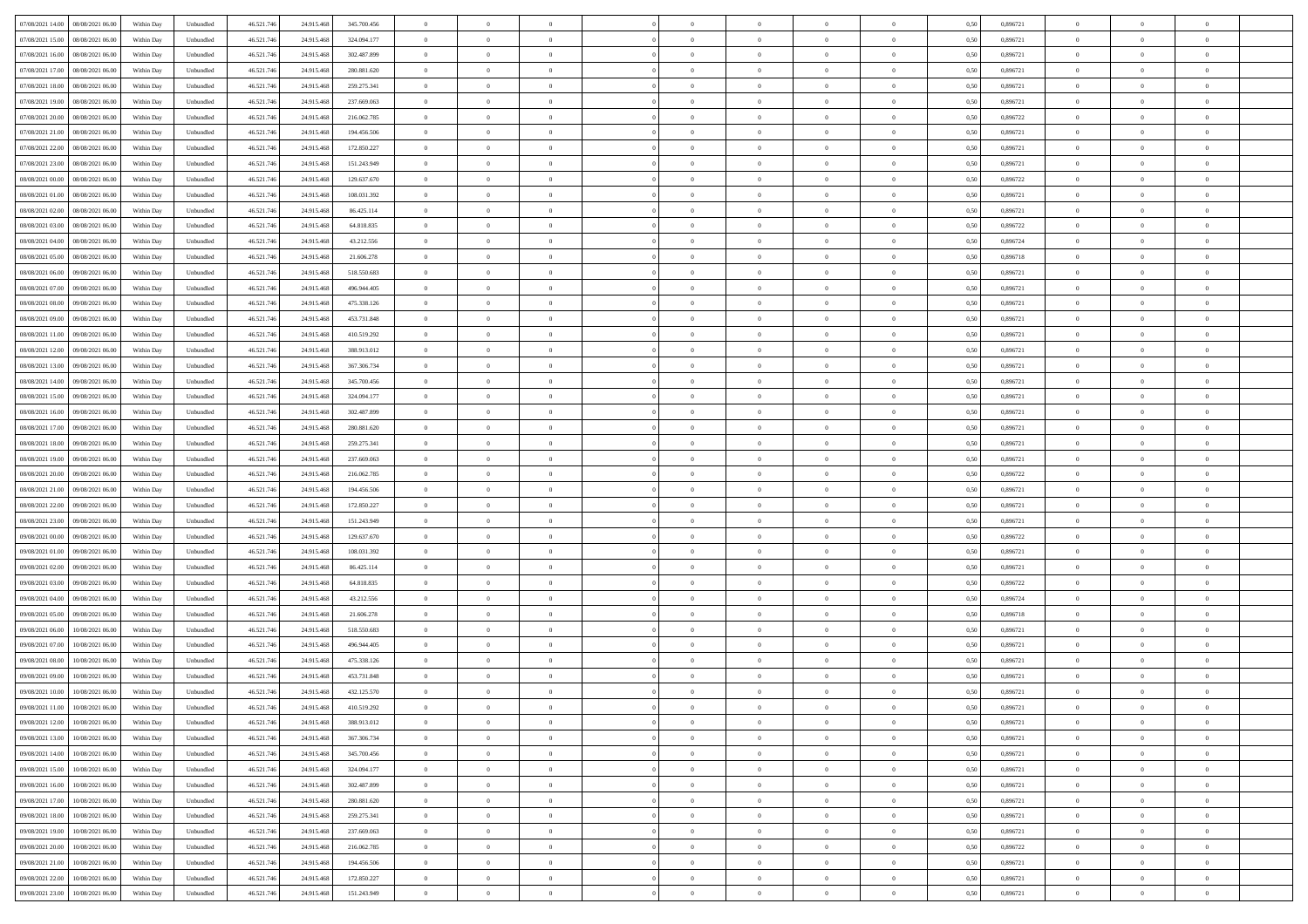| | | | | | | | | | | | | | | | | | | | | |
|---|---|---|---|---|---|---|---|---|---|---|---|---|---|---|---|---|---|---|---|---|
| 07/08/2021 14:00 | 08/08/2021 06:00 | Within Day | Unbundled | 46.521.746 | 24.915.468 | 345.700.456 | 0 | 0 | 0 | | 0 | 0 | 0 | 0 | 0,50 | 0,896721 | 0 | 0 | 0 | |
| 07/08/2021 15:00 | 08/08/2021 06:00 | Within Day | Unbundled | 46.521.746 | 24.915.468 | 324.094.177 | 0 | 0 | 0 | | 0 | 0 | 0 | 0 | 0,50 | 0,896721 | 0 | 0 | 0 | |
| 07/08/2021 16:00 | 08/08/2021 06:00 | Within Day | Unbundled | 46.521.746 | 24.915.468 | 302.487.899 | 0 | 0 | 0 | | 0 | 0 | 0 | 0 | 0,50 | 0,896721 | 0 | 0 | 0 | |
| 07/08/2021 17:00 | 08/08/2021 06:00 | Within Day | Unbundled | 46.521.746 | 24.915.468 | 280.881.620 | 0 | 0 | 0 | | 0 | 0 | 0 | 0 | 0,50 | 0,896721 | 0 | 0 | 0 | |
| 07/08/2021 18:00 | 08/08/2021 06:00 | Within Day | Unbundled | 46.521.746 | 24.915.468 | 259.275.341 | 0 | 0 | 0 | | 0 | 0 | 0 | 0 | 0,50 | 0,896721 | 0 | 0 | 0 | |
| 07/08/2021 19:00 | 08/08/2021 06:00 | Within Day | Unbundled | 46.521.746 | 24.915.468 | 237.669.063 | 0 | 0 | 0 | | 0 | 0 | 0 | 0 | 0,50 | 0,896721 | 0 | 0 | 0 | |
| 07/08/2021 20:00 | 08/08/2021 06:00 | Within Day | Unbundled | 46.521.746 | 24.915.468 | 216.062.785 | 0 | 0 | 0 | | 0 | 0 | 0 | 0 | 0,50 | 0,896722 | 0 | 0 | 0 | |
| 07/08/2021 21:00 | 08/08/2021 06:00 | Within Day | Unbundled | 46.521.746 | 24.915.468 | 194.456.506 | 0 | 0 | 0 | | 0 | 0 | 0 | 0 | 0,50 | 0,896721 | 0 | 0 | 0 | |
| 07/08/2021 22:00 | 08/08/2021 06:00 | Within Day | Unbundled | 46.521.746 | 24.915.468 | 172.850.227 | 0 | 0 | 0 | | 0 | 0 | 0 | 0 | 0,50 | 0,896721 | 0 | 0 | 0 | |
| 07/08/2021 23:00 | 08/08/2021 06:00 | Within Day | Unbundled | 46.521.746 | 24.915.468 | 151.243.949 | 0 | 0 | 0 | | 0 | 0 | 0 | 0 | 0,50 | 0,896721 | 0 | 0 | 0 | |
| 08/08/2021 00:00 | 08/08/2021 06:00 | Within Day | Unbundled | 46.521.746 | 24.915.468 | 129.637.670 | 0 | 0 | 0 | | 0 | 0 | 0 | 0 | 0,50 | 0,896722 | 0 | 0 | 0 | |
| 08/08/2021 01:00 | 08/08/2021 06:00 | Within Day | Unbundled | 46.521.746 | 24.915.468 | 108.031.392 | 0 | 0 | 0 | | 0 | 0 | 0 | 0 | 0,50 | 0,896721 | 0 | 0 | 0 | |
| 08/08/2021 02:00 | 08/08/2021 06:00 | Within Day | Unbundled | 46.521.746 | 24.915.468 | 86.425.114 | 0 | 0 | 0 | | 0 | 0 | 0 | 0 | 0,50 | 0,896721 | 0 | 0 | 0 | |
| 08/08/2021 03:00 | 08/08/2021 06:00 | Within Day | Unbundled | 46.521.746 | 24.915.468 | 64.818.835 | 0 | 0 | 0 | | 0 | 0 | 0 | 0 | 0,50 | 0,896722 | 0 | 0 | 0 | |
| 08/08/2021 04:00 | 08/08/2021 06:00 | Within Day | Unbundled | 46.521.746 | 24.915.468 | 43.212.556 | 0 | 0 | 0 | | 0 | 0 | 0 | 0 | 0,50 | 0,896724 | 0 | 0 | 0 | |
| 08/08/2021 05:00 | 08/08/2021 06:00 | Within Day | Unbundled | 46.521.746 | 24.915.468 | 21.606.278 | 0 | 0 | 0 | | 0 | 0 | 0 | 0 | 0,50 | 0,896718 | 0 | 0 | 0 | |
| 08/08/2021 06:00 | 09/08/2021 06:00 | Within Day | Unbundled | 46.521.746 | 24.915.468 | 518.550.683 | 0 | 0 | 0 | | 0 | 0 | 0 | 0 | 0,50 | 0,896721 | 0 | 0 | 0 | |
| 08/08/2021 07:00 | 09/08/2021 06:00 | Within Day | Unbundled | 46.521.746 | 24.915.468 | 496.944.405 | 0 | 0 | 0 | | 0 | 0 | 0 | 0 | 0,50 | 0,896721 | 0 | 0 | 0 | |
| 08/08/2021 08:00 | 09/08/2021 06:00 | Within Day | Unbundled | 46.521.746 | 24.915.468 | 475.338.126 | 0 | 0 | 0 | | 0 | 0 | 0 | 0 | 0,50 | 0,896721 | 0 | 0 | 0 | |
| 08/08/2021 09:00 | 09/08/2021 06:00 | Within Day | Unbundled | 46.521.746 | 24.915.468 | 453.731.848 | 0 | 0 | 0 | | 0 | 0 | 0 | 0 | 0,50 | 0,896721 | 0 | 0 | 0 | |
| 08/08/2021 11:00 | 09/08/2021 06:00 | Within Day | Unbundled | 46.521.746 | 24.915.468 | 410.519.292 | 0 | 0 | 0 | | 0 | 0 | 0 | 0 | 0,50 | 0,896721 | 0 | 0 | 0 | |
| 08/08/2021 12:00 | 09/08/2021 06:00 | Within Day | Unbundled | 46.521.746 | 24.915.468 | 388.913.012 | 0 | 0 | 0 | | 0 | 0 | 0 | 0 | 0,50 | 0,896721 | 0 | 0 | 0 | |
| 08/08/2021 13:00 | 09/08/2021 06:00 | Within Day | Unbundled | 46.521.746 | 24.915.468 | 367.306.734 | 0 | 0 | 0 | | 0 | 0 | 0 | 0 | 0,50 | 0,896721 | 0 | 0 | 0 | |
| 08/08/2021 14:00 | 09/08/2021 06:00 | Within Day | Unbundled | 46.521.746 | 24.915.468 | 345.700.456 | 0 | 0 | 0 | | 0 | 0 | 0 | 0 | 0,50 | 0,896721 | 0 | 0 | 0 | |
| 08/08/2021 15:00 | 09/08/2021 06:00 | Within Day | Unbundled | 46.521.746 | 24.915.468 | 324.094.177 | 0 | 0 | 0 | | 0 | 0 | 0 | 0 | 0,50 | 0,896721 | 0 | 0 | 0 | |
| 08/08/2021 16:00 | 09/08/2021 06:00 | Within Day | Unbundled | 46.521.746 | 24.915.468 | 302.487.899 | 0 | 0 | 0 | | 0 | 0 | 0 | 0 | 0,50 | 0,896721 | 0 | 0 | 0 | |
| 08/08/2021 17:00 | 09/08/2021 06:00 | Within Day | Unbundled | 46.521.746 | 24.915.468 | 280.881.620 | 0 | 0 | 0 | | 0 | 0 | 0 | 0 | 0,50 | 0,896721 | 0 | 0 | 0 | |
| 08/08/2021 18:00 | 09/08/2021 06:00 | Within Day | Unbundled | 46.521.746 | 24.915.468 | 259.275.341 | 0 | 0 | 0 | | 0 | 0 | 0 | 0 | 0,50 | 0,896721 | 0 | 0 | 0 | |
| 08/08/2021 19:00 | 09/08/2021 06:00 | Within Day | Unbundled | 46.521.746 | 24.915.468 | 237.669.063 | 0 | 0 | 0 | | 0 | 0 | 0 | 0 | 0,50 | 0,896721 | 0 | 0 | 0 | |
| 08/08/2021 20:00 | 09/08/2021 06:00 | Within Day | Unbundled | 46.521.746 | 24.915.468 | 216.062.785 | 0 | 0 | 0 | | 0 | 0 | 0 | 0 | 0,50 | 0,896722 | 0 | 0 | 0 | |
| 08/08/2021 21:00 | 09/08/2021 06:00 | Within Day | Unbundled | 46.521.746 | 24.915.468 | 194.456.506 | 0 | 0 | 0 | | 0 | 0 | 0 | 0 | 0,50 | 0,896721 | 0 | 0 | 0 | |
| 08/08/2021 22:00 | 09/08/2021 06:00 | Within Day | Unbundled | 46.521.746 | 24.915.468 | 172.850.227 | 0 | 0 | 0 | | 0 | 0 | 0 | 0 | 0,50 | 0,896721 | 0 | 0 | 0 | |
| 08/08/2021 23:00 | 09/08/2021 06:00 | Within Day | Unbundled | 46.521.746 | 24.915.468 | 151.243.949 | 0 | 0 | 0 | | 0 | 0 | 0 | 0 | 0,50 | 0,896721 | 0 | 0 | 0 | |
| 09/08/2021 00:00 | 09/08/2021 06:00 | Within Day | Unbundled | 46.521.746 | 24.915.468 | 129.637.670 | 0 | 0 | 0 | | 0 | 0 | 0 | 0 | 0,50 | 0,896722 | 0 | 0 | 0 | |
| 09/08/2021 01:00 | 09/08/2021 06:00 | Within Day | Unbundled | 46.521.746 | 24.915.468 | 108.031.392 | 0 | 0 | 0 | | 0 | 0 | 0 | 0 | 0,50 | 0,896721 | 0 | 0 | 0 | |
| 09/08/2021 02:00 | 09/08/2021 06:00 | Within Day | Unbundled | 46.521.746 | 24.915.468 | 86.425.114 | 0 | 0 | 0 | | 0 | 0 | 0 | 0 | 0,50 | 0,896721 | 0 | 0 | 0 | |
| 09/08/2021 03:00 | 09/08/2021 06:00 | Within Day | Unbundled | 46.521.746 | 24.915.468 | 64.818.835 | 0 | 0 | 0 | | 0 | 0 | 0 | 0 | 0,50 | 0,896722 | 0 | 0 | 0 | |
| 09/08/2021 04:00 | 09/08/2021 06:00 | Within Day | Unbundled | 46.521.746 | 24.915.468 | 43.212.556 | 0 | 0 | 0 | | 0 | 0 | 0 | 0 | 0,50 | 0,896724 | 0 | 0 | 0 | |
| 09/08/2021 05:00 | 09/08/2021 06:00 | Within Day | Unbundled | 46.521.746 | 24.915.468 | 21.606.278 | 0 | 0 | 0 | | 0 | 0 | 0 | 0 | 0,50 | 0,896718 | 0 | 0 | 0 | |
| 09/08/2021 06:00 | 10/08/2021 06:00 | Within Day | Unbundled | 46.521.746 | 24.915.468 | 518.550.683 | 0 | 0 | 0 | | 0 | 0 | 0 | 0 | 0,50 | 0,896721 | 0 | 0 | 0 | |
| 09/08/2021 07:00 | 10/08/2021 06:00 | Within Day | Unbundled | 46.521.746 | 24.915.468 | 496.944.405 | 0 | 0 | 0 | | 0 | 0 | 0 | 0 | 0,50 | 0,896721 | 0 | 0 | 0 | |
| 09/08/2021 08:00 | 10/08/2021 06:00 | Within Day | Unbundled | 46.521.746 | 24.915.468 | 475.338.126 | 0 | 0 | 0 | | 0 | 0 | 0 | 0 | 0,50 | 0,896721 | 0 | 0 | 0 | |
| 09/08/2021 09:00 | 10/08/2021 06:00 | Within Day | Unbundled | 46.521.746 | 24.915.468 | 453.731.848 | 0 | 0 | 0 | | 0 | 0 | 0 | 0 | 0,50 | 0,896721 | 0 | 0 | 0 | |
| 09/08/2021 10:00 | 10/08/2021 06:00 | Within Day | Unbundled | 46.521.746 | 24.915.468 | 432.125.570 | 0 | 0 | 0 | | 0 | 0 | 0 | 0 | 0,50 | 0,896721 | 0 | 0 | 0 | |
| 09/08/2021 11:00 | 10/08/2021 06:00 | Within Day | Unbundled | 46.521.746 | 24.915.468 | 410.519.292 | 0 | 0 | 0 | | 0 | 0 | 0 | 0 | 0,50 | 0,896721 | 0 | 0 | 0 | |
| 09/08/2021 12:00 | 10/08/2021 06:00 | Within Day | Unbundled | 46.521.746 | 24.915.468 | 388.913.012 | 0 | 0 | 0 | | 0 | 0 | 0 | 0 | 0,50 | 0,896721 | 0 | 0 | 0 | |
| 09/08/2021 13:00 | 10/08/2021 06:00 | Within Day | Unbundled | 46.521.746 | 24.915.468 | 367.306.734 | 0 | 0 | 0 | | 0 | 0 | 0 | 0 | 0,50 | 0,896721 | 0 | 0 | 0 | |
| 09/08/2021 14:00 | 10/08/2021 06:00 | Within Day | Unbundled | 46.521.746 | 24.915.468 | 345.700.456 | 0 | 0 | 0 | | 0 | 0 | 0 | 0 | 0,50 | 0,896721 | 0 | 0 | 0 | |
| 09/08/2021 15:00 | 10/08/2021 06:00 | Within Day | Unbundled | 46.521.746 | 24.915.468 | 324.094.177 | 0 | 0 | 0 | | 0 | 0 | 0 | 0 | 0,50 | 0,896721 | 0 | 0 | 0 | |
| 09/08/2021 16:00 | 10/08/2021 06:00 | Within Day | Unbundled | 46.521.746 | 24.915.468 | 302.487.899 | 0 | 0 | 0 | | 0 | 0 | 0 | 0 | 0,50 | 0,896721 | 0 | 0 | 0 | |
| 09/08/2021 17:00 | 10/08/2021 06:00 | Within Day | Unbundled | 46.521.746 | 24.915.468 | 280.881.620 | 0 | 0 | 0 | | 0 | 0 | 0 | 0 | 0,50 | 0,896721 | 0 | 0 | 0 | |
| 09/08/2021 18:00 | 10/08/2021 06:00 | Within Day | Unbundled | 46.521.746 | 24.915.468 | 259.275.341 | 0 | 0 | 0 | | 0 | 0 | 0 | 0 | 0,50 | 0,896721 | 0 | 0 | 0 | |
| 09/08/2021 19:00 | 10/08/2021 06:00 | Within Day | Unbundled | 46.521.746 | 24.915.468 | 237.669.063 | 0 | 0 | 0 | | 0 | 0 | 0 | 0 | 0,50 | 0,896721 | 0 | 0 | 0 | |
| 09/08/2021 20:00 | 10/08/2021 06:00 | Within Day | Unbundled | 46.521.746 | 24.915.468 | 216.062.785 | 0 | 0 | 0 | | 0 | 0 | 0 | 0 | 0,50 | 0,896722 | 0 | 0 | 0 | |
| 09/08/2021 21:00 | 10/08/2021 06:00 | Within Day | Unbundled | 46.521.746 | 24.915.468 | 194.456.506 | 0 | 0 | 0 | | 0 | 0 | 0 | 0 | 0,50 | 0,896721 | 0 | 0 | 0 | |
| 09/08/2021 22:00 | 10/08/2021 06:00 | Within Day | Unbundled | 46.521.746 | 24.915.468 | 172.850.227 | 0 | 0 | 0 | | 0 | 0 | 0 | 0 | 0,50 | 0,896721 | 0 | 0 | 0 | |
| 09/08/2021 23:00 | 10/08/2021 06:00 | Within Day | Unbundled | 46.521.746 | 24.915.468 | 151.243.949 | 0 | 0 | 0 | | 0 | 0 | 0 | 0 | 0,50 | 0,896721 | 0 | 0 | 0 | |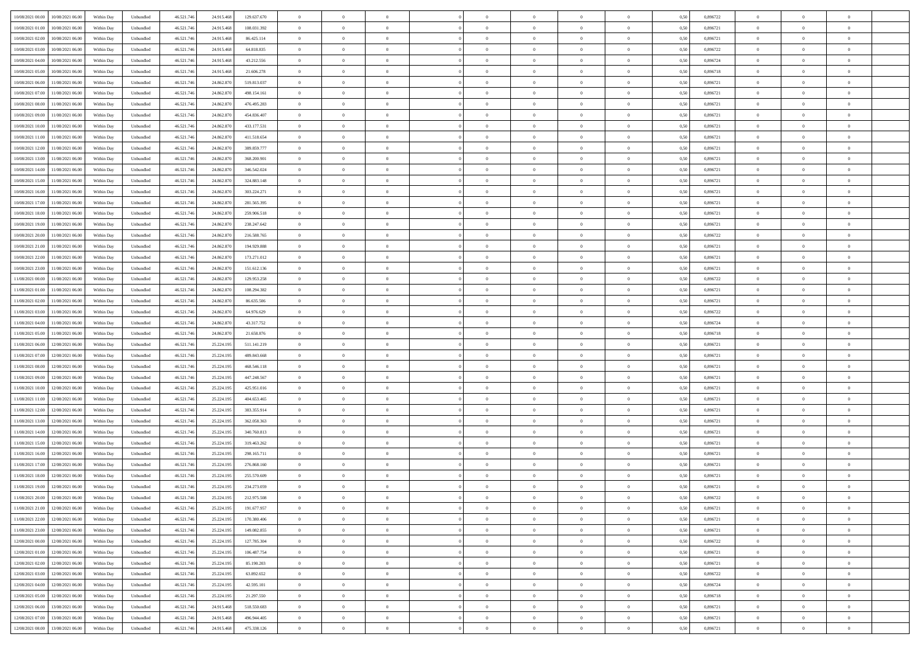| | | | | | | | | | | | | | | | | | | | | | |
|---|---|---|---|---|---|---|---|---|---|---|---|---|---|---|---|---|---|---|---|---|---|
| 10/08/2021 00.00 | 10/08/2021 06.00 | Within Day | Unbundled | 46.521.746 | 24.915.468 | 129.637.670 | 0 | 0 | 0 | | 0 | 0 | 0 | 0 | 0 | 0,50 | 0,896722 | 0 | 0 | 0 | |
| 10/08/2021 01.00 | 10/08/2021 06.00 | Within Day | Unbundled | 46.521.746 | 24.915.468 | 108.031.392 | 0 | 0 | 0 | | 0 | 0 | 0 | 0 | 0 | 0,50 | 0,896721 | 0 | 0 | 0 | |
| 10/08/2021 02.00 | 10/08/2021 06.00 | Within Day | Unbundled | 46.521.746 | 24.915.468 | 86.425.114 | 0 | 0 | 0 | | 0 | 0 | 0 | 0 | 0 | 0,50 | 0,896721 | 0 | 0 | 0 | |
| 10/08/2021 03.00 | 10/08/2021 06.00 | Within Day | Unbundled | 46.521.746 | 24.915.468 | 64.818.835 | 0 | 0 | 0 | | 0 | 0 | 0 | 0 | 0 | 0,50 | 0,896722 | 0 | 0 | 0 | |
| 10/08/2021 04.00 | 10/08/2021 06.00 | Within Day | Unbundled | 46.521.746 | 24.915.468 | 43.212.556 | 0 | 0 | 0 | | 0 | 0 | 0 | 0 | 0 | 0,50 | 0,896724 | 0 | 0 | 0 | |
| 10/08/2021 05.00 | 10/08/2021 06.00 | Within Day | Unbundled | 46.521.746 | 24.915.468 | 21.606.278 | 0 | 0 | 0 | | 0 | 0 | 0 | 0 | 0 | 0,50 | 0,896718 | 0 | 0 | 0 | |
| 10/08/2021 06.00 | 11/08/2021 06.00 | Within Day | Unbundled | 46.521.746 | 24.862.870 | 519.813.037 | 0 | 0 | 0 | | 0 | 0 | 0 | 0 | 0 | 0,50 | 0,896721 | 0 | 0 | 0 | |
| 10/08/2021 07.00 | 11/08/2021 06.00 | Within Day | Unbundled | 46.521.746 | 24.862.870 | 498.154.161 | 0 | 0 | 0 | | 0 | 0 | 0 | 0 | 0 | 0,50 | 0,896721 | 0 | 0 | 0 | |
| 10/08/2021 08.00 | 11/08/2021 06.00 | Within Day | Unbundled | 46.521.746 | 24.862.870 | 476.495.283 | 0 | 0 | 0 | | 0 | 0 | 0 | 0 | 0 | 0,50 | 0,896721 | 0 | 0 | 0 | |
| 10/08/2021 09.00 | 11/08/2021 06.00 | Within Day | Unbundled | 46.521.746 | 24.862.870 | 454.836.407 | 0 | 0 | 0 | | 0 | 0 | 0 | 0 | 0 | 0,50 | 0,896721 | 0 | 0 | 0 | |
| 10/08/2021 10.00 | 11/08/2021 06.00 | Within Day | Unbundled | 46.521.746 | 24.862.870 | 433.177.531 | 0 | 0 | 0 | | 0 | 0 | 0 | 0 | 0 | 0,50 | 0,896721 | 0 | 0 | 0 | |
| 10/08/2021 11.00 | 11/08/2021 06.00 | Within Day | Unbundled | 46.521.746 | 24.862.870 | 411.518.654 | 0 | 0 | 0 | | 0 | 0 | 0 | 0 | 0 | 0,50 | 0,896721 | 0 | 0 | 0 | |
| 10/08/2021 12.00 | 11/08/2021 06.00 | Within Day | Unbundled | 46.521.746 | 24.862.870 | 389.859.777 | 0 | 0 | 0 | | 0 | 0 | 0 | 0 | 0 | 0,50 | 0,896721 | 0 | 0 | 0 | |
| 10/08/2021 13.00 | 11/08/2021 06.00 | Within Day | Unbundled | 46.521.746 | 24.862.870 | 368.200.901 | 0 | 0 | 0 | | 0 | 0 | 0 | 0 | 0 | 0,50 | 0,896721 | 0 | 0 | 0 | |
| 10/08/2021 14.00 | 11/08/2021 06.00 | Within Day | Unbundled | 46.521.746 | 24.862.870 | 346.542.024 | 0 | 0 | 0 | | 0 | 0 | 0 | 0 | 0 | 0,50 | 0,896721 | 0 | 0 | 0 | |
| 10/08/2021 15.00 | 11/08/2021 06.00 | Within Day | Unbundled | 46.521.746 | 24.862.870 | 324.883.148 | 0 | 0 | 0 | | 0 | 0 | 0 | 0 | 0 | 0,50 | 0,896721 | 0 | 0 | 0 | |
| 10/08/2021 16.00 | 11/08/2021 06.00 | Within Day | Unbundled | 46.521.746 | 24.862.870 | 303.224.271 | 0 | 0 | 0 | | 0 | 0 | 0 | 0 | 0 | 0,50 | 0,896721 | 0 | 0 | 0 | |
| 10/08/2021 17.00 | 11/08/2021 06.00 | Within Day | Unbundled | 46.521.746 | 24.862.870 | 281.565.395 | 0 | 0 | 0 | | 0 | 0 | 0 | 0 | 0 | 0,50 | 0,896721 | 0 | 0 | 0 | |
| 10/08/2021 18.00 | 11/08/2021 06.00 | Within Day | Unbundled | 46.521.746 | 24.862.870 | 259.906.518 | 0 | 0 | 0 | | 0 | 0 | 0 | 0 | 0 | 0,50 | 0,896721 | 0 | 0 | 0 | |
| 10/08/2021 19.00 | 11/08/2021 06.00 | Within Day | Unbundled | 46.521.746 | 24.862.870 | 238.247.642 | 0 | 0 | 0 | | 0 | 0 | 0 | 0 | 0 | 0,50 | 0,896721 | 0 | 0 | 0 | |
| 10/08/2021 20.00 | 11/08/2021 06.00 | Within Day | Unbundled | 46.521.746 | 24.862.870 | 216.588.765 | 0 | 0 | 0 | | 0 | 0 | 0 | 0 | 0 | 0,50 | 0,896722 | 0 | 0 | 0 | |
| 10/08/2021 21.00 | 11/08/2021 06.00 | Within Day | Unbundled | 46.521.746 | 24.862.870 | 194.929.888 | 0 | 0 | 0 | | 0 | 0 | 0 | 0 | 0 | 0,50 | 0,896721 | 0 | 0 | 0 | |
| 10/08/2021 22.00 | 11/08/2021 06.00 | Within Day | Unbundled | 46.521.746 | 24.862.870 | 173.271.012 | 0 | 0 | 0 | | 0 | 0 | 0 | 0 | 0 | 0,50 | 0,896721 | 0 | 0 | 0 | |
| 10/08/2021 23.00 | 11/08/2021 06.00 | Within Day | Unbundled | 46.521.746 | 24.862.870 | 151.612.136 | 0 | 0 | 0 | | 0 | 0 | 0 | 0 | 0 | 0,50 | 0,896721 | 0 | 0 | 0 | |
| 11/08/2021 00.00 | 11/08/2021 06.00 | Within Day | Unbundled | 46.521.746 | 24.862.870 | 129.953.258 | 0 | 0 | 0 | | 0 | 0 | 0 | 0 | 0 | 0,50 | 0,896722 | 0 | 0 | 0 | |
| 11/08/2021 01.00 | 11/08/2021 06.00 | Within Day | Unbundled | 46.521.746 | 24.862.870 | 108.294.382 | 0 | 0 | 0 | | 0 | 0 | 0 | 0 | 0 | 0,50 | 0,896721 | 0 | 0 | 0 | |
| 11/08/2021 02.00 | 11/08/2021 06.00 | Within Day | Unbundled | 46.521.746 | 24.862.870 | 86.635.506 | 0 | 0 | 0 | | 0 | 0 | 0 | 0 | 0 | 0,50 | 0,896721 | 0 | 0 | 0 | |
| 11/08/2021 03.00 | 11/08/2021 06.00 | Within Day | Unbundled | 46.521.746 | 24.862.870 | 64.976.629 | 0 | 0 | 0 | | 0 | 0 | 0 | 0 | 0 | 0,50 | 0,896722 | 0 | 0 | 0 | |
| 11/08/2021 04.00 | 11/08/2021 06.00 | Within Day | Unbundled | 46.521.746 | 24.862.870 | 43.317.752 | 0 | 0 | 0 | | 0 | 0 | 0 | 0 | 0 | 0,50 | 0,896724 | 0 | 0 | 0 | |
| 11/08/2021 05.00 | 11/08/2021 06.00 | Within Day | Unbundled | 46.521.746 | 24.862.870 | 21.658.876 | 0 | 0 | 0 | | 0 | 0 | 0 | 0 | 0 | 0,50 | 0,896718 | 0 | 0 | 0 | |
| 11/08/2021 06.00 | 12/08/2021 06.00 | Within Day | Unbundled | 46.521.746 | 25.224.195 | 511.141.219 | 0 | 0 | 0 | | 0 | 0 | 0 | 0 | 0 | 0,50 | 0,896721 | 0 | 0 | 0 | |
| 11/08/2021 07.00 | 12/08/2021 06.00 | Within Day | Unbundled | 46.521.746 | 25.224.195 | 489.843.668 | 0 | 0 | 0 | | 0 | 0 | 0 | 0 | 0 | 0,50 | 0,896721 | 0 | 0 | 0 | |
| 11/08/2021 08.00 | 12/08/2021 06.00 | Within Day | Unbundled | 46.521.746 | 25.224.195 | 468.546.118 | 0 | 0 | 0 | | 0 | 0 | 0 | 0 | 0 | 0,50 | 0,896721 | 0 | 0 | 0 | |
| 11/08/2021 09.00 | 12/08/2021 06.00 | Within Day | Unbundled | 46.521.746 | 25.224.195 | 447.248.567 | 0 | 0 | 0 | | 0 | 0 | 0 | 0 | 0 | 0,50 | 0,896721 | 0 | 0 | 0 | |
| 11/08/2021 10.00 | 12/08/2021 06.00 | Within Day | Unbundled | 46.521.746 | 25.224.195 | 425.951.016 | 0 | 0 | 0 | | 0 | 0 | 0 | 0 | 0 | 0,50 | 0,896721 | 0 | 0 | 0 | |
| 11/08/2021 11.00 | 12/08/2021 06.00 | Within Day | Unbundled | 46.521.746 | 25.224.195 | 404.653.465 | 0 | 0 | 0 | | 0 | 0 | 0 | 0 | 0 | 0,50 | 0,896721 | 0 | 0 | 0 | |
| 11/08/2021 12.00 | 12/08/2021 06.00 | Within Day | Unbundled | 46.521.746 | 25.224.195 | 383.355.914 | 0 | 0 | 0 | | 0 | 0 | 0 | 0 | 0 | 0,50 | 0,896721 | 0 | 0 | 0 | |
| 11/08/2021 13.00 | 12/08/2021 06.00 | Within Day | Unbundled | 46.521.746 | 25.224.195 | 362.058.363 | 0 | 0 | 0 | | 0 | 0 | 0 | 0 | 0 | 0,50 | 0,896721 | 0 | 0 | 0 | |
| 11/08/2021 14.00 | 12/08/2021 06.00 | Within Day | Unbundled | 46.521.746 | 25.224.195 | 340.760.813 | 0 | 0 | 0 | | 0 | 0 | 0 | 0 | 0 | 0,50 | 0,896721 | 0 | 0 | 0 | |
| 11/08/2021 15.00 | 12/08/2021 06.00 | Within Day | Unbundled | 46.521.746 | 25.224.195 | 319.463.262 | 0 | 0 | 0 | | 0 | 0 | 0 | 0 | 0 | 0,50 | 0,896721 | 0 | 0 | 0 | |
| 11/08/2021 16.00 | 12/08/2021 06.00 | Within Day | Unbundled | 46.521.746 | 25.224.195 | 298.165.711 | 0 | 0 | 0 | | 0 | 0 | 0 | 0 | 0 | 0,50 | 0,896721 | 0 | 0 | 0 | |
| 11/08/2021 17.00 | 12/08/2021 06.00 | Within Day | Unbundled | 46.521.746 | 25.224.195 | 276.868.160 | 0 | 0 | 0 | | 0 | 0 | 0 | 0 | 0 | 0,50 | 0,896721 | 0 | 0 | 0 | |
| 11/08/2021 18.00 | 12/08/2021 06.00 | Within Day | Unbundled | 46.521.746 | 25.224.195 | 255.570.609 | 0 | 0 | 0 | | 0 | 0 | 0 | 0 | 0 | 0,50 | 0,896721 | 0 | 0 | 0 | |
| 11/08/2021 19.00 | 12/08/2021 06.00 | Within Day | Unbundled | 46.521.746 | 25.224.195 | 234.273.059 | 0 | 0 | 0 | | 0 | 0 | 0 | 0 | 0 | 0,50 | 0,896721 | 0 | 0 | 0 | |
| 11/08/2021 20.00 | 12/08/2021 06.00 | Within Day | Unbundled | 46.521.746 | 25.224.195 | 212.975.508 | 0 | 0 | 0 | | 0 | 0 | 0 | 0 | 0 | 0,50 | 0,896722 | 0 | 0 | 0 | |
| 11/08/2021 21.00 | 12/08/2021 06.00 | Within Day | Unbundled | 46.521.746 | 25.224.195 | 191.677.957 | 0 | 0 | 0 | | 0 | 0 | 0 | 0 | 0 | 0,50 | 0,896721 | 0 | 0 | 0 | |
| 11/08/2021 22.00 | 12/08/2021 06.00 | Within Day | Unbundled | 46.521.746 | 25.224.195 | 170.380.406 | 0 | 0 | 0 | | 0 | 0 | 0 | 0 | 0 | 0,50 | 0,896721 | 0 | 0 | 0 | |
| 11/08/2021 23.00 | 12/08/2021 06.00 | Within Day | Unbundled | 46.521.746 | 25.224.195 | 149.082.855 | 0 | 0 | 0 | | 0 | 0 | 0 | 0 | 0 | 0,50 | 0,896721 | 0 | 0 | 0 | |
| 12/08/2021 00.00 | 12/08/2021 06.00 | Within Day | Unbundled | 46.521.746 | 25.224.195 | 127.785.304 | 0 | 0 | 0 | | 0 | 0 | 0 | 0 | 0 | 0,50 | 0,896722 | 0 | 0 | 0 | |
| 12/08/2021 01.00 | 12/08/2021 06.00 | Within Day | Unbundled | 46.521.746 | 25.224.195 | 106.487.754 | 0 | 0 | 0 | | 0 | 0 | 0 | 0 | 0 | 0,50 | 0,896721 | 0 | 0 | 0 | |
| 12/08/2021 02.00 | 12/08/2021 06.00 | Within Day | Unbundled | 46.521.746 | 25.224.195 | 85.190.203 | 0 | 0 | 0 | | 0 | 0 | 0 | 0 | 0 | 0,50 | 0,896721 | 0 | 0 | 0 | |
| 12/08/2021 03.00 | 12/08/2021 06.00 | Within Day | Unbundled | 46.521.746 | 25.224.195 | 63.892.652 | 0 | 0 | 0 | | 0 | 0 | 0 | 0 | 0 | 0,50 | 0,896722 | 0 | 0 | 0 | |
| 12/08/2021 04.00 | 12/08/2021 06.00 | Within Day | Unbundled | 46.521.746 | 25.224.195 | 42.595.101 | 0 | 0 | 0 | | 0 | 0 | 0 | 0 | 0 | 0,50 | 0,896724 | 0 | 0 | 0 | |
| 12/08/2021 05.00 | 12/08/2021 06.00 | Within Day | Unbundled | 46.521.746 | 25.224.195 | 21.297.550 | 0 | 0 | 0 | | 0 | 0 | 0 | 0 | 0 | 0,50 | 0,896718 | 0 | 0 | 0 | |
| 12/08/2021 06.00 | 13/08/2021 06.00 | Within Day | Unbundled | 46.521.746 | 24.915.468 | 518.550.683 | 0 | 0 | 0 | | 0 | 0 | 0 | 0 | 0 | 0,50 | 0,896721 | 0 | 0 | 0 | |
| 12/08/2021 07.00 | 13/08/2021 06.00 | Within Day | Unbundled | 46.521.746 | 24.915.468 | 496.944.405 | 0 | 0 | 0 | | 0 | 0 | 0 | 0 | 0 | 0,50 | 0,896721 | 0 | 0 | 0 | |
| 12/08/2021 08.00 | 13/08/2021 06.00 | Within Day | Unbundled | 46.521.746 | 24.915.468 | 475.338.126 | 0 | 0 | 0 | | 0 | 0 | 0 | 0 | 0 | 0,50 | 0,896721 | 0 | 0 | 0 | |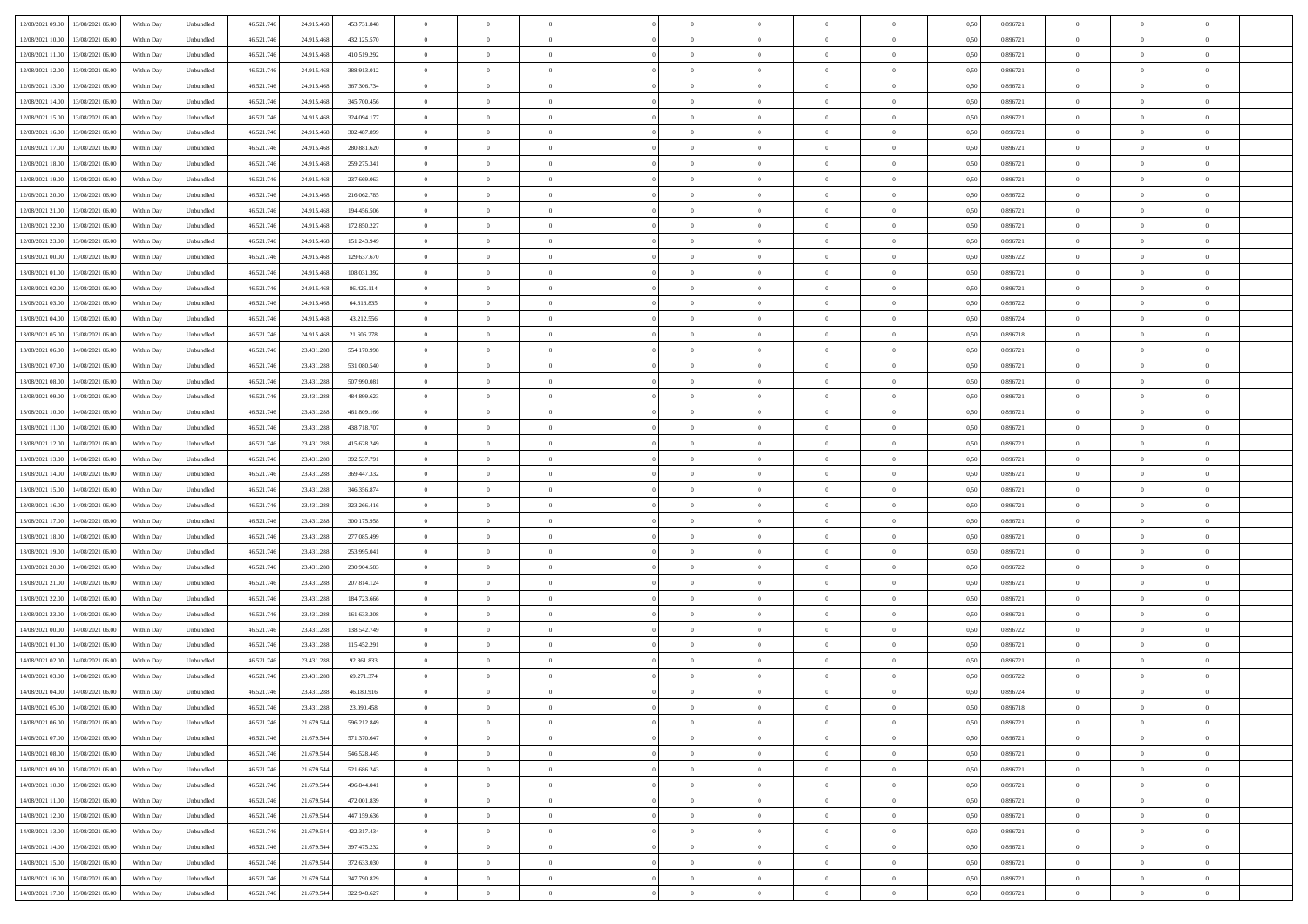| | | | | | | | | | | | | | | | | | | | | | |
|---|---|---|---|---|---|---|---|---|---|---|---|---|---|---|---|---|---|---|---|---|---|
| 12/08/2021 09.00 | 13/08/2021 06.00 | Within Day | Unbundled | 46.521.746 | 24.915.468 | 453.731.848 | 0 | 0 | 0 | | 0 | 0 | 0 | 0 | 0 | 0,50 | 0,896721 | 0 | 0 | 0 | |
| 12/08/2021 10.00 | 13/08/2021 06.00 | Within Day | Unbundled | 46.521.746 | 24.915.468 | 432.125.570 | 0 | 0 | 0 | | 0 | 0 | 0 | 0 | 0 | 0,50 | 0,896721 | 0 | 0 | 0 | |
| 12/08/2021 11.00 | 13/08/2021 06.00 | Within Day | Unbundled | 46.521.746 | 24.915.468 | 410.519.292 | 0 | 0 | 0 | | 0 | 0 | 0 | 0 | 0 | 0,50 | 0,896721 | 0 | 0 | 0 | |
| 12/08/2021 12.00 | 13/08/2021 06.00 | Within Day | Unbundled | 46.521.746 | 24.915.468 | 388.913.012 | 0 | 0 | 0 | | 0 | 0 | 0 | 0 | 0 | 0,50 | 0,896721 | 0 | 0 | 0 | |
| 12/08/2021 13.00 | 13/08/2021 06.00 | Within Day | Unbundled | 46.521.746 | 24.915.468 | 367.306.734 | 0 | 0 | 0 | | 0 | 0 | 0 | 0 | 0 | 0,50 | 0,896721 | 0 | 0 | 0 | |
| 12/08/2021 14.00 | 13/08/2021 06.00 | Within Day | Unbundled | 46.521.746 | 24.915.468 | 345.700.456 | 0 | 0 | 0 | | 0 | 0 | 0 | 0 | 0 | 0,50 | 0,896721 | 0 | 0 | 0 | |
| 12/08/2021 15.00 | 13/08/2021 06.00 | Within Day | Unbundled | 46.521.746 | 24.915.468 | 324.094.177 | 0 | 0 | 0 | | 0 | 0 | 0 | 0 | 0 | 0,50 | 0,896721 | 0 | 0 | 0 | |
| 12/08/2021 16.00 | 13/08/2021 06.00 | Within Day | Unbundled | 46.521.746 | 24.915.468 | 302.487.899 | 0 | 0 | 0 | | 0 | 0 | 0 | 0 | 0 | 0,50 | 0,896721 | 0 | 0 | 0 | |
| 12/08/2021 17.00 | 13/08/2021 06.00 | Within Day | Unbundled | 46.521.746 | 24.915.468 | 280.881.620 | 0 | 0 | 0 | | 0 | 0 | 0 | 0 | 0 | 0,50 | 0,896721 | 0 | 0 | 0 | |
| 12/08/2021 18.00 | 13/08/2021 06.00 | Within Day | Unbundled | 46.521.746 | 24.915.468 | 259.275.341 | 0 | 0 | 0 | | 0 | 0 | 0 | 0 | 0 | 0,50 | 0,896721 | 0 | 0 | 0 | |
| 12/08/2021 19.00 | 13/08/2021 06.00 | Within Day | Unbundled | 46.521.746 | 24.915.468 | 237.669.063 | 0 | 0 | 0 | | 0 | 0 | 0 | 0 | 0 | 0,50 | 0,896721 | 0 | 0 | 0 | |
| 12/08/2021 20.00 | 13/08/2021 06.00 | Within Day | Unbundled | 46.521.746 | 24.915.468 | 216.062.785 | 0 | 0 | 0 | | 0 | 0 | 0 | 0 | 0 | 0,50 | 0,896722 | 0 | 0 | 0 | |
| 12/08/2021 21.00 | 13/08/2021 06.00 | Within Day | Unbundled | 46.521.746 | 24.915.468 | 194.456.506 | 0 | 0 | 0 | | 0 | 0 | 0 | 0 | 0 | 0,50 | 0,896721 | 0 | 0 | 0 | |
| 12/08/2021 22.00 | 13/08/2021 06.00 | Within Day | Unbundled | 46.521.746 | 24.915.468 | 172.850.227 | 0 | 0 | 0 | | 0 | 0 | 0 | 0 | 0 | 0,50 | 0,896721 | 0 | 0 | 0 | |
| 12/08/2021 23.00 | 13/08/2021 06.00 | Within Day | Unbundled | 46.521.746 | 24.915.468 | 151.243.949 | 0 | 0 | 0 | | 0 | 0 | 0 | 0 | 0 | 0,50 | 0,896721 | 0 | 0 | 0 | |
| 13/08/2021 00.00 | 13/08/2021 06.00 | Within Day | Unbundled | 46.521.746 | 24.915.468 | 129.637.670 | 0 | 0 | 0 | | 0 | 0 | 0 | 0 | 0 | 0,50 | 0,896722 | 0 | 0 | 0 | |
| 13/08/2021 01.00 | 13/08/2021 06.00 | Within Day | Unbundled | 46.521.746 | 24.915.468 | 108.031.392 | 0 | 0 | 0 | | 0 | 0 | 0 | 0 | 0 | 0,50 | 0,896721 | 0 | 0 | 0 | |
| 13/08/2021 02.00 | 13/08/2021 06.00 | Within Day | Unbundled | 46.521.746 | 24.915.468 | 86.425.114 | 0 | 0 | 0 | | 0 | 0 | 0 | 0 | 0 | 0,50 | 0,896721 | 0 | 0 | 0 | |
| 13/08/2021 03.00 | 13/08/2021 06.00 | Within Day | Unbundled | 46.521.746 | 24.915.468 | 64.818.835 | 0 | 0 | 0 | | 0 | 0 | 0 | 0 | 0 | 0,50 | 0,896722 | 0 | 0 | 0 | |
| 13/08/2021 04.00 | 13/08/2021 06.00 | Within Day | Unbundled | 46.521.746 | 24.915.468 | 43.212.556 | 0 | 0 | 0 | | 0 | 0 | 0 | 0 | 0 | 0,50 | 0,896724 | 0 | 0 | 0 | |
| 13/08/2021 05.00 | 13/08/2021 06.00 | Within Day | Unbundled | 46.521.746 | 24.915.468 | 21.606.278 | 0 | 0 | 0 | | 0 | 0 | 0 | 0 | 0 | 0,50 | 0,896718 | 0 | 0 | 0 | |
| 13/08/2021 06.00 | 14/08/2021 06.00 | Within Day | Unbundled | 46.521.746 | 23.431.288 | 554.170.998 | 0 | 0 | 0 | | 0 | 0 | 0 | 0 | 0 | 0,50 | 0,896721 | 0 | 0 | 0 | |
| 13/08/2021 07.00 | 14/08/2021 06.00 | Within Day | Unbundled | 46.521.746 | 23.431.288 | 531.080.540 | 0 | 0 | 0 | | 0 | 0 | 0 | 0 | 0 | 0,50 | 0,896721 | 0 | 0 | 0 | |
| 13/08/2021 08.00 | 14/08/2021 06.00 | Within Day | Unbundled | 46.521.746 | 23.431.288 | 507.990.081 | 0 | 0 | 0 | | 0 | 0 | 0 | 0 | 0 | 0,50 | 0,896721 | 0 | 0 | 0 | |
| 13/08/2021 09.00 | 14/08/2021 06.00 | Within Day | Unbundled | 46.521.746 | 23.431.288 | 484.899.623 | 0 | 0 | 0 | | 0 | 0 | 0 | 0 | 0 | 0,50 | 0,896721 | 0 | 0 | 0 | |
| 13/08/2021 10.00 | 14/08/2021 06.00 | Within Day | Unbundled | 46.521.746 | 23.431.288 | 461.809.166 | 0 | 0 | 0 | | 0 | 0 | 0 | 0 | 0 | 0,50 | 0,896721 | 0 | 0 | 0 | |
| 13/08/2021 11.00 | 14/08/2021 06.00 | Within Day | Unbundled | 46.521.746 | 23.431.288 | 438.718.707 | 0 | 0 | 0 | | 0 | 0 | 0 | 0 | 0 | 0,50 | 0,896721 | 0 | 0 | 0 | |
| 13/08/2021 12.00 | 14/08/2021 06.00 | Within Day | Unbundled | 46.521.746 | 23.431.288 | 415.628.249 | 0 | 0 | 0 | | 0 | 0 | 0 | 0 | 0 | 0,50 | 0,896721 | 0 | 0 | 0 | |
| 13/08/2021 13.00 | 14/08/2021 06.00 | Within Day | Unbundled | 46.521.746 | 23.431.288 | 392.537.791 | 0 | 0 | 0 | | 0 | 0 | 0 | 0 | 0 | 0,50 | 0,896721 | 0 | 0 | 0 | |
| 13/08/2021 14.00 | 14/08/2021 06.00 | Within Day | Unbundled | 46.521.746 | 23.431.288 | 369.447.332 | 0 | 0 | 0 | | 0 | 0 | 0 | 0 | 0 | 0,50 | 0,896721 | 0 | 0 | 0 | |
| 13/08/2021 15.00 | 14/08/2021 06.00 | Within Day | Unbundled | 46.521.746 | 23.431.288 | 346.356.874 | 0 | 0 | 0 | | 0 | 0 | 0 | 0 | 0 | 0,50 | 0,896721 | 0 | 0 | 0 | |
| 13/08/2021 16.00 | 14/08/2021 06.00 | Within Day | Unbundled | 46.521.746 | 23.431.288 | 323.266.416 | 0 | 0 | 0 | | 0 | 0 | 0 | 0 | 0 | 0,50 | 0,896721 | 0 | 0 | 0 | |
| 13/08/2021 17.00 | 14/08/2021 06.00 | Within Day | Unbundled | 46.521.746 | 23.431.288 | 300.175.958 | 0 | 0 | 0 | | 0 | 0 | 0 | 0 | 0 | 0,50 | 0,896721 | 0 | 0 | 0 | |
| 13/08/2021 18.00 | 14/08/2021 06.00 | Within Day | Unbundled | 46.521.746 | 23.431.288 | 277.085.499 | 0 | 0 | 0 | | 0 | 0 | 0 | 0 | 0 | 0,50 | 0,896721 | 0 | 0 | 0 | |
| 13/08/2021 19.00 | 14/08/2021 06.00 | Within Day | Unbundled | 46.521.746 | 23.431.288 | 253.995.041 | 0 | 0 | 0 | | 0 | 0 | 0 | 0 | 0 | 0,50 | 0,896721 | 0 | 0 | 0 | |
| 13/08/2021 20.00 | 14/08/2021 06.00 | Within Day | Unbundled | 46.521.746 | 23.431.288 | 230.904.583 | 0 | 0 | 0 | | 0 | 0 | 0 | 0 | 0 | 0,50 | 0,896722 | 0 | 0 | 0 | |
| 13/08/2021 21.00 | 14/08/2021 06.00 | Within Day | Unbundled | 46.521.746 | 23.431.288 | 207.814.124 | 0 | 0 | 0 | | 0 | 0 | 0 | 0 | 0 | 0,50 | 0,896721 | 0 | 0 | 0 | |
| 13/08/2021 22.00 | 14/08/2021 06.00 | Within Day | Unbundled | 46.521.746 | 23.431.288 | 184.723.666 | 0 | 0 | 0 | | 0 | 0 | 0 | 0 | 0 | 0,50 | 0,896721 | 0 | 0 | 0 | |
| 13/08/2021 23.00 | 14/08/2021 06.00 | Within Day | Unbundled | 46.521.746 | 23.431.288 | 161.633.208 | 0 | 0 | 0 | | 0 | 0 | 0 | 0 | 0 | 0,50 | 0,896721 | 0 | 0 | 0 | |
| 14/08/2021 00.00 | 14/08/2021 06.00 | Within Day | Unbundled | 46.521.746 | 23.431.288 | 138.542.749 | 0 | 0 | 0 | | 0 | 0 | 0 | 0 | 0 | 0,50 | 0,896722 | 0 | 0 | 0 | |
| 14/08/2021 01.00 | 14/08/2021 06.00 | Within Day | Unbundled | 46.521.746 | 23.431.288 | 115.452.291 | 0 | 0 | 0 | | 0 | 0 | 0 | 0 | 0 | 0,50 | 0,896721 | 0 | 0 | 0 | |
| 14/08/2021 02.00 | 14/08/2021 06.00 | Within Day | Unbundled | 46.521.746 | 23.431.288 | 92.361.833 | 0 | 0 | 0 | | 0 | 0 | 0 | 0 | 0 | 0,50 | 0,896721 | 0 | 0 | 0 | |
| 14/08/2021 03.00 | 14/08/2021 06.00 | Within Day | Unbundled | 46.521.746 | 23.431.288 | 69.271.374 | 0 | 0 | 0 | | 0 | 0 | 0 | 0 | 0 | 0,50 | 0,896722 | 0 | 0 | 0 | |
| 14/08/2021 04.00 | 14/08/2021 06.00 | Within Day | Unbundled | 46.521.746 | 23.431.288 | 46.180.916 | 0 | 0 | 0 | | 0 | 0 | 0 | 0 | 0 | 0,50 | 0,896724 | 0 | 0 | 0 | |
| 14/08/2021 05.00 | 14/08/2021 06.00 | Within Day | Unbundled | 46.521.746 | 23.431.288 | 23.090.458 | 0 | 0 | 0 | | 0 | 0 | 0 | 0 | 0 | 0,50 | 0,896718 | 0 | 0 | 0 | |
| 14/08/2021 06.00 | 15/08/2021 06.00 | Within Day | Unbundled | 46.521.746 | 21.679.544 | 596.212.849 | 0 | 0 | 0 | | 0 | 0 | 0 | 0 | 0 | 0,50 | 0,896721 | 0 | 0 | 0 | |
| 14/08/2021 07.00 | 15/08/2021 06.00 | Within Day | Unbundled | 46.521.746 | 21.679.544 | 571.370.647 | 0 | 0 | 0 | | 0 | 0 | 0 | 0 | 0 | 0,50 | 0,896721 | 0 | 0 | 0 | |
| 14/08/2021 08.00 | 15/08/2021 06.00 | Within Day | Unbundled | 46.521.746 | 21.679.544 | 546.528.445 | 0 | 0 | 0 | | 0 | 0 | 0 | 0 | 0 | 0,50 | 0,896721 | 0 | 0 | 0 | |
| 14/08/2021 09.00 | 15/08/2021 06.00 | Within Day | Unbundled | 46.521.746 | 21.679.544 | 521.686.243 | 0 | 0 | 0 | | 0 | 0 | 0 | 0 | 0 | 0,50 | 0,896721 | 0 | 0 | 0 | |
| 14/08/2021 10.00 | 15/08/2021 06.00 | Within Day | Unbundled | 46.521.746 | 21.679.544 | 496.844.041 | 0 | 0 | 0 | | 0 | 0 | 0 | 0 | 0 | 0,50 | 0,896721 | 0 | 0 | 0 | |
| 14/08/2021 11.00 | 15/08/2021 06.00 | Within Day | Unbundled | 46.521.746 | 21.679.544 | 472.001.839 | 0 | 0 | 0 | | 0 | 0 | 0 | 0 | 0 | 0,50 | 0,896721 | 0 | 0 | 0 | |
| 14/08/2021 12.00 | 15/08/2021 06.00 | Within Day | Unbundled | 46.521.746 | 21.679.544 | 447.159.636 | 0 | 0 | 0 | | 0 | 0 | 0 | 0 | 0 | 0,50 | 0,896721 | 0 | 0 | 0 | |
| 14/08/2021 13.00 | 15/08/2021 06.00 | Within Day | Unbundled | 46.521.746 | 21.679.544 | 422.317.434 | 0 | 0 | 0 | | 0 | 0 | 0 | 0 | 0 | 0,50 | 0,896721 | 0 | 0 | 0 | |
| 14/08/2021 14.00 | 15/08/2021 06.00 | Within Day | Unbundled | 46.521.746 | 21.679.544 | 397.475.232 | 0 | 0 | 0 | | 0 | 0 | 0 | 0 | 0 | 0,50 | 0,896721 | 0 | 0 | 0 | |
| 14/08/2021 15.00 | 15/08/2021 06.00 | Within Day | Unbundled | 46.521.746 | 21.679.544 | 372.633.030 | 0 | 0 | 0 | | 0 | 0 | 0 | 0 | 0 | 0,50 | 0,896721 | 0 | 0 | 0 | |
| 14/08/2021 16.00 | 15/08/2021 06.00 | Within Day | Unbundled | 46.521.746 | 21.679.544 | 347.790.829 | 0 | 0 | 0 | | 0 | 0 | 0 | 0 | 0 | 0,50 | 0,896721 | 0 | 0 | 0 | |
| 14/08/2021 17.00 | 15/08/2021 06.00 | Within Day | Unbundled | 46.521.746 | 21.679.544 | 322.948.627 | 0 | 0 | 0 | | 0 | 0 | 0 | 0 | 0 | 0,50 | 0,896721 | 0 | 0 | 0 | |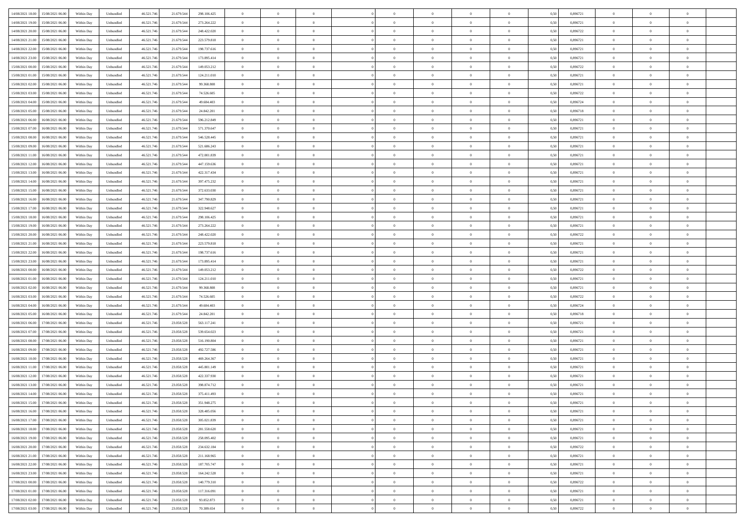| | | | | | | | | | | | | | | | | | | | | | |
|---|---|---|---|---|---|---|---|---|---|---|---|---|---|---|---|---|---|---|---|---|---|
| 14/08/2021 18:00 | 15/08/2021 06:00 | Within Day | Unbundled | 46.521.746 | 21.679.544 | 298.106.425 | 0 | 0 | 0 | | 0 | 0 | 0 | 0 | 0,50 | 0,896721 | 0 | 0 | 0 | |
| 14/08/2021 19:00 | 15/08/2021 06:00 | Within Day | Unbundled | 46.521.746 | 21.679.544 | 273.264.222 | 0 | 0 | 0 | | 0 | 0 | 0 | 0 | 0,50 | 0,896721 | 0 | 0 | 0 | |
| 14/08/2021 20:00 | 15/08/2021 06:00 | Within Day | Unbundled | 46.521.746 | 21.679.544 | 248.422.020 | 0 | 0 | 0 | | 0 | 0 | 0 | 0 | 0,50 | 0,896722 | 0 | 0 | 0 | |
| 14/08/2021 21:00 | 15/08/2021 06:00 | Within Day | Unbundled | 46.521.746 | 21.679.544 | 223.579.818 | 0 | 0 | 0 | | 0 | 0 | 0 | 0 | 0,50 | 0,896721 | 0 | 0 | 0 | |
| 14/08/2021 22:00 | 15/08/2021 06:00 | Within Day | Unbundled | 46.521.746 | 21.679.544 | 198.737.616 | 0 | 0 | 0 | | 0 | 0 | 0 | 0 | 0,50 | 0,896721 | 0 | 0 | 0 | |
| 14/08/2021 23:00 | 15/08/2021 06:00 | Within Day | Unbundled | 46.521.746 | 21.679.544 | 173.895.414 | 0 | 0 | 0 | | 0 | 0 | 0 | 0 | 0,50 | 0,896721 | 0 | 0 | 0 | |
| 15/08/2021 00:00 | 15/08/2021 06:00 | Within Day | Unbundled | 46.521.746 | 21.679.544 | 149.053.212 | 0 | 0 | 0 | | 0 | 0 | 0 | 0 | 0,50 | 0,896722 | 0 | 0 | 0 | |
| 15/08/2021 01:00 | 15/08/2021 06:00 | Within Day | Unbundled | 46.521.746 | 21.679.544 | 124.211.010 | 0 | 0 | 0 | | 0 | 0 | 0 | 0 | 0,50 | 0,896721 | 0 | 0 | 0 | |
| 15/08/2021 02:00 | 15/08/2021 06:00 | Within Day | Unbundled | 46.521.746 | 21.679.544 | 99.368.808 | 0 | 0 | 0 | | 0 | 0 | 0 | 0 | 0,50 | 0,896721 | 0 | 0 | 0 | |
| 15/08/2021 03:00 | 15/08/2021 06:00 | Within Day | Unbundled | 46.521.746 | 21.679.544 | 74.526.605 | 0 | 0 | 0 | | 0 | 0 | 0 | 0 | 0,50 | 0,896722 | 0 | 0 | 0 | |
| 15/08/2021 04:00 | 15/08/2021 06:00 | Within Day | Unbundled | 46.521.746 | 21.679.544 | 49.684.403 | 0 | 0 | 0 | | 0 | 0 | 0 | 0 | 0,50 | 0,896724 | 0 | 0 | 0 | |
| 15/08/2021 05:00 | 15/08/2021 06:00 | Within Day | Unbundled | 46.521.746 | 21.679.544 | 24.842.201 | 0 | 0 | 0 | | 0 | 0 | 0 | 0 | 0,50 | 0,896718 | 0 | 0 | 0 | |
| 15/08/2021 06:00 | 16/08/2021 06:00 | Within Day | Unbundled | 46.521.746 | 21.679.544 | 596.212.849 | 0 | 0 | 0 | | 0 | 0 | 0 | 0 | 0,50 | 0,896721 | 0 | 0 | 0 | |
| 15/08/2021 07:00 | 16/08/2021 06:00 | Within Day | Unbundled | 46.521.746 | 21.679.544 | 571.370.647 | 0 | 0 | 0 | | 0 | 0 | 0 | 0 | 0,50 | 0,896721 | 0 | 0 | 0 | |
| 15/08/2021 08:00 | 16/08/2021 06:00 | Within Day | Unbundled | 46.521.746 | 21.679.544 | 546.528.445 | 0 | 0 | 0 | | 0 | 0 | 0 | 0 | 0,50 | 0,896721 | 0 | 0 | 0 | |
| 15/08/2021 09:00 | 16/08/2021 06:00 | Within Day | Unbundled | 46.521.746 | 21.679.544 | 521.686.243 | 0 | 0 | 0 | | 0 | 0 | 0 | 0 | 0,50 | 0,896721 | 0 | 0 | 0 | |
| 15/08/2021 11:00 | 16/08/2021 06:00 | Within Day | Unbundled | 46.521.746 | 21.679.544 | 472.001.839 | 0 | 0 | 0 | | 0 | 0 | 0 | 0 | 0,50 | 0,896721 | 0 | 0 | 0 | |
| 15/08/2021 12:00 | 16/08/2021 06:00 | Within Day | Unbundled | 46.521.746 | 21.679.544 | 447.159.636 | 0 | 0 | 0 | | 0 | 0 | 0 | 0 | 0,50 | 0,896721 | 0 | 0 | 0 | |
| 15/08/2021 13:00 | 16/08/2021 06:00 | Within Day | Unbundled | 46.521.746 | 21.679.544 | 422.317.434 | 0 | 0 | 0 | | 0 | 0 | 0 | 0 | 0,50 | 0,896721 | 0 | 0 | 0 | |
| 15/08/2021 14:00 | 16/08/2021 06:00 | Within Day | Unbundled | 46.521.746 | 21.679.544 | 397.475.232 | 0 | 0 | 0 | | 0 | 0 | 0 | 0 | 0,50 | 0,896721 | 0 | 0 | 0 | |
| 15/08/2021 15:00 | 16/08/2021 06:00 | Within Day | Unbundled | 46.521.746 | 21.679.544 | 372.633.030 | 0 | 0 | 0 | | 0 | 0 | 0 | 0 | 0,50 | 0,896721 | 0 | 0 | 0 | |
| 15/08/2021 16:00 | 16/08/2021 06:00 | Within Day | Unbundled | 46.521.746 | 21.679.544 | 347.790.829 | 0 | 0 | 0 | | 0 | 0 | 0 | 0 | 0,50 | 0,896721 | 0 | 0 | 0 | |
| 15/08/2021 17:00 | 16/08/2021 06:00 | Within Day | Unbundled | 46.521.746 | 21.679.544 | 322.948.627 | 0 | 0 | 0 | | 0 | 0 | 0 | 0 | 0,50 | 0,896721 | 0 | 0 | 0 | |
| 15/08/2021 18:00 | 16/08/2021 06:00 | Within Day | Unbundled | 46.521.746 | 21.679.544 | 298.106.425 | 0 | 0 | 0 | | 0 | 0 | 0 | 0 | 0,50 | 0,896721 | 0 | 0 | 0 | |
| 15/08/2021 19:00 | 16/08/2021 06:00 | Within Day | Unbundled | 46.521.746 | 21.679.544 | 273.264.222 | 0 | 0 | 0 | | 0 | 0 | 0 | 0 | 0,50 | 0,896721 | 0 | 0 | 0 | |
| 15/08/2021 20:00 | 16/08/2021 06:00 | Within Day | Unbundled | 46.521.746 | 21.679.544 | 248.422.020 | 0 | 0 | 0 | | 0 | 0 | 0 | 0 | 0,50 | 0,896722 | 0 | 0 | 0 | |
| 15/08/2021 21:00 | 16/08/2021 06:00 | Within Day | Unbundled | 46.521.746 | 21.679.544 | 223.579.818 | 0 | 0 | 0 | | 0 | 0 | 0 | 0 | 0,50 | 0,896721 | 0 | 0 | 0 | |
| 15/08/2021 22:00 | 16/08/2021 06:00 | Within Day | Unbundled | 46.521.746 | 21.679.544 | 198.737.616 | 0 | 0 | 0 | | 0 | 0 | 0 | 0 | 0,50 | 0,896721 | 0 | 0 | 0 | |
| 15/08/2021 23:00 | 16/08/2021 06:00 | Within Day | Unbundled | 46.521.746 | 21.679.544 | 173.895.414 | 0 | 0 | 0 | | 0 | 0 | 0 | 0 | 0,50 | 0,896721 | 0 | 0 | 0 | |
| 16/08/2021 00:00 | 16/08/2021 06:00 | Within Day | Unbundled | 46.521.746 | 21.679.544 | 149.053.212 | 0 | 0 | 0 | | 0 | 0 | 0 | 0 | 0,50 | 0,896722 | 0 | 0 | 0 | |
| 16/08/2021 01:00 | 16/08/2021 06:00 | Within Day | Unbundled | 46.521.746 | 21.679.544 | 124.211.010 | 0 | 0 | 0 | | 0 | 0 | 0 | 0 | 0,50 | 0,896721 | 0 | 0 | 0 | |
| 16/08/2021 02:00 | 16/08/2021 06:00 | Within Day | Unbundled | 46.521.746 | 21.679.544 | 99.368.808 | 0 | 0 | 0 | | 0 | 0 | 0 | 0 | 0,50 | 0,896721 | 0 | 0 | 0 | |
| 16/08/2021 03:00 | 16/08/2021 06:00 | Within Day | Unbundled | 46.521.746 | 21.679.544 | 74.526.605 | 0 | 0 | 0 | | 0 | 0 | 0 | 0 | 0,50 | 0,896722 | 0 | 0 | 0 | |
| 16/08/2021 04:00 | 16/08/2021 06:00 | Within Day | Unbundled | 46.521.746 | 21.679.544 | 49.684.403 | 0 | 0 | 0 | | 0 | 0 | 0 | 0 | 0,50 | 0,896724 | 0 | 0 | 0 | |
| 16/08/2021 05:00 | 16/08/2021 06:00 | Within Day | Unbundled | 46.521.746 | 21.679.544 | 24.842.201 | 0 | 0 | 0 | | 0 | 0 | 0 | 0 | 0,50 | 0,896718 | 0 | 0 | 0 | |
| 16/08/2021 06:00 | 17/08/2021 06:00 | Within Day | Unbundled | 46.521.746 | 23.058.528 | 563.117.241 | 0 | 0 | 0 | | 0 | 0 | 0 | 0 | 0,50 | 0,896721 | 0 | 0 | 0 | |
| 16/08/2021 07:00 | 17/08/2021 06:00 | Within Day | Unbundled | 46.521.746 | 23.058.528 | 539.654.023 | 0 | 0 | 0 | | 0 | 0 | 0 | 0 | 0,50 | 0,896721 | 0 | 0 | 0 | |
| 16/08/2021 08:00 | 17/08/2021 06:00 | Within Day | Unbundled | 46.521.746 | 23.058.528 | 516.190.804 | 0 | 0 | 0 | | 0 | 0 | 0 | 0 | 0,50 | 0,896721 | 0 | 0 | 0 | |
| 16/08/2021 09:00 | 17/08/2021 06:00 | Within Day | Unbundled | 46.521.746 | 23.058.528 | 492.727.586 | 0 | 0 | 0 | | 0 | 0 | 0 | 0 | 0,50 | 0,896721 | 0 | 0 | 0 | |
| 16/08/2021 10:00 | 17/08/2021 06:00 | Within Day | Unbundled | 46.521.746 | 23.058.528 | 469.264.367 | 0 | 0 | 0 | | 0 | 0 | 0 | 0 | 0,50 | 0,896721 | 0 | 0 | 0 | |
| 16/08/2021 11:00 | 17/08/2021 06:00 | Within Day | Unbundled | 46.521.746 | 23.058.528 | 445.801.149 | 0 | 0 | 0 | | 0 | 0 | 0 | 0 | 0,50 | 0,896721 | 0 | 0 | 0 | |
| 16/08/2021 12:00 | 17/08/2021 06:00 | Within Day | Unbundled | 46.521.746 | 23.058.528 | 422.337.930 | 0 | 0 | 0 | | 0 | 0 | 0 | 0 | 0,50 | 0,896721 | 0 | 0 | 0 | |
| 16/08/2021 13:00 | 17/08/2021 06:00 | Within Day | Unbundled | 46.521.746 | 23.058.528 | 398.874.712 | 0 | 0 | 0 | | 0 | 0 | 0 | 0 | 0,50 | 0,896721 | 0 | 0 | 0 | |
| 16/08/2021 14:00 | 17/08/2021 06:00 | Within Day | Unbundled | 46.521.746 | 23.058.528 | 375.411.493 | 0 | 0 | 0 | | 0 | 0 | 0 | 0 | 0,50 | 0,896721 | 0 | 0 | 0 | |
| 16/08/2021 15:00 | 17/08/2021 06:00 | Within Day | Unbundled | 46.521.746 | 23.058.528 | 351.948.275 | 0 | 0 | 0 | | 0 | 0 | 0 | 0 | 0,50 | 0,896721 | 0 | 0 | 0 | |
| 16/08/2021 16:00 | 17/08/2021 06:00 | Within Day | Unbundled | 46.521.746 | 23.058.528 | 328.485.056 | 0 | 0 | 0 | | 0 | 0 | 0 | 0 | 0,50 | 0,896721 | 0 | 0 | 0 | |
| 16/08/2021 17:00 | 17/08/2021 06:00 | Within Day | Unbundled | 46.521.746 | 23.058.528 | 305.021.839 | 0 | 0 | 0 | | 0 | 0 | 0 | 0 | 0,50 | 0,896721 | 0 | 0 | 0 | |
| 16/08/2021 18:00 | 17/08/2021 06:00 | Within Day | Unbundled | 46.521.746 | 23.058.528 | 281.558.620 | 0 | 0 | 0 | | 0 | 0 | 0 | 0 | 0,50 | 0,896721 | 0 | 0 | 0 | |
| 16/08/2021 19:00 | 17/08/2021 06:00 | Within Day | Unbundled | 46.521.746 | 23.058.528 | 258.095.402 | 0 | 0 | 0 | | 0 | 0 | 0 | 0 | 0,50 | 0,896721 | 0 | 0 | 0 | |
| 16/08/2021 20:00 | 17/08/2021 06:00 | Within Day | Unbundled | 46.521.746 | 23.058.528 | 234.632.184 | 0 | 0 | 0 | | 0 | 0 | 0 | 0 | 0,50 | 0,896722 | 0 | 0 | 0 | |
| 16/08/2021 21:00 | 17/08/2021 06:00 | Within Day | Unbundled | 46.521.746 | 23.058.528 | 211.168.965 | 0 | 0 | 0 | | 0 | 0 | 0 | 0 | 0,50 | 0,896721 | 0 | 0 | 0 | |
| 16/08/2021 22:00 | 17/08/2021 06:00 | Within Day | Unbundled | 46.521.746 | 23.058.528 | 187.705.747 | 0 | 0 | 0 | | 0 | 0 | 0 | 0 | 0,50 | 0,896721 | 0 | 0 | 0 | |
| 16/08/2021 23:00 | 17/08/2021 06:00 | Within Day | Unbundled | 46.521.746 | 23.058.528 | 164.242.528 | 0 | 0 | 0 | | 0 | 0 | 0 | 0 | 0,50 | 0,896721 | 0 | 0 | 0 | |
| 17/08/2021 00:00 | 17/08/2021 06:00 | Within Day | Unbundled | 46.521.746 | 23.058.528 | 140.779.310 | 0 | 0 | 0 | | 0 | 0 | 0 | 0 | 0,50 | 0,896722 | 0 | 0 | 0 | |
| 17/08/2021 01:00 | 17/08/2021 06:00 | Within Day | Unbundled | 46.521.746 | 23.058.528 | 117.316.091 | 0 | 0 | 0 | | 0 | 0 | 0 | 0 | 0,50 | 0,896721 | 0 | 0 | 0 | |
| 17/08/2021 02:00 | 17/08/2021 06:00 | Within Day | Unbundled | 46.521.746 | 23.058.528 | 93.852.873 | 0 | 0 | 0 | | 0 | 0 | 0 | 0 | 0,50 | 0,896721 | 0 | 0 | 0 | |
| 17/08/2021 03:00 | 17/08/2021 06:00 | Within Day | Unbundled | 46.521.746 | 23.058.528 | 70.389.654 | 0 | 0 | 0 | | 0 | 0 | 0 | 0 | 0,50 | 0,896722 | 0 | 0 | 0 | |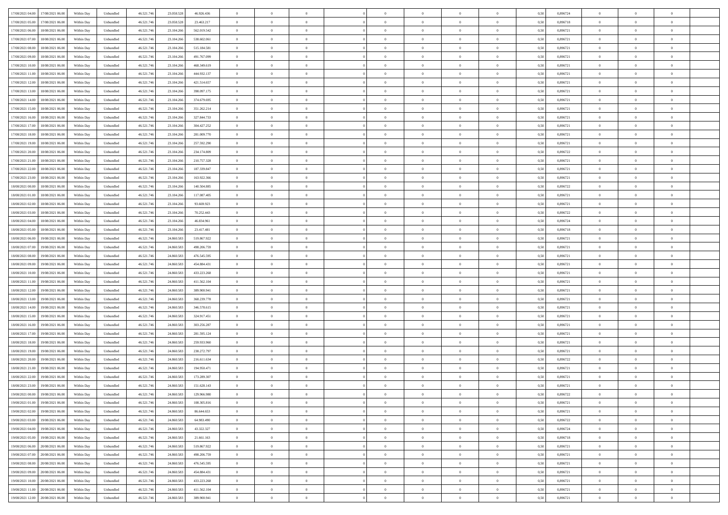| | | | | | | | | | | | | | | | | | | | | | |
|---|---|---|---|---|---|---|---|---|---|---|---|---|---|---|---|---|---|---|---|---|---|
| 17/08/2021 04:00 | 17/08/2021 06:00 | Within Day | Unbundled | 46.521.746 | 23.058.528 | 46.926.436 | 0 | 0 | 0 | | 0 | 0 | 0 | 0 | 0 | 0,50 | 0,896724 | 0 | 0 | 0 | |
| 17/08/2021 05:00 | 17/08/2021 06:00 | Within Day | Unbundled | 46.521.746 | 23.058.528 | 23.463.217 | 0 | 0 | 0 | | 0 | 0 | 0 | 0 | 0 | 0,50 | 0,896718 | 0 | 0 | 0 | |
| 17/08/2021 06:00 | 18/08/2021 06:00 | Within Day | Unbundled | 46.521.746 | 23.104.266 | 562.019.542 | 0 | 0 | 0 | | 0 | 0 | 0 | 0 | 0 | 0,50 | 0,896721 | 0 | 0 | 0 | |
| 17/08/2021 07:00 | 18/08/2021 06:00 | Within Day | Unbundled | 46.521.746 | 23.104.266 | 538.602.061 | 0 | 0 | 0 | | 0 | 0 | 0 | 0 | 0 | 0,50 | 0,896721 | 0 | 0 | 0 | |
| 17/08/2021 08:00 | 18/08/2021 06:00 | Within Day | Unbundled | 46.521.746 | 23.104.266 | 515.184.581 | 0 | 0 | 0 | | 0 | 0 | 0 | 0 | 0 | 0,50 | 0,896721 | 0 | 0 | 0 | |
| 17/08/2021 09:00 | 18/08/2021 06:00 | Within Day | Unbundled | 46.521.746 | 23.104.266 | 491.767.099 | 0 | 0 | 0 | | 0 | 0 | 0 | 0 | 0 | 0,50 | 0,896721 | 0 | 0 | 0 | |
| 17/08/2021 10:00 | 18/08/2021 06:00 | Within Day | Unbundled | 46.521.746 | 23.104.266 | 468.349.619 | 0 | 0 | 0 | | 0 | 0 | 0 | 0 | 0 | 0,50 | 0,896721 | 0 | 0 | 0 | |
| 17/08/2021 11:00 | 18/08/2021 06:00 | Within Day | Unbundled | 46.521.746 | 23.104.266 | 444.932.137 | 0 | 0 | 0 | | 0 | 0 | 0 | 0 | 0 | 0,50 | 0,896721 | 0 | 0 | 0 | |
| 17/08/2021 12:00 | 18/08/2021 06:00 | Within Day | Unbundled | 46.521.746 | 23.104.266 | 421.514.657 | 0 | 0 | 0 | | 0 | 0 | 0 | 0 | 0 | 0,50 | 0,896721 | 0 | 0 | 0 | |
| 17/08/2021 13:00 | 18/08/2021 06:00 | Within Day | Unbundled | 46.521.746 | 23.104.266 | 398.097.175 | 0 | 0 | 0 | | 0 | 0 | 0 | 0 | 0 | 0,50 | 0,896721 | 0 | 0 | 0 | |
| 17/08/2021 14:00 | 18/08/2021 06:00 | Within Day | Unbundled | 46.521.746 | 23.104.266 | 374.679.695 | 0 | 0 | 0 | | 0 | 0 | 0 | 0 | 0 | 0,50 | 0,896721 | 0 | 0 | 0 | |
| 17/08/2021 15:00 | 18/08/2021 06:00 | Within Day | Unbundled | 46.521.746 | 23.104.266 | 351.262.214 | 0 | 0 | 0 | | 0 | 0 | 0 | 0 | 0 | 0,50 | 0,896721 | 0 | 0 | 0 | |
| 17/08/2021 16:00 | 18/08/2021 06:00 | Within Day | Unbundled | 46.521.746 | 23.104.266 | 327.844.733 | 0 | 0 | 0 | | 0 | 0 | 0 | 0 | 0 | 0,50 | 0,896721 | 0 | 0 | 0 | |
| 17/08/2021 17:00 | 18/08/2021 06:00 | Within Day | Unbundled | 46.521.746 | 23.104.266 | 304.427.252 | 0 | 0 | 0 | | 0 | 0 | 0 | 0 | 0 | 0,50 | 0,896721 | 0 | 0 | 0 | |
| 17/08/2021 18:00 | 18/08/2021 06:00 | Within Day | Unbundled | 46.521.746 | 23.104.266 | 281.009.770 | 0 | 0 | 0 | | 0 | 0 | 0 | 0 | 0 | 0,50 | 0,896721 | 0 | 0 | 0 | |
| 17/08/2021 19:00 | 18/08/2021 06:00 | Within Day | Unbundled | 46.521.746 | 23.104.266 | 257.592.290 | 0 | 0 | 0 | | 0 | 0 | 0 | 0 | 0 | 0,50 | 0,896721 | 0 | 0 | 0 | |
| 17/08/2021 20:00 | 18/08/2021 06:00 | Within Day | Unbundled | 46.521.746 | 23.104.266 | 234.174.809 | 0 | 0 | 0 | | 0 | 0 | 0 | 0 | 0 | 0,50 | 0,896722 | 0 | 0 | 0 | |
| 17/08/2021 21:00 | 18/08/2021 06:00 | Within Day | Unbundled | 46.521.746 | 23.104.266 | 210.757.328 | 0 | 0 | 0 | | 0 | 0 | 0 | 0 | 0 | 0,50 | 0,896721 | 0 | 0 | 0 | |
| 17/08/2021 22:00 | 18/08/2021 06:00 | Within Day | Unbundled | 46.521.746 | 23.104.266 | 187.339.847 | 0 | 0 | 0 | | 0 | 0 | 0 | 0 | 0 | 0,50 | 0,896721 | 0 | 0 | 0 | |
| 17/08/2021 23:00 | 18/08/2021 06:00 | Within Day | Unbundled | 46.521.746 | 23.104.266 | 163.922.366 | 0 | 0 | 0 | | 0 | 0 | 0 | 0 | 0 | 0,50 | 0,896721 | 0 | 0 | 0 | |
| 18/08/2021 00:00 | 18/08/2021 06:00 | Within Day | Unbundled | 46.521.746 | 23.104.266 | 140.504.885 | 0 | 0 | 0 | | 0 | 0 | 0 | 0 | 0 | 0,50 | 0,896722 | 0 | 0 | 0 | |
| 18/08/2021 01:00 | 18/08/2021 06:00 | Within Day | Unbundled | 46.521.746 | 23.104.266 | 117.087.405 | 0 | 0 | 0 | | 0 | 0 | 0 | 0 | 0 | 0,50 | 0,896721 | 0 | 0 | 0 | |
| 18/08/2021 02:00 | 18/08/2021 06:00 | Within Day | Unbundled | 46.521.746 | 23.104.266 | 93.669.923 | 0 | 0 | 0 | | 0 | 0 | 0 | 0 | 0 | 0,50 | 0,896721 | 0 | 0 | 0 | |
| 18/08/2021 03:00 | 18/08/2021 06:00 | Within Day | Unbundled | 46.521.746 | 23.104.266 | 70.252.443 | 0 | 0 | 0 | | 0 | 0 | 0 | 0 | 0 | 0,50 | 0,896722 | 0 | 0 | 0 | |
| 18/08/2021 04:00 | 18/08/2021 06:00 | Within Day | Unbundled | 46.521.746 | 23.104.266 | 46.834.961 | 0 | 0 | 0 | | 0 | 0 | 0 | 0 | 0 | 0,50 | 0,896724 | 0 | 0 | 0 | |
| 18/08/2021 05:00 | 18/08/2021 06:00 | Within Day | Unbundled | 46.521.746 | 23.104.266 | 23.417.481 | 0 | 0 | 0 | | 0 | 0 | 0 | 0 | 0 | 0,50 | 0,896718 | 0 | 0 | 0 | |
| 18/08/2021 06:00 | 19/08/2021 06:00 | Within Day | Unbundled | 46.521.746 | 24.860.583 | 519.867.922 | 0 | 0 | 0 | | 0 | 0 | 0 | 0 | 0 | 0,50 | 0,896721 | 0 | 0 | 0 | |
| 18/08/2021 07:00 | 19/08/2021 06:00 | Within Day | Unbundled | 46.521.746 | 24.860.583 | 498.206.759 | 0 | 0 | 0 | | 0 | 0 | 0 | 0 | 0 | 0,50 | 0,896721 | 0 | 0 | 0 | |
| 18/08/2021 08:00 | 19/08/2021 06:00 | Within Day | Unbundled | 46.521.746 | 24.860.583 | 476.545.595 | 0 | 0 | 0 | | 0 | 0 | 0 | 0 | 0 | 0,50 | 0,896721 | 0 | 0 | 0 | |
| 18/08/2021 09:00 | 19/08/2021 06:00 | Within Day | Unbundled | 46.521.746 | 24.860.583 | 454.884.431 | 0 | 0 | 0 | | 0 | 0 | 0 | 0 | 0 | 0,50 | 0,896721 | 0 | 0 | 0 | |
| 18/08/2021 10:00 | 19/08/2021 06:00 | Within Day | Unbundled | 46.521.746 | 24.860.583 | 433.223.268 | 0 | 0 | 0 | | 0 | 0 | 0 | 0 | 0 | 0,50 | 0,896721 | 0 | 0 | 0 | |
| 18/08/2021 11:00 | 19/08/2021 06:00 | Within Day | Unbundled | 46.521.746 | 24.860.583 | 411.562.104 | 0 | 0 | 0 | | 0 | 0 | 0 | 0 | 0 | 0,50 | 0,896721 | 0 | 0 | 0 | |
| 18/08/2021 12:00 | 19/08/2021 06:00 | Within Day | Unbundled | 46.521.746 | 24.860.583 | 389.900.941 | 0 | 0 | 0 | | 0 | 0 | 0 | 0 | 0 | 0,50 | 0,896721 | 0 | 0 | 0 | |
| 18/08/2021 13:00 | 19/08/2021 06:00 | Within Day | Unbundled | 46.521.746 | 24.860.583 | 368.239.778 | 0 | 0 | 0 | | 0 | 0 | 0 | 0 | 0 | 0,50 | 0,896721 | 0 | 0 | 0 | |
| 18/08/2021 14:00 | 19/08/2021 06:00 | Within Day | Unbundled | 46.521.746 | 24.860.583 | 346.578.615 | 0 | 0 | 0 | | 0 | 0 | 0 | 0 | 0 | 0,50 | 0,896721 | 0 | 0 | 0 | |
| 18/08/2021 15:00 | 19/08/2021 06:00 | Within Day | Unbundled | 46.521.746 | 24.860.583 | 324.917.451 | 0 | 0 | 0 | | 0 | 0 | 0 | 0 | 0 | 0,50 | 0,896721 | 0 | 0 | 0 | |
| 18/08/2021 16:00 | 19/08/2021 06:00 | Within Day | Unbundled | 46.521.746 | 24.860.583 | 303.256.287 | 0 | 0 | 0 | | 0 | 0 | 0 | 0 | 0 | 0,50 | 0,896721 | 0 | 0 | 0 | |
| 18/08/2021 17:00 | 19/08/2021 06:00 | Within Day | Unbundled | 46.521.746 | 24.860.583 | 281.595.124 | 0 | 0 | 0 | | 0 | 0 | 0 | 0 | 0 | 0,50 | 0,896721 | 0 | 0 | 0 | |
| 18/08/2021 18:00 | 19/08/2021 06:00 | Within Day | Unbundled | 46.521.746 | 24.860.583 | 259.933.960 | 0 | 0 | 0 | | 0 | 0 | 0 | 0 | 0 | 0,50 | 0,896721 | 0 | 0 | 0 | |
| 18/08/2021 19:00 | 19/08/2021 06:00 | Within Day | Unbundled | 46.521.746 | 24.860.583 | 238.272.797 | 0 | 0 | 0 | | 0 | 0 | 0 | 0 | 0 | 0,50 | 0,896721 | 0 | 0 | 0 | |
| 18/08/2021 20:00 | 19/08/2021 06:00 | Within Day | Unbundled | 46.521.746 | 24.860.583 | 216.611.634 | 0 | 0 | 0 | | 0 | 0 | 0 | 0 | 0 | 0,50 | 0,896722 | 0 | 0 | 0 | |
| 18/08/2021 21:00 | 19/08/2021 06:00 | Within Day | Unbundled | 46.521.746 | 24.860.583 | 194.950.471 | 0 | 0 | 0 | | 0 | 0 | 0 | 0 | 0 | 0,50 | 0,896721 | 0 | 0 | 0 | |
| 18/08/2021 22:00 | 19/08/2021 06:00 | Within Day | Unbundled | 46.521.746 | 24.860.583 | 173.289.307 | 0 | 0 | 0 | | 0 | 0 | 0 | 0 | 0 | 0,50 | 0,896721 | 0 | 0 | 0 | |
| 18/08/2021 23:00 | 19/08/2021 06:00 | Within Day | Unbundled | 46.521.746 | 24.860.583 | 151.628.143 | 0 | 0 | 0 | | 0 | 0 | 0 | 0 | 0 | 0,50 | 0,896721 | 0 | 0 | 0 | |
| 19/08/2021 00:00 | 19/08/2021 06:00 | Within Day | Unbundled | 46.521.746 | 24.860.583 | 129.966.980 | 0 | 0 | 0 | | 0 | 0 | 0 | 0 | 0 | 0,50 | 0,896722 | 0 | 0 | 0 | |
| 19/08/2021 01:00 | 19/08/2021 06:00 | Within Day | Unbundled | 46.521.746 | 24.860.583 | 108.305.816 | 0 | 0 | 0 | | 0 | 0 | 0 | 0 | 0 | 0,50 | 0,896721 | 0 | 0 | 0 | |
| 19/08/2021 02:00 | 19/08/2021 06:00 | Within Day | Unbundled | 46.521.746 | 24.860.583 | 86.644.653 | 0 | 0 | 0 | | 0 | 0 | 0 | 0 | 0 | 0,50 | 0,896721 | 0 | 0 | 0 | |
| 19/08/2021 03:00 | 19/08/2021 06:00 | Within Day | Unbundled | 46.521.746 | 24.860.583 | 64.983.490 | 0 | 0 | 0 | | 0 | 0 | 0 | 0 | 0 | 0,50 | 0,896722 | 0 | 0 | 0 | |
| 19/08/2021 04:00 | 19/08/2021 06:00 | Within Day | Unbundled | 46.521.746 | 24.860.583 | 43.322.327 | 0 | 0 | 0 | | 0 | 0 | 0 | 0 | 0 | 0,50 | 0,896724 | 0 | 0 | 0 | |
| 19/08/2021 05:00 | 19/08/2021 06:00 | Within Day | Unbundled | 46.521.746 | 24.860.583 | 21.661.163 | 0 | 0 | 0 | | 0 | 0 | 0 | 0 | 0 | 0,50 | 0,896718 | 0 | 0 | 0 | |
| 19/08/2021 06:00 | 20/08/2021 06:00 | Within Day | Unbundled | 46.521.746 | 24.860.583 | 519.867.922 | 0 | 0 | 0 | | 0 | 0 | 0 | 0 | 0 | 0,50 | 0,896721 | 0 | 0 | 0 | |
| 19/08/2021 07:00 | 20/08/2021 06:00 | Within Day | Unbundled | 46.521.746 | 24.860.583 | 498.206.759 | 0 | 0 | 0 | | 0 | 0 | 0 | 0 | 0 | 0,50 | 0,896721 | 0 | 0 | 0 | |
| 19/08/2021 08:00 | 20/08/2021 06:00 | Within Day | Unbundled | 46.521.746 | 24.860.583 | 476.545.595 | 0 | 0 | 0 | | 0 | 0 | 0 | 0 | 0 | 0,50 | 0,896721 | 0 | 0 | 0 | |
| 19/08/2021 09:00 | 20/08/2021 06:00 | Within Day | Unbundled | 46.521.746 | 24.860.583 | 454.884.431 | 0 | 0 | 0 | | 0 | 0 | 0 | 0 | 0 | 0,50 | 0,896721 | 0 | 0 | 0 | |
| 19/08/2021 10:00 | 20/08/2021 06:00 | Within Day | Unbundled | 46.521.746 | 24.860.583 | 433.223.268 | 0 | 0 | 0 | | 0 | 0 | 0 | 0 | 0 | 0,50 | 0,896721 | 0 | 0 | 0 | |
| 19/08/2021 11:00 | 20/08/2021 06:00 | Within Day | Unbundled | 46.521.746 | 24.860.583 | 411.562.104 | 0 | 0 | 0 | | 0 | 0 | 0 | 0 | 0 | 0,50 | 0,896721 | 0 | 0 | 0 | |
| 19/08/2021 12:00 | 20/08/2021 06:00 | Within Day | Unbundled | 46.521.746 | 24.860.583 | 389.900.941 | 0 | 0 | 0 | | 0 | 0 | 0 | 0 | 0 | 0,50 | 0,896721 | 0 | 0 | 0 | |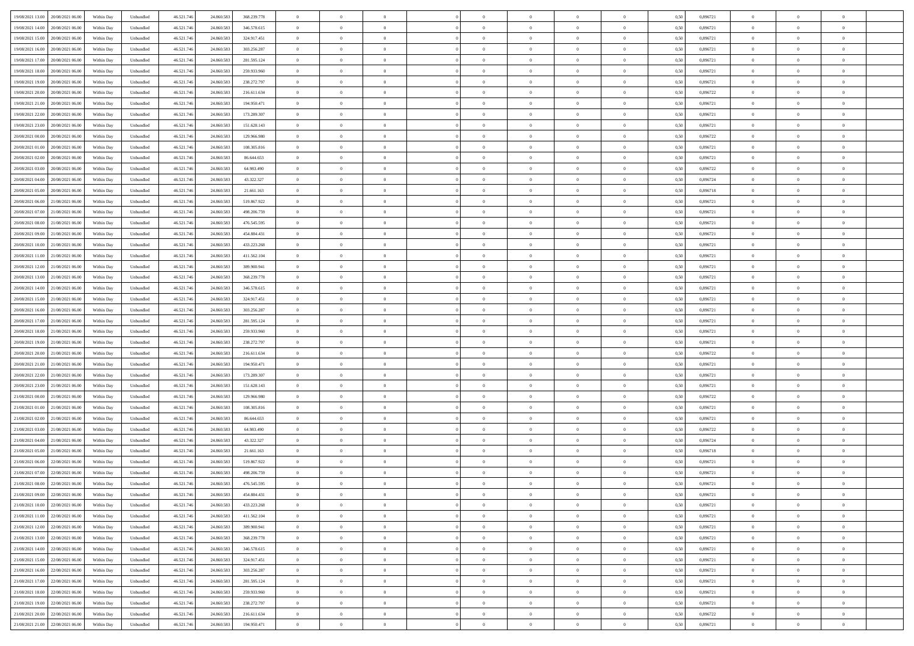| 19/08/2021 13:00 | 20/08/2021 06:00 | Within Day | Unbundled | 46.521.746 | 24.860.583 | 368.239.778 | 0 | 0 | 0 | | 0 | 0 | 0 | 0 | 0,50 | 0,896721 | 0 | 0 | 0 | |
|---|---|---|---|---|---|---|---|---|---|---|---|---|---|---|---|---|---|---|---|---|
| 19/08/2021 14:00 | 20/08/2021 06:00 | Within Day | Unbundled | 46.521.746 | 24.860.583 | 346.578.615 | 0 | 0 | 0 | | 0 | 0 | 0 | 0 | 0,50 | 0,896721 | 0 | 0 | 0 | |
| 19/08/2021 15:00 | 20/08/2021 06:00 | Within Day | Unbundled | 46.521.746 | 24.860.583 | 324.917.451 | 0 | 0 | 0 | | 0 | 0 | 0 | 0 | 0,50 | 0,896721 | 0 | 0 | 0 | |
| 19/08/2021 16:00 | 20/08/2021 06:00 | Within Day | Unbundled | 46.521.746 | 24.860.583 | 303.256.287 | 0 | 0 | 0 | | 0 | 0 | 0 | 0 | 0,50 | 0,896721 | 0 | 0 | 0 | |
| 19/08/2021 17:00 | 20/08/2021 06:00 | Within Day | Unbundled | 46.521.746 | 24.860.583 | 281.595.124 | 0 | 0 | 0 | | 0 | 0 | 0 | 0 | 0,50 | 0,896721 | 0 | 0 | 0 | |
| 19/08/2021 18:00 | 20/08/2021 06:00 | Within Day | Unbundled | 46.521.746 | 24.860.583 | 259.933.960 | 0 | 0 | 0 | | 0 | 0 | 0 | 0 | 0,50 | 0,896721 | 0 | 0 | 0 | |
| 19/08/2021 19:00 | 20/08/2021 06:00 | Within Day | Unbundled | 46.521.746 | 24.860.583 | 238.272.797 | 0 | 0 | 0 | | 0 | 0 | 0 | 0 | 0,50 | 0,896721 | 0 | 0 | 0 | |
| 19/08/2021 20:00 | 20/08/2021 06:00 | Within Day | Unbundled | 46.521.746 | 24.860.583 | 216.611.634 | 0 | 0 | 0 | | 0 | 0 | 0 | 0 | 0,50 | 0,896722 | 0 | 0 | 0 | |
| 19/08/2021 21:00 | 20/08/2021 06:00 | Within Day | Unbundled | 46.521.746 | 24.860.583 | 194.950.471 | 0 | 0 | 0 | | 0 | 0 | 0 | 0 | 0,50 | 0,896721 | 0 | 0 | 0 | |
| 19/08/2021 22:00 | 20/08/2021 06:00 | Within Day | Unbundled | 46.521.746 | 24.860.583 | 173.289.307 | 0 | 0 | 0 | | 0 | 0 | 0 | 0 | 0,50 | 0,896721 | 0 | 0 | 0 | |
| 19/08/2021 23:00 | 20/08/2021 06:00 | Within Day | Unbundled | 46.521.746 | 24.860.583 | 151.628.143 | 0 | 0 | 0 | | 0 | 0 | 0 | 0 | 0,50 | 0,896721 | 0 | 0 | 0 | |
| 20/08/2021 00:00 | 20/08/2021 06:00 | Within Day | Unbundled | 46.521.746 | 24.860.583 | 129.966.980 | 0 | 0 | 0 | | 0 | 0 | 0 | 0 | 0,50 | 0,896722 | 0 | 0 | 0 | |
| 20/08/2021 01:00 | 20/08/2021 06:00 | Within Day | Unbundled | 46.521.746 | 24.860.583 | 108.305.816 | 0 | 0 | 0 | | 0 | 0 | 0 | 0 | 0,50 | 0,896721 | 0 | 0 | 0 | |
| 20/08/2021 02:00 | 20/08/2021 06:00 | Within Day | Unbundled | 46.521.746 | 24.860.583 | 86.644.653 | 0 | 0 | 0 | | 0 | 0 | 0 | 0 | 0,50 | 0,896721 | 0 | 0 | 0 | |
| 20/08/2021 03:00 | 20/08/2021 06:00 | Within Day | Unbundled | 46.521.746 | 24.860.583 | 64.983.490 | 0 | 0 | 0 | | 0 | 0 | 0 | 0 | 0,50 | 0,896722 | 0 | 0 | 0 | |
| 20/08/2021 04:00 | 20/08/2021 06:00 | Within Day | Unbundled | 46.521.746 | 24.860.583 | 43.322.327 | 0 | 0 | 0 | | 0 | 0 | 0 | 0 | 0,50 | 0,896724 | 0 | 0 | 0 | |
| 20/08/2021 05:00 | 20/08/2021 06:00 | Within Day | Unbundled | 46.521.746 | 24.860.583 | 21.661.163 | 0 | 0 | 0 | | 0 | 0 | 0 | 0 | 0,50 | 0,896718 | 0 | 0 | 0 | |
| 20/08/2021 06:00 | 21/08/2021 06:00 | Within Day | Unbundled | 46.521.746 | 24.860.583 | 519.867.922 | 0 | 0 | 0 | | 0 | 0 | 0 | 0 | 0,50 | 0,896721 | 0 | 0 | 0 | |
| 20/08/2021 07:00 | 21/08/2021 06:00 | Within Day | Unbundled | 46.521.746 | 24.860.583 | 498.206.759 | 0 | 0 | 0 | | 0 | 0 | 0 | 0 | 0,50 | 0,896721 | 0 | 0 | 0 | |
| 20/08/2021 08:00 | 21/08/2021 06:00 | Within Day | Unbundled | 46.521.746 | 24.860.583 | 476.545.595 | 0 | 0 | 0 | | 0 | 0 | 0 | 0 | 0,50 | 0,896721 | 0 | 0 | 0 | |
| 20/08/2021 09:00 | 21/08/2021 06:00 | Within Day | Unbundled | 46.521.746 | 24.860.583 | 454.884.431 | 0 | 0 | 0 | | 0 | 0 | 0 | 0 | 0,50 | 0,896721 | 0 | 0 | 0 | |
| 20/08/2021 10:00 | 21/08/2021 06:00 | Within Day | Unbundled | 46.521.746 | 24.860.583 | 433.223.268 | 0 | 0 | 0 | | 0 | 0 | 0 | 0 | 0,50 | 0,896721 | 0 | 0 | 0 | |
| 20/08/2021 11:00 | 21/08/2021 06:00 | Within Day | Unbundled | 46.521.746 | 24.860.583 | 411.562.104 | 0 | 0 | 0 | | 0 | 0 | 0 | 0 | 0,50 | 0,896721 | 0 | 0 | 0 | |
| 20/08/2021 12:00 | 21/08/2021 06:00 | Within Day | Unbundled | 46.521.746 | 24.860.583 | 389.900.941 | 0 | 0 | 0 | | 0 | 0 | 0 | 0 | 0,50 | 0,896721 | 0 | 0 | 0 | |
| 20/08/2021 13:00 | 21/08/2021 06:00 | Within Day | Unbundled | 46.521.746 | 24.860.583 | 368.239.778 | 0 | 0 | 0 | | 0 | 0 | 0 | 0 | 0,50 | 0,896721 | 0 | 0 | 0 | |
| 20/08/2021 14:00 | 21/08/2021 06:00 | Within Day | Unbundled | 46.521.746 | 24.860.583 | 346.578.615 | 0 | 0 | 0 | | 0 | 0 | 0 | 0 | 0,50 | 0,896721 | 0 | 0 | 0 | |
| 20/08/2021 15:00 | 21/08/2021 06:00 | Within Day | Unbundled | 46.521.746 | 24.860.583 | 324.917.451 | 0 | 0 | 0 | | 0 | 0 | 0 | 0 | 0,50 | 0,896721 | 0 | 0 | 0 | |
| 20/08/2021 16:00 | 21/08/2021 06:00 | Within Day | Unbundled | 46.521.746 | 24.860.583 | 303.256.287 | 0 | 0 | 0 | | 0 | 0 | 0 | 0 | 0,50 | 0,896721 | 0 | 0 | 0 | |
| 20/08/2021 17:00 | 21/08/2021 06:00 | Within Day | Unbundled | 46.521.746 | 24.860.583 | 281.595.124 | 0 | 0 | 0 | | 0 | 0 | 0 | 0 | 0,50 | 0,896721 | 0 | 0 | 0 | |
| 20/08/2021 18:00 | 21/08/2021 06:00 | Within Day | Unbundled | 46.521.746 | 24.860.583 | 259.933.960 | 0 | 0 | 0 | | 0 | 0 | 0 | 0 | 0,50 | 0,896721 | 0 | 0 | 0 | |
| 20/08/2021 19:00 | 21/08/2021 06:00 | Within Day | Unbundled | 46.521.746 | 24.860.583 | 238.272.797 | 0 | 0 | 0 | | 0 | 0 | 0 | 0 | 0,50 | 0,896721 | 0 | 0 | 0 | |
| 20/08/2021 20:00 | 21/08/2021 06:00 | Within Day | Unbundled | 46.521.746 | 24.860.583 | 216.611.634 | 0 | 0 | 0 | | 0 | 0 | 0 | 0 | 0,50 | 0,896722 | 0 | 0 | 0 | |
| 20/08/2021 21:00 | 21/08/2021 06:00 | Within Day | Unbundled | 46.521.746 | 24.860.583 | 194.950.471 | 0 | 0 | 0 | | 0 | 0 | 0 | 0 | 0,50 | 0,896721 | 0 | 0 | 0 | |
| 20/08/2021 22:00 | 21/08/2021 06:00 | Within Day | Unbundled | 46.521.746 | 24.860.583 | 173.289.307 | 0 | 0 | 0 | | 0 | 0 | 0 | 0 | 0,50 | 0,896721 | 0 | 0 | 0 | |
| 20/08/2021 23:00 | 21/08/2021 06:00 | Within Day | Unbundled | 46.521.746 | 24.860.583 | 151.628.143 | 0 | 0 | 0 | | 0 | 0 | 0 | 0 | 0,50 | 0,896721 | 0 | 0 | 0 | |
| 21/08/2021 00:00 | 21/08/2021 06:00 | Within Day | Unbundled | 46.521.746 | 24.860.583 | 129.966.980 | 0 | 0 | 0 | | 0 | 0 | 0 | 0 | 0,50 | 0,896722 | 0 | 0 | 0 | |
| 21/08/2021 01:00 | 21/08/2021 06:00 | Within Day | Unbundled | 46.521.746 | 24.860.583 | 108.305.816 | 0 | 0 | 0 | | 0 | 0 | 0 | 0 | 0,50 | 0,896721 | 0 | 0 | 0 | |
| 21/08/2021 02:00 | 21/08/2021 06:00 | Within Day | Unbundled | 46.521.746 | 24.860.583 | 86.644.653 | 0 | 0 | 0 | | 0 | 0 | 0 | 0 | 0,50 | 0,896721 | 0 | 0 | 0 | |
| 21/08/2021 03:00 | 21/08/2021 06:00 | Within Day | Unbundled | 46.521.746 | 24.860.583 | 64.983.490 | 0 | 0 | 0 | | 0 | 0 | 0 | 0 | 0,50 | 0,896722 | 0 | 0 | 0 | |
| 21/08/2021 04:00 | 21/08/2021 06:00 | Within Day | Unbundled | 46.521.746 | 24.860.583 | 43.322.327 | 0 | 0 | 0 | | 0 | 0 | 0 | 0 | 0,50 | 0,896724 | 0 | 0 | 0 | |
| 21/08/2021 05:00 | 21/08/2021 06:00 | Within Day | Unbundled | 46.521.746 | 24.860.583 | 21.661.163 | 0 | 0 | 0 | | 0 | 0 | 0 | 0 | 0,50 | 0,896718 | 0 | 0 | 0 | |
| 21/08/2021 06:00 | 22/08/2021 06:00 | Within Day | Unbundled | 46.521.746 | 24.860.583 | 519.867.922 | 0 | 0 | 0 | | 0 | 0 | 0 | 0 | 0,50 | 0,896721 | 0 | 0 | 0 | |
| 21/08/2021 07:00 | 22/08/2021 06:00 | Within Day | Unbundled | 46.521.746 | 24.860.583 | 498.206.759 | 0 | 0 | 0 | | 0 | 0 | 0 | 0 | 0,50 | 0,896721 | 0 | 0 | 0 | |
| 21/08/2021 08:00 | 22/08/2021 06:00 | Within Day | Unbundled | 46.521.746 | 24.860.583 | 476.545.595 | 0 | 0 | 0 | | 0 | 0 | 0 | 0 | 0,50 | 0,896721 | 0 | 0 | 0 | |
| 21/08/2021 09:00 | 22/08/2021 06:00 | Within Day | Unbundled | 46.521.746 | 24.860.583 | 454.884.431 | 0 | 0 | 0 | | 0 | 0 | 0 | 0 | 0,50 | 0,896721 | 0 | 0 | 0 | |
| 21/08/2021 10:00 | 22/08/2021 06:00 | Within Day | Unbundled | 46.521.746 | 24.860.583 | 433.223.268 | 0 | 0 | 0 | | 0 | 0 | 0 | 0 | 0,50 | 0,896721 | 0 | 0 | 0 | |
| 21/08/2021 11:00 | 22/08/2021 06:00 | Within Day | Unbundled | 46.521.746 | 24.860.583 | 411.562.104 | 0 | 0 | 0 | | 0 | 0 | 0 | 0 | 0,50 | 0,896721 | 0 | 0 | 0 | |
| 21/08/2021 12:00 | 22/08/2021 06:00 | Within Day | Unbundled | 46.521.746 | 24.860.583 | 389.900.941 | 0 | 0 | 0 | | 0 | 0 | 0 | 0 | 0,50 | 0,896721 | 0 | 0 | 0 | |
| 21/08/2021 13:00 | 22/08/2021 06:00 | Within Day | Unbundled | 46.521.746 | 24.860.583 | 368.239.778 | 0 | 0 | 0 | | 0 | 0 | 0 | 0 | 0,50 | 0,896721 | 0 | 0 | 0 | |
| 21/08/2021 14:00 | 22/08/2021 06:00 | Within Day | Unbundled | 46.521.746 | 24.860.583 | 346.578.615 | 0 | 0 | 0 | | 0 | 0 | 0 | 0 | 0,50 | 0,896721 | 0 | 0 | 0 | |
| 21/08/2021 15:00 | 22/08/2021 06:00 | Within Day | Unbundled | 46.521.746 | 24.860.583 | 324.917.451 | 0 | 0 | 0 | | 0 | 0 | 0 | 0 | 0,50 | 0,896721 | 0 | 0 | 0 | |
| 21/08/2021 16:00 | 22/08/2021 06:00 | Within Day | Unbundled | 46.521.746 | 24.860.583 | 303.256.287 | 0 | 0 | 0 | | 0 | 0 | 0 | 0 | 0,50 | 0,896721 | 0 | 0 | 0 | |
| 21/08/2021 17:00 | 22/08/2021 06:00 | Within Day | Unbundled | 46.521.746 | 24.860.583 | 281.595.124 | 0 | 0 | 0 | | 0 | 0 | 0 | 0 | 0,50 | 0,896721 | 0 | 0 | 0 | |
| 21/08/2021 18:00 | 22/08/2021 06:00 | Within Day | Unbundled | 46.521.746 | 24.860.583 | 259.933.960 | 0 | 0 | 0 | | 0 | 0 | 0 | 0 | 0,50 | 0,896721 | 0 | 0 | 0 | |
| 21/08/2021 19:00 | 22/08/2021 06:00 | Within Day | Unbundled | 46.521.746 | 24.860.583 | 238.272.797 | 0 | 0 | 0 | | 0 | 0 | 0 | 0 | 0,50 | 0,896721 | 0 | 0 | 0 | |
| 21/08/2021 20:00 | 22/08/2021 06:00 | Within Day | Unbundled | 46.521.746 | 24.860.583 | 216.611.634 | 0 | 0 | 0 | | 0 | 0 | 0 | 0 | 0,50 | 0,896722 | 0 | 0 | 0 | |
| 21/08/2021 21:00 | 22/08/2021 06:00 | Within Day | Unbundled | 46.521.746 | 24.860.583 | 194.950.471 | 0 | 0 | 0 | | 0 | 0 | 0 | 0 | 0,50 | 0,896721 | 0 | 0 | 0 | |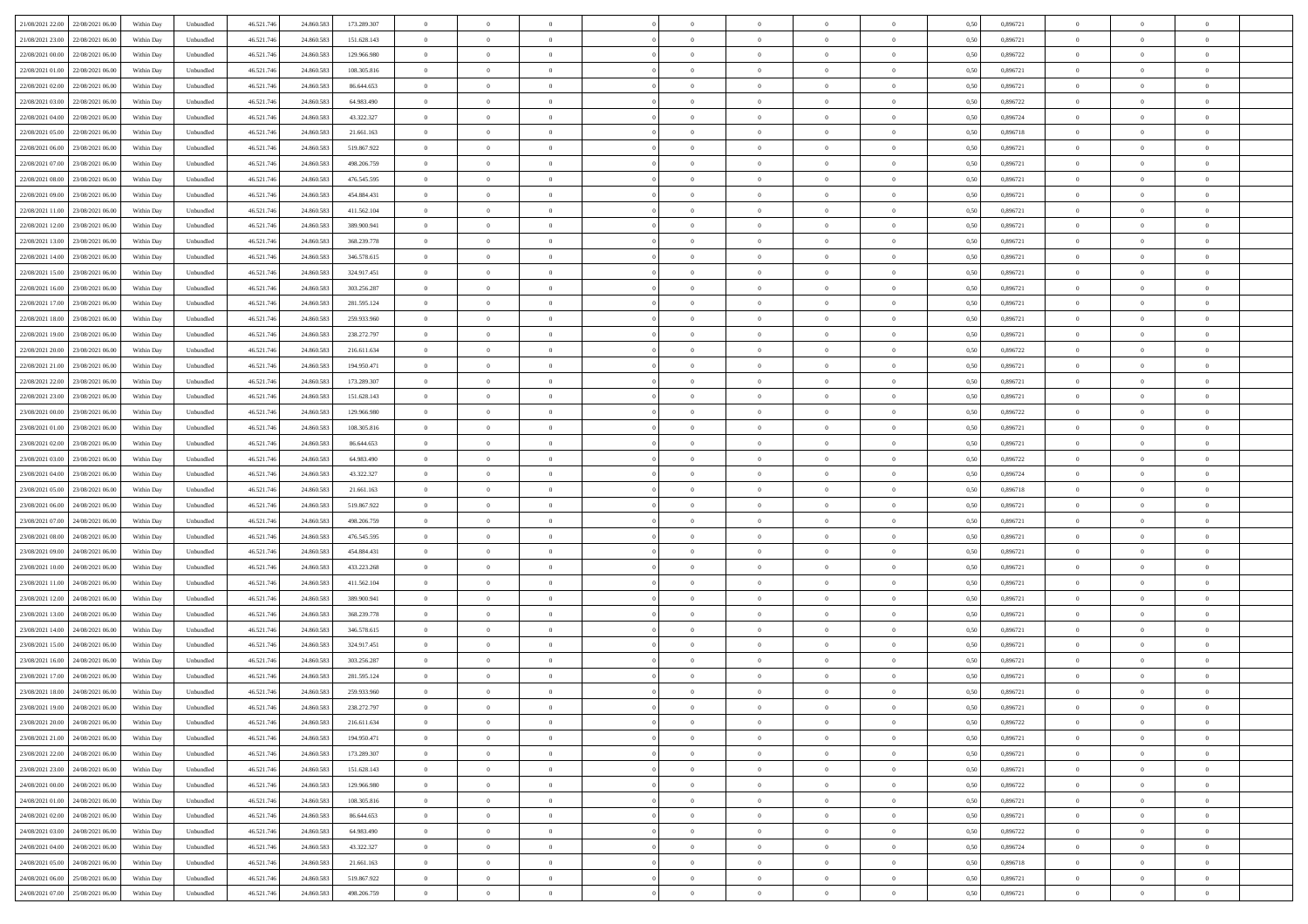| | | | | | | | | | | | | | | | | | | | | |
|---|---|---|---|---|---|---|---|---|---|---|---|---|---|---|---|---|---|---|---|---|
| 21/08/2021 22:00 | 22/08/2021 06:00 | Within Day | Unbundled | 46.521.746 | 24.860.583 | 173.289.307 | 0 | 0 | 0 | | 0 | 0 | 0 | 0 | 0,50 | 0,896721 | 0 | 0 | 0 | |
| 21/08/2021 23:00 | 22/08/2021 06:00 | Within Day | Unbundled | 46.521.746 | 24.860.583 | 151.628.143 | 0 | 0 | 0 | | 0 | 0 | 0 | 0 | 0,50 | 0,896721 | 0 | 0 | 0 | |
| 22/08/2021 00:00 | 22/08/2021 06:00 | Within Day | Unbundled | 46.521.746 | 24.860.583 | 129.966.980 | 0 | 0 | 0 | | 0 | 0 | 0 | 0 | 0,50 | 0,896722 | 0 | 0 | 0 | |
| 22/08/2021 01:00 | 22/08/2021 06:00 | Within Day | Unbundled | 46.521.746 | 24.860.583 | 108.305.816 | 0 | 0 | 0 | | 0 | 0 | 0 | 0 | 0,50 | 0,896721 | 0 | 0 | 0 | |
| 22/08/2021 02:00 | 22/08/2021 06:00 | Within Day | Unbundled | 46.521.746 | 24.860.583 | 86.644.653 | 0 | 0 | 0 | | 0 | 0 | 0 | 0 | 0,50 | 0,896721 | 0 | 0 | 0 | |
| 22/08/2021 03:00 | 22/08/2021 06:00 | Within Day | Unbundled | 46.521.746 | 24.860.583 | 64.983.490 | 0 | 0 | 0 | | 0 | 0 | 0 | 0 | 0,50 | 0,896722 | 0 | 0 | 0 | |
| 22/08/2021 04:00 | 22/08/2021 06:00 | Within Day | Unbundled | 46.521.746 | 24.860.583 | 43.322.327 | 0 | 0 | 0 | | 0 | 0 | 0 | 0 | 0,50 | 0,896724 | 0 | 0 | 0 | |
| 22/08/2021 05:00 | 22/08/2021 06:00 | Within Day | Unbundled | 46.521.746 | 24.860.583 | 21.661.163 | 0 | 0 | 0 | | 0 | 0 | 0 | 0 | 0,50 | 0,896718 | 0 | 0 | 0 | |
| 22/08/2021 06:00 | 23/08/2021 06:00 | Within Day | Unbundled | 46.521.746 | 24.860.583 | 519.867.922 | 0 | 0 | 0 | | 0 | 0 | 0 | 0 | 0,50 | 0,896721 | 0 | 0 | 0 | |
| 22/08/2021 07:00 | 23/08/2021 06:00 | Within Day | Unbundled | 46.521.746 | 24.860.583 | 498.206.759 | 0 | 0 | 0 | | 0 | 0 | 0 | 0 | 0,50 | 0,896721 | 0 | 0 | 0 | |
| 22/08/2021 08:00 | 23/08/2021 06:00 | Within Day | Unbundled | 46.521.746 | 24.860.583 | 476.545.595 | 0 | 0 | 0 | | 0 | 0 | 0 | 0 | 0,50 | 0,896721 | 0 | 0 | 0 | |
| 22/08/2021 09:00 | 23/08/2021 06:00 | Within Day | Unbundled | 46.521.746 | 24.860.583 | 454.884.431 | 0 | 0 | 0 | | 0 | 0 | 0 | 0 | 0,50 | 0,896721 | 0 | 0 | 0 | |
| 22/08/2021 11:00 | 23/08/2021 06:00 | Within Day | Unbundled | 46.521.746 | 24.860.583 | 411.562.104 | 0 | 0 | 0 | | 0 | 0 | 0 | 0 | 0,50 | 0,896721 | 0 | 0 | 0 | |
| 22/08/2021 12:00 | 23/08/2021 06:00 | Within Day | Unbundled | 46.521.746 | 24.860.583 | 389.900.941 | 0 | 0 | 0 | | 0 | 0 | 0 | 0 | 0,50 | 0,896721 | 0 | 0 | 0 | |
| 22/08/2021 13:00 | 23/08/2021 06:00 | Within Day | Unbundled | 46.521.746 | 24.860.583 | 368.239.778 | 0 | 0 | 0 | | 0 | 0 | 0 | 0 | 0,50 | 0,896721 | 0 | 0 | 0 | |
| 22/08/2021 14:00 | 23/08/2021 06:00 | Within Day | Unbundled | 46.521.746 | 24.860.583 | 346.578.615 | 0 | 0 | 0 | | 0 | 0 | 0 | 0 | 0,50 | 0,896721 | 0 | 0 | 0 | |
| 22/08/2021 15:00 | 23/08/2021 06:00 | Within Day | Unbundled | 46.521.746 | 24.860.583 | 324.917.451 | 0 | 0 | 0 | | 0 | 0 | 0 | 0 | 0,50 | 0,896721 | 0 | 0 | 0 | |
| 22/08/2021 16:00 | 23/08/2021 06:00 | Within Day | Unbundled | 46.521.746 | 24.860.583 | 303.256.287 | 0 | 0 | 0 | | 0 | 0 | 0 | 0 | 0,50 | 0,896721 | 0 | 0 | 0 | |
| 22/08/2021 17:00 | 23/08/2021 06:00 | Within Day | Unbundled | 46.521.746 | 24.860.583 | 281.595.124 | 0 | 0 | 0 | | 0 | 0 | 0 | 0 | 0,50 | 0,896721 | 0 | 0 | 0 | |
| 22/08/2021 18:00 | 23/08/2021 06:00 | Within Day | Unbundled | 46.521.746 | 24.860.583 | 259.933.960 | 0 | 0 | 0 | | 0 | 0 | 0 | 0 | 0,50 | 0,896721 | 0 | 0 | 0 | |
| 22/08/2021 19:00 | 23/08/2021 06:00 | Within Day | Unbundled | 46.521.746 | 24.860.583 | 238.272.797 | 0 | 0 | 0 | | 0 | 0 | 0 | 0 | 0,50 | 0,896721 | 0 | 0 | 0 | |
| 22/08/2021 20:00 | 23/08/2021 06:00 | Within Day | Unbundled | 46.521.746 | 24.860.583 | 216.611.634 | 0 | 0 | 0 | | 0 | 0 | 0 | 0 | 0,50 | 0,896722 | 0 | 0 | 0 | |
| 22/08/2021 21:00 | 23/08/2021 06:00 | Within Day | Unbundled | 46.521.746 | 24.860.583 | 194.950.471 | 0 | 0 | 0 | | 0 | 0 | 0 | 0 | 0,50 | 0,896721 | 0 | 0 | 0 | |
| 22/08/2021 22:00 | 23/08/2021 06:00 | Within Day | Unbundled | 46.521.746 | 24.860.583 | 173.289.307 | 0 | 0 | 0 | | 0 | 0 | 0 | 0 | 0,50 | 0,896721 | 0 | 0 | 0 | |
| 22/08/2021 23:00 | 23/08/2021 06:00 | Within Day | Unbundled | 46.521.746 | 24.860.583 | 151.628.143 | 0 | 0 | 0 | | 0 | 0 | 0 | 0 | 0,50 | 0,896721 | 0 | 0 | 0 | |
| 23/08/2021 00:00 | 23/08/2021 06:00 | Within Day | Unbundled | 46.521.746 | 24.860.583 | 129.966.980 | 0 | 0 | 0 | | 0 | 0 | 0 | 0 | 0,50 | 0,896722 | 0 | 0 | 0 | |
| 23/08/2021 01:00 | 23/08/2021 06:00 | Within Day | Unbundled | 46.521.746 | 24.860.583 | 108.305.816 | 0 | 0 | 0 | | 0 | 0 | 0 | 0 | 0,50 | 0,896721 | 0 | 0 | 0 | |
| 23/08/2021 02:00 | 23/08/2021 06:00 | Within Day | Unbundled | 46.521.746 | 24.860.583 | 86.644.653 | 0 | 0 | 0 | | 0 | 0 | 0 | 0 | 0,50 | 0,896721 | 0 | 0 | 0 | |
| 23/08/2021 03:00 | 23/08/2021 06:00 | Within Day | Unbundled | 46.521.746 | 24.860.583 | 64.983.490 | 0 | 0 | 0 | | 0 | 0 | 0 | 0 | 0,50 | 0,896722 | 0 | 0 | 0 | |
| 23/08/2021 04:00 | 23/08/2021 06:00 | Within Day | Unbundled | 46.521.746 | 24.860.583 | 43.322.327 | 0 | 0 | 0 | | 0 | 0 | 0 | 0 | 0,50 | 0,896724 | 0 | 0 | 0 | |
| 23/08/2021 05:00 | 23/08/2021 06:00 | Within Day | Unbundled | 46.521.746 | 24.860.583 | 21.661.163 | 0 | 0 | 0 | | 0 | 0 | 0 | 0 | 0,50 | 0,896718 | 0 | 0 | 0 | |
| 23/08/2021 06:00 | 24/08/2021 06:00 | Within Day | Unbundled | 46.521.746 | 24.860.583 | 519.867.922 | 0 | 0 | 0 | | 0 | 0 | 0 | 0 | 0,50 | 0,896721 | 0 | 0 | 0 | |
| 23/08/2021 07:00 | 24/08/2021 06:00 | Within Day | Unbundled | 46.521.746 | 24.860.583 | 498.206.759 | 0 | 0 | 0 | | 0 | 0 | 0 | 0 | 0,50 | 0,896721 | 0 | 0 | 0 | |
| 23/08/2021 08:00 | 24/08/2021 06:00 | Within Day | Unbundled | 46.521.746 | 24.860.583 | 476.545.595 | 0 | 0 | 0 | | 0 | 0 | 0 | 0 | 0,50 | 0,896721 | 0 | 0 | 0 | |
| 23/08/2021 09:00 | 24/08/2021 06:00 | Within Day | Unbundled | 46.521.746 | 24.860.583 | 454.884.431 | 0 | 0 | 0 | | 0 | 0 | 0 | 0 | 0,50 | 0,896721 | 0 | 0 | 0 | |
| 23/08/2021 10:00 | 24/08/2021 06:00 | Within Day | Unbundled | 46.521.746 | 24.860.583 | 433.223.268 | 0 | 0 | 0 | | 0 | 0 | 0 | 0 | 0,50 | 0,896721 | 0 | 0 | 0 | |
| 23/08/2021 11:00 | 24/08/2021 06:00 | Within Day | Unbundled | 46.521.746 | 24.860.583 | 411.562.104 | 0 | 0 | 0 | | 0 | 0 | 0 | 0 | 0,50 | 0,896721 | 0 | 0 | 0 | |
| 23/08/2021 12:00 | 24/08/2021 06:00 | Within Day | Unbundled | 46.521.746 | 24.860.583 | 389.900.941 | 0 | 0 | 0 | | 0 | 0 | 0 | 0 | 0,50 | 0,896721 | 0 | 0 | 0 | |
| 23/08/2021 13:00 | 24/08/2021 06:00 | Within Day | Unbundled | 46.521.746 | 24.860.583 | 368.239.778 | 0 | 0 | 0 | | 0 | 0 | 0 | 0 | 0,50 | 0,896721 | 0 | 0 | 0 | |
| 23/08/2021 14:00 | 24/08/2021 06:00 | Within Day | Unbundled | 46.521.746 | 24.860.583 | 346.578.615 | 0 | 0 | 0 | | 0 | 0 | 0 | 0 | 0,50 | 0,896721 | 0 | 0 | 0 | |
| 23/08/2021 15:00 | 24/08/2021 06:00 | Within Day | Unbundled | 46.521.746 | 24.860.583 | 324.917.451 | 0 | 0 | 0 | | 0 | 0 | 0 | 0 | 0,50 | 0,896721 | 0 | 0 | 0 | |
| 23/08/2021 16:00 | 24/08/2021 06:00 | Within Day | Unbundled | 46.521.746 | 24.860.583 | 303.256.287 | 0 | 0 | 0 | | 0 | 0 | 0 | 0 | 0,50 | 0,896721 | 0 | 0 | 0 | |
| 23/08/2021 17:00 | 24/08/2021 06:00 | Within Day | Unbundled | 46.521.746 | 24.860.583 | 281.595.124 | 0 | 0 | 0 | | 0 | 0 | 0 | 0 | 0,50 | 0,896721 | 0 | 0 | 0 | |
| 23/08/2021 18:00 | 24/08/2021 06:00 | Within Day | Unbundled | 46.521.746 | 24.860.583 | 259.933.960 | 0 | 0 | 0 | | 0 | 0 | 0 | 0 | 0,50 | 0,896721 | 0 | 0 | 0 | |
| 23/08/2021 19:00 | 24/08/2021 06:00 | Within Day | Unbundled | 46.521.746 | 24.860.583 | 238.272.797 | 0 | 0 | 0 | | 0 | 0 | 0 | 0 | 0,50 | 0,896721 | 0 | 0 | 0 | |
| 23/08/2021 20:00 | 24/08/2021 06:00 | Within Day | Unbundled | 46.521.746 | 24.860.583 | 216.611.634 | 0 | 0 | 0 | | 0 | 0 | 0 | 0 | 0,50 | 0,896722 | 0 | 0 | 0 | |
| 23/08/2021 21:00 | 24/08/2021 06:00 | Within Day | Unbundled | 46.521.746 | 24.860.583 | 194.950.471 | 0 | 0 | 0 | | 0 | 0 | 0 | 0 | 0,50 | 0,896721 | 0 | 0 | 0 | |
| 23/08/2021 22:00 | 24/08/2021 06:00 | Within Day | Unbundled | 46.521.746 | 24.860.583 | 173.289.307 | 0 | 0 | 0 | | 0 | 0 | 0 | 0 | 0,50 | 0,896721 | 0 | 0 | 0 | |
| 23/08/2021 23:00 | 24/08/2021 06:00 | Within Day | Unbundled | 46.521.746 | 24.860.583 | 151.628.143 | 0 | 0 | 0 | | 0 | 0 | 0 | 0 | 0,50 | 0,896721 | 0 | 0 | 0 | |
| 24/08/2021 00:00 | 24/08/2021 06:00 | Within Day | Unbundled | 46.521.746 | 24.860.583 | 129.966.980 | 0 | 0 | 0 | | 0 | 0 | 0 | 0 | 0,50 | 0,896722 | 0 | 0 | 0 | |
| 24/08/2021 01:00 | 24/08/2021 06:00 | Within Day | Unbundled | 46.521.746 | 24.860.583 | 108.305.816 | 0 | 0 | 0 | | 0 | 0 | 0 | 0 | 0,50 | 0,896721 | 0 | 0 | 0 | |
| 24/08/2021 02:00 | 24/08/2021 06:00 | Within Day | Unbundled | 46.521.746 | 24.860.583 | 86.644.653 | 0 | 0 | 0 | | 0 | 0 | 0 | 0 | 0,50 | 0,896721 | 0 | 0 | 0 | |
| 24/08/2021 03:00 | 24/08/2021 06:00 | Within Day | Unbundled | 46.521.746 | 24.860.583 | 64.983.490 | 0 | 0 | 0 | | 0 | 0 | 0 | 0 | 0,50 | 0,896722 | 0 | 0 | 0 | |
| 24/08/2021 04:00 | 24/08/2021 06:00 | Within Day | Unbundled | 46.521.746 | 24.860.583 | 43.322.327 | 0 | 0 | 0 | | 0 | 0 | 0 | 0 | 0,50 | 0,896724 | 0 | 0 | 0 | |
| 24/08/2021 05:00 | 24/08/2021 06:00 | Within Day | Unbundled | 46.521.746 | 24.860.583 | 21.661.163 | 0 | 0 | 0 | | 0 | 0 | 0 | 0 | 0,50 | 0,896718 | 0 | 0 | 0 | |
| 24/08/2021 06:00 | 25/08/2021 06:00 | Within Day | Unbundled | 46.521.746 | 24.860.583 | 519.867.922 | 0 | 0 | 0 | | 0 | 0 | 0 | 0 | 0,50 | 0,896721 | 0 | 0 | 0 | |
| 24/08/2021 07:00 | 25/08/2021 06:00 | Within Day | Unbundled | 46.521.746 | 24.860.583 | 498.206.759 | 0 | 0 | 0 | | 0 | 0 | 0 | 0 | 0,50 | 0,896721 | 0 | 0 | 0 | |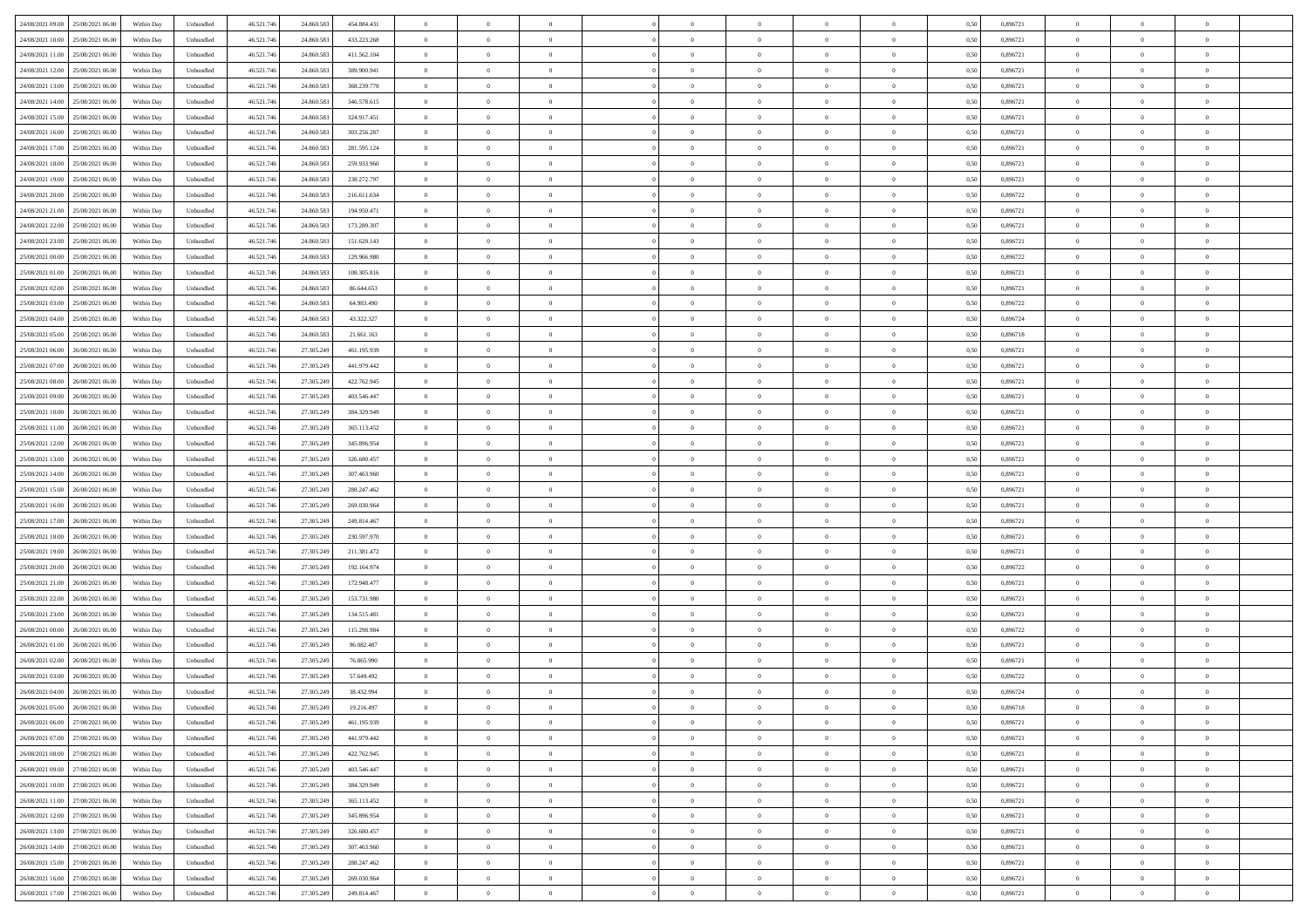| | | | | | | | | | | | | | | | | | | | | | |
|---|---|---|---|---|---|---|---|---|---|---|---|---|---|---|---|---|---|---|---|---|---|
| 24/08/2021 09:00 | 25/08/2021 06:00 | Within Day | Unbundled | 46.521.746 | 24.860.583 | 454.884.431 | 0 | 0 | 0 | | 0 | 0 | 0 | 0 | 0,50 | 0,896721 | 0 | 0 | 0 | |
| 24/08/2021 10:00 | 25/08/2021 06:00 | Within Day | Unbundled | 46.521.746 | 24.860.583 | 433.223.268 | 0 | 0 | 0 | | 0 | 0 | 0 | 0 | 0,50 | 0,896721 | 0 | 0 | 0 | |
| 24/08/2021 11:00 | 25/08/2021 06:00 | Within Day | Unbundled | 46.521.746 | 24.860.583 | 411.562.104 | 0 | 0 | 0 | | 0 | 0 | 0 | 0 | 0,50 | 0,896721 | 0 | 0 | 0 | |
| 24/08/2021 12:00 | 25/08/2021 06:00 | Within Day | Unbundled | 46.521.746 | 24.860.583 | 389.900.941 | 0 | 0 | 0 | | 0 | 0 | 0 | 0 | 0,50 | 0,896721 | 0 | 0 | 0 | |
| 24/08/2021 13:00 | 25/08/2021 06:00 | Within Day | Unbundled | 46.521.746 | 24.860.583 | 368.239.778 | 0 | 0 | 0 | | 0 | 0 | 0 | 0 | 0,50 | 0,896721 | 0 | 0 | 0 | |
| 24/08/2021 14:00 | 25/08/2021 06:00 | Within Day | Unbundled | 46.521.746 | 24.860.583 | 346.578.615 | 0 | 0 | 0 | | 0 | 0 | 0 | 0 | 0,50 | 0,896721 | 0 | 0 | 0 | |
| 24/08/2021 15:00 | 25/08/2021 06:00 | Within Day | Unbundled | 46.521.746 | 24.860.583 | 324.917.451 | 0 | 0 | 0 | | 0 | 0 | 0 | 0 | 0,50 | 0,896721 | 0 | 0 | 0 | |
| 24/08/2021 16:00 | 25/08/2021 06:00 | Within Day | Unbundled | 46.521.746 | 24.860.583 | 303.256.287 | 0 | 0 | 0 | | 0 | 0 | 0 | 0 | 0,50 | 0,896721 | 0 | 0 | 0 | |
| 24/08/2021 17:00 | 25/08/2021 06:00 | Within Day | Unbundled | 46.521.746 | 24.860.583 | 281.595.124 | 0 | 0 | 0 | | 0 | 0 | 0 | 0 | 0,50 | 0,896721 | 0 | 0 | 0 | |
| 24/08/2021 18:00 | 25/08/2021 06:00 | Within Day | Unbundled | 46.521.746 | 24.860.583 | 259.933.960 | 0 | 0 | 0 | | 0 | 0 | 0 | 0 | 0,50 | 0,896721 | 0 | 0 | 0 | |
| 24/08/2021 19:00 | 25/08/2021 06:00 | Within Day | Unbundled | 46.521.746 | 24.860.583 | 238.272.797 | 0 | 0 | 0 | | 0 | 0 | 0 | 0 | 0,50 | 0,896721 | 0 | 0 | 0 | |
| 24/08/2021 20:00 | 25/08/2021 06:00 | Within Day | Unbundled | 46.521.746 | 24.860.583 | 216.611.634 | 0 | 0 | 0 | | 0 | 0 | 0 | 0 | 0,50 | 0,896722 | 0 | 0 | 0 | |
| 24/08/2021 21:00 | 25/08/2021 06:00 | Within Day | Unbundled | 46.521.746 | 24.860.583 | 194.950.471 | 0 | 0 | 0 | | 0 | 0 | 0 | 0 | 0,50 | 0,896721 | 0 | 0 | 0 | |
| 24/08/2021 22:00 | 25/08/2021 06:00 | Within Day | Unbundled | 46.521.746 | 24.860.583 | 173.289.307 | 0 | 0 | 0 | | 0 | 0 | 0 | 0 | 0,50 | 0,896721 | 0 | 0 | 0 | |
| 24/08/2021 23:00 | 25/08/2021 06:00 | Within Day | Unbundled | 46.521.746 | 24.860.583 | 151.628.143 | 0 | 0 | 0 | | 0 | 0 | 0 | 0 | 0,50 | 0,896721 | 0 | 0 | 0 | |
| 25/08/2021 00:00 | 25/08/2021 06:00 | Within Day | Unbundled | 46.521.746 | 24.860.583 | 129.966.980 | 0 | 0 | 0 | | 0 | 0 | 0 | 0 | 0,50 | 0,896722 | 0 | 0 | 0 | |
| 25/08/2021 01:00 | 25/08/2021 06:00 | Within Day | Unbundled | 46.521.746 | 24.860.583 | 108.305.816 | 0 | 0 | 0 | | 0 | 0 | 0 | 0 | 0,50 | 0,896721 | 0 | 0 | 0 | |
| 25/08/2021 02:00 | 25/08/2021 06:00 | Within Day | Unbundled | 46.521.746 | 24.860.583 | 86.644.653 | 0 | 0 | 0 | | 0 | 0 | 0 | 0 | 0,50 | 0,896721 | 0 | 0 | 0 | |
| 25/08/2021 03:00 | 25/08/2021 06:00 | Within Day | Unbundled | 46.521.746 | 24.860.583 | 64.983.490 | 0 | 0 | 0 | | 0 | 0 | 0 | 0 | 0,50 | 0,896722 | 0 | 0 | 0 | |
| 25/08/2021 04:00 | 25/08/2021 06:00 | Within Day | Unbundled | 46.521.746 | 24.860.583 | 43.322.327 | 0 | 0 | 0 | | 0 | 0 | 0 | 0 | 0,50 | 0,896724 | 0 | 0 | 0 | |
| 25/08/2021 05:00 | 25/08/2021 06:00 | Within Day | Unbundled | 46.521.746 | 24.860.583 | 21.661.163 | 0 | 0 | 0 | | 0 | 0 | 0 | 0 | 0,50 | 0,896718 | 0 | 0 | 0 | |
| 25/08/2021 06:00 | 26/08/2021 06:00 | Within Day | Unbundled | 46.521.746 | 27.305.249 | 461.195.939 | 0 | 0 | 0 | | 0 | 0 | 0 | 0 | 0,50 | 0,896721 | 0 | 0 | 0 | |
| 25/08/2021 07:00 | 26/08/2021 06:00 | Within Day | Unbundled | 46.521.746 | 27.305.249 | 441.979.442 | 0 | 0 | 0 | | 0 | 0 | 0 | 0 | 0,50 | 0,896721 | 0 | 0 | 0 | |
| 25/08/2021 08:00 | 26/08/2021 06:00 | Within Day | Unbundled | 46.521.746 | 27.305.249 | 422.762.945 | 0 | 0 | 0 | | 0 | 0 | 0 | 0 | 0,50 | 0,896721 | 0 | 0 | 0 | |
| 25/08/2021 09:00 | 26/08/2021 06:00 | Within Day | Unbundled | 46.521.746 | 27.305.249 | 403.546.447 | 0 | 0 | 0 | | 0 | 0 | 0 | 0 | 0,50 | 0,896721 | 0 | 0 | 0 | |
| 25/08/2021 10:00 | 26/08/2021 06:00 | Within Day | Unbundled | 46.521.746 | 27.305.249 | 384.329.949 | 0 | 0 | 0 | | 0 | 0 | 0 | 0 | 0,50 | 0,896721 | 0 | 0 | 0 | |
| 25/08/2021 11:00 | 26/08/2021 06:00 | Within Day | Unbundled | 46.521.746 | 27.305.249 | 365.113.452 | 0 | 0 | 0 | | 0 | 0 | 0 | 0 | 0,50 | 0,896721 | 0 | 0 | 0 | |
| 25/08/2021 12:00 | 26/08/2021 06:00 | Within Day | Unbundled | 46.521.746 | 27.305.249 | 345.896.954 | 0 | 0 | 0 | | 0 | 0 | 0 | 0 | 0,50 | 0,896721 | 0 | 0 | 0 | |
| 25/08/2021 13:00 | 26/08/2021 06:00 | Within Day | Unbundled | 46.521.746 | 27.305.249 | 326.680.457 | 0 | 0 | 0 | | 0 | 0 | 0 | 0 | 0,50 | 0,896721 | 0 | 0 | 0 | |
| 25/08/2021 14:00 | 26/08/2021 06:00 | Within Day | Unbundled | 46.521.746 | 27.305.249 | 307.463.960 | 0 | 0 | 0 | | 0 | 0 | 0 | 0 | 0,50 | 0,896721 | 0 | 0 | 0 | |
| 25/08/2021 15:00 | 26/08/2021 06:00 | Within Day | Unbundled | 46.521.746 | 27.305.249 | 288.247.462 | 0 | 0 | 0 | | 0 | 0 | 0 | 0 | 0,50 | 0,896721 | 0 | 0 | 0 | |
| 25/08/2021 16:00 | 26/08/2021 06:00 | Within Day | Unbundled | 46.521.746 | 27.305.249 | 269.030.964 | 0 | 0 | 0 | | 0 | 0 | 0 | 0 | 0,50 | 0,896721 | 0 | 0 | 0 | |
| 25/08/2021 17:00 | 26/08/2021 06:00 | Within Day | Unbundled | 46.521.746 | 27.305.249 | 249.814.467 | 0 | 0 | 0 | | 0 | 0 | 0 | 0 | 0,50 | 0,896721 | 0 | 0 | 0 | |
| 25/08/2021 18:00 | 26/08/2021 06:00 | Within Day | Unbundled | 46.521.746 | 27.305.249 | 230.597.970 | 0 | 0 | 0 | | 0 | 0 | 0 | 0 | 0,50 | 0,896721 | 0 | 0 | 0 | |
| 25/08/2021 19:00 | 26/08/2021 06:00 | Within Day | Unbundled | 46.521.746 | 27.305.249 | 211.381.472 | 0 | 0 | 0 | | 0 | 0 | 0 | 0 | 0,50 | 0,896721 | 0 | 0 | 0 | |
| 25/08/2021 20:00 | 26/08/2021 06:00 | Within Day | Unbundled | 46.521.746 | 27.305.249 | 192.164.974 | 0 | 0 | 0 | | 0 | 0 | 0 | 0 | 0,50 | 0,896722 | 0 | 0 | 0 | |
| 25/08/2021 21:00 | 26/08/2021 06:00 | Within Day | Unbundled | 46.521.746 | 27.305.249 | 172.948.477 | 0 | 0 | 0 | | 0 | 0 | 0 | 0 | 0,50 | 0,896721 | 0 | 0 | 0 | |
| 25/08/2021 22:00 | 26/08/2021 06:00 | Within Day | Unbundled | 46.521.746 | 27.305.249 | 153.731.980 | 0 | 0 | 0 | | 0 | 0 | 0 | 0 | 0,50 | 0,896721 | 0 | 0 | 0 | |
| 25/08/2021 23:00 | 26/08/2021 06:00 | Within Day | Unbundled | 46.521.746 | 27.305.249 | 134.515.481 | 0 | 0 | 0 | | 0 | 0 | 0 | 0 | 0,50 | 0,896721 | 0 | 0 | 0 | |
| 26/08/2021 00:00 | 26/08/2021 06:00 | Within Day | Unbundled | 46.521.746 | 27.305.249 | 115.298.984 | 0 | 0 | 0 | | 0 | 0 | 0 | 0 | 0,50 | 0,896722 | 0 | 0 | 0 | |
| 26/08/2021 01:00 | 26/08/2021 06:00 | Within Day | Unbundled | 46.521.746 | 27.305.249 | 96.082.487 | 0 | 0 | 0 | | 0 | 0 | 0 | 0 | 0,50 | 0,896721 | 0 | 0 | 0 | |
| 26/08/2021 02:00 | 26/08/2021 06:00 | Within Day | Unbundled | 46.521.746 | 27.305.249 | 76.865.990 | 0 | 0 | 0 | | 0 | 0 | 0 | 0 | 0,50 | 0,896721 | 0 | 0 | 0 | |
| 26/08/2021 03:00 | 26/08/2021 06:00 | Within Day | Unbundled | 46.521.746 | 27.305.249 | 57.649.492 | 0 | 0 | 0 | | 0 | 0 | 0 | 0 | 0,50 | 0,896722 | 0 | 0 | 0 | |
| 26/08/2021 04:00 | 26/08/2021 06:00 | Within Day | Unbundled | 46.521.746 | 27.305.249 | 38.432.994 | 0 | 0 | 0 | | 0 | 0 | 0 | 0 | 0,50 | 0,896724 | 0 | 0 | 0 | |
| 26/08/2021 05:00 | 26/08/2021 06:00 | Within Day | Unbundled | 46.521.746 | 27.305.249 | 19.216.497 | 0 | 0 | 0 | | 0 | 0 | 0 | 0 | 0,50 | 0,896718 | 0 | 0 | 0 | |
| 26/08/2021 06:00 | 27/08/2021 06:00 | Within Day | Unbundled | 46.521.746 | 27.305.249 | 461.195.939 | 0 | 0 | 0 | | 0 | 0 | 0 | 0 | 0,50 | 0,896721 | 0 | 0 | 0 | |
| 26/08/2021 07:00 | 27/08/2021 06:00 | Within Day | Unbundled | 46.521.746 | 27.305.249 | 441.979.442 | 0 | 0 | 0 | | 0 | 0 | 0 | 0 | 0,50 | 0,896721 | 0 | 0 | 0 | |
| 26/08/2021 08:00 | 27/08/2021 06:00 | Within Day | Unbundled | 46.521.746 | 27.305.249 | 422.762.945 | 0 | 0 | 0 | | 0 | 0 | 0 | 0 | 0,50 | 0,896721 | 0 | 0 | 0 | |
| 26/08/2021 09:00 | 27/08/2021 06:00 | Within Day | Unbundled | 46.521.746 | 27.305.249 | 403.546.447 | 0 | 0 | 0 | | 0 | 0 | 0 | 0 | 0,50 | 0,896721 | 0 | 0 | 0 | |
| 26/08/2021 10:00 | 27/08/2021 06:00 | Within Day | Unbundled | 46.521.746 | 27.305.249 | 384.329.949 | 0 | 0 | 0 | | 0 | 0 | 0 | 0 | 0,50 | 0,896721 | 0 | 0 | 0 | |
| 26/08/2021 11:00 | 27/08/2021 06:00 | Within Day | Unbundled | 46.521.746 | 27.305.249 | 365.113.452 | 0 | 0 | 0 | | 0 | 0 | 0 | 0 | 0,50 | 0,896721 | 0 | 0 | 0 | |
| 26/08/2021 12:00 | 27/08/2021 06:00 | Within Day | Unbundled | 46.521.746 | 27.305.249 | 345.896.954 | 0 | 0 | 0 | | 0 | 0 | 0 | 0 | 0,50 | 0,896721 | 0 | 0 | 0 | |
| 26/08/2021 13:00 | 27/08/2021 06:00 | Within Day | Unbundled | 46.521.746 | 27.305.249 | 326.680.457 | 0 | 0 | 0 | | 0 | 0 | 0 | 0 | 0,50 | 0,896721 | 0 | 0 | 0 | |
| 26/08/2021 14:00 | 27/08/2021 06:00 | Within Day | Unbundled | 46.521.746 | 27.305.249 | 307.463.960 | 0 | 0 | 0 | | 0 | 0 | 0 | 0 | 0,50 | 0,896721 | 0 | 0 | 0 | |
| 26/08/2021 15:00 | 27/08/2021 06:00 | Within Day | Unbundled | 46.521.746 | 27.305.249 | 288.247.462 | 0 | 0 | 0 | | 0 | 0 | 0 | 0 | 0,50 | 0,896721 | 0 | 0 | 0 | |
| 26/08/2021 16:00 | 27/08/2021 06:00 | Within Day | Unbundled | 46.521.746 | 27.305.249 | 269.030.964 | 0 | 0 | 0 | | 0 | 0 | 0 | 0 | 0,50 | 0,896721 | 0 | 0 | 0 | |
| 26/08/2021 17:00 | 27/08/2021 06:00 | Within Day | Unbundled | 46.521.746 | 27.305.249 | 249.814.467 | 0 | 0 | 0 | | 0 | 0 | 0 | 0 | 0,50 | 0,896721 | 0 | 0 | 0 | |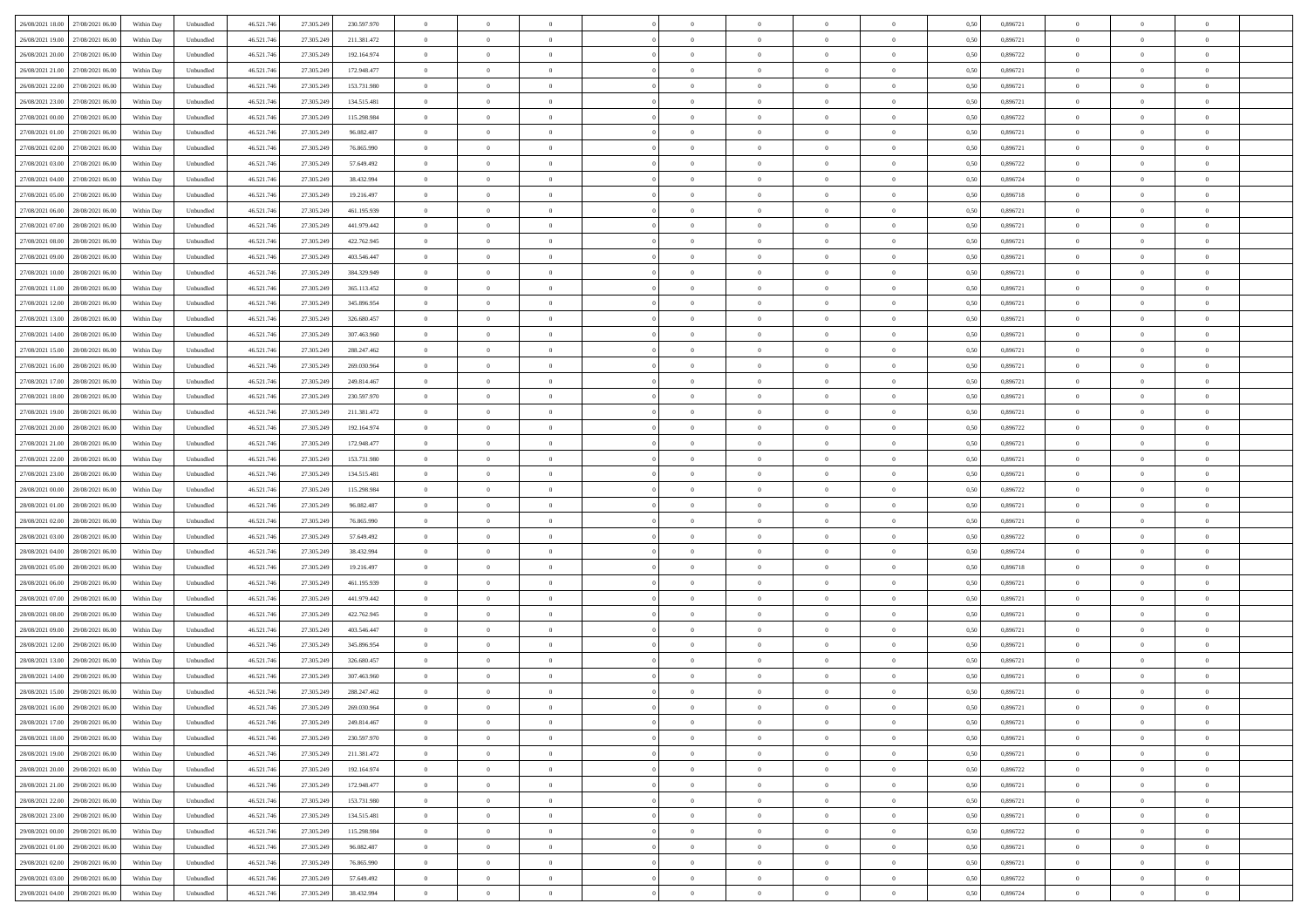| 26/08/2021 18:00 | 27/08/2021 06:00 | Within Day | Unbundled | 46.521.746 | 27.305.249 | 230.597.970 | 0 | 0 | 0 | 0 | 0 | 0 | 0 | 0 | 0,50 | 0,896721 | 0 | 0 | 0 |
|---|---|---|---|---|---|---|---|---|---|---|---|---|---|---|---|---|---|---|---|
| 26/08/2021 19:00 | 27/08/2021 06:00 | Within Day | Unbundled | 46.521.746 | 27.305.249 | 211.381.472 | 0 | 0 | 0 | 0 | 0 | 0 | 0 | 0 | 0,50 | 0,896721 | 0 | 0 | 0 |
| 26/08/2021 20:00 | 27/08/2021 06:00 | Within Day | Unbundled | 46.521.746 | 27.305.249 | 192.164.974 | 0 | 0 | 0 | 0 | 0 | 0 | 0 | 0 | 0,50 | 0,896722 | 0 | 0 | 0 |
| 26/08/2021 21:00 | 27/08/2021 06:00 | Within Day | Unbundled | 46.521.746 | 27.305.249 | 172.948.477 | 0 | 0 | 0 | 0 | 0 | 0 | 0 | 0 | 0,50 | 0,896721 | 0 | 0 | 0 |
| 26/08/2021 22:00 | 27/08/2021 06:00 | Within Day | Unbundled | 46.521.746 | 27.305.249 | 153.731.980 | 0 | 0 | 0 | 0 | 0 | 0 | 0 | 0 | 0,50 | 0,896721 | 0 | 0 | 0 |
| 26/08/2021 23:00 | 27/08/2021 06:00 | Within Day | Unbundled | 46.521.746 | 27.305.249 | 134.515.481 | 0 | 0 | 0 | 0 | 0 | 0 | 0 | 0 | 0,50 | 0,896721 | 0 | 0 | 0 |
| 27/08/2021 00:00 | 27/08/2021 06:00 | Within Day | Unbundled | 46.521.746 | 27.305.249 | 115.298.984 | 0 | 0 | 0 | 0 | 0 | 0 | 0 | 0 | 0,50 | 0,896722 | 0 | 0 | 0 |
| 27/08/2021 01:00 | 27/08/2021 06:00 | Within Day | Unbundled | 46.521.746 | 27.305.249 | 96.082.487 | 0 | 0 | 0 | 0 | 0 | 0 | 0 | 0 | 0,50 | 0,896721 | 0 | 0 | 0 |
| 27/08/2021 02:00 | 27/08/2021 06:00 | Within Day | Unbundled | 46.521.746 | 27.305.249 | 76.865.990 | 0 | 0 | 0 | 0 | 0 | 0 | 0 | 0 | 0,50 | 0,896721 | 0 | 0 | 0 |
| 27/08/2021 03:00 | 27/08/2021 06:00 | Within Day | Unbundled | 46.521.746 | 27.305.249 | 57.649.492 | 0 | 0 | 0 | 0 | 0 | 0 | 0 | 0 | 0,50 | 0,896722 | 0 | 0 | 0 |
| 27/08/2021 04:00 | 27/08/2021 06:00 | Within Day | Unbundled | 46.521.746 | 27.305.249 | 38.432.994 | 0 | 0 | 0 | 0 | 0 | 0 | 0 | 0 | 0,50 | 0,896724 | 0 | 0 | 0 |
| 27/08/2021 05:00 | 27/08/2021 06:00 | Within Day | Unbundled | 46.521.746 | 27.305.249 | 19.216.497 | 0 | 0 | 0 | 0 | 0 | 0 | 0 | 0 | 0,50 | 0,896718 | 0 | 0 | 0 |
| 27/08/2021 06:00 | 28/08/2021 06:00 | Within Day | Unbundled | 46.521.746 | 27.305.249 | 461.195.939 | 0 | 0 | 0 | 0 | 0 | 0 | 0 | 0 | 0,50 | 0,896721 | 0 | 0 | 0 |
| 27/08/2021 07:00 | 28/08/2021 06:00 | Within Day | Unbundled | 46.521.746 | 27.305.249 | 441.979.442 | 0 | 0 | 0 | 0 | 0 | 0 | 0 | 0 | 0,50 | 0,896721 | 0 | 0 | 0 |
| 27/08/2021 08:00 | 28/08/2021 06:00 | Within Day | Unbundled | 46.521.746 | 27.305.249 | 422.762.945 | 0 | 0 | 0 | 0 | 0 | 0 | 0 | 0 | 0,50 | 0,896721 | 0 | 0 | 0 |
| 27/08/2021 09:00 | 28/08/2021 06:00 | Within Day | Unbundled | 46.521.746 | 27.305.249 | 403.546.447 | 0 | 0 | 0 | 0 | 0 | 0 | 0 | 0 | 0,50 | 0,896721 | 0 | 0 | 0 |
| 27/08/2021 10:00 | 28/08/2021 06:00 | Within Day | Unbundled | 46.521.746 | 27.305.249 | 384.329.949 | 0 | 0 | 0 | 0 | 0 | 0 | 0 | 0 | 0,50 | 0,896721 | 0 | 0 | 0 |
| 27/08/2021 11:00 | 28/08/2021 06:00 | Within Day | Unbundled | 46.521.746 | 27.305.249 | 365.113.452 | 0 | 0 | 0 | 0 | 0 | 0 | 0 | 0 | 0,50 | 0,896721 | 0 | 0 | 0 |
| 27/08/2021 12:00 | 28/08/2021 06:00 | Within Day | Unbundled | 46.521.746 | 27.305.249 | 345.896.954 | 0 | 0 | 0 | 0 | 0 | 0 | 0 | 0 | 0,50 | 0,896721 | 0 | 0 | 0 |
| 27/08/2021 13:00 | 28/08/2021 06:00 | Within Day | Unbundled | 46.521.746 | 27.305.249 | 326.680.457 | 0 | 0 | 0 | 0 | 0 | 0 | 0 | 0 | 0,50 | 0,896721 | 0 | 0 | 0 |
| 27/08/2021 14:00 | 28/08/2021 06:00 | Within Day | Unbundled | 46.521.746 | 27.305.249 | 307.463.960 | 0 | 0 | 0 | 0 | 0 | 0 | 0 | 0 | 0,50 | 0,896721 | 0 | 0 | 0 |
| 27/08/2021 15:00 | 28/08/2021 06:00 | Within Day | Unbundled | 46.521.746 | 27.305.249 | 288.247.462 | 0 | 0 | 0 | 0 | 0 | 0 | 0 | 0 | 0,50 | 0,896721 | 0 | 0 | 0 |
| 27/08/2021 16:00 | 28/08/2021 06:00 | Within Day | Unbundled | 46.521.746 | 27.305.249 | 269.030.964 | 0 | 0 | 0 | 0 | 0 | 0 | 0 | 0 | 0,50 | 0,896721 | 0 | 0 | 0 |
| 27/08/2021 17:00 | 28/08/2021 06:00 | Within Day | Unbundled | 46.521.746 | 27.305.249 | 249.814.467 | 0 | 0 | 0 | 0 | 0 | 0 | 0 | 0 | 0,50 | 0,896721 | 0 | 0 | 0 |
| 27/08/2021 18:00 | 28/08/2021 06:00 | Within Day | Unbundled | 46.521.746 | 27.305.249 | 230.597.970 | 0 | 0 | 0 | 0 | 0 | 0 | 0 | 0 | 0,50 | 0,896721 | 0 | 0 | 0 |
| 27/08/2021 19:00 | 28/08/2021 06:00 | Within Day | Unbundled | 46.521.746 | 27.305.249 | 211.381.472 | 0 | 0 | 0 | 0 | 0 | 0 | 0 | 0 | 0,50 | 0,896721 | 0 | 0 | 0 |
| 27/08/2021 20:00 | 28/08/2021 06:00 | Within Day | Unbundled | 46.521.746 | 27.305.249 | 192.164.974 | 0 | 0 | 0 | 0 | 0 | 0 | 0 | 0 | 0,50 | 0,896722 | 0 | 0 | 0 |
| 27/08/2021 21:00 | 28/08/2021 06:00 | Within Day | Unbundled | 46.521.746 | 27.305.249 | 172.948.477 | 0 | 0 | 0 | 0 | 0 | 0 | 0 | 0 | 0,50 | 0,896721 | 0 | 0 | 0 |
| 27/08/2021 22:00 | 28/08/2021 06:00 | Within Day | Unbundled | 46.521.746 | 27.305.249 | 153.731.980 | 0 | 0 | 0 | 0 | 0 | 0 | 0 | 0 | 0,50 | 0,896721 | 0 | 0 | 0 |
| 27/08/2021 23:00 | 28/08/2021 06:00 | Within Day | Unbundled | 46.521.746 | 27.305.249 | 134.515.481 | 0 | 0 | 0 | 0 | 0 | 0 | 0 | 0 | 0,50 | 0,896721 | 0 | 0 | 0 |
| 28/08/2021 00:00 | 28/08/2021 06:00 | Within Day | Unbundled | 46.521.746 | 27.305.249 | 115.298.984 | 0 | 0 | 0 | 0 | 0 | 0 | 0 | 0 | 0,50 | 0,896722 | 0 | 0 | 0 |
| 28/08/2021 01:00 | 28/08/2021 06:00 | Within Day | Unbundled | 46.521.746 | 27.305.249 | 96.082.487 | 0 | 0 | 0 | 0 | 0 | 0 | 0 | 0 | 0,50 | 0,896721 | 0 | 0 | 0 |
| 28/08/2021 02:00 | 28/08/2021 06:00 | Within Day | Unbundled | 46.521.746 | 27.305.249 | 76.865.990 | 0 | 0 | 0 | 0 | 0 | 0 | 0 | 0 | 0,50 | 0,896721 | 0 | 0 | 0 |
| 28/08/2021 03:00 | 28/08/2021 06:00 | Within Day | Unbundled | 46.521.746 | 27.305.249 | 57.649.492 | 0 | 0 | 0 | 0 | 0 | 0 | 0 | 0 | 0,50 | 0,896722 | 0 | 0 | 0 |
| 28/08/2021 04:00 | 28/08/2021 06:00 | Within Day | Unbundled | 46.521.746 | 27.305.249 | 38.432.994 | 0 | 0 | 0 | 0 | 0 | 0 | 0 | 0 | 0,50 | 0,896724 | 0 | 0 | 0 |
| 28/08/2021 05:00 | 28/08/2021 06:00 | Within Day | Unbundled | 46.521.746 | 27.305.249 | 19.216.497 | 0 | 0 | 0 | 0 | 0 | 0 | 0 | 0 | 0,50 | 0,896718 | 0 | 0 | 0 |
| 28/08/2021 06:00 | 29/08/2021 06:00 | Within Day | Unbundled | 46.521.746 | 27.305.249 | 461.195.939 | 0 | 0 | 0 | 0 | 0 | 0 | 0 | 0 | 0,50 | 0,896721 | 0 | 0 | 0 |
| 28/08/2021 07:00 | 29/08/2021 06:00 | Within Day | Unbundled | 46.521.746 | 27.305.249 | 441.979.442 | 0 | 0 | 0 | 0 | 0 | 0 | 0 | 0 | 0,50 | 0,896721 | 0 | 0 | 0 |
| 28/08/2021 08:00 | 29/08/2021 06:00 | Within Day | Unbundled | 46.521.746 | 27.305.249 | 422.762.945 | 0 | 0 | 0 | 0 | 0 | 0 | 0 | 0 | 0,50 | 0,896721 | 0 | 0 | 0 |
| 28/08/2021 09:00 | 29/08/2021 06:00 | Within Day | Unbundled | 46.521.746 | 27.305.249 | 403.546.447 | 0 | 0 | 0 | 0 | 0 | 0 | 0 | 0 | 0,50 | 0,896721 | 0 | 0 | 0 |
| 28/08/2021 12:00 | 29/08/2021 06:00 | Within Day | Unbundled | 46.521.746 | 27.305.249 | 345.896.954 | 0 | 0 | 0 | 0 | 0 | 0 | 0 | 0 | 0,50 | 0,896721 | 0 | 0 | 0 |
| 28/08/2021 13:00 | 29/08/2021 06:00 | Within Day | Unbundled | 46.521.746 | 27.305.249 | 326.680.457 | 0 | 0 | 0 | 0 | 0 | 0 | 0 | 0 | 0,50 | 0,896721 | 0 | 0 | 0 |
| 28/08/2021 14:00 | 29/08/2021 06:00 | Within Day | Unbundled | 46.521.746 | 27.305.249 | 307.463.960 | 0 | 0 | 0 | 0 | 0 | 0 | 0 | 0 | 0,50 | 0,896721 | 0 | 0 | 0 |
| 28/08/2021 15:00 | 29/08/2021 06:00 | Within Day | Unbundled | 46.521.746 | 27.305.249 | 288.247.462 | 0 | 0 | 0 | 0 | 0 | 0 | 0 | 0 | 0,50 | 0,896721 | 0 | 0 | 0 |
| 28/08/2021 16:00 | 29/08/2021 06:00 | Within Day | Unbundled | 46.521.746 | 27.305.249 | 269.030.964 | 0 | 0 | 0 | 0 | 0 | 0 | 0 | 0 | 0,50 | 0,896721 | 0 | 0 | 0 |
| 28/08/2021 17:00 | 29/08/2021 06:00 | Within Day | Unbundled | 46.521.746 | 27.305.249 | 249.814.467 | 0 | 0 | 0 | 0 | 0 | 0 | 0 | 0 | 0,50 | 0,896721 | 0 | 0 | 0 |
| 28/08/2021 18:00 | 29/08/2021 06:00 | Within Day | Unbundled | 46.521.746 | 27.305.249 | 230.597.970 | 0 | 0 | 0 | 0 | 0 | 0 | 0 | 0 | 0,50 | 0,896721 | 0 | 0 | 0 |
| 28/08/2021 19:00 | 29/08/2021 06:00 | Within Day | Unbundled | 46.521.746 | 27.305.249 | 211.381.472 | 0 | 0 | 0 | 0 | 0 | 0 | 0 | 0 | 0,50 | 0,896721 | 0 | 0 | 0 |
| 28/08/2021 20:00 | 29/08/2021 06:00 | Within Day | Unbundled | 46.521.746 | 27.305.249 | 192.164.974 | 0 | 0 | 0 | 0 | 0 | 0 | 0 | 0 | 0,50 | 0,896722 | 0 | 0 | 0 |
| 28/08/2021 21:00 | 29/08/2021 06:00 | Within Day | Unbundled | 46.521.746 | 27.305.249 | 172.948.477 | 0 | 0 | 0 | 0 | 0 | 0 | 0 | 0 | 0,50 | 0,896721 | 0 | 0 | 0 |
| 28/08/2021 22:00 | 29/08/2021 06:00 | Within Day | Unbundled | 46.521.746 | 27.305.249 | 153.731.980 | 0 | 0 | 0 | 0 | 0 | 0 | 0 | 0 | 0,50 | 0,896721 | 0 | 0 | 0 |
| 28/08/2021 23:00 | 29/08/2021 06:00 | Within Day | Unbundled | 46.521.746 | 27.305.249 | 134.515.481 | 0 | 0 | 0 | 0 | 0 | 0 | 0 | 0 | 0,50 | 0,896721 | 0 | 0 | 0 |
| 29/08/2021 00:00 | 29/08/2021 06:00 | Within Day | Unbundled | 46.521.746 | 27.305.249 | 115.298.984 | 0 | 0 | 0 | 0 | 0 | 0 | 0 | 0 | 0,50 | 0,896722 | 0 | 0 | 0 |
| 29/08/2021 01:00 | 29/08/2021 06:00 | Within Day | Unbundled | 46.521.746 | 27.305.249 | 96.082.487 | 0 | 0 | 0 | 0 | 0 | 0 | 0 | 0 | 0,50 | 0,896721 | 0 | 0 | 0 |
| 29/08/2021 02:00 | 29/08/2021 06:00 | Within Day | Unbundled | 46.521.746 | 27.305.249 | 76.865.990 | 0 | 0 | 0 | 0 | 0 | 0 | 0 | 0 | 0,50 | 0,896721 | 0 | 0 | 0 |
| 29/08/2021 03:00 | 29/08/2021 06:00 | Within Day | Unbundled | 46.521.746 | 27.305.249 | 57.649.492 | 0 | 0 | 0 | 0 | 0 | 0 | 0 | 0 | 0,50 | 0,896722 | 0 | 0 | 0 |
| 29/08/2021 04:00 | 29/08/2021 06:00 | Within Day | Unbundled | 46.521.746 | 27.305.249 | 38.432.994 | 0 | 0 | 0 | 0 | 0 | 0 | 0 | 0 | 0,50 | 0,896724 | 0 | 0 | 0 |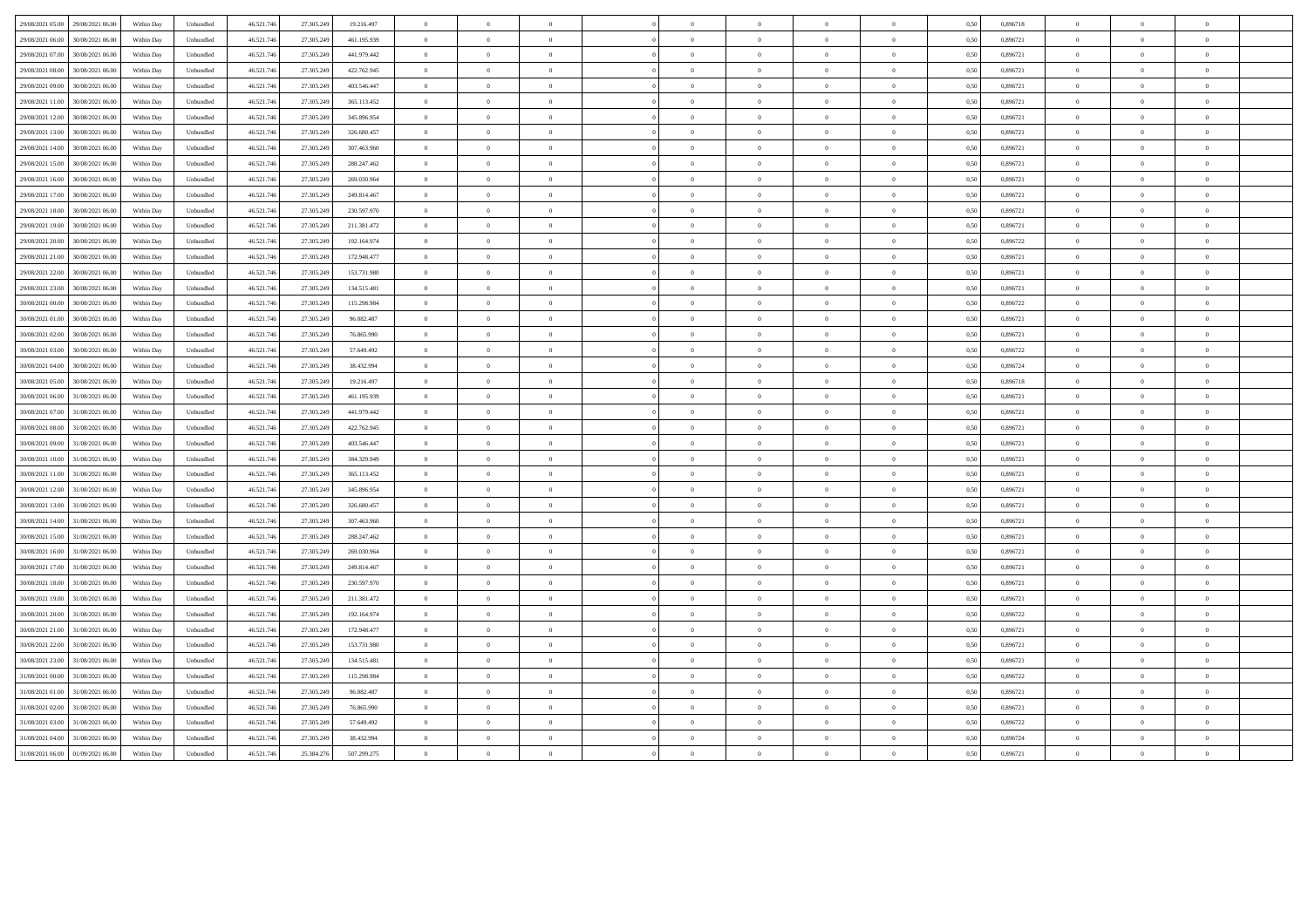| | | | | | | | | | | | | | | | | | | | | | | |
|---|---|---|---|---|---|---|---|---|---|---|---|---|---|---|---|---|---|---|---|---|---|---|
| 29/08/2021 05.00 | 29/08/2021 06.00 | Within Day | Unbundled | 46.521.746 | 27.305.249 | 19.216.497 | 0 | 0 | 0 | | 0 | 0 | 0 | 0 | 0 | 0,50 | 0,896718 | 0 | 0 | 0 | |
| 29/08/2021 06.00 | 30/08/2021 06.00 | Within Day | Unbundled | 46.521.746 | 27.305.249 | 461.195.939 | 0 | 0 | 0 | | 0 | 0 | 0 | 0 | 0 | 0,50 | 0,896721 | 0 | 0 | 0 | |
| 29/08/2021 07.00 | 30/08/2021 06.00 | Within Day | Unbundled | 46.521.746 | 27.305.249 | 441.979.442 | 0 | 0 | 0 | | 0 | 0 | 0 | 0 | 0 | 0,50 | 0,896721 | 0 | 0 | 0 | |
| 29/08/2021 08.00 | 30/08/2021 06.00 | Within Day | Unbundled | 46.521.746 | 27.305.249 | 422.762.945 | 0 | 0 | 0 | | 0 | 0 | 0 | 0 | 0 | 0,50 | 0,896721 | 0 | 0 | 0 | |
| 29/08/2021 09.00 | 30/08/2021 06.00 | Within Day | Unbundled | 46.521.746 | 27.305.249 | 403.546.447 | 0 | 0 | 0 | | 0 | 0 | 0 | 0 | 0 | 0,50 | 0,896721 | 0 | 0 | 0 | |
| 29/08/2021 11.00 | 30/08/2021 06.00 | Within Day | Unbundled | 46.521.746 | 27.305.249 | 365.113.452 | 0 | 0 | 0 | | 0 | 0 | 0 | 0 | 0 | 0,50 | 0,896721 | 0 | 0 | 0 | |
| 29/08/2021 12.00 | 30/08/2021 06.00 | Within Day | Unbundled | 46.521.746 | 27.305.249 | 345.896.954 | 0 | 0 | 0 | | 0 | 0 | 0 | 0 | 0 | 0,50 | 0,896721 | 0 | 0 | 0 | |
| 29/08/2021 13.00 | 30/08/2021 06.00 | Within Day | Unbundled | 46.521.746 | 27.305.249 | 326.680.457 | 0 | 0 | 0 | | 0 | 0 | 0 | 0 | 0 | 0,50 | 0,896721 | 0 | 0 | 0 | |
| 29/08/2021 14.00 | 30/08/2021 06.00 | Within Day | Unbundled | 46.521.746 | 27.305.249 | 307.463.960 | 0 | 0 | 0 | | 0 | 0 | 0 | 0 | 0 | 0,50 | 0,896721 | 0 | 0 | 0 | |
| 29/08/2021 15.00 | 30/08/2021 06.00 | Within Day | Unbundled | 46.521.746 | 27.305.249 | 288.247.462 | 0 | 0 | 0 | | 0 | 0 | 0 | 0 | 0 | 0,50 | 0,896721 | 0 | 0 | 0 | |
| 29/08/2021 16.00 | 30/08/2021 06.00 | Within Day | Unbundled | 46.521.746 | 27.305.249 | 269.030.964 | 0 | 0 | 0 | | 0 | 0 | 0 | 0 | 0 | 0,50 | 0,896721 | 0 | 0 | 0 | |
| 29/08/2021 17.00 | 30/08/2021 06.00 | Within Day | Unbundled | 46.521.746 | 27.305.249 | 249.814.467 | 0 | 0 | 0 | | 0 | 0 | 0 | 0 | 0 | 0,50 | 0,896721 | 0 | 0 | 0 | |
| 29/08/2021 18.00 | 30/08/2021 06.00 | Within Day | Unbundled | 46.521.746 | 27.305.249 | 230.597.970 | 0 | 0 | 0 | | 0 | 0 | 0 | 0 | 0 | 0,50 | 0,896721 | 0 | 0 | 0 | |
| 29/08/2021 19.00 | 30/08/2021 06.00 | Within Day | Unbundled | 46.521.746 | 27.305.249 | 211.381.472 | 0 | 0 | 0 | | 0 | 0 | 0 | 0 | 0 | 0,50 | 0,896721 | 0 | 0 | 0 | |
| 29/08/2021 20.00 | 30/08/2021 06.00 | Within Day | Unbundled | 46.521.746 | 27.305.249 | 192.164.974 | 0 | 0 | 0 | | 0 | 0 | 0 | 0 | 0 | 0,50 | 0,896722 | 0 | 0 | 0 | |
| 29/08/2021 21.00 | 30/08/2021 06.00 | Within Day | Unbundled | 46.521.746 | 27.305.249 | 172.948.477 | 0 | 0 | 0 | | 0 | 0 | 0 | 0 | 0 | 0,50 | 0,896721 | 0 | 0 | 0 | |
| 29/08/2021 22.00 | 30/08/2021 06.00 | Within Day | Unbundled | 46.521.746 | 27.305.249 | 153.731.980 | 0 | 0 | 0 | | 0 | 0 | 0 | 0 | 0 | 0,50 | 0,896721 | 0 | 0 | 0 | |
| 29/08/2021 23.00 | 30/08/2021 06.00 | Within Day | Unbundled | 46.521.746 | 27.305.249 | 134.515.481 | 0 | 0 | 0 | | 0 | 0 | 0 | 0 | 0 | 0,50 | 0,896721 | 0 | 0 | 0 | |
| 30/08/2021 00.00 | 30/08/2021 06.00 | Within Day | Unbundled | 46.521.746 | 27.305.249 | 115.298.984 | 0 | 0 | 0 | | 0 | 0 | 0 | 0 | 0 | 0,50 | 0,896722 | 0 | 0 | 0 | |
| 30/08/2021 01.00 | 30/08/2021 06.00 | Within Day | Unbundled | 46.521.746 | 27.305.249 | 96.082.487 | 0 | 0 | 0 | | 0 | 0 | 0 | 0 | 0 | 0,50 | 0,896721 | 0 | 0 | 0 | |
| 30/08/2021 02.00 | 30/08/2021 06.00 | Within Day | Unbundled | 46.521.746 | 27.305.249 | 76.865.990 | 0 | 0 | 0 | | 0 | 0 | 0 | 0 | 0 | 0,50 | 0,896721 | 0 | 0 | 0 | |
| 30/08/2021 03.00 | 30/08/2021 06.00 | Within Day | Unbundled | 46.521.746 | 27.305.249 | 57.649.492 | 0 | 0 | 0 | | 0 | 0 | 0 | 0 | 0 | 0,50 | 0,896722 | 0 | 0 | 0 | |
| 30/08/2021 04.00 | 30/08/2021 06.00 | Within Day | Unbundled | 46.521.746 | 27.305.249 | 38.432.994 | 0 | 0 | 0 | | 0 | 0 | 0 | 0 | 0 | 0,50 | 0,896724 | 0 | 0 | 0 | |
| 30/08/2021 05.00 | 30/08/2021 06.00 | Within Day | Unbundled | 46.521.746 | 27.305.249 | 19.216.497 | 0 | 0 | 0 | | 0 | 0 | 0 | 0 | 0 | 0,50 | 0,896718 | 0 | 0 | 0 | |
| 30/08/2021 06.00 | 31/08/2021 06.00 | Within Day | Unbundled | 46.521.746 | 27.305.249 | 461.195.939 | 0 | 0 | 0 | | 0 | 0 | 0 | 0 | 0 | 0,50 | 0,896721 | 0 | 0 | 0 | |
| 30/08/2021 07.00 | 31/08/2021 06.00 | Within Day | Unbundled | 46.521.746 | 27.305.249 | 441.979.442 | 0 | 0 | 0 | | 0 | 0 | 0 | 0 | 0 | 0,50 | 0,896721 | 0 | 0 | 0 | |
| 30/08/2021 08.00 | 31/08/2021 06.00 | Within Day | Unbundled | 46.521.746 | 27.305.249 | 422.762.945 | 0 | 0 | 0 | | 0 | 0 | 0 | 0 | 0 | 0,50 | 0,896721 | 0 | 0 | 0 | |
| 30/08/2021 09.00 | 31/08/2021 06.00 | Within Day | Unbundled | 46.521.746 | 27.305.249 | 403.546.447 | 0 | 0 | 0 | | 0 | 0 | 0 | 0 | 0 | 0,50 | 0,896721 | 0 | 0 | 0 | |
| 30/08/2021 10.00 | 31/08/2021 06.00 | Within Day | Unbundled | 46.521.746 | 27.305.249 | 384.329.949 | 0 | 0 | 0 | | 0 | 0 | 0 | 0 | 0 | 0,50 | 0,896721 | 0 | 0 | 0 | |
| 30/08/2021 11.00 | 31/08/2021 06.00 | Within Day | Unbundled | 46.521.746 | 27.305.249 | 365.113.452 | 0 | 0 | 0 | | 0 | 0 | 0 | 0 | 0 | 0,50 | 0,896721 | 0 | 0 | 0 | |
| 30/08/2021 12.00 | 31/08/2021 06.00 | Within Day | Unbundled | 46.521.746 | 27.305.249 | 345.896.954 | 0 | 0 | 0 | | 0 | 0 | 0 | 0 | 0 | 0,50 | 0,896721 | 0 | 0 | 0 | |
| 30/08/2021 13.00 | 31/08/2021 06.00 | Within Day | Unbundled | 46.521.746 | 27.305.249 | 326.680.457 | 0 | 0 | 0 | | 0 | 0 | 0 | 0 | 0 | 0,50 | 0,896721 | 0 | 0 | 0 | |
| 30/08/2021 14.00 | 31/08/2021 06.00 | Within Day | Unbundled | 46.521.746 | 27.305.249 | 307.463.960 | 0 | 0 | 0 | | 0 | 0 | 0 | 0 | 0 | 0,50 | 0,896721 | 0 | 0 | 0 | |
| 30/08/2021 15.00 | 31/08/2021 06.00 | Within Day | Unbundled | 46.521.746 | 27.305.249 | 288.247.462 | 0 | 0 | 0 | | 0 | 0 | 0 | 0 | 0 | 0,50 | 0,896721 | 0 | 0 | 0 | |
| 30/08/2021 16.00 | 31/08/2021 06.00 | Within Day | Unbundled | 46.521.746 | 27.305.249 | 269.030.964 | 0 | 0 | 0 | | 0 | 0 | 0 | 0 | 0 | 0,50 | 0,896721 | 0 | 0 | 0 | |
| 30/08/2021 17.00 | 31/08/2021 06.00 | Within Day | Unbundled | 46.521.746 | 27.305.249 | 249.814.467 | 0 | 0 | 0 | | 0 | 0 | 0 | 0 | 0 | 0,50 | 0,896721 | 0 | 0 | 0 | |
| 30/08/2021 18.00 | 31/08/2021 06.00 | Within Day | Unbundled | 46.521.746 | 27.305.249 | 230.597.970 | 0 | 0 | 0 | | 0 | 0 | 0 | 0 | 0 | 0,50 | 0,896721 | 0 | 0 | 0 | |
| 30/08/2021 19.00 | 31/08/2021 06.00 | Within Day | Unbundled | 46.521.746 | 27.305.249 | 211.381.472 | 0 | 0 | 0 | | 0 | 0 | 0 | 0 | 0 | 0,50 | 0,896721 | 0 | 0 | 0 | |
| 30/08/2021 20.00 | 31/08/2021 06.00 | Within Day | Unbundled | 46.521.746 | 27.305.249 | 192.164.974 | 0 | 0 | 0 | | 0 | 0 | 0 | 0 | 0 | 0,50 | 0,896722 | 0 | 0 | 0 | |
| 30/08/2021 21.00 | 31/08/2021 06.00 | Within Day | Unbundled | 46.521.746 | 27.305.249 | 172.948.477 | 0 | 0 | 0 | | 0 | 0 | 0 | 0 | 0 | 0,50 | 0,896721 | 0 | 0 | 0 | |
| 30/08/2021 22.00 | 31/08/2021 06.00 | Within Day | Unbundled | 46.521.746 | 27.305.249 | 153.731.980 | 0 | 0 | 0 | | 0 | 0 | 0 | 0 | 0 | 0,50 | 0,896721 | 0 | 0 | 0 | |
| 30/08/2021 23.00 | 31/08/2021 06.00 | Within Day | Unbundled | 46.521.746 | 27.305.249 | 134.515.481 | 0 | 0 | 0 | | 0 | 0 | 0 | 0 | 0 | 0,50 | 0,896721 | 0 | 0 | 0 | |
| 31/08/2021 00.00 | 31/08/2021 06.00 | Within Day | Unbundled | 46.521.746 | 27.305.249 | 115.298.984 | 0 | 0 | 0 | | 0 | 0 | 0 | 0 | 0 | 0,50 | 0,896722 | 0 | 0 | 0 | |
| 31/08/2021 01.00 | 31/08/2021 06.00 | Within Day | Unbundled | 46.521.746 | 27.305.249 | 96.082.487 | 0 | 0 | 0 | | 0 | 0 | 0 | 0 | 0 | 0,50 | 0,896721 | 0 | 0 | 0 | |
| 31/08/2021 02.00 | 31/08/2021 06.00 | Within Day | Unbundled | 46.521.746 | 27.305.249 | 76.865.990 | 0 | 0 | 0 | | 0 | 0 | 0 | 0 | 0 | 0,50 | 0,896721 | 0 | 0 | 0 | |
| 31/08/2021 03.00 | 31/08/2021 06.00 | Within Day | Unbundled | 46.521.746 | 27.305.249 | 57.649.492 | 0 | 0 | 0 | | 0 | 0 | 0 | 0 | 0 | 0,50 | 0,896722 | 0 | 0 | 0 | |
| 31/08/2021 04.00 | 31/08/2021 06.00 | Within Day | Unbundled | 46.521.746 | 27.305.249 | 38.432.994 | 0 | 0 | 0 | | 0 | 0 | 0 | 0 | 0 | 0,50 | 0,896724 | 0 | 0 | 0 | |
| 31/08/2021 06.00 | 01/09/2021 06.00 | Within Day | Unbundled | 46.521.746 | 25.384.276 | 507.299.275 | 0 | 0 | 0 | | 0 | 0 | 0 | 0 | 0 | 0,50 | 0,896721 | 0 | 0 | 0 | |